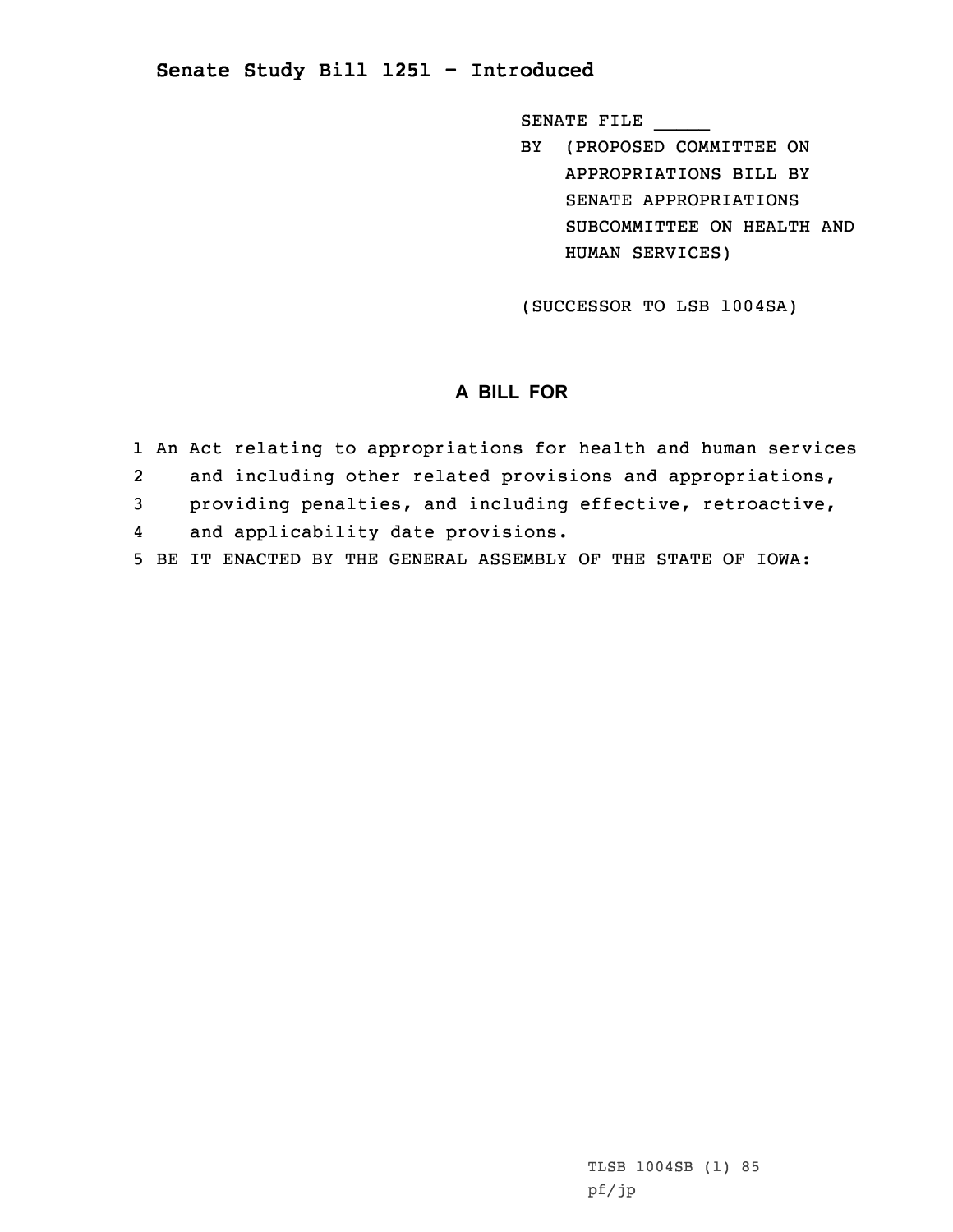# Senate Study Bill 1251 - Introduced

SENATE FILE _____

BY (PROPOSED COMMITTEE ON APPROPRIATIONS BILL BY SENATE APPROPRIATIONS SUBCOMMITTEE ON HEALTH AND HUMAN SERVICES)

(SUCCESSOR TO LSB 1004SA)

## A BILL FOR

1 An Act relating to appropriations for health and human services
2 and including other related provisions and appropriations,
3 providing penalties, and including effective, retroactive,
4 and applicability date provisions.
5 BE IT ENACTED BY THE GENERAL ASSEMBLY OF THE STATE OF IOWA:

TLSB 1004SB (1) 85
pf/jp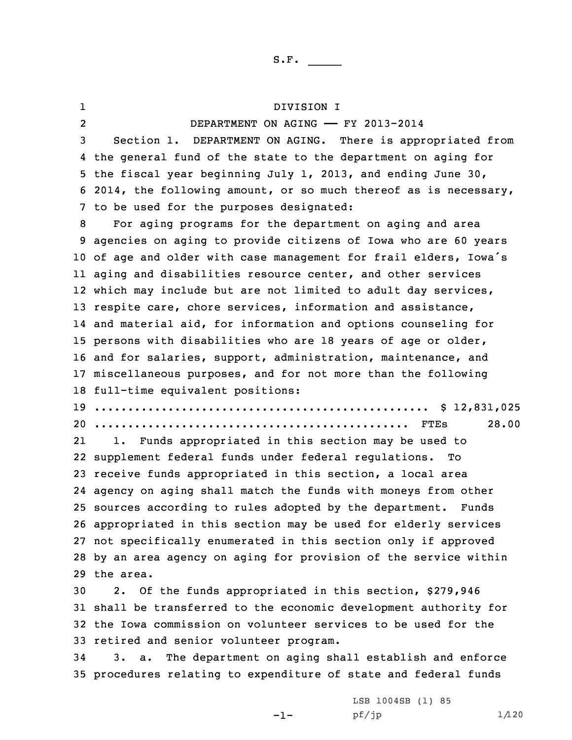S.F. _____

DIVISION I

DEPARTMENT ON AGING —— FY 2013-2014

Section 1. DEPARTMENT ON AGING. There is appropriated from the general fund of the state to the department on aging for the fiscal year beginning July 1, 2013, and ending June 30, 2014, the following amount, or so much thereof as is necessary, to be used for the purposes designated:

For aging programs for the department on aging and area agencies on aging to provide citizens of Iowa who are 60 years of age and older with case management for frail elders, Iowa's aging and disabilities resource center, and other services which may include but are not limited to adult day services, respite care, chore services, information and assistance, and material aid, for information and options counseling for persons with disabilities who are 18 years of age or older, and for salaries, support, administration, maintenance, and miscellaneous purposes, and for not more than the following full-time equivalent positions:

.................................................. $ 12,831,025

............................................... FTEs 28.00

1. Funds appropriated in this section may be used to supplement federal funds under federal regulations. To receive funds appropriated in this section, a local area agency on aging shall match the funds with moneys from other sources according to rules adopted by the department. Funds appropriated in this section may be used for elderly services not specifically enumerated in this section only if approved by an area agency on aging for provision of the service within the area.

2. Of the funds appropriated in this section, $279,946 shall be transferred to the economic development authority for the Iowa commission on volunteer services to be used for the retired and senior volunteer program.

3. a. The department on aging shall establish and enforce procedures relating to expenditure of state and federal funds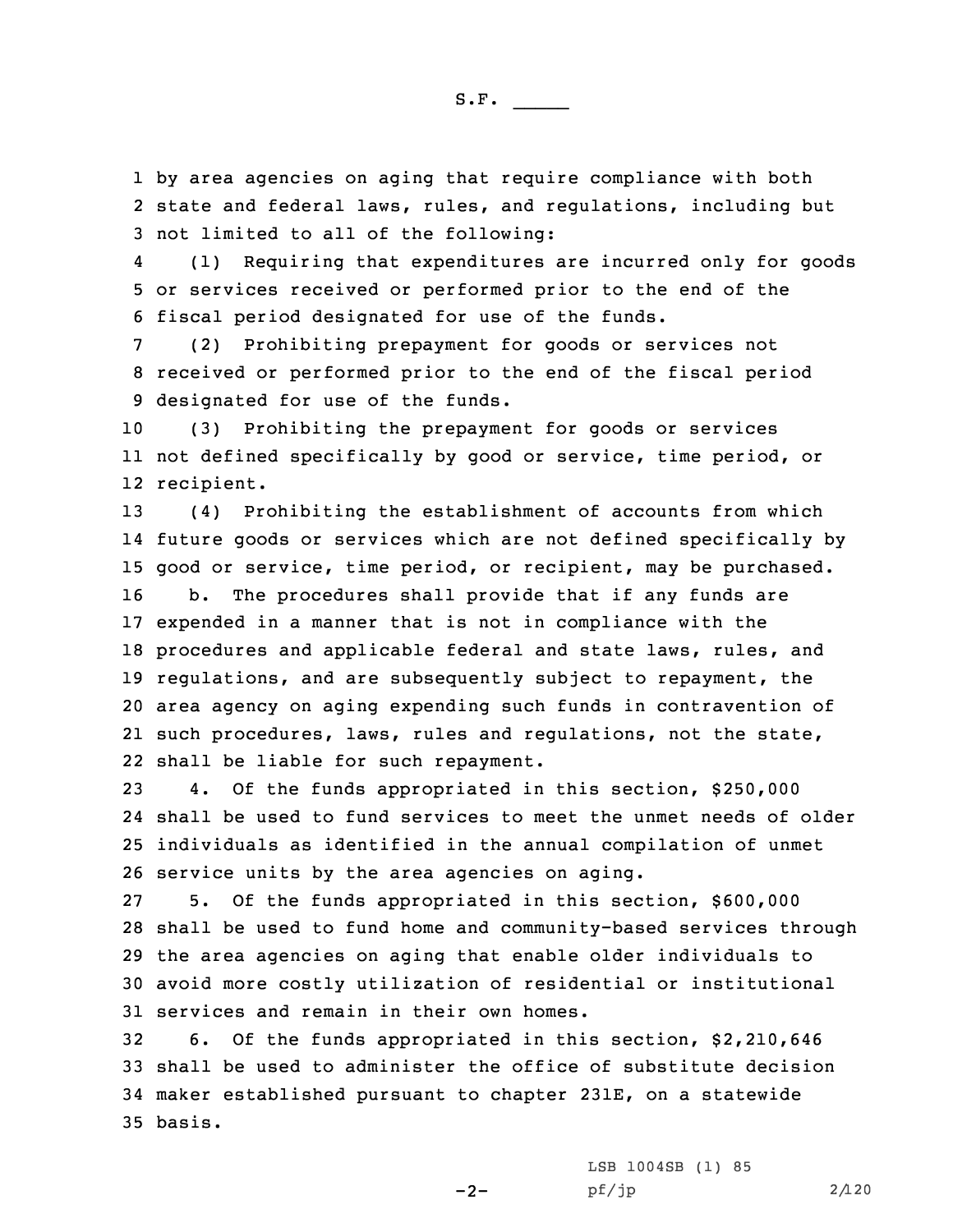by area agencies on aging that require compliance with both state and federal laws, rules, and regulations, including but not limited to all of the following:

(1) Requiring that expenditures are incurred only for goods or services received or performed prior to the end of the fiscal period designated for use of the funds.

(2) Prohibiting prepayment for goods or services not received or performed prior to the end of the fiscal period designated for use of the funds.

(3) Prohibiting the prepayment for goods or services not defined specifically by good or service, time period, or recipient.

(4) Prohibiting the establishment of accounts from which future goods or services which are not defined specifically by good or service, time period, or recipient, may be purchased.

b. The procedures shall provide that if any funds are expended in a manner that is not in compliance with the procedures and applicable federal and state laws, rules, and regulations, and are subsequently subject to repayment, the area agency on aging expending such funds in contravention of such procedures, laws, rules and regulations, not the state, shall be liable for such repayment.

4. Of the funds appropriated in this section, $250,000 shall be used to fund services to meet the unmet needs of older individuals as identified in the annual compilation of unmet service units by the area agencies on aging.

5. Of the funds appropriated in this section, $600,000 shall be used to fund home and community-based services through the area agencies on aging that enable older individuals to avoid more costly utilization of residential or institutional services and remain in their own homes.

6. Of the funds appropriated in this section, $2,210,646 shall be used to administer the office of substitute decision maker established pursuant to chapter 231E, on a statewide basis.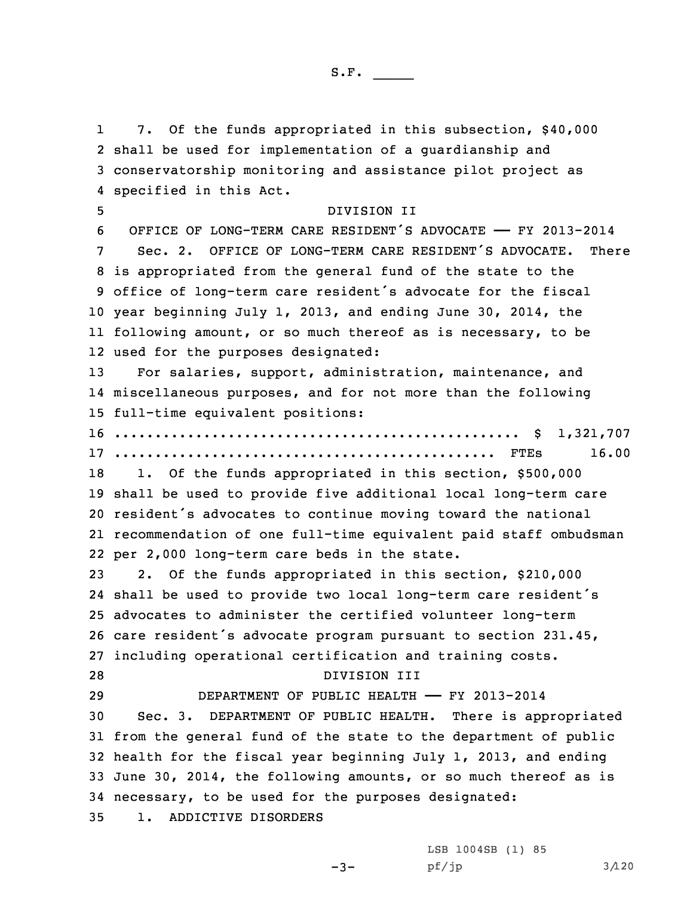7. Of the funds appropriated in this subsection, $40,000 shall be used for implementation of a guardianship and conservatorship monitoring and assistance pilot project as specified in this Act.

DIVISION II

OFFICE OF LONG-TERM CARE RESIDENT'S ADVOCATE —— FY 2013-2014

Sec. 2. OFFICE OF LONG-TERM CARE RESIDENT'S ADVOCATE. There is appropriated from the general fund of the state to the office of long-term care resident's advocate for the fiscal year beginning July 1, 2013, and ending June 30, 2014, the following amount, or so much thereof as is necessary, to be used for the purposes designated:

For salaries, support, administration, maintenance, and miscellaneous purposes, and for not more than the following full-time equivalent positions:

.................................................. $ 1,321,707
............................................... FTEs 16.00

1. Of the funds appropriated in this section, $500,000 shall be used to provide five additional local long-term care resident's advocates to continue moving toward the national recommendation of one full-time equivalent paid staff ombudsman per 2,000 long-term care beds in the state.

2. Of the funds appropriated in this section, $210,000 shall be used to provide two local long-term care resident's advocates to administer the certified volunteer long-term care resident's advocate program pursuant to section 231.45, including operational certification and training costs.

DIVISION III

DEPARTMENT OF PUBLIC HEALTH —— FY 2013-2014

Sec. 3. DEPARTMENT OF PUBLIC HEALTH. There is appropriated from the general fund of the state to the department of public health for the fiscal year beginning July 1, 2013, and ending June 30, 2014, the following amounts, or so much thereof as is necessary, to be used for the purposes designated:

1. ADDICTIVE DISORDERS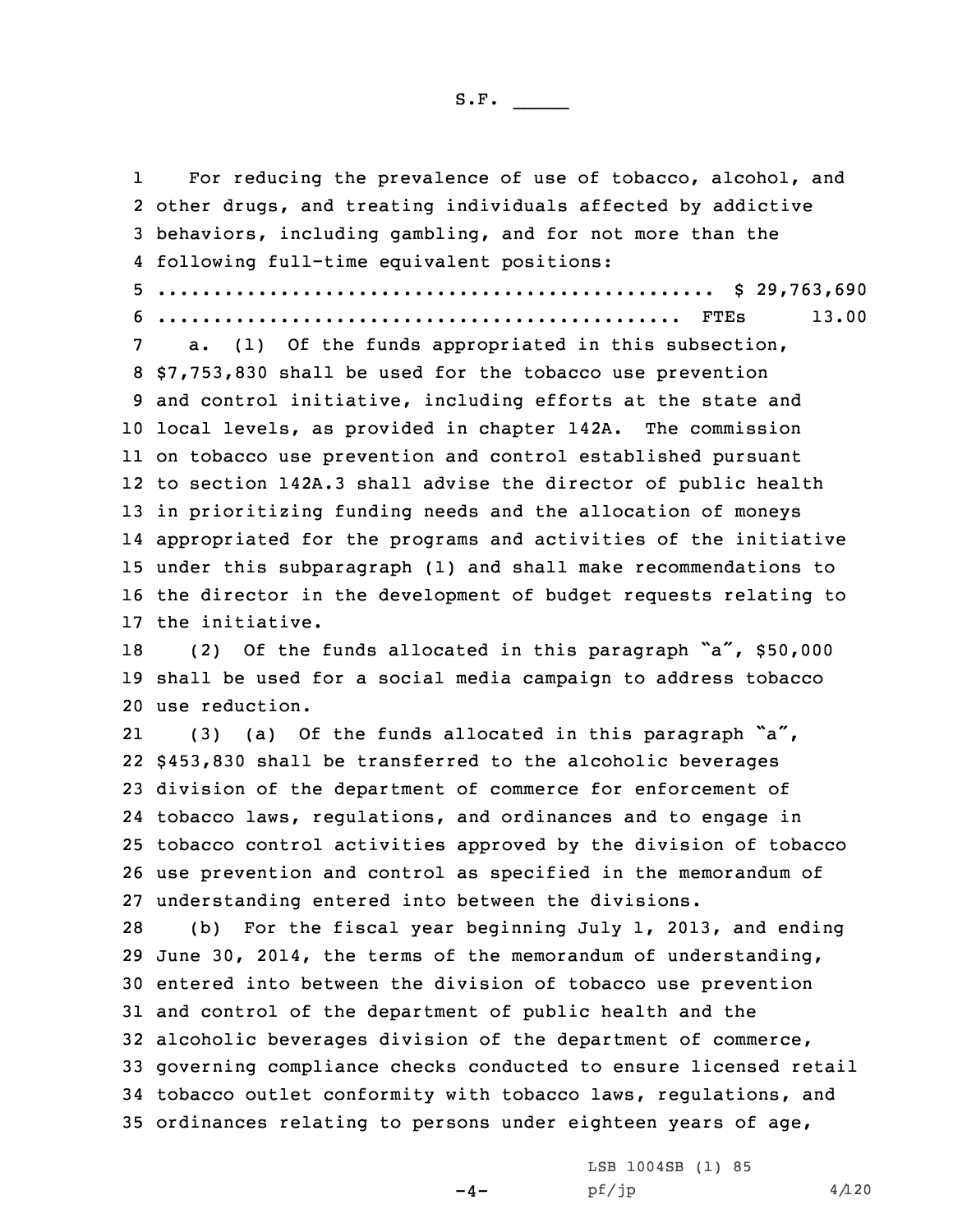For reducing the prevalence of use of tobacco, alcohol, and other drugs, and treating individuals affected by addictive behaviors, including gambling, and for not more than the following full-time equivalent positions:

.................................................. $ 29,763,690

............................................... FTEs 13.00

a. (1) Of the funds appropriated in this subsection, $7,753,830 shall be used for the tobacco use prevention and control initiative, including efforts at the state and local levels, as provided in chapter 142A. The commission on tobacco use prevention and control established pursuant to section 142A.3 shall advise the director of public health in prioritizing funding needs and the allocation of moneys appropriated for the programs and activities of the initiative under this subparagraph (1) and shall make recommendations to the director in the development of budget requests relating to the initiative.

(2) Of the funds allocated in this paragraph "a", $50,000 shall be used for a social media campaign to address tobacco use reduction.

(3) (a) Of the funds allocated in this paragraph "a", $453,830 shall be transferred to the alcoholic beverages division of the department of commerce for enforcement of tobacco laws, regulations, and ordinances and to engage in tobacco control activities approved by the division of tobacco use prevention and control as specified in the memorandum of understanding entered into between the divisions.

(b) For the fiscal year beginning July 1, 2013, and ending June 30, 2014, the terms of the memorandum of understanding, entered into between the division of tobacco use prevention and control of the department of public health and the alcoholic beverages division of the department of commerce, governing compliance checks conducted to ensure licensed retail tobacco outlet conformity with tobacco laws, regulations, and ordinances relating to persons under eighteen years of age,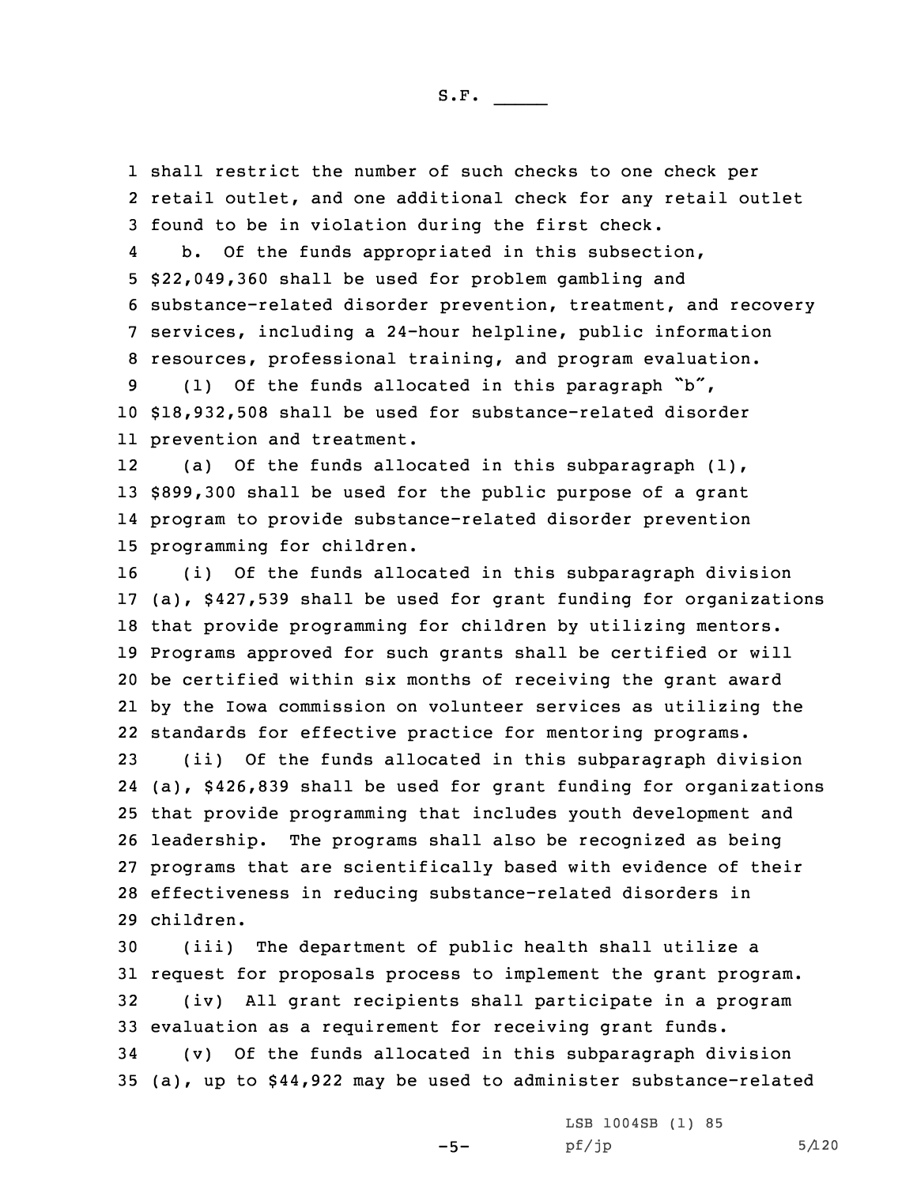shall restrict the number of such checks to one check per retail outlet, and one additional check for any retail outlet found to be in violation during the first check.

b. Of the funds appropriated in this subsection, $22,049,360 shall be used for problem gambling and substance-related disorder prevention, treatment, and recovery services, including a 24-hour helpline, public information resources, professional training, and program evaluation.

(1) Of the funds allocated in this paragraph "b", $18,932,508 shall be used for substance-related disorder prevention and treatment.

(a) Of the funds allocated in this subparagraph (1), $899,300 shall be used for the public purpose of a grant program to provide substance-related disorder prevention programming for children.

(i) Of the funds allocated in this subparagraph division (a), $427,539 shall be used for grant funding for organizations that provide programming for children by utilizing mentors. Programs approved for such grants shall be certified or will be certified within six months of receiving the grant award by the Iowa commission on volunteer services as utilizing the standards for effective practice for mentoring programs.

(ii) Of the funds allocated in this subparagraph division (a), $426,839 shall be used for grant funding for organizations that provide programming that includes youth development and leadership. The programs shall also be recognized as being programs that are scientifically based with evidence of their effectiveness in reducing substance-related disorders in children.

(iii) The department of public health shall utilize a request for proposals process to implement the grant program.

(iv) All grant recipients shall participate in a program evaluation as a requirement for receiving grant funds.

(v) Of the funds allocated in this subparagraph division (a), up to $44,922 may be used to administer substance-related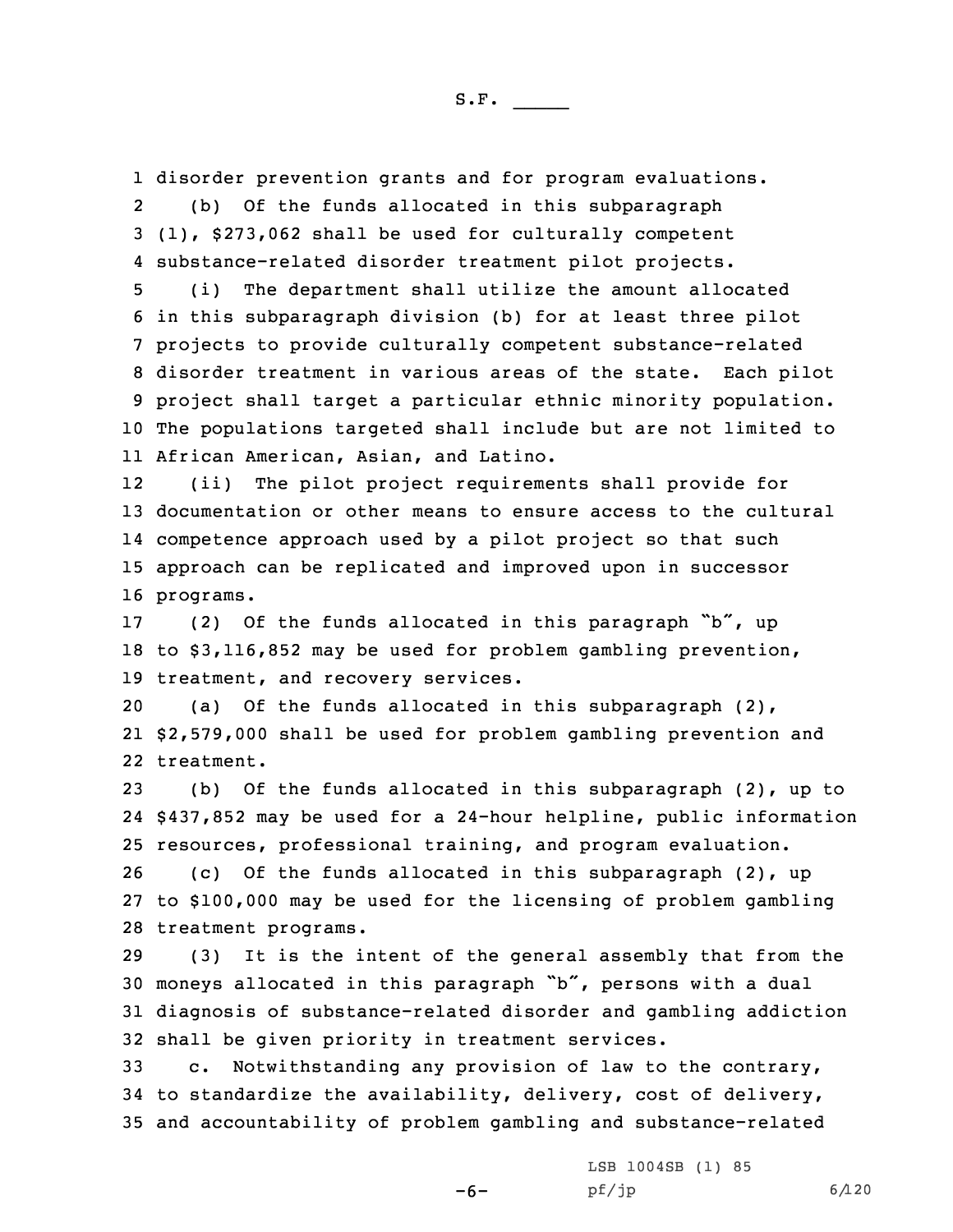disorder prevention grants and for program evaluations.

(b) Of the funds allocated in this subparagraph (1), $273,062 shall be used for culturally competent substance-related disorder treatment pilot projects.

(i) The department shall utilize the amount allocated in this subparagraph division (b) for at least three pilot projects to provide culturally competent substance-related disorder treatment in various areas of the state. Each pilot project shall target a particular ethnic minority population. The populations targeted shall include but are not limited to African American, Asian, and Latino.

(ii) The pilot project requirements shall provide for documentation or other means to ensure access to the cultural competence approach used by a pilot project so that such approach can be replicated and improved upon in successor programs.

(2) Of the funds allocated in this paragraph "b", up to $3,116,852 may be used for problem gambling prevention, treatment, and recovery services.

(a) Of the funds allocated in this subparagraph (2), $2,579,000 shall be used for problem gambling prevention and treatment.

(b) Of the funds allocated in this subparagraph (2), up to $437,852 may be used for a 24-hour helpline, public information resources, professional training, and program evaluation.

(c) Of the funds allocated in this subparagraph (2), up to $100,000 may be used for the licensing of problem gambling treatment programs.

(3) It is the intent of the general assembly that from the moneys allocated in this paragraph "b", persons with a dual diagnosis of substance-related disorder and gambling addiction shall be given priority in treatment services.

c. Notwithstanding any provision of law to the contrary, to standardize the availability, delivery, cost of delivery, and accountability of problem gambling and substance-related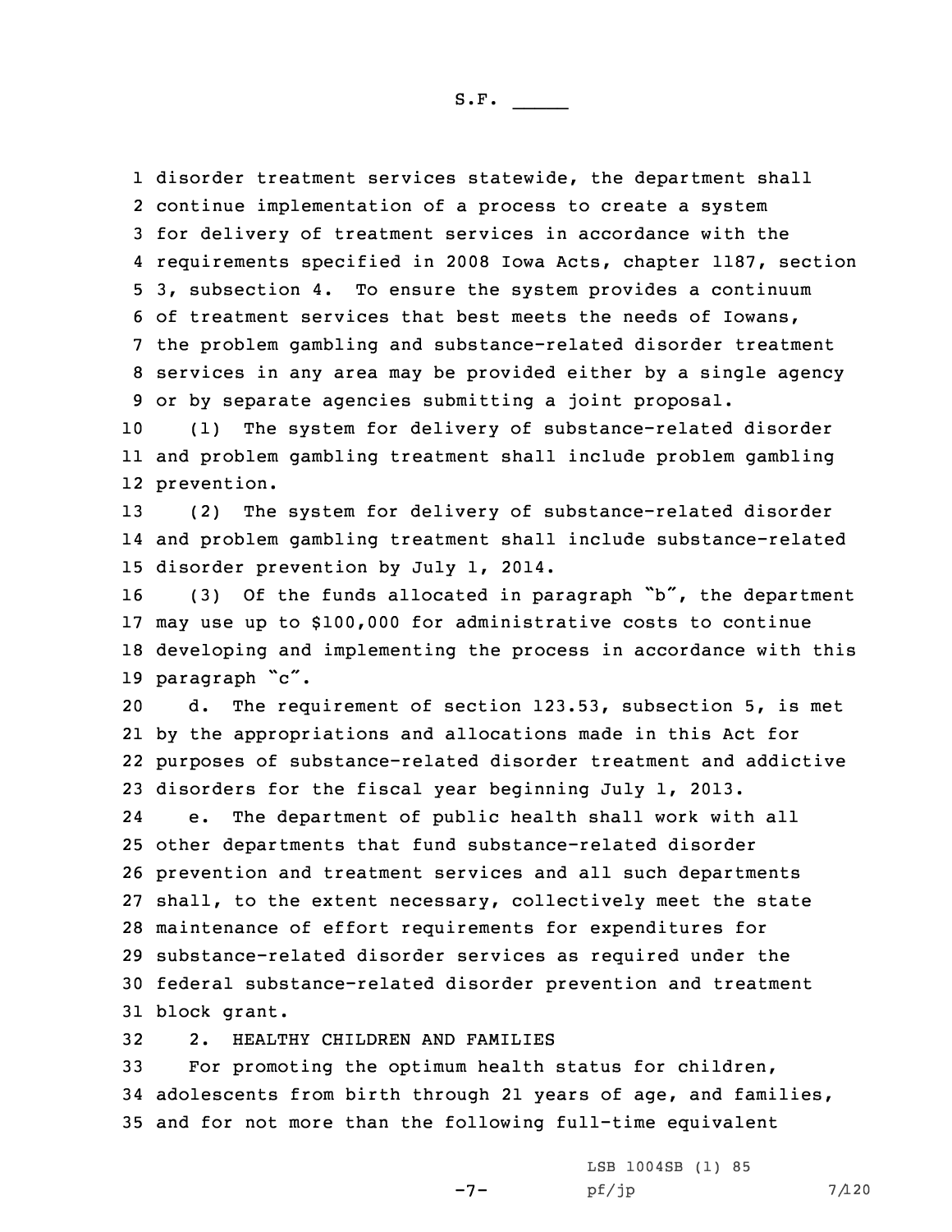disorder treatment services statewide, the department shall continue implementation of a process to create a system for delivery of treatment services in accordance with the requirements specified in 2008 Iowa Acts, chapter 1187, section 3, subsection 4. To ensure the system provides a continuum of treatment services that best meets the needs of Iowans, the problem gambling and substance-related disorder treatment services in any area may be provided either by a single agency or by separate agencies submitting a joint proposal.

(1) The system for delivery of substance-related disorder and problem gambling treatment shall include problem gambling prevention.

(2) The system for delivery of substance-related disorder and problem gambling treatment shall include substance-related disorder prevention by July 1, 2014.

(3) Of the funds allocated in paragraph "b", the department may use up to $100,000 for administrative costs to continue developing and implementing the process in accordance with this paragraph "c".

d. The requirement of section 123.53, subsection 5, is met by the appropriations and allocations made in this Act for purposes of substance-related disorder treatment and addictive disorders for the fiscal year beginning July 1, 2013.

e. The department of public health shall work with all other departments that fund substance-related disorder prevention and treatment services and all such departments shall, to the extent necessary, collectively meet the state maintenance of effort requirements for expenditures for substance-related disorder services as required under the federal substance-related disorder prevention and treatment block grant.

2. HEALTHY CHILDREN AND FAMILIES

For promoting the optimum health status for children, adolescents from birth through 21 years of age, and families, and for not more than the following full-time equivalent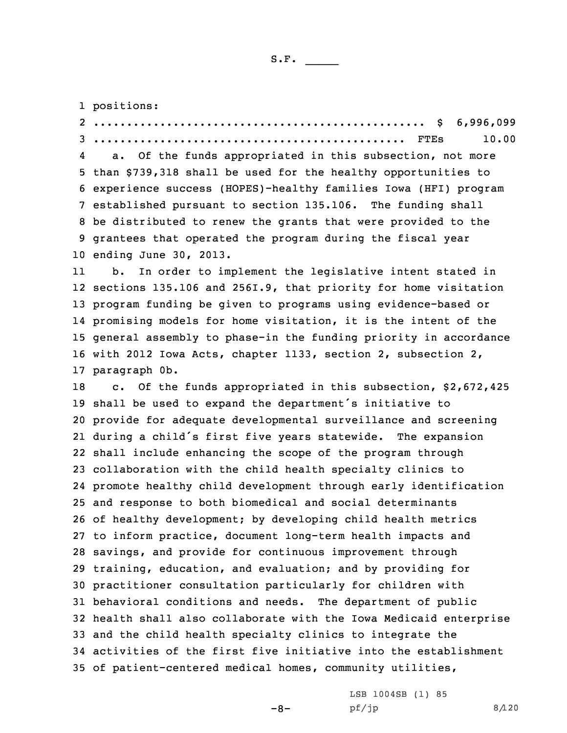positions:

.................................................. $ 6,996,099

............................................... FTEs 10.00

a. Of the funds appropriated in this subsection, not more than $739,318 shall be used for the healthy opportunities to experience success (HOPES)-healthy families Iowa (HFI) program established pursuant to section 135.106. The funding shall be distributed to renew the grants that were provided to the grantees that operated the program during the fiscal year ending June 30, 2013.

b. In order to implement the legislative intent stated in sections 135.106 and 256I.9, that priority for home visitation program funding be given to programs using evidence-based or promising models for home visitation, it is the intent of the general assembly to phase-in the funding priority in accordance with 2012 Iowa Acts, chapter 1133, section 2, subsection 2, paragraph 0b.

c. Of the funds appropriated in this subsection, $2,672,425 shall be used to expand the department's initiative to provide for adequate developmental surveillance and screening during a child's first five years statewide. The expansion shall include enhancing the scope of the program through collaboration with the child health specialty clinics to promote healthy child development through early identification and response to both biomedical and social determinants of healthy development; by developing child health metrics to inform practice, document long-term health impacts and savings, and provide for continuous improvement through training, education, and evaluation; and by providing for practitioner consultation particularly for children with behavioral conditions and needs. The department of public health shall also collaborate with the Iowa Medicaid enterprise and the child health specialty clinics to integrate the activities of the first five initiative into the establishment of patient-centered medical homes, community utilities,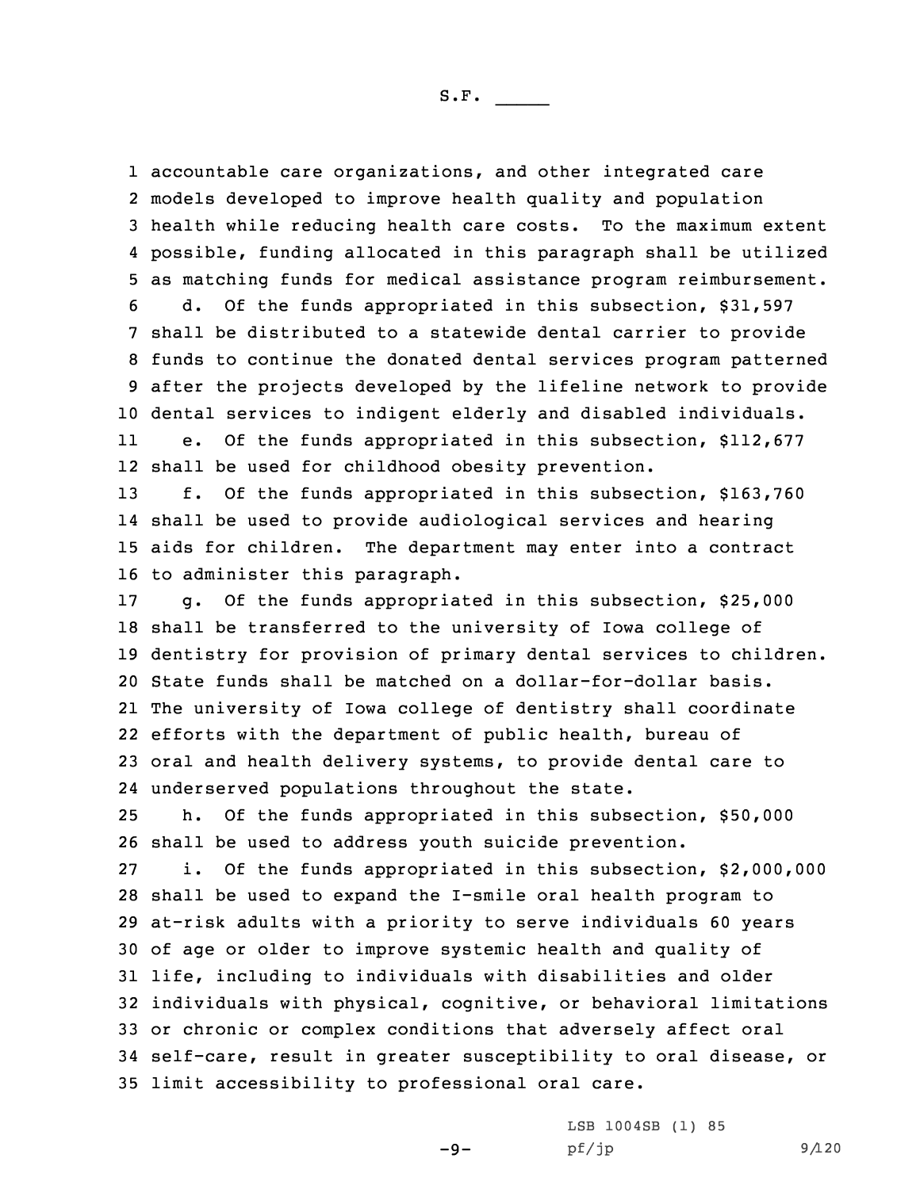accountable care organizations, and other integrated care models developed to improve health quality and population health while reducing health care costs. To the maximum extent possible, funding allocated in this paragraph shall be utilized as matching funds for medical assistance program reimbursement.

d. Of the funds appropriated in this subsection, $31,597 shall be distributed to a statewide dental carrier to provide funds to continue the donated dental services program patterned after the projects developed by the lifeline network to provide dental services to indigent elderly and disabled individuals.

e. Of the funds appropriated in this subsection, $112,677 shall be used for childhood obesity prevention.

f. Of the funds appropriated in this subsection, $163,760 shall be used to provide audiological services and hearing aids for children. The department may enter into a contract to administer this paragraph.

g. Of the funds appropriated in this subsection, $25,000 shall be transferred to the university of Iowa college of dentistry for provision of primary dental services to children. State funds shall be matched on a dollar-for-dollar basis. The university of Iowa college of dentistry shall coordinate efforts with the department of public health, bureau of oral and health delivery systems, to provide dental care to underserved populations throughout the state.

h. Of the funds appropriated in this subsection, $50,000 shall be used to address youth suicide prevention.

i. Of the funds appropriated in this subsection, $2,000,000 shall be used to expand the I-smile oral health program to at-risk adults with a priority to serve individuals 60 years of age or older to improve systemic health and quality of life, including to individuals with disabilities and older individuals with physical, cognitive, or behavioral limitations or chronic or complex conditions that adversely affect oral self-care, result in greater susceptibility to oral disease, or limit accessibility to professional oral care.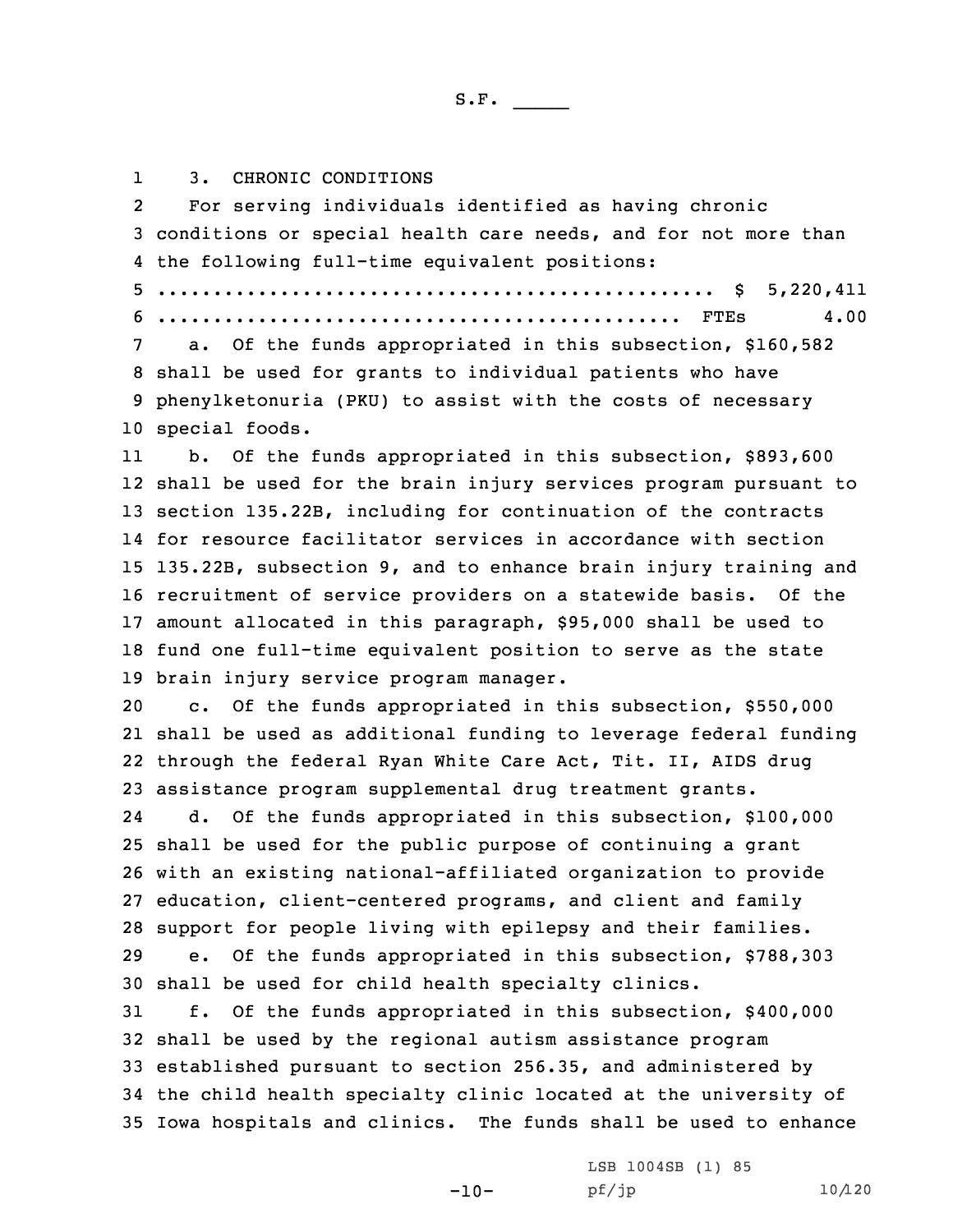3. CHRONIC CONDITIONS

For serving individuals identified as having chronic conditions or special health care needs, and for not more than the following full-time equivalent positions:

.................................................. $ 5,220,411
............................................... FTEs 4.00

a. Of the funds appropriated in this subsection, $160,582 shall be used for grants to individual patients who have phenylketonuria (PKU) to assist with the costs of necessary special foods.

b. Of the funds appropriated in this subsection, $893,600 shall be used for the brain injury services program pursuant to section 135.22B, including for continuation of the contracts for resource facilitator services in accordance with section 135.22B, subsection 9, and to enhance brain injury training and recruitment of service providers on a statewide basis. Of the amount allocated in this paragraph, $95,000 shall be used to fund one full-time equivalent position to serve as the state brain injury service program manager.

c. Of the funds appropriated in this subsection, $550,000 shall be used as additional funding to leverage federal funding through the federal Ryan White Care Act, Tit. II, AIDS drug assistance program supplemental drug treatment grants.

d. Of the funds appropriated in this subsection, $100,000 shall be used for the public purpose of continuing a grant with an existing national-affiliated organization to provide education, client-centered programs, and client and family support for people living with epilepsy and their families.

e. Of the funds appropriated in this subsection, $788,303 shall be used for child health specialty clinics.

f. Of the funds appropriated in this subsection, $400,000 shall be used by the regional autism assistance program established pursuant to section 256.35, and administered by the child health specialty clinic located at the university of Iowa hospitals and clinics. The funds shall be used to enhance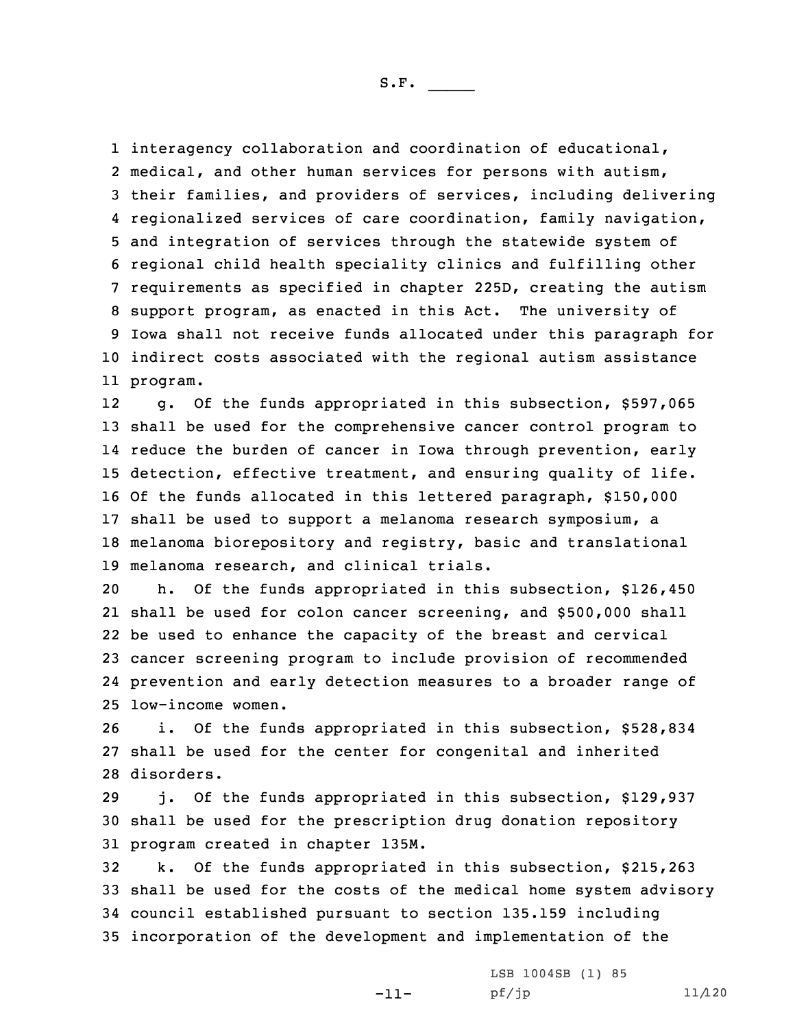interagency collaboration and coordination of educational, medical, and other human services for persons with autism, their families, and providers of services, including delivering regionalized services of care coordination, family navigation, and integration of services through the statewide system of regional child health speciality clinics and fulfilling other requirements as specified in chapter 225D, creating the autism support program, as enacted in this Act. The university of Iowa shall not receive funds allocated under this paragraph for indirect costs associated with the regional autism assistance program.

g. Of the funds appropriated in this subsection, $597,065 shall be used for the comprehensive cancer control program to reduce the burden of cancer in Iowa through prevention, early detection, effective treatment, and ensuring quality of life. Of the funds allocated in this lettered paragraph, $150,000 shall be used to support a melanoma research symposium, a melanoma biorepository and registry, basic and translational melanoma research, and clinical trials.

h. Of the funds appropriated in this subsection, $126,450 shall be used for colon cancer screening, and $500,000 shall be used to enhance the capacity of the breast and cervical cancer screening program to include provision of recommended prevention and early detection measures to a broader range of low-income women.

i. Of the funds appropriated in this subsection, $528,834 shall be used for the center for congenital and inherited disorders.

j. Of the funds appropriated in this subsection, $129,937 shall be used for the prescription drug donation repository program created in chapter 135M.

k. Of the funds appropriated in this subsection, $215,263 shall be used for the costs of the medical home system advisory council established pursuant to section 135.159 including incorporation of the development and implementation of the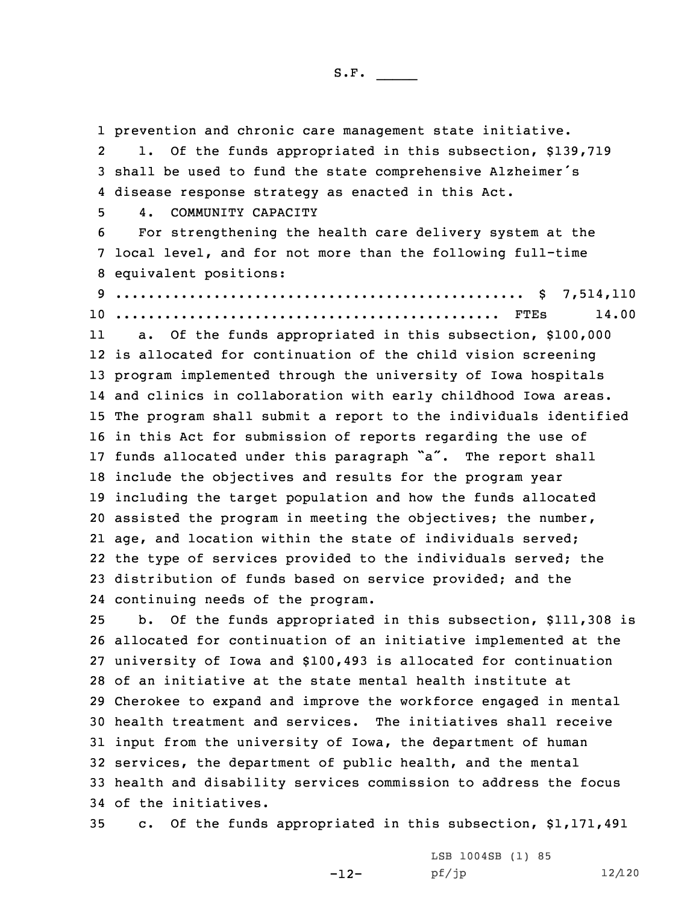prevention and chronic care management state initiative.

l. Of the funds appropriated in this subsection, $139,719 shall be used to fund the state comprehensive Alzheimer's disease response strategy as enacted in this Act.

4. COMMUNITY CAPACITY

For strengthening the health care delivery system at the local level, and for not more than the following full-time equivalent positions:

.................................................. $ 7,514,110
................................................ FTEs 14.00

a. Of the funds appropriated in this subsection, $100,000 is allocated for continuation of the child vision screening program implemented through the university of Iowa hospitals and clinics in collaboration with early childhood Iowa areas. The program shall submit a report to the individuals identified in this Act for submission of reports regarding the use of funds allocated under this paragraph "a". The report shall include the objectives and results for the program year including the target population and how the funds allocated assisted the program in meeting the objectives; the number, age, and location within the state of individuals served; the type of services provided to the individuals served; the distribution of funds based on service provided; and the continuing needs of the program.

b. Of the funds appropriated in this subsection, $111,308 is allocated for continuation of an initiative implemented at the university of Iowa and $100,493 is allocated for continuation of an initiative at the state mental health institute at Cherokee to expand and improve the workforce engaged in mental health treatment and services. The initiatives shall receive input from the university of Iowa, the department of human services, the department of public health, and the mental health and disability services commission to address the focus of the initiatives.

c. Of the funds appropriated in this subsection, $1,171,491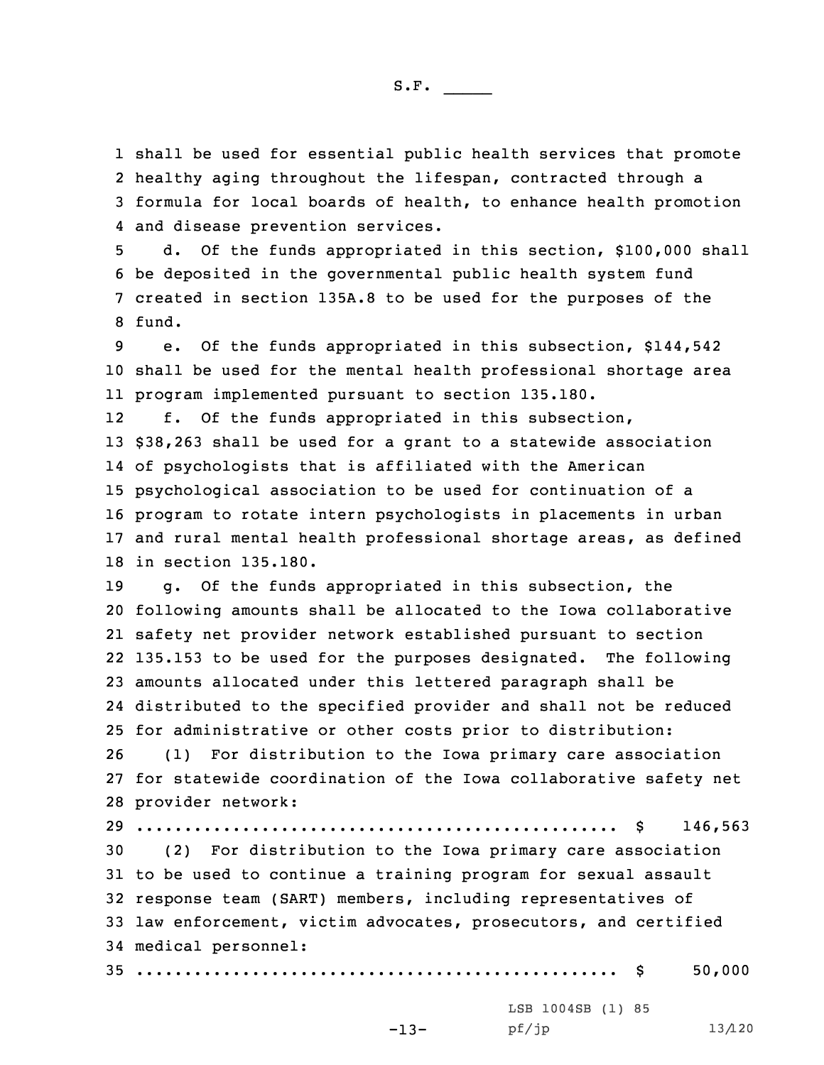shall be used for essential public health services that promote healthy aging throughout the lifespan, contracted through a formula for local boards of health, to enhance health promotion and disease prevention services.

d. Of the funds appropriated in this section, $100,000 shall be deposited in the governmental public health system fund created in section 135A.8 to be used for the purposes of the fund.

e. Of the funds appropriated in this subsection, $144,542 shall be used for the mental health professional shortage area program implemented pursuant to section 135.180.

f. Of the funds appropriated in this subsection, $38,263 shall be used for a grant to a statewide association of psychologists that is affiliated with the American psychological association to be used for continuation of a program to rotate intern psychologists in placements in urban and rural mental health professional shortage areas, as defined in section 135.180.

g. Of the funds appropriated in this subsection, the following amounts shall be allocated to the Iowa collaborative safety net provider network established pursuant to section 135.153 to be used for the purposes designated. The following amounts allocated under this lettered paragraph shall be distributed to the specified provider and shall not be reduced for administrative or other costs prior to distribution:

(1) For distribution to the Iowa primary care association for statewide coordination of the Iowa collaborative safety net provider network:

.................................................. $ 146,563

(2) For distribution to the Iowa primary care association to be used to continue a training program for sexual assault response team (SART) members, including representatives of law enforcement, victim advocates, prosecutors, and certified medical personnel:

.................................................. $ 50,000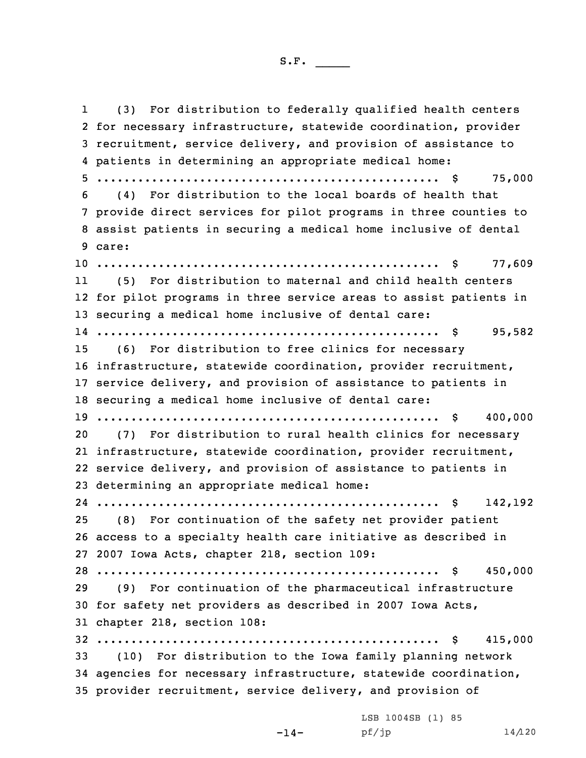(3) For distribution to federally qualified health centers for necessary infrastructure, statewide coordination, provider recruitment, service delivery, and provision of assistance to patients in determining an appropriate medical home:

.................................................. $ 75,000

(4) For distribution to the local boards of health that provide direct services for pilot programs in three counties to assist patients in securing a medical home inclusive of dental care:

.................................................. $ 77,609

(5) For distribution to maternal and child health centers for pilot programs in three service areas to assist patients in securing a medical home inclusive of dental care:

.................................................. $ 95,582

(6) For distribution to free clinics for necessary infrastructure, statewide coordination, provider recruitment, service delivery, and provision of assistance to patients in securing a medical home inclusive of dental care:

.................................................. $ 400,000

(7) For distribution to rural health clinics for necessary infrastructure, statewide coordination, provider recruitment, service delivery, and provision of assistance to patients in determining an appropriate medical home:

.................................................. $ 142,192

(8) For continuation of the safety net provider patient access to a specialty health care initiative as described in 2007 Iowa Acts, chapter 218, section 109:

.................................................. $ 450,000

(9) For continuation of the pharmaceutical infrastructure for safety net providers as described in 2007 Iowa Acts, chapter 218, section 108:

.................................................. $ 415,000

(10) For distribution to the Iowa family planning network agencies for necessary infrastructure, statewide coordination, provider recruitment, service delivery, and provision of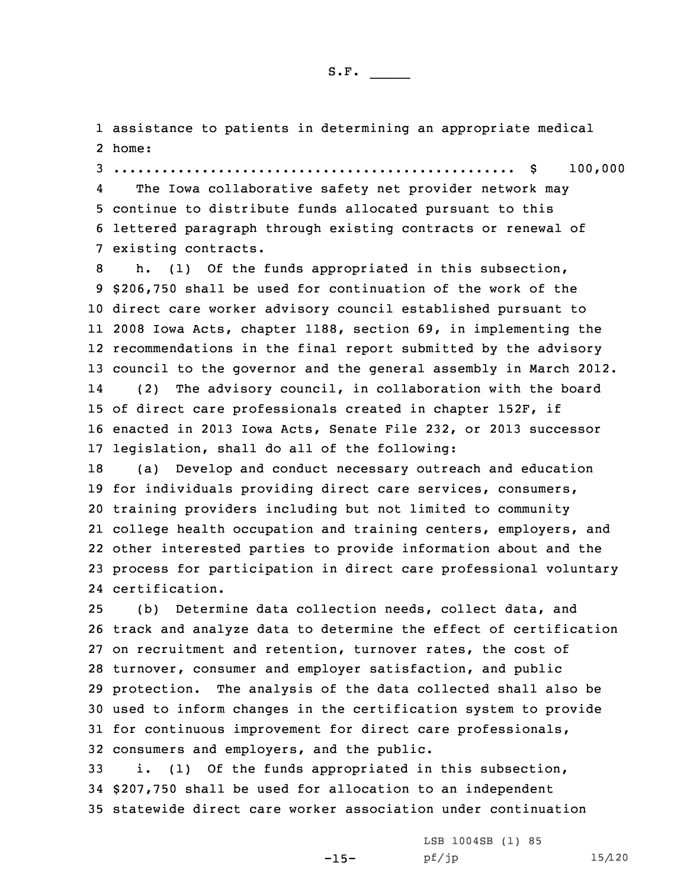assistance to patients in determining an appropriate medical home:

.................................................. $ 100,000

The Iowa collaborative safety net provider network may continue to distribute funds allocated pursuant to this lettered paragraph through existing contracts or renewal of existing contracts.

h. (1) Of the funds appropriated in this subsection, $206,750 shall be used for continuation of the work of the direct care worker advisory council established pursuant to 2008 Iowa Acts, chapter 1188, section 69, in implementing the recommendations in the final report submitted by the advisory council to the governor and the general assembly in March 2012.

(2) The advisory council, in collaboration with the board of direct care professionals created in chapter 152F, if enacted in 2013 Iowa Acts, Senate File 232, or 2013 successor legislation, shall do all of the following:

(a) Develop and conduct necessary outreach and education for individuals providing direct care services, consumers, training providers including but not limited to community college health occupation and training centers, employers, and other interested parties to provide information about and the process for participation in direct care professional voluntary certification.

(b) Determine data collection needs, collect data, and track and analyze data to determine the effect of certification on recruitment and retention, turnover rates, the cost of turnover, consumer and employer satisfaction, and public protection. The analysis of the data collected shall also be used to inform changes in the certification system to provide for continuous improvement for direct care professionals, consumers and employers, and the public.

i. (1) Of the funds appropriated in this subsection, $207,750 shall be used for allocation to an independent statewide direct care worker association under continuation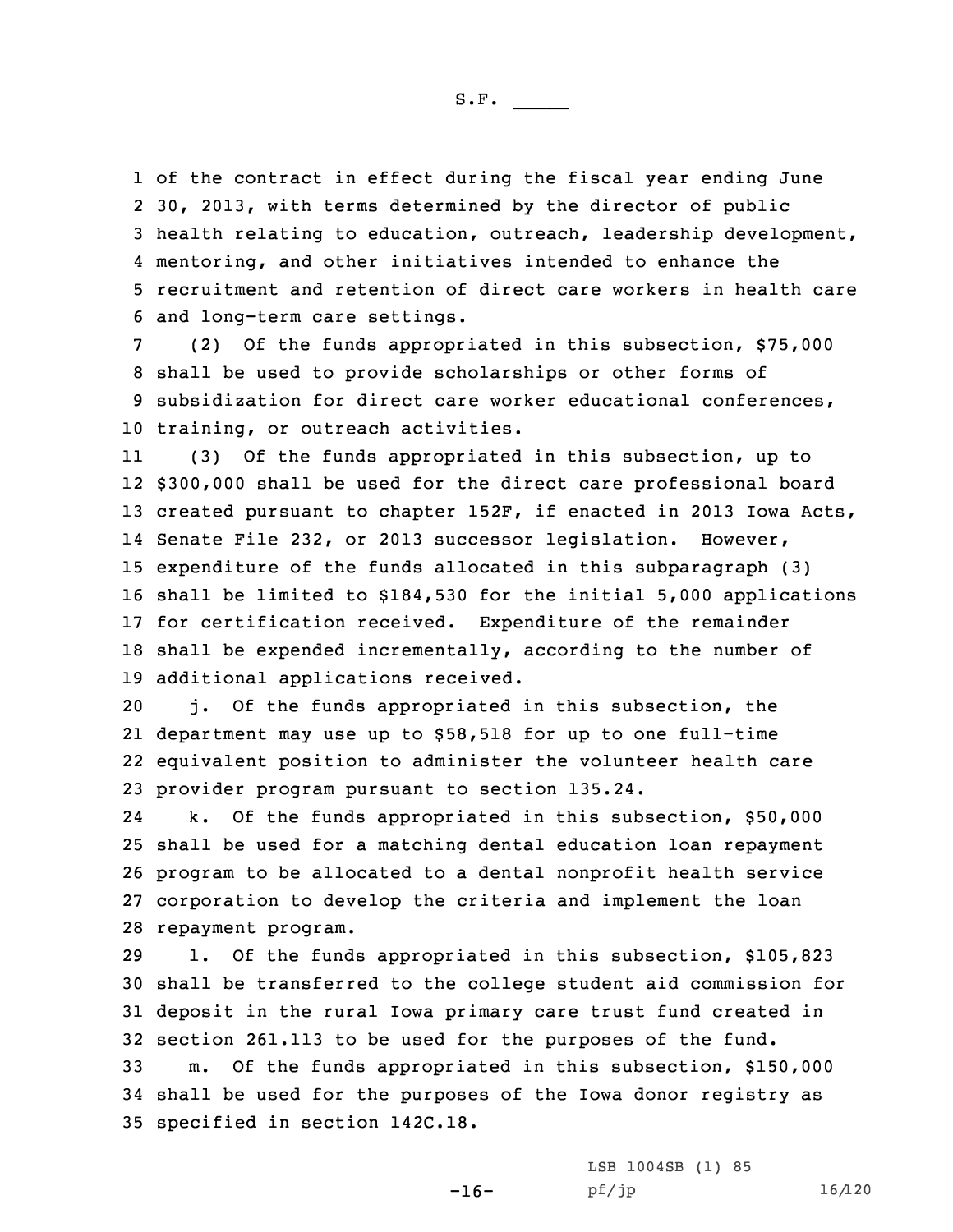of the contract in effect during the fiscal year ending June 30, 2013, with terms determined by the director of public health relating to education, outreach, leadership development, mentoring, and other initiatives intended to enhance the recruitment and retention of direct care workers in health care and long-term care settings.

(2) Of the funds appropriated in this subsection, $75,000 shall be used to provide scholarships or other forms of subsidization for direct care worker educational conferences, training, or outreach activities.

(3) Of the funds appropriated in this subsection, up to $300,000 shall be used for the direct care professional board created pursuant to chapter 152F, if enacted in 2013 Iowa Acts, Senate File 232, or 2013 successor legislation. However, expenditure of the funds allocated in this subparagraph (3) shall be limited to $184,530 for the initial 5,000 applications for certification received. Expenditure of the remainder shall be expended incrementally, according to the number of additional applications received.

j. Of the funds appropriated in this subsection, the department may use up to $58,518 for up to one full-time equivalent position to administer the volunteer health care provider program pursuant to section 135.24.

k. Of the funds appropriated in this subsection, $50,000 shall be used for a matching dental education loan repayment program to be allocated to a dental nonprofit health service corporation to develop the criteria and implement the loan repayment program.

l. Of the funds appropriated in this subsection, $105,823 shall be transferred to the college student aid commission for deposit in the rural Iowa primary care trust fund created in section 261.113 to be used for the purposes of the fund.

m. Of the funds appropriated in this subsection, $150,000 shall be used for the purposes of the Iowa donor registry as specified in section 142C.18.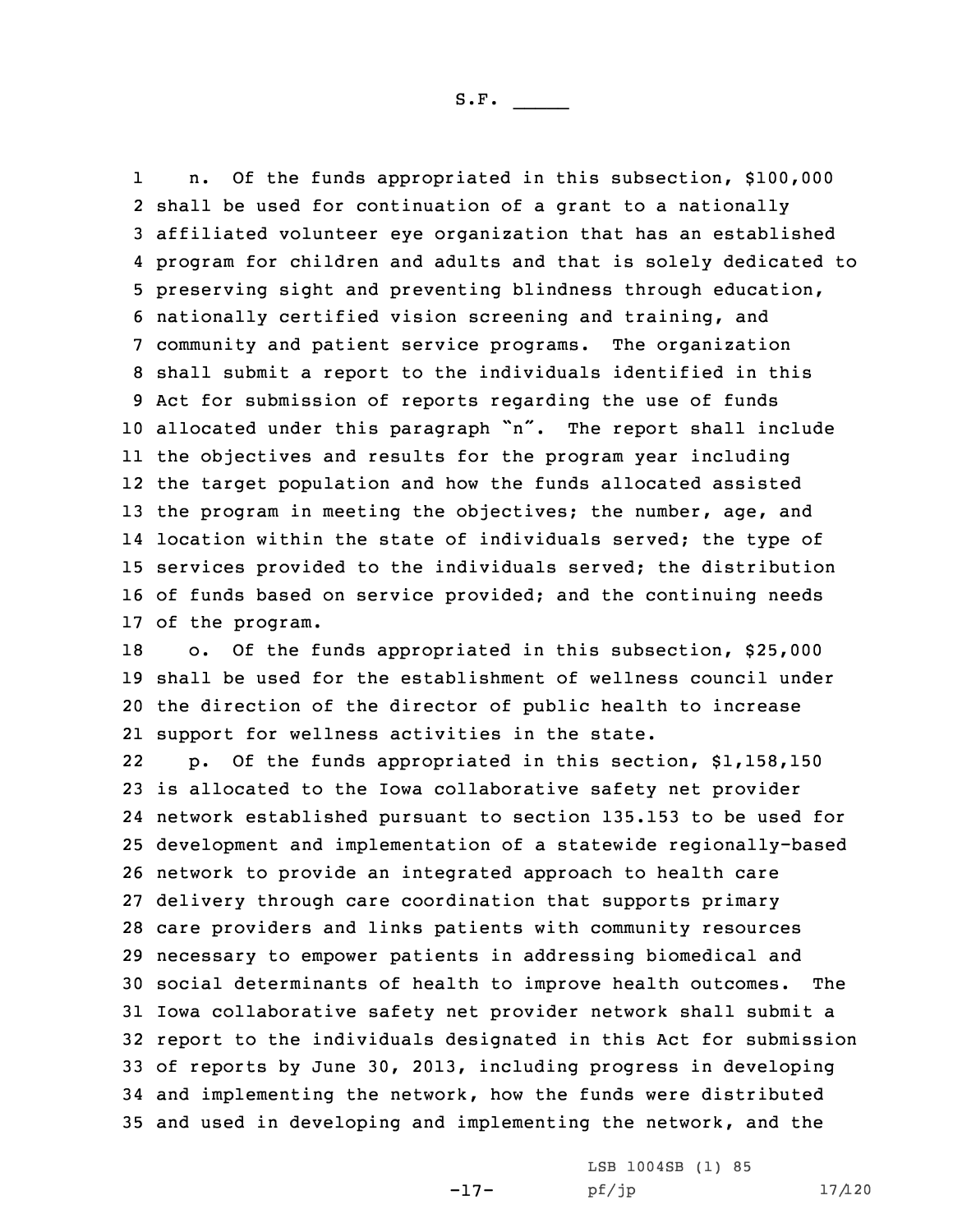n. Of the funds appropriated in this subsection, $100,000 shall be used for continuation of a grant to a nationally affiliated volunteer eye organization that has an established program for children and adults and that is solely dedicated to preserving sight and preventing blindness through education, nationally certified vision screening and training, and community and patient service programs. The organization shall submit a report to the individuals identified in this Act for submission of reports regarding the use of funds allocated under this paragraph "n". The report shall include the objectives and results for the program year including the target population and how the funds allocated assisted the program in meeting the objectives; the number, age, and location within the state of individuals served; the type of services provided to the individuals served; the distribution of funds based on service provided; and the continuing needs of the program.

o. Of the funds appropriated in this subsection, $25,000 shall be used for the establishment of wellness council under the direction of the director of public health to increase support for wellness activities in the state.

p. Of the funds appropriated in this section, $1,158,150 is allocated to the Iowa collaborative safety net provider network established pursuant to section 135.153 to be used for development and implementation of a statewide regionally-based network to provide an integrated approach to health care delivery through care coordination that supports primary care providers and links patients with community resources necessary to empower patients in addressing biomedical and social determinants of health to improve health outcomes. The Iowa collaborative safety net provider network shall submit a report to the individuals designated in this Act for submission of reports by June 30, 2013, including progress in developing and implementing the network, how the funds were distributed and used in developing and implementing the network, and the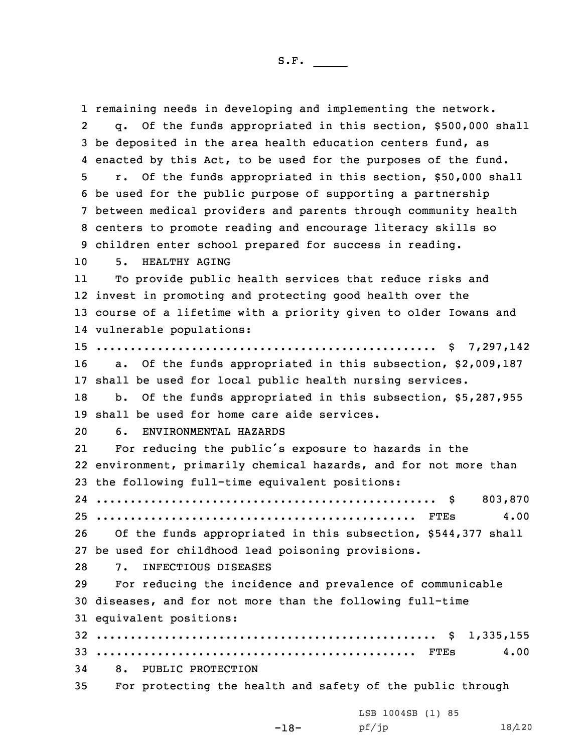remaining needs in developing and implementing the network.

q. Of the funds appropriated in this section, $500,000 shall be deposited in the area health education centers fund, as enacted by this Act, to be used for the purposes of the fund.

r. Of the funds appropriated in this section, $50,000 shall be used for the public purpose of supporting a partnership between medical providers and parents through community health centers to promote reading and encourage literacy skills so children enter school prepared for success in reading.

5. HEALTHY AGING

To provide public health services that reduce risks and invest in promoting and protecting good health over the course of a lifetime with a priority given to older Iowans and vulnerable populations:

.................................................. $ 7,297,142

a. Of the funds appropriated in this subsection, $2,009,187 shall be used for local public health nursing services.

b. Of the funds appropriated in this subsection, $5,287,955 shall be used for home care aide services.

6. ENVIRONMENTAL HAZARDS

For reducing the public's exposure to hazards in the environment, primarily chemical hazards, and for not more than the following full-time equivalent positions:

.................................................. $ 803,870
............................................... FTEs 4.00

Of the funds appropriated in this subsection, $544,377 shall be used for childhood lead poisoning provisions.

7. INFECTIOUS DISEASES

For reducing the incidence and prevalence of communicable diseases, and for not more than the following full-time equivalent positions:

.................................................. $ 1,335,155
............................................... FTEs 4.00

8. PUBLIC PROTECTION

For protecting the health and safety of the public through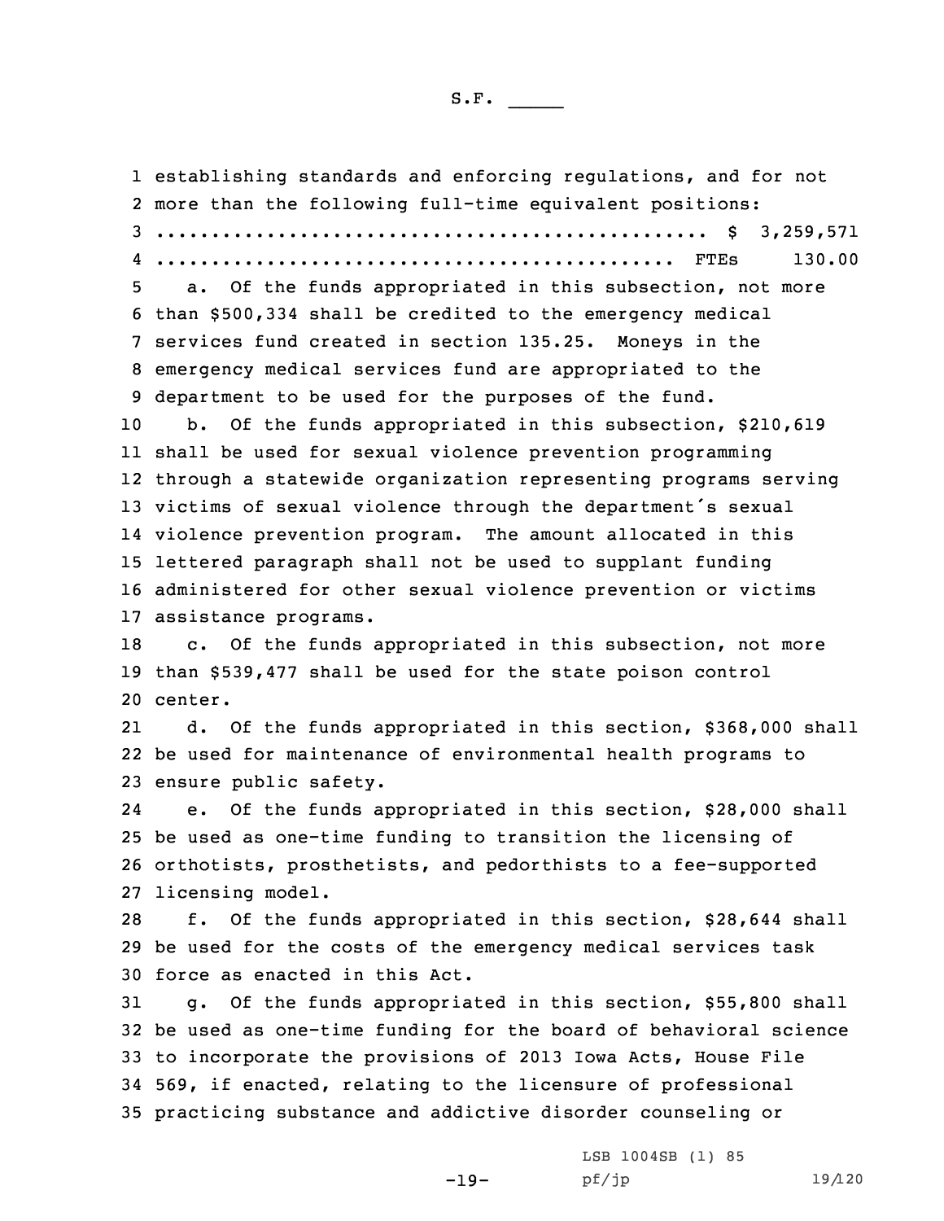establishing standards and enforcing regulations, and for not more than the following full-time equivalent positions:

.................................................. $ 3,259,571

............................................... FTEs 130.00

a. Of the funds appropriated in this subsection, not more than $500,334 shall be credited to the emergency medical services fund created in section 135.25. Moneys in the emergency medical services fund are appropriated to the department to be used for the purposes of the fund.

b. Of the funds appropriated in this subsection, $210,619 shall be used for sexual violence prevention programming through a statewide organization representing programs serving victims of sexual violence through the department's sexual violence prevention program. The amount allocated in this lettered paragraph shall not be used to supplant funding administered for other sexual violence prevention or victims assistance programs.

c. Of the funds appropriated in this subsection, not more than $539,477 shall be used for the state poison control center.

d. Of the funds appropriated in this section, $368,000 shall be used for maintenance of environmental health programs to ensure public safety.

e. Of the funds appropriated in this section, $28,000 shall be used as one-time funding to transition the licensing of orthotists, prosthetists, and pedorthists to a fee-supported licensing model.

f. Of the funds appropriated in this section, $28,644 shall be used for the costs of the emergency medical services task force as enacted in this Act.

g. Of the funds appropriated in this section, $55,800 shall be used as one-time funding for the board of behavioral science to incorporate the provisions of 2013 Iowa Acts, House File 569, if enacted, relating to the licensure of professional practicing substance and addictive disorder counseling or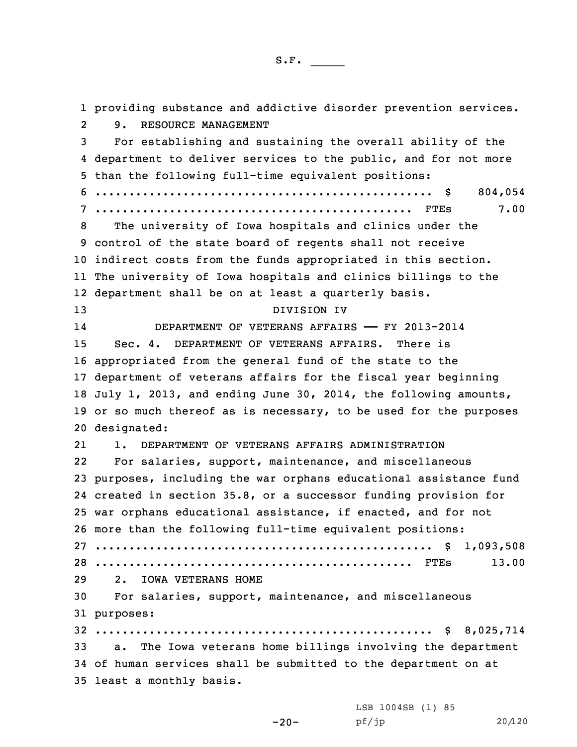providing substance and addictive disorder prevention services.

9. RESOURCE MANAGEMENT

For establishing and sustaining the overall ability of the department to deliver services to the public, and for not more than the following full-time equivalent positions:

.................................................. $ 804,054
............................................... FTEs 7.00

The university of Iowa hospitals and clinics under the control of the state board of regents shall not receive indirect costs from the funds appropriated in this section. The university of Iowa hospitals and clinics billings to the department shall be on at least a quarterly basis.

DIVISION IV

DEPARTMENT OF VETERANS AFFAIRS —— FY 2013-2014

Sec. 4. DEPARTMENT OF VETERANS AFFAIRS. There is appropriated from the general fund of the state to the department of veterans affairs for the fiscal year beginning July 1, 2013, and ending June 30, 2014, the following amounts, or so much thereof as is necessary, to be used for the purposes designated:

1. DEPARTMENT OF VETERANS AFFAIRS ADMINISTRATION

For salaries, support, maintenance, and miscellaneous purposes, including the war orphans educational assistance fund created in section 35.8, or a successor funding provision for war orphans educational assistance, if enacted, and for not more than the following full-time equivalent positions:

.................................................. $ 1,093,508
............................................... FTEs 13.00

2. IOWA VETERANS HOME

For salaries, support, maintenance, and miscellaneous purposes:

.................................................. $ 8,025,714

a. The Iowa veterans home billings involving the department of human services shall be submitted to the department on at least a monthly basis.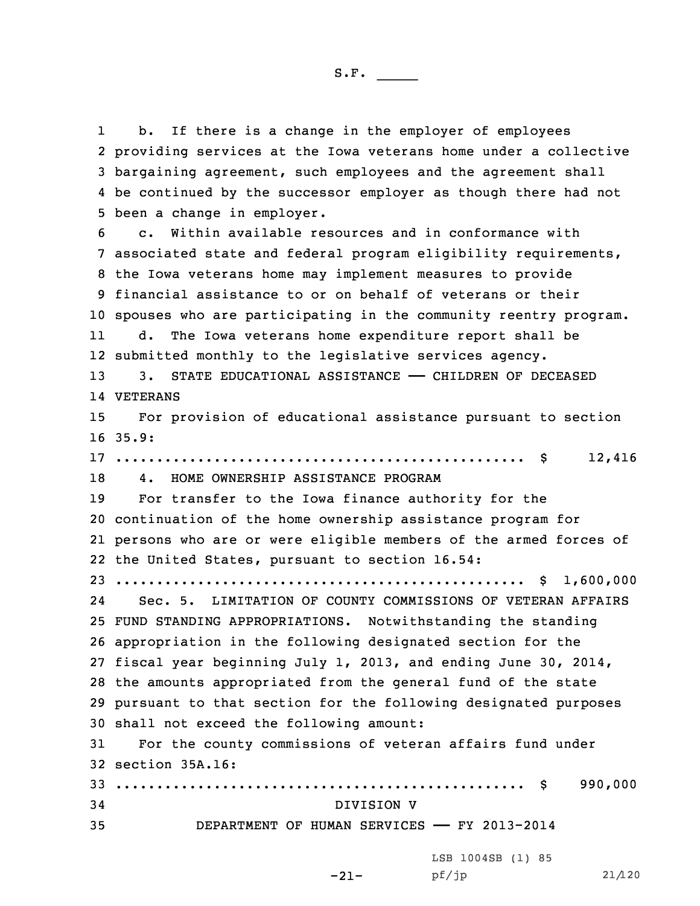b. If there is a change in the employer of employees providing services at the Iowa veterans home under a collective bargaining agreement, such employees and the agreement shall be continued by the successor employer as though there had not been a change in employer.

c. Within available resources and in conformance with associated state and federal program eligibility requirements, the Iowa veterans home may implement measures to provide financial assistance to or on behalf of veterans or their spouses who are participating in the community reentry program.

d. The Iowa veterans home expenditure report shall be submitted monthly to the legislative services agency.

3. STATE EDUCATIONAL ASSISTANCE —— CHILDREN OF DECEASED VETERANS

For provision of educational assistance pursuant to section 35.9:

.................................................. $ 12,416

4. HOME OWNERSHIP ASSISTANCE PROGRAM

For transfer to the Iowa finance authority for the continuation of the home ownership assistance program for persons who are or were eligible members of the armed forces of the United States, pursuant to section 16.54:

.................................................. $ 1,600,000

Sec. 5. LIMITATION OF COUNTY COMMISSIONS OF VETERAN AFFAIRS FUND STANDING APPROPRIATIONS. Notwithstanding the standing appropriation in the following designated section for the fiscal year beginning July 1, 2013, and ending June 30, 2014, the amounts appropriated from the general fund of the state pursuant to that section for the following designated purposes shall not exceed the following amount:

For the county commissions of veteran affairs fund under section 35A.16:

.................................................. $ 990,000

## DIVISION V

## DEPARTMENT OF HUMAN SERVICES —— FY 2013-2014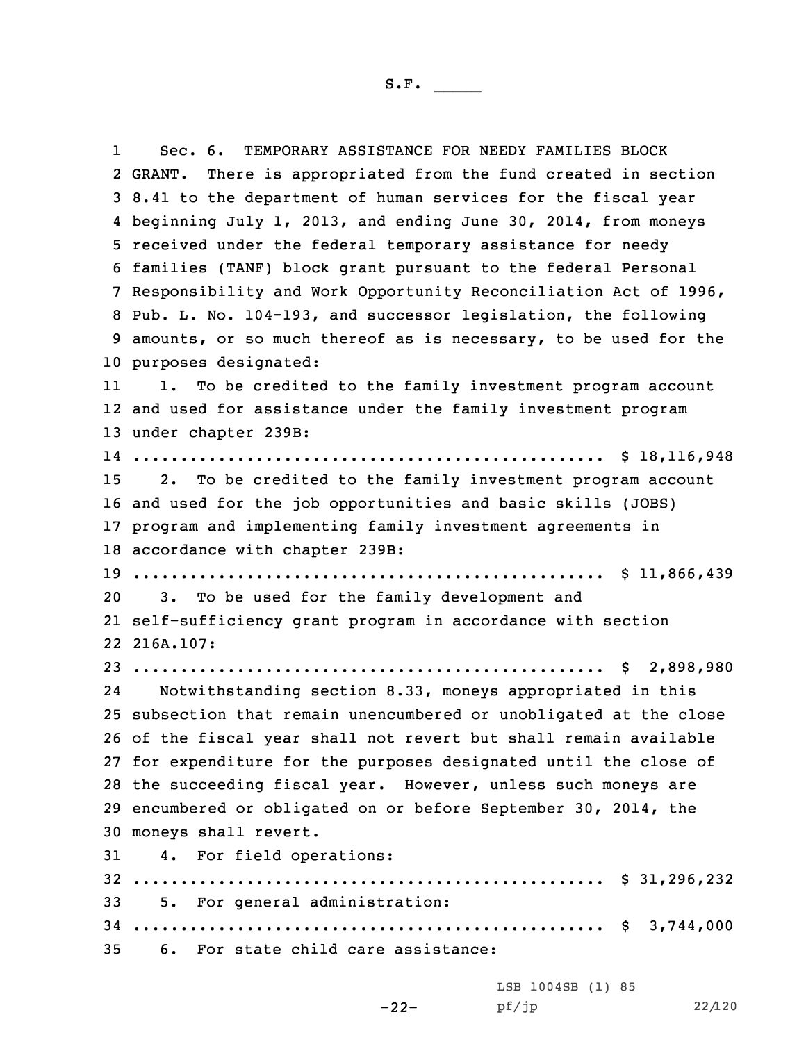Sec. 6. TEMPORARY ASSISTANCE FOR NEEDY FAMILIES BLOCK GRANT. There is appropriated from the fund created in section 8.41 to the department of human services for the fiscal year beginning July 1, 2013, and ending June 30, 2014, from moneys received under the federal temporary assistance for needy families (TANF) block grant pursuant to the federal Personal Responsibility and Work Opportunity Reconciliation Act of 1996, Pub. L. No. 104-193, and successor legislation, the following amounts, or so much thereof as is necessary, to be used for the purposes designated:

1. To be credited to the family investment program account and used for assistance under the family investment program under chapter 239B:

.................................................. $ 18,116,948

2. To be credited to the family investment program account and used for the job opportunities and basic skills (JOBS) program and implementing family investment agreements in accordance with chapter 239B:

.................................................. $ 11,866,439

3. To be used for the family development and self-sufficiency grant program in accordance with section 216A.107:

.................................................. $ 2,898,980

Notwithstanding section 8.33, moneys appropriated in this subsection that remain unencumbered or unobligated at the close of the fiscal year shall not revert but shall remain available for expenditure for the purposes designated until the close of the succeeding fiscal year. However, unless such moneys are encumbered or obligated on or before September 30, 2014, the moneys shall revert.

4. For field operations:

.................................................. $ 31,296,232

5. For general administration:

.................................................. $ 3,744,000

6. For state child care assistance: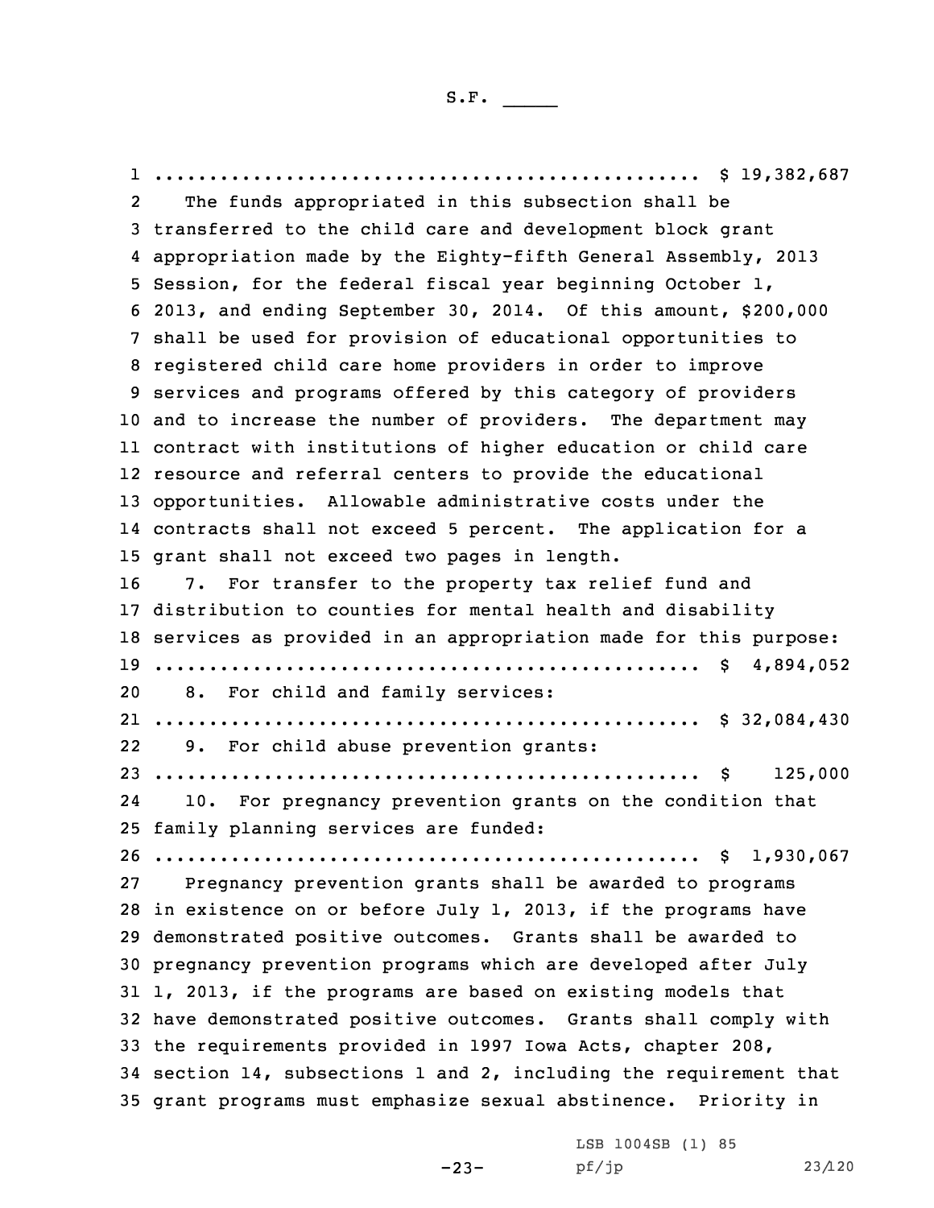.................................................. $ 19,382,687

The funds appropriated in this subsection shall be transferred to the child care and development block grant appropriation made by the Eighty-fifth General Assembly, 2013 Session, for the federal fiscal year beginning October 1, 2013, and ending September 30, 2014. Of this amount, $200,000 shall be used for provision of educational opportunities to registered child care home providers in order to improve services and programs offered by this category of providers and to increase the number of providers. The department may contract with institutions of higher education or child care resource and referral centers to provide the educational opportunities. Allowable administrative costs under the contracts shall not exceed 5 percent. The application for a grant shall not exceed two pages in length.

7. For transfer to the property tax relief fund and distribution to counties for mental health and disability services as provided in an appropriation made for this purpose:
.................................................. $ 4,894,052

8. For child and family services:
.................................................. $ 32,084,430

9. For child abuse prevention grants:
.................................................. $ 125,000

10. For pregnancy prevention grants on the condition that family planning services are funded:
.................................................. $ 1,930,067

Pregnancy prevention grants shall be awarded to programs in existence on or before July 1, 2013, if the programs have demonstrated positive outcomes. Grants shall be awarded to pregnancy prevention programs which are developed after July 1, 2013, if the programs are based on existing models that have demonstrated positive outcomes. Grants shall comply with the requirements provided in 1997 Iowa Acts, chapter 208, section 14, subsections 1 and 2, including the requirement that grant programs must emphasize sexual abstinence. Priority in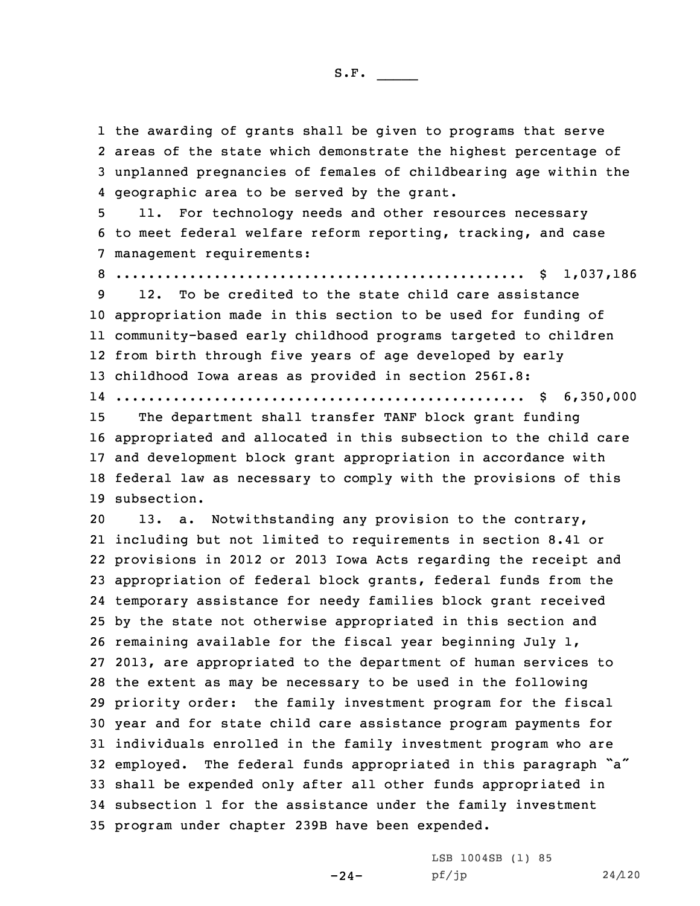the awarding of grants shall be given to programs that serve areas of the state which demonstrate the highest percentage of unplanned pregnancies of females of childbearing age within the geographic area to be served by the grant.

11. For technology needs and other resources necessary to meet federal welfare reform reporting, tracking, and case management requirements:

.................................................. $ 1,037,186

12. To be credited to the state child care assistance appropriation made in this section to be used for funding of community-based early childhood programs targeted to children from birth through five years of age developed by early childhood Iowa areas as provided in section 256I.8:

.................................................. $ 6,350,000

The department shall transfer TANF block grant funding appropriated and allocated in this subsection to the child care and development block grant appropriation in accordance with federal law as necessary to comply with the provisions of this subsection.

13. a. Notwithstanding any provision to the contrary, including but not limited to requirements in section 8.41 or provisions in 2012 or 2013 Iowa Acts regarding the receipt and appropriation of federal block grants, federal funds from the temporary assistance for needy families block grant received by the state not otherwise appropriated in this section and remaining available for the fiscal year beginning July 1, 2013, are appropriated to the department of human services to the extent as may be necessary to be used in the following priority order: the family investment program for the fiscal year and for state child care assistance program payments for individuals enrolled in the family investment program who are employed. The federal funds appropriated in this paragraph "a" shall be expended only after all other funds appropriated in subsection 1 for the assistance under the family investment program under chapter 239B have been expended.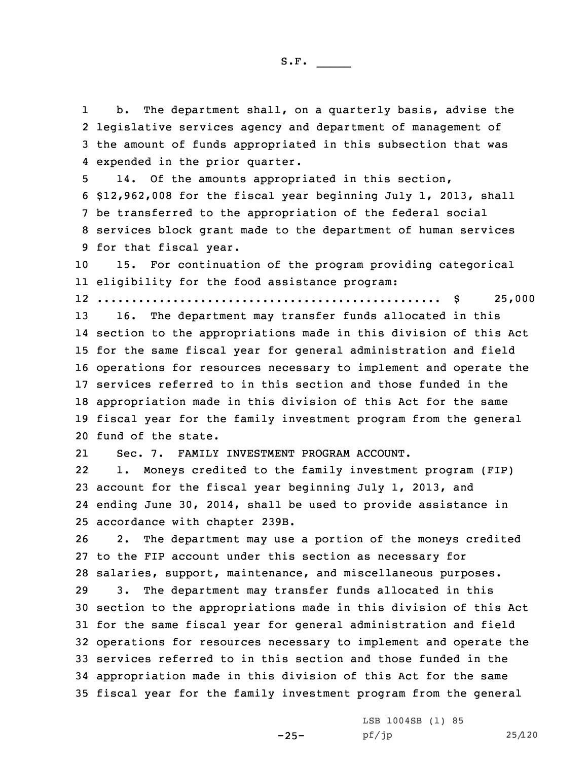b. The department shall, on a quarterly basis, advise the legislative services agency and department of management of the amount of funds appropriated in this subsection that was expended in the prior quarter.

14. Of the amounts appropriated in this section, $12,962,008 for the fiscal year beginning July 1, 2013, shall be transferred to the appropriation of the federal social services block grant made to the department of human services for that fiscal year.

15. For continuation of the program providing categorical eligibility for the food assistance program:

.................................................. $ 25,000

16. The department may transfer funds allocated in this section to the appropriations made in this division of this Act for the same fiscal year for general administration and field operations for resources necessary to implement and operate the services referred to in this section and those funded in the appropriation made in this division of this Act for the same fiscal year for the family investment program from the general fund of the state.

Sec. 7. FAMILY INVESTMENT PROGRAM ACCOUNT.

1. Moneys credited to the family investment program (FIP) account for the fiscal year beginning July 1, 2013, and ending June 30, 2014, shall be used to provide assistance in accordance with chapter 239B.

2. The department may use a portion of the moneys credited to the FIP account under this section as necessary for salaries, support, maintenance, and miscellaneous purposes.

3. The department may transfer funds allocated in this section to the appropriations made in this division of this Act for the same fiscal year for general administration and field operations for resources necessary to implement and operate the services referred to in this section and those funded in the appropriation made in this division of this Act for the same fiscal year for the family investment program from the general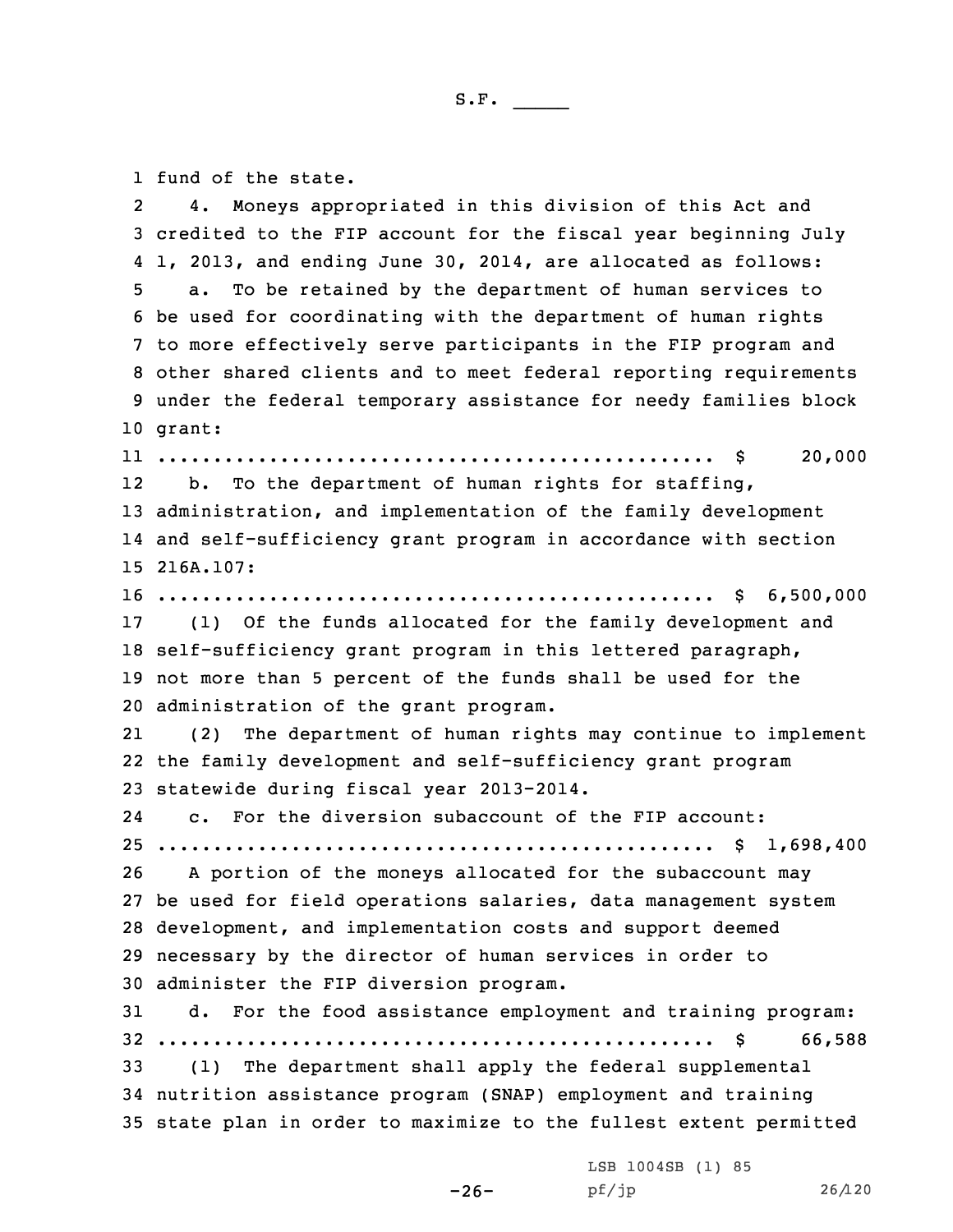fund of the state.

4. Moneys appropriated in this division of this Act and credited to the FIP account for the fiscal year beginning July 1, 2013, and ending June 30, 2014, are allocated as follows:

a. To be retained by the department of human services to be used for coordinating with the department of human rights to more effectively serve participants in the FIP program and other shared clients and to meet federal reporting requirements under the federal temporary assistance for needy families block grant:

.................................................. $ 20,000

b. To the department of human rights for staffing, administration, and implementation of the family development and self-sufficiency grant program in accordance with section 216A.107:

.................................................. $ 6,500,000

(1) Of the funds allocated for the family development and self-sufficiency grant program in this lettered paragraph, not more than 5 percent of the funds shall be used for the administration of the grant program.

(2) The department of human rights may continue to implement the family development and self-sufficiency grant program statewide during fiscal year 2013-2014.

c. For the diversion subaccount of the FIP account:

.................................................. $ 1,698,400

A portion of the moneys allocated for the subaccount may be used for field operations salaries, data management system development, and implementation costs and support deemed necessary by the director of human services in order to administer the FIP diversion program.

d. For the food assistance employment and training program:

.................................................. $ 66,588

(1) The department shall apply the federal supplemental nutrition assistance program (SNAP) employment and training state plan in order to maximize to the fullest extent permitted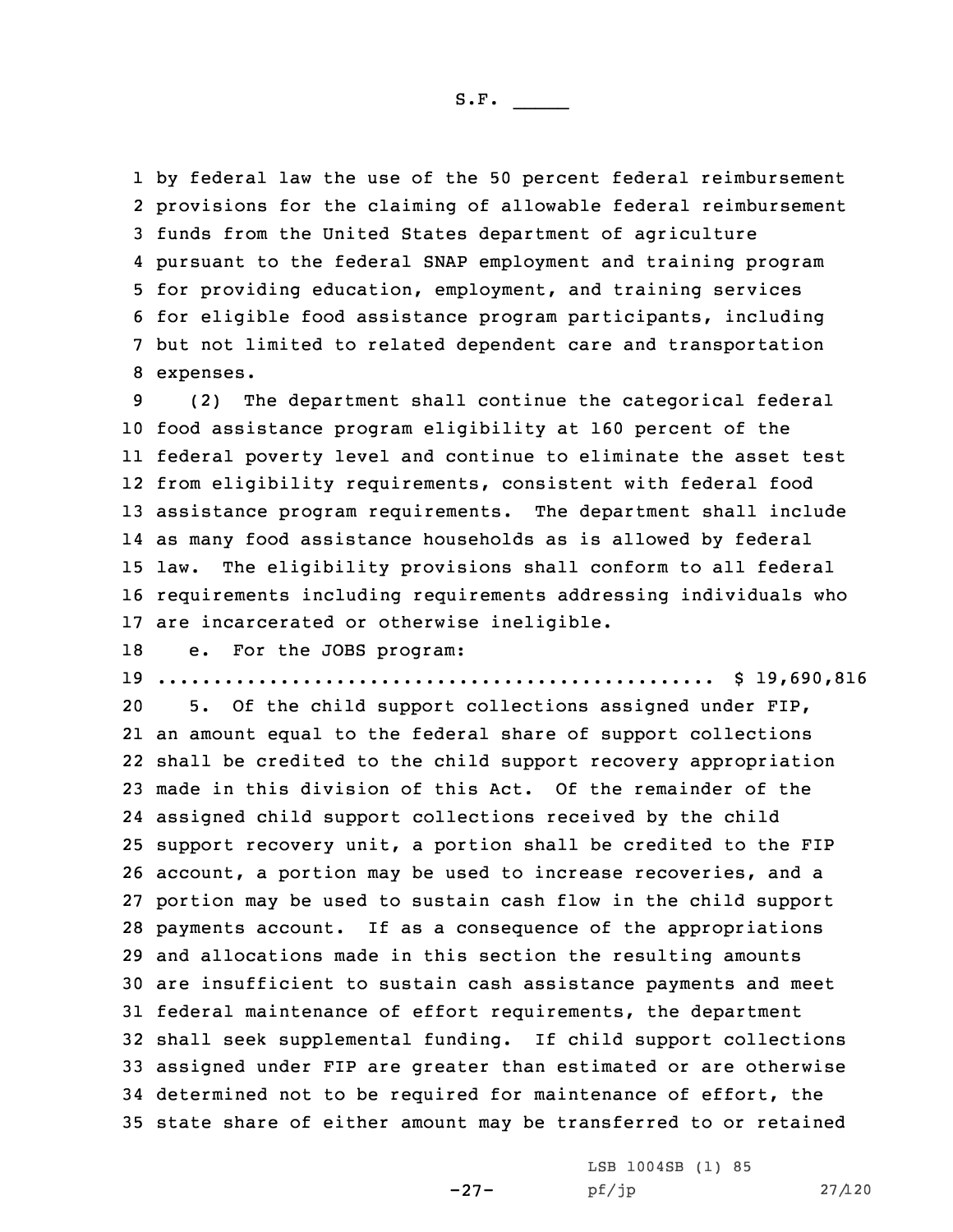by federal law the use of the 50 percent federal reimbursement provisions for the claiming of allowable federal reimbursement funds from the United States department of agriculture pursuant to the federal SNAP employment and training program for providing education, employment, and training services for eligible food assistance program participants, including but not limited to related dependent care and transportation expenses.

(2) The department shall continue the categorical federal food assistance program eligibility at 160 percent of the federal poverty level and continue to eliminate the asset test from eligibility requirements, consistent with federal food assistance program requirements. The department shall include as many food assistance households as is allowed by federal law. The eligibility provisions shall conform to all federal requirements including requirements addressing individuals who are incarcerated or otherwise ineligible.

e. For the JOBS program:

.................................................. $ 19,690,816

5. Of the child support collections assigned under FIP, an amount equal to the federal share of support collections shall be credited to the child support recovery appropriation made in this division of this Act. Of the remainder of the assigned child support collections received by the child support recovery unit, a portion shall be credited to the FIP account, a portion may be used to increase recoveries, and a portion may be used to sustain cash flow in the child support payments account. If as a consequence of the appropriations and allocations made in this section the resulting amounts are insufficient to sustain cash assistance payments and meet federal maintenance of effort requirements, the department shall seek supplemental funding. If child support collections assigned under FIP are greater than estimated or are otherwise determined not to be required for maintenance of effort, the state share of either amount may be transferred to or retained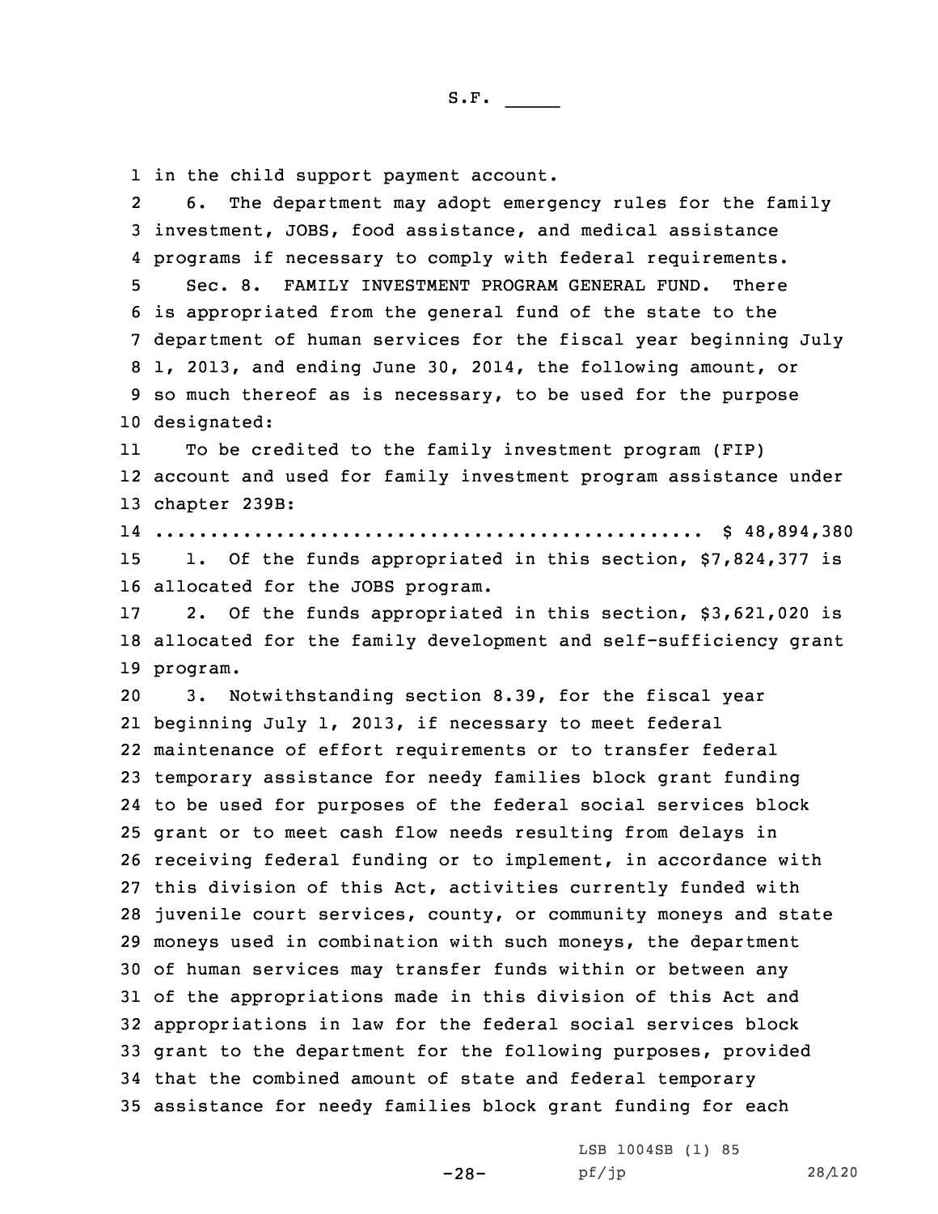in the child support payment account.

6. The department may adopt emergency rules for the family investment, JOBS, food assistance, and medical assistance programs if necessary to comply with federal requirements.

Sec. 8. FAMILY INVESTMENT PROGRAM GENERAL FUND. There is appropriated from the general fund of the state to the department of human services for the fiscal year beginning July 1, 2013, and ending June 30, 2014, the following amount, or so much thereof as is necessary, to be used for the purpose designated:

To be credited to the family investment program (FIP) account and used for family investment program assistance under chapter 239B:

.................................................. $ 48,894,380

1. Of the funds appropriated in this section, $7,824,377 is allocated for the JOBS program.

2. Of the funds appropriated in this section, $3,621,020 is allocated for the family development and self-sufficiency grant program.

3. Notwithstanding section 8.39, for the fiscal year beginning July 1, 2013, if necessary to meet federal maintenance of effort requirements or to transfer federal temporary assistance for needy families block grant funding to be used for purposes of the federal social services block grant or to meet cash flow needs resulting from delays in receiving federal funding or to implement, in accordance with this division of this Act, activities currently funded with juvenile court services, county, or community moneys and state moneys used in combination with such moneys, the department of human services may transfer funds within or between any of the appropriations made in this division of this Act and appropriations in law for the federal social services block grant to the department for the following purposes, provided that the combined amount of state and federal temporary assistance for needy families block grant funding for each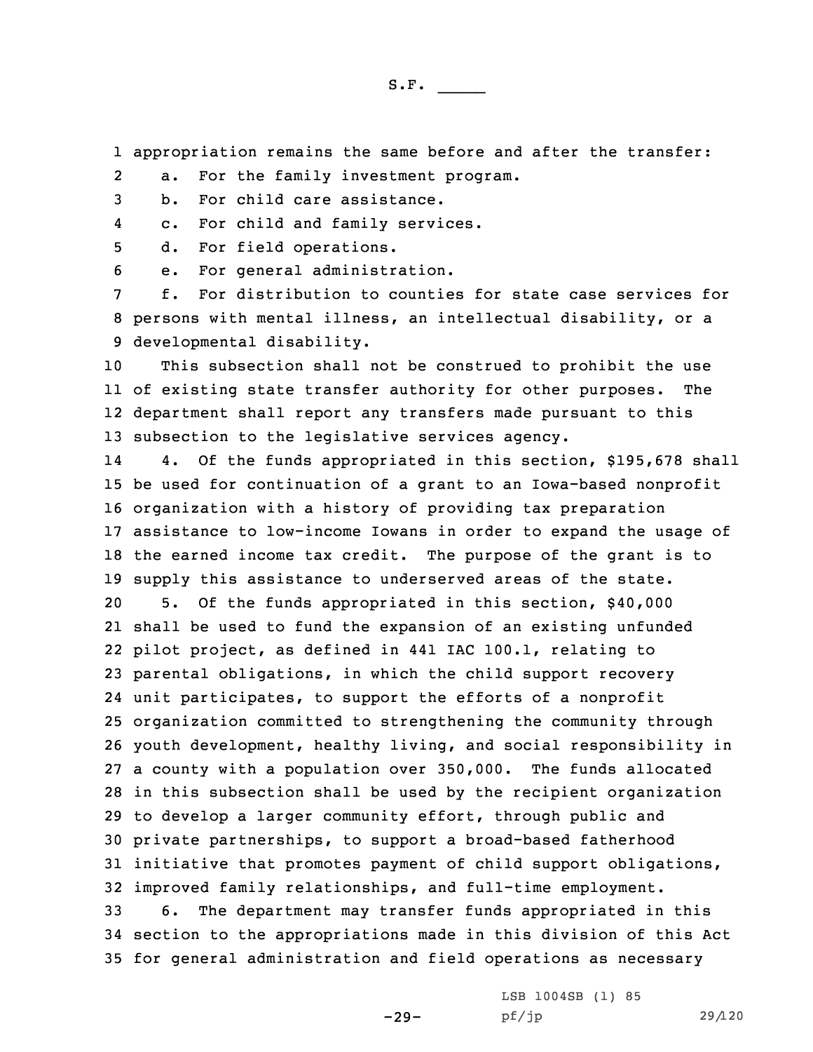appropriation remains the same before and after the transfer:

a. For the family investment program.

b. For child care assistance.

c. For child and family services.

d. For field operations.

e. For general administration.

f. For distribution to counties for state case services for persons with mental illness, an intellectual disability, or a developmental disability.

This subsection shall not be construed to prohibit the use of existing state transfer authority for other purposes. The department shall report any transfers made pursuant to this subsection to the legislative services agency.

4. Of the funds appropriated in this section, $195,678 shall be used for continuation of a grant to an Iowa-based nonprofit organization with a history of providing tax preparation assistance to low-income Iowans in order to expand the usage of the earned income tax credit. The purpose of the grant is to supply this assistance to underserved areas of the state.

5. Of the funds appropriated in this section, $40,000 shall be used to fund the expansion of an existing unfunded pilot project, as defined in 441 IAC 100.1, relating to parental obligations, in which the child support recovery unit participates, to support the efforts of a nonprofit organization committed to strengthening the community through youth development, healthy living, and social responsibility in a county with a population over 350,000. The funds allocated in this subsection shall be used by the recipient organization to develop a larger community effort, through public and private partnerships, to support a broad-based fatherhood initiative that promotes payment of child support obligations, improved family relationships, and full-time employment.

6. The department may transfer funds appropriated in this section to the appropriations made in this division of this Act for general administration and field operations as necessary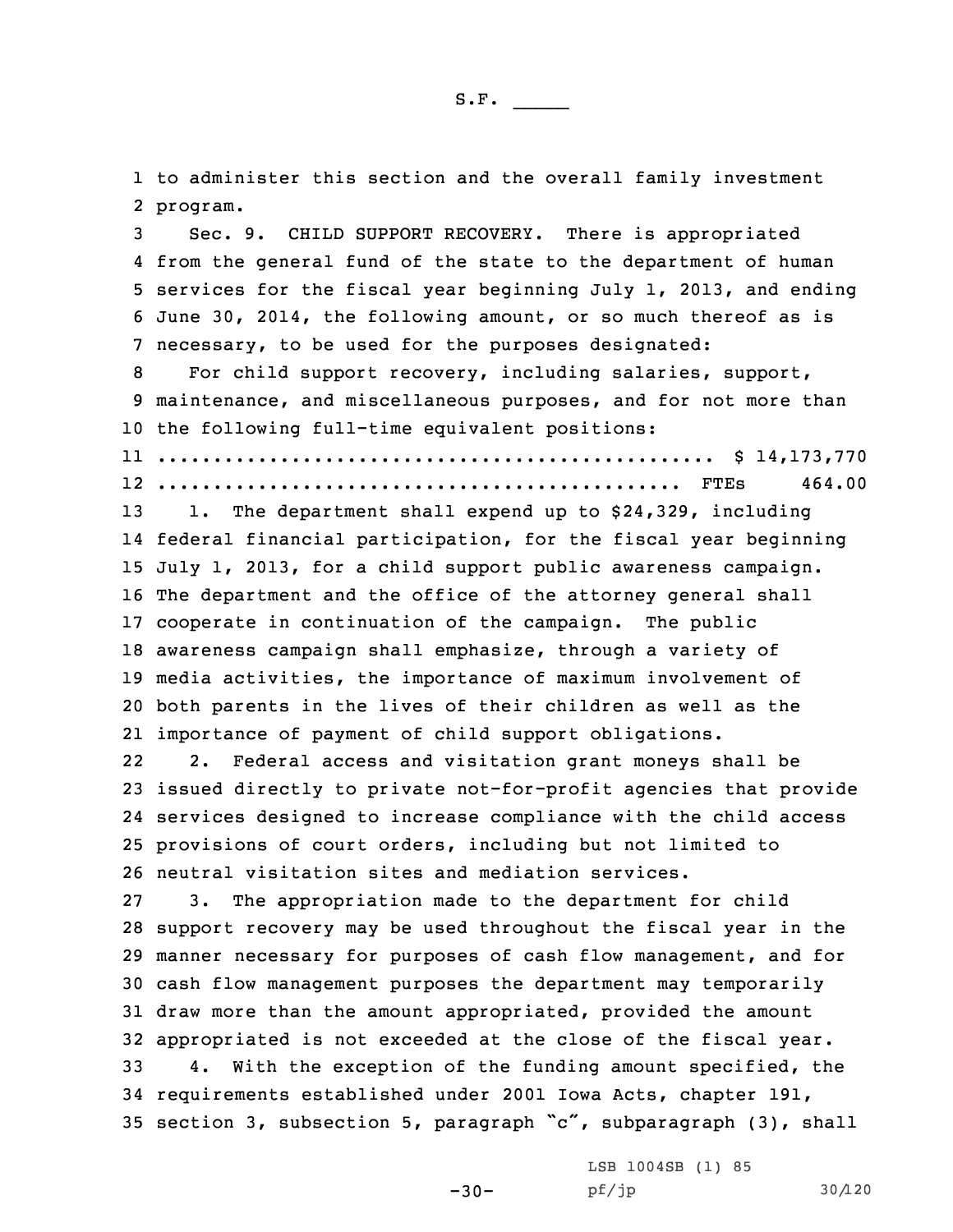to administer this section and the overall family investment program.

Sec. 9. CHILD SUPPORT RECOVERY. There is appropriated from the general fund of the state to the department of human services for the fiscal year beginning July 1, 2013, and ending June 30, 2014, the following amount, or so much thereof as is necessary, to be used for the purposes designated:

For child support recovery, including salaries, support, maintenance, and miscellaneous purposes, and for not more than the following full-time equivalent positions:

.................................................. $ 14,173,770
............................................... FTEs 464.00

1. The department shall expend up to $24,329, including federal financial participation, for the fiscal year beginning July 1, 2013, for a child support public awareness campaign. The department and the office of the attorney general shall cooperate in continuation of the campaign. The public awareness campaign shall emphasize, through a variety of media activities, the importance of maximum involvement of both parents in the lives of their children as well as the importance of payment of child support obligations.

2. Federal access and visitation grant moneys shall be issued directly to private not-for-profit agencies that provide services designed to increase compliance with the child access provisions of court orders, including but not limited to neutral visitation sites and mediation services.

3. The appropriation made to the department for child support recovery may be used throughout the fiscal year in the manner necessary for purposes of cash flow management, and for cash flow management purposes the department may temporarily draw more than the amount appropriated, provided the amount appropriated is not exceeded at the close of the fiscal year.

4. With the exception of the funding amount specified, the requirements established under 2001 Iowa Acts, chapter 191, section 3, subsection 5, paragraph "c", subparagraph (3), shall

LSB 1004SB (1) 85
pf/jp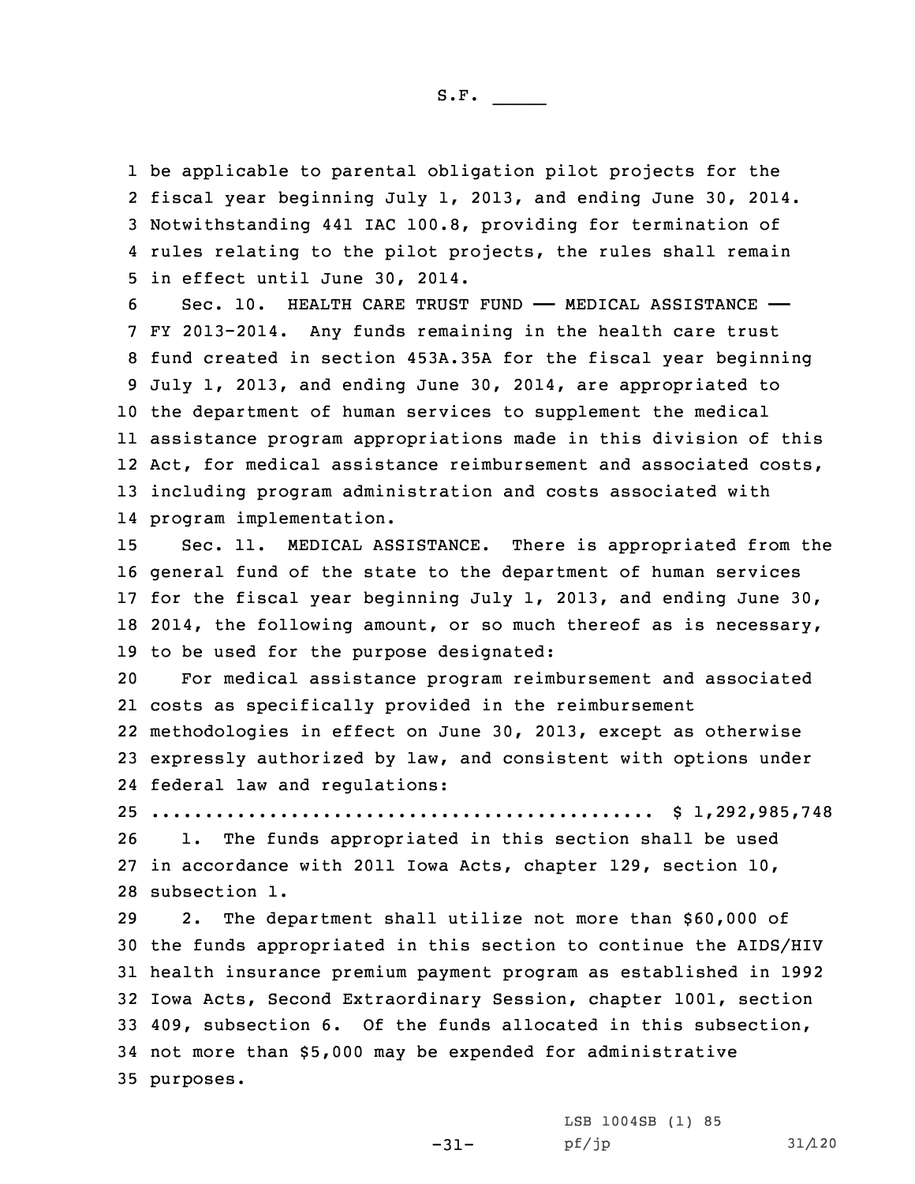be applicable to parental obligation pilot projects for the fiscal year beginning July 1, 2013, and ending June 30, 2014. Notwithstanding 441 IAC 100.8, providing for termination of rules relating to the pilot projects, the rules shall remain in effect until June 30, 2014.

Sec. 10. HEALTH CARE TRUST FUND —— MEDICAL ASSISTANCE —— FY 2013-2014. Any funds remaining in the health care trust fund created in section 453A.35A for the fiscal year beginning July 1, 2013, and ending June 30, 2014, are appropriated to the department of human services to supplement the medical assistance program appropriations made in this division of this Act, for medical assistance reimbursement and associated costs, including program administration and costs associated with program implementation.

Sec. 11. MEDICAL ASSISTANCE. There is appropriated from the general fund of the state to the department of human services for the fiscal year beginning July 1, 2013, and ending June 30, 2014, the following amount, or so much thereof as is necessary, to be used for the purpose designated:

For medical assistance program reimbursement and associated costs as specifically provided in the reimbursement methodologies in effect on June 30, 2013, except as otherwise expressly authorized by law, and consistent with options under federal law and regulations:

.............................................. $ 1,292,985,748

1. The funds appropriated in this section shall be used in accordance with 2011 Iowa Acts, chapter 129, section 10, subsection 1.

2. The department shall utilize not more than $60,000 of the funds appropriated in this section to continue the AIDS/HIV health insurance premium payment program as established in 1992 Iowa Acts, Second Extraordinary Session, chapter 1001, section 409, subsection 6. Of the funds allocated in this subsection, not more than $5,000 may be expended for administrative purposes.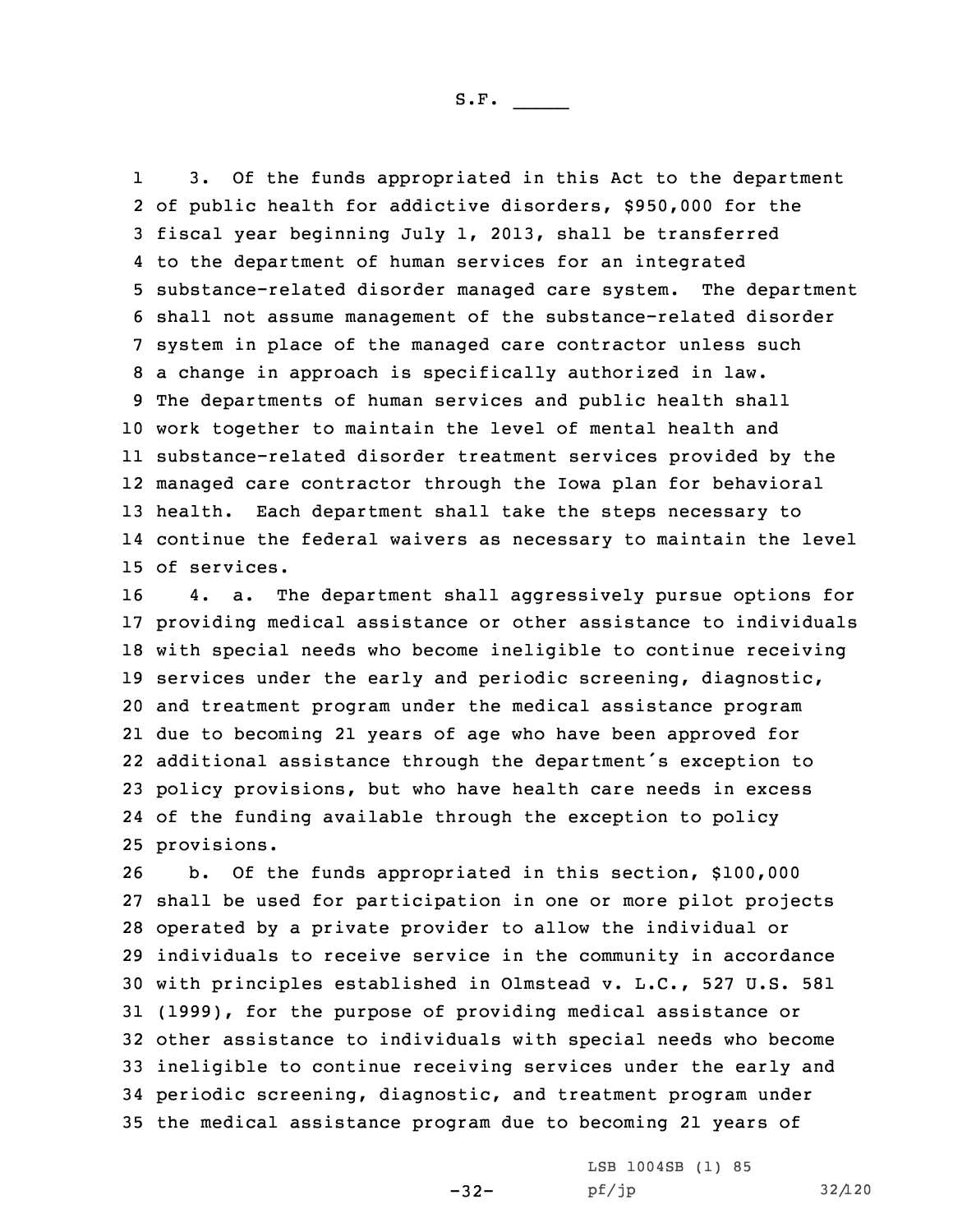3. Of the funds appropriated in this Act to the department of public health for addictive disorders, $950,000 for the fiscal year beginning July 1, 2013, shall be transferred to the department of human services for an integrated substance-related disorder managed care system. The department shall not assume management of the substance-related disorder system in place of the managed care contractor unless such a change in approach is specifically authorized in law. The departments of human services and public health shall work together to maintain the level of mental health and substance-related disorder treatment services provided by the managed care contractor through the Iowa plan for behavioral health. Each department shall take the steps necessary to continue the federal waivers as necessary to maintain the level of services.

4. a. The department shall aggressively pursue options for providing medical assistance or other assistance to individuals with special needs who become ineligible to continue receiving services under the early and periodic screening, diagnostic, and treatment program under the medical assistance program due to becoming 21 years of age who have been approved for additional assistance through the department's exception to policy provisions, but who have health care needs in excess of the funding available through the exception to policy provisions.

b. Of the funds appropriated in this section, $100,000 shall be used for participation in one or more pilot projects operated by a private provider to allow the individual or individuals to receive service in the community in accordance with principles established in Olmstead v. L.C., 527 U.S. 581 (1999), for the purpose of providing medical assistance or other assistance to individuals with special needs who become ineligible to continue receiving services under the early and periodic screening, diagnostic, and treatment program under the medical assistance program due to becoming 21 years of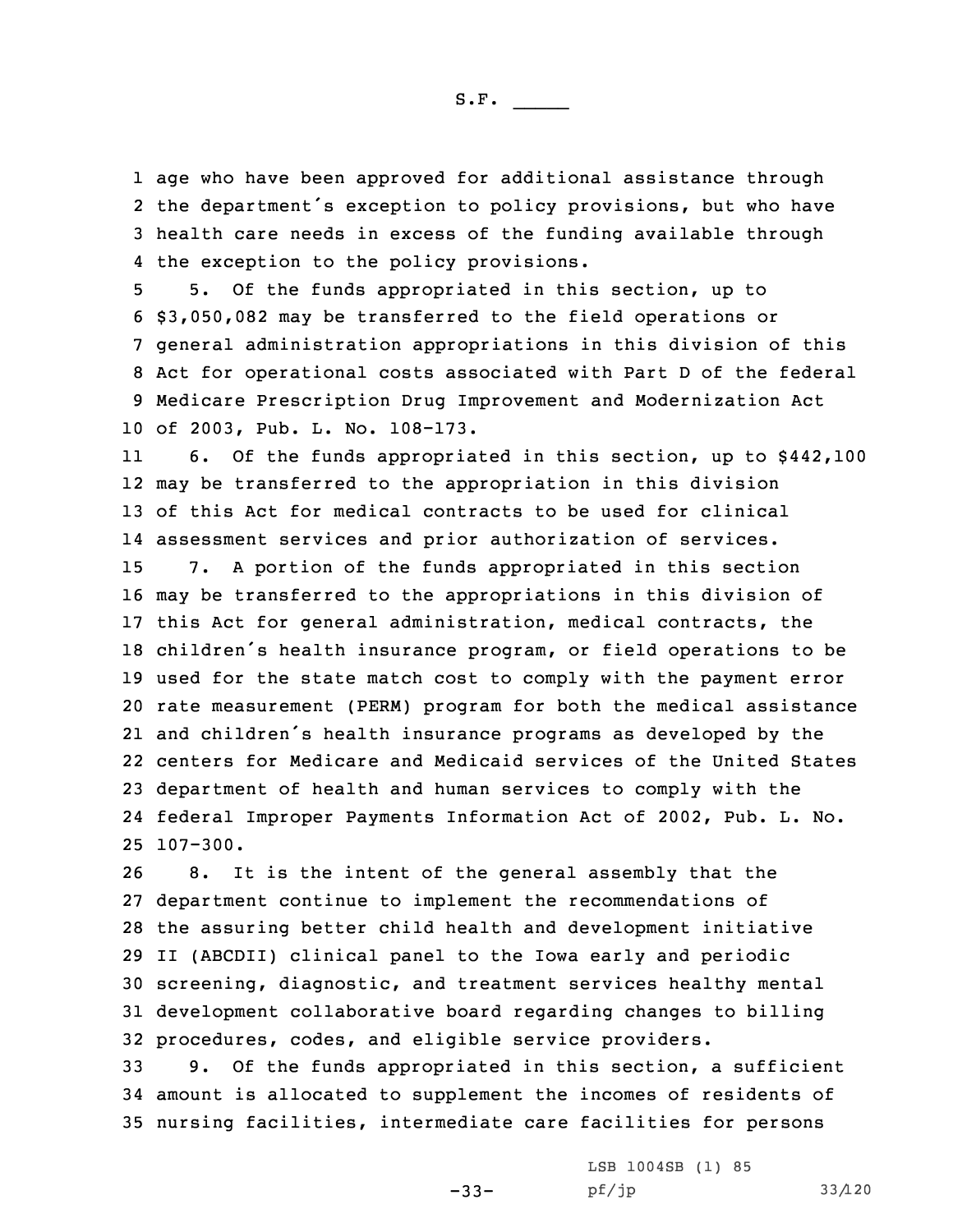age who have been approved for additional assistance through the department's exception to policy provisions, but who have health care needs in excess of the funding available through the exception to the policy provisions.

5. Of the funds appropriated in this section, up to $3,050,082 may be transferred to the field operations or general administration appropriations in this division of this Act for operational costs associated with Part D of the federal Medicare Prescription Drug Improvement and Modernization Act of 2003, Pub. L. No. 108-173.

6. Of the funds appropriated in this section, up to $442,100 may be transferred to the appropriation in this division of this Act for medical contracts to be used for clinical assessment services and prior authorization of services.

7. A portion of the funds appropriated in this section may be transferred to the appropriations in this division of this Act for general administration, medical contracts, the children's health insurance program, or field operations to be used for the state match cost to comply with the payment error rate measurement (PERM) program for both the medical assistance and children's health insurance programs as developed by the centers for Medicare and Medicaid services of the United States department of health and human services to comply with the federal Improper Payments Information Act of 2002, Pub. L. No. 107-300.

8. It is the intent of the general assembly that the department continue to implement the recommendations of the assuring better child health and development initiative II (ABCDII) clinical panel to the Iowa early and periodic screening, diagnostic, and treatment services healthy mental development collaborative board regarding changes to billing procedures, codes, and eligible service providers.

9. Of the funds appropriated in this section, a sufficient amount is allocated to supplement the incomes of residents of nursing facilities, intermediate care facilities for persons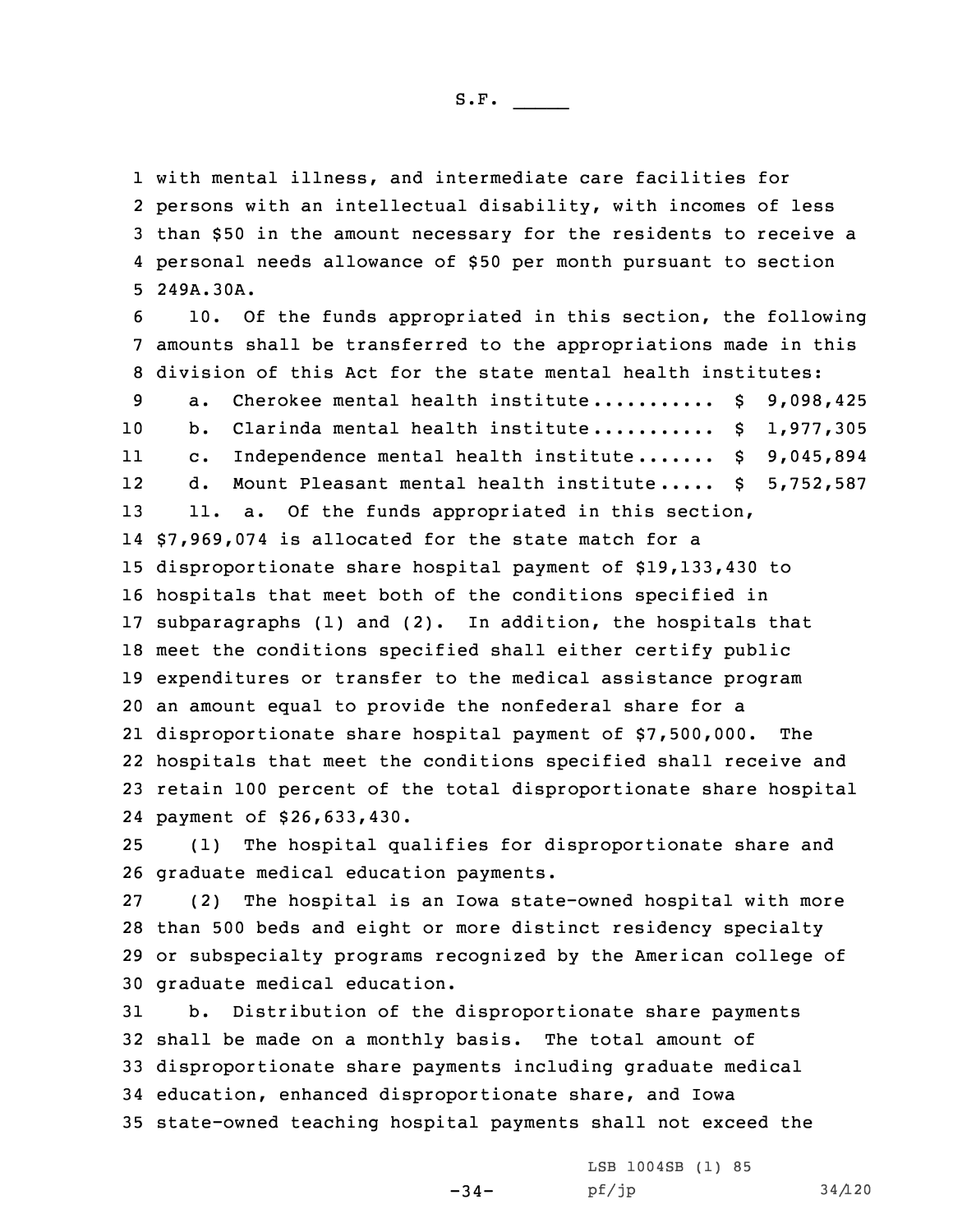with mental illness, and intermediate care facilities for persons with an intellectual disability, with incomes of less than $50 in the amount necessary for the residents to receive a personal needs allowance of $50 per month pursuant to section 249A.30A.

10. Of the funds appropriated in this section, the following amounts shall be transferred to the appropriations made in this division of this Act for the state mental health institutes:

a. Cherokee mental health institute........... $ 9,098,425

b. Clarinda mental health institute........... $ 1,977,305

c. Independence mental health institute....... $ 9,045,894

d. Mount Pleasant mental health institute..... $ 5,752,587

11. a. Of the funds appropriated in this section, $7,969,074 is allocated for the state match for a disproportionate share hospital payment of $19,133,430 to hospitals that meet both of the conditions specified in subparagraphs (1) and (2). In addition, the hospitals that meet the conditions specified shall either certify public expenditures or transfer to the medical assistance program an amount equal to provide the nonfederal share for a disproportionate share hospital payment of $7,500,000. The hospitals that meet the conditions specified shall receive and retain 100 percent of the total disproportionate share hospital payment of $26,633,430.

(1) The hospital qualifies for disproportionate share and graduate medical education payments.

(2) The hospital is an Iowa state-owned hospital with more than 500 beds and eight or more distinct residency specialty or subspecialty programs recognized by the American college of graduate medical education.

b. Distribution of the disproportionate share payments shall be made on a monthly basis. The total amount of disproportionate share payments including graduate medical education, enhanced disproportionate share, and Iowa state-owned teaching hospital payments shall not exceed the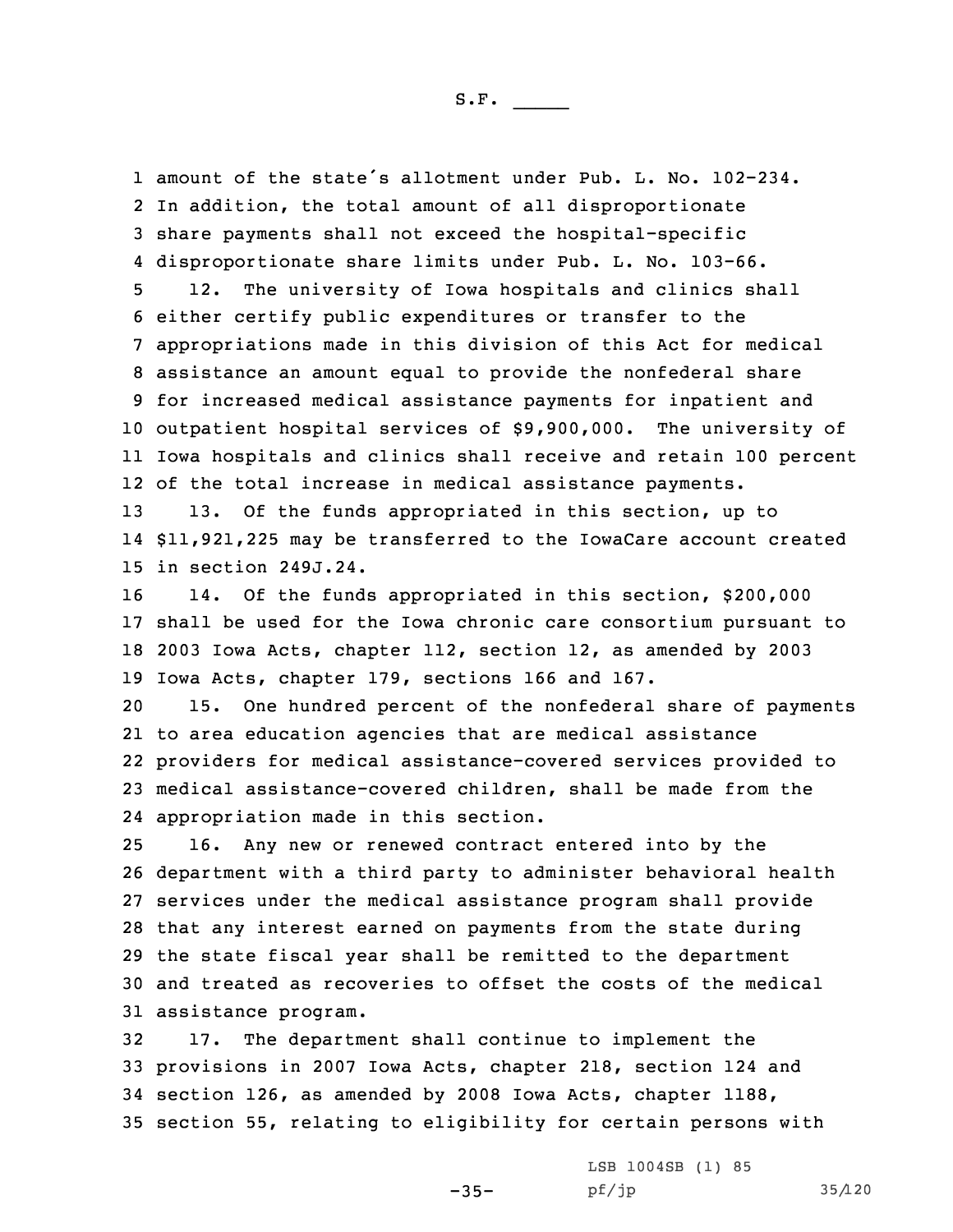amount of the state's allotment under Pub. L. No. 102-234. In addition, the total amount of all disproportionate share payments shall not exceed the hospital-specific disproportionate share limits under Pub. L. No. 103-66.

12. The university of Iowa hospitals and clinics shall either certify public expenditures or transfer to the appropriations made in this division of this Act for medical assistance an amount equal to provide the nonfederal share for increased medical assistance payments for inpatient and outpatient hospital services of $9,900,000. The university of Iowa hospitals and clinics shall receive and retain 100 percent of the total increase in medical assistance payments.

13. Of the funds appropriated in this section, up to $11,921,225 may be transferred to the IowaCare account created in section 249J.24.

14. Of the funds appropriated in this section, $200,000 shall be used for the Iowa chronic care consortium pursuant to 2003 Iowa Acts, chapter 112, section 12, as amended by 2003 Iowa Acts, chapter 179, sections 166 and 167.

15. One hundred percent of the nonfederal share of payments to area education agencies that are medical assistance providers for medical assistance-covered services provided to medical assistance-covered children, shall be made from the appropriation made in this section.

16. Any new or renewed contract entered into by the department with a third party to administer behavioral health services under the medical assistance program shall provide that any interest earned on payments from the state during the state fiscal year shall be remitted to the department and treated as recoveries to offset the costs of the medical assistance program.

17. The department shall continue to implement the provisions in 2007 Iowa Acts, chapter 218, section 124 and section 126, as amended by 2008 Iowa Acts, chapter 1188, section 55, relating to eligibility for certain persons with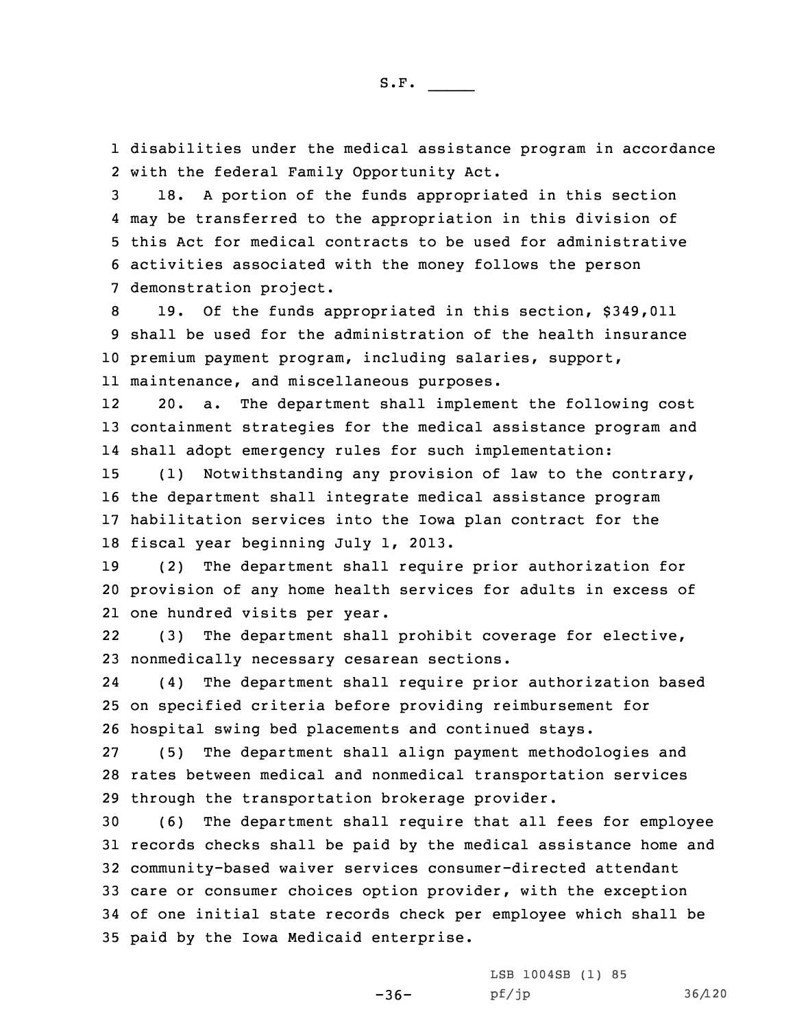disabilities under the medical assistance program in accordance with the federal Family Opportunity Act.

18. A portion of the funds appropriated in this section may be transferred to the appropriation in this division of this Act for medical contracts to be used for administrative activities associated with the money follows the person demonstration project.

19. Of the funds appropriated in this section, $349,011 shall be used for the administration of the health insurance premium payment program, including salaries, support, maintenance, and miscellaneous purposes.

20. a. The department shall implement the following cost containment strategies for the medical assistance program and shall adopt emergency rules for such implementation:

(1) Notwithstanding any provision of law to the contrary, the department shall integrate medical assistance program habilitation services into the Iowa plan contract for the fiscal year beginning July 1, 2013.

(2) The department shall require prior authorization for provision of any home health services for adults in excess of one hundred visits per year.

(3) The department shall prohibit coverage for elective, nonmedically necessary cesarean sections.

(4) The department shall require prior authorization based on specified criteria before providing reimbursement for hospital swing bed placements and continued stays.

(5) The department shall align payment methodologies and rates between medical and nonmedical transportation services through the transportation brokerage provider.

(6) The department shall require that all fees for employee records checks shall be paid by the medical assistance home and community-based waiver services consumer-directed attendant care or consumer choices option provider, with the exception of one initial state records check per employee which shall be paid by the Iowa Medicaid enterprise.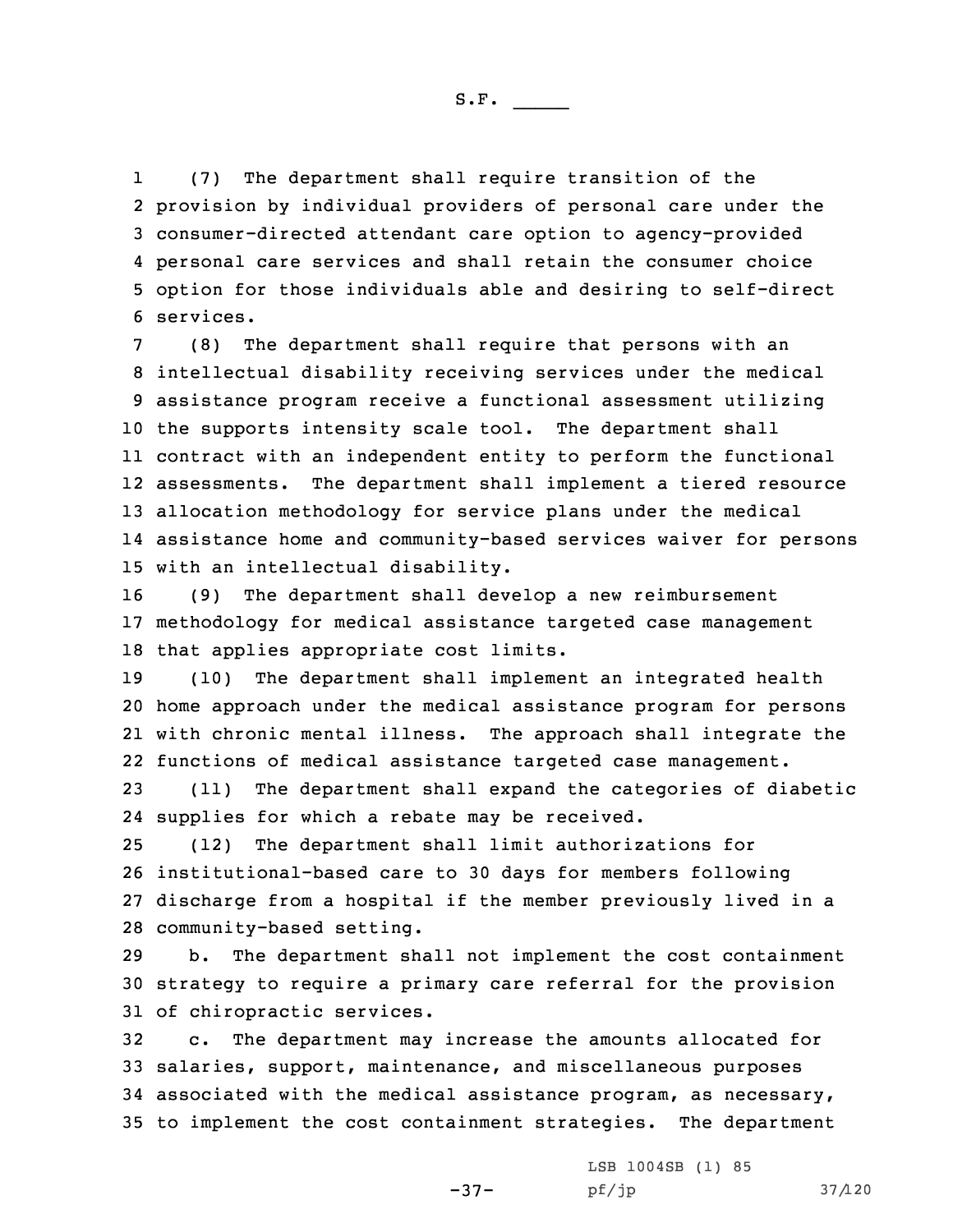(7) The department shall require transition of the provision by individual providers of personal care under the consumer-directed attendant care option to agency-provided personal care services and shall retain the consumer choice option for those individuals able and desiring to self-direct services.

(8) The department shall require that persons with an intellectual disability receiving services under the medical assistance program receive a functional assessment utilizing the supports intensity scale tool. The department shall contract with an independent entity to perform the functional assessments. The department shall implement a tiered resource allocation methodology for service plans under the medical assistance home and community-based services waiver for persons with an intellectual disability.

(9) The department shall develop a new reimbursement methodology for medical assistance targeted case management that applies appropriate cost limits.

(10) The department shall implement an integrated health home approach under the medical assistance program for persons with chronic mental illness. The approach shall integrate the functions of medical assistance targeted case management.

(11) The department shall expand the categories of diabetic supplies for which a rebate may be received.

(12) The department shall limit authorizations for institutional-based care to 30 days for members following discharge from a hospital if the member previously lived in a community-based setting.

b. The department shall not implement the cost containment strategy to require a primary care referral for the provision of chiropractic services.

c. The department may increase the amounts allocated for salaries, support, maintenance, and miscellaneous purposes associated with the medical assistance program, as necessary, to implement the cost containment strategies. The department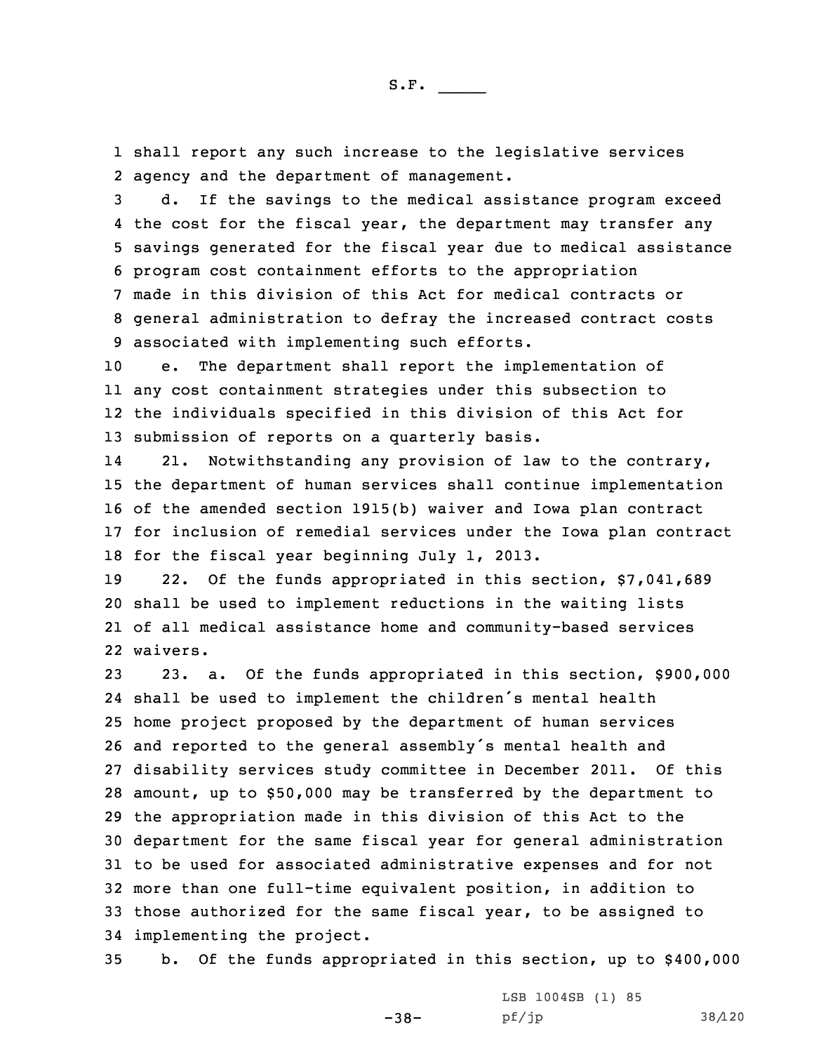shall report any such increase to the legislative services agency and the department of management.

d. If the savings to the medical assistance program exceed the cost for the fiscal year, the department may transfer any savings generated for the fiscal year due to medical assistance program cost containment efforts to the appropriation made in this division of this Act for medical contracts or general administration to defray the increased contract costs associated with implementing such efforts.

e. The department shall report the implementation of any cost containment strategies under this subsection to the individuals specified in this division of this Act for submission of reports on a quarterly basis.

21. Notwithstanding any provision of law to the contrary, the department of human services shall continue implementation of the amended section 1915(b) waiver and Iowa plan contract for inclusion of remedial services under the Iowa plan contract for the fiscal year beginning July 1, 2013.

22. Of the funds appropriated in this section, $7,041,689 shall be used to implement reductions in the waiting lists of all medical assistance home and community-based services waivers.

23. a. Of the funds appropriated in this section, $900,000 shall be used to implement the children's mental health home project proposed by the department of human services and reported to the general assembly's mental health and disability services study committee in December 2011. Of this amount, up to $50,000 may be transferred by the department to the appropriation made in this division of this Act to the department for the same fiscal year for general administration to be used for associated administrative expenses and for not more than one full-time equivalent position, in addition to those authorized for the same fiscal year, to be assigned to implementing the project.

b. Of the funds appropriated in this section, up to $400,000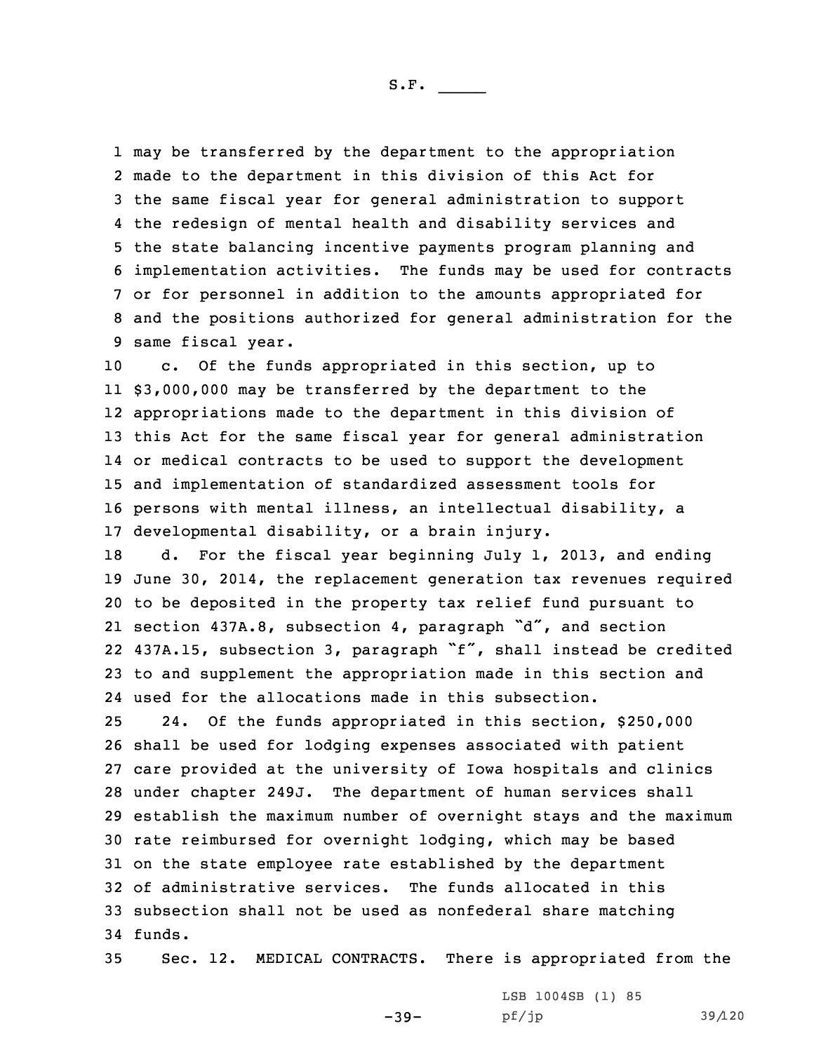may be transferred by the department to the appropriation made to the department in this division of this Act for the same fiscal year for general administration to support the redesign of mental health and disability services and the state balancing incentive payments program planning and implementation activities. The funds may be used for contracts or for personnel in addition to the amounts appropriated for and the positions authorized for general administration for the same fiscal year.

c. Of the funds appropriated in this section, up to $3,000,000 may be transferred by the department to the appropriations made to the department in this division of this Act for the same fiscal year for general administration or medical contracts to be used to support the development and implementation of standardized assessment tools for persons with mental illness, an intellectual disability, a developmental disability, or a brain injury.

d. For the fiscal year beginning July 1, 2013, and ending June 30, 2014, the replacement generation tax revenues required to be deposited in the property tax relief fund pursuant to section 437A.8, subsection 4, paragraph "d", and section 437A.15, subsection 3, paragraph "f", shall instead be credited to and supplement the appropriation made in this section and used for the allocations made in this subsection.

24. Of the funds appropriated in this section, $250,000 shall be used for lodging expenses associated with patient care provided at the university of Iowa hospitals and clinics under chapter 249J. The department of human services shall establish the maximum number of overnight stays and the maximum rate reimbursed for overnight lodging, which may be based on the state employee rate established by the department of administrative services. The funds allocated in this subsection shall not be used as nonfederal share matching funds.

Sec. 12. MEDICAL CONTRACTS. There is appropriated from the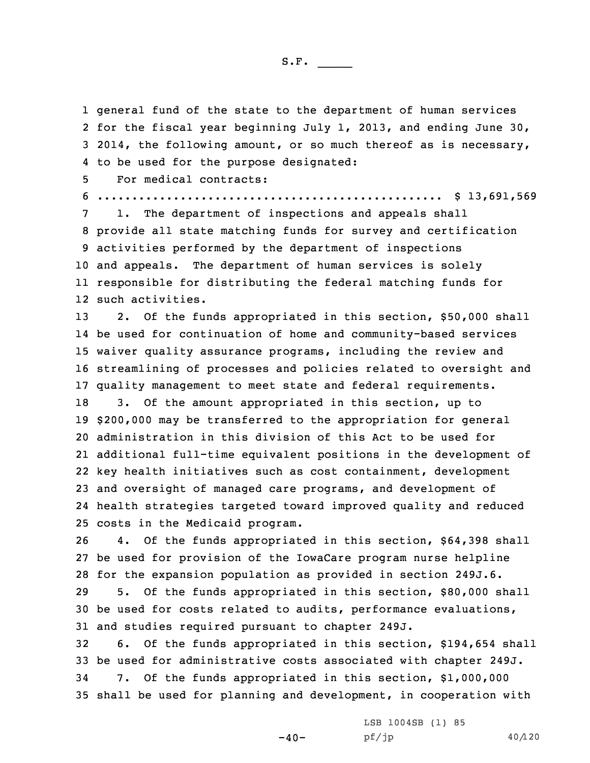general fund of the state to the department of human services for the fiscal year beginning July 1, 2013, and ending June 30, 2014, the following amount, or so much thereof as is necessary, to be used for the purpose designated:

For medical contracts:

.................................................. $ 13,691,569

1. The department of inspections and appeals shall provide all state matching funds for survey and certification activities performed by the department of inspections and appeals. The department of human services is solely responsible for distributing the federal matching funds for such activities.

2. Of the funds appropriated in this section, $50,000 shall be used for continuation of home and community-based services waiver quality assurance programs, including the review and streamlining of processes and policies related to oversight and quality management to meet state and federal requirements.

3. Of the amount appropriated in this section, up to $200,000 may be transferred to the appropriation for general administration in this division of this Act to be used for additional full-time equivalent positions in the development of key health initiatives such as cost containment, development and oversight of managed care programs, and development of health strategies targeted toward improved quality and reduced costs in the Medicaid program.

4. Of the funds appropriated in this section, $64,398 shall be used for provision of the IowaCare program nurse helpline for the expansion population as provided in section 249J.6.

5. Of the funds appropriated in this section, $80,000 shall be used for costs related to audits, performance evaluations, and studies required pursuant to chapter 249J.

6. Of the funds appropriated in this section, $194,654 shall be used for administrative costs associated with chapter 249J.

7. Of the funds appropriated in this section, $1,000,000 shall be used for planning and development, in cooperation with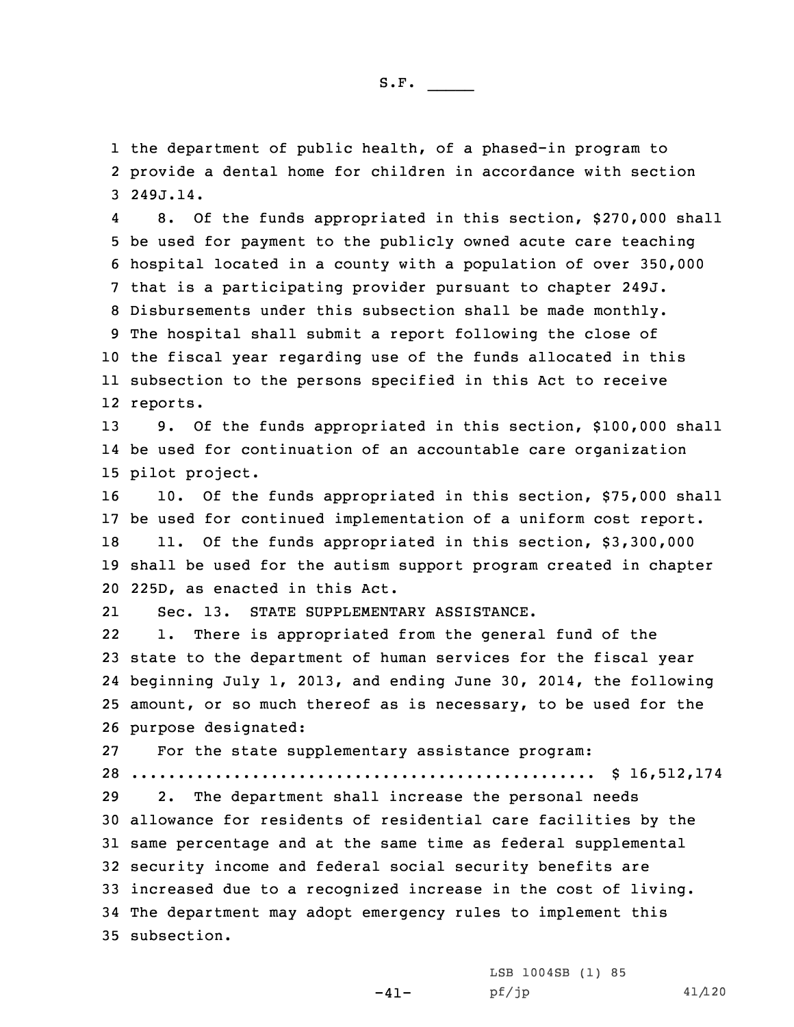the department of public health, of a phased-in program to provide a dental home for children in accordance with section 249J.14.

8. Of the funds appropriated in this section, $270,000 shall be used for payment to the publicly owned acute care teaching hospital located in a county with a population of over 350,000 that is a participating provider pursuant to chapter 249J. Disbursements under this subsection shall be made monthly. The hospital shall submit a report following the close of the fiscal year regarding use of the funds allocated in this subsection to the persons specified in this Act to receive reports.

9. Of the funds appropriated in this section, $100,000 shall be used for continuation of an accountable care organization pilot project.

10. Of the funds appropriated in this section, $75,000 shall be used for continued implementation of a uniform cost report.

11. Of the funds appropriated in this section, $3,300,000 shall be used for the autism support program created in chapter 225D, as enacted in this Act.

Sec. 13. STATE SUPPLEMENTARY ASSISTANCE.

1. There is appropriated from the general fund of the state to the department of human services for the fiscal year beginning July 1, 2013, and ending June 30, 2014, the following amount, or so much thereof as is necessary, to be used for the purpose designated:

For the state supplementary assistance program:

.................................................. $ 16,512,174

2. The department shall increase the personal needs allowance for residents of residential care facilities by the same percentage and at the same time as federal supplemental security income and federal social security benefits are increased due to a recognized increase in the cost of living. The department may adopt emergency rules to implement this subsection.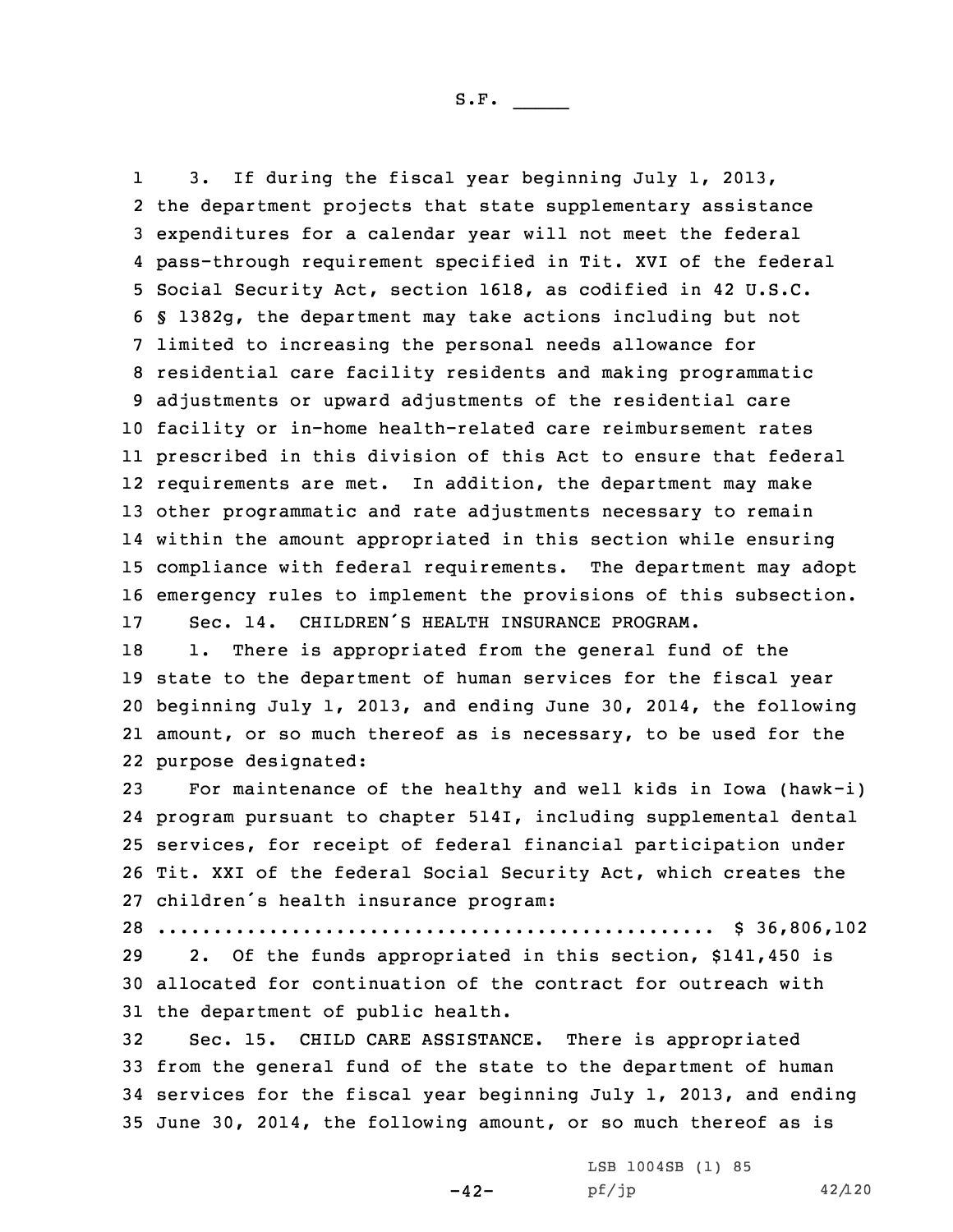3. If during the fiscal year beginning July 1, 2013, the department projects that state supplementary assistance expenditures for a calendar year will not meet the federal pass-through requirement specified in Tit. XVI of the federal Social Security Act, section 1618, as codified in 42 U.S.C. § 1382g, the department may take actions including but not limited to increasing the personal needs allowance for residential care facility residents and making programmatic adjustments or upward adjustments of the residential care facility or in-home health-related care reimbursement rates prescribed in this division of this Act to ensure that federal requirements are met. In addition, the department may make other programmatic and rate adjustments necessary to remain within the amount appropriated in this section while ensuring compliance with federal requirements. The department may adopt emergency rules to implement the provisions of this subsection.

Sec. 14. CHILDREN'S HEALTH INSURANCE PROGRAM.

1. There is appropriated from the general fund of the state to the department of human services for the fiscal year beginning July 1, 2013, and ending June 30, 2014, the following amount, or so much thereof as is necessary, to be used for the purpose designated:

For maintenance of the healthy and well kids in Iowa (hawk-i) program pursuant to chapter 514I, including supplemental dental services, for receipt of federal financial participation under Tit. XXI of the federal Social Security Act, which creates the children's health insurance program:

.................................................. $ 36,806,102

2. Of the funds appropriated in this section, $141,450 is allocated for continuation of the contract for outreach with the department of public health.

Sec. 15. CHILD CARE ASSISTANCE. There is appropriated from the general fund of the state to the department of human services for the fiscal year beginning July 1, 2013, and ending June 30, 2014, the following amount, or so much thereof as is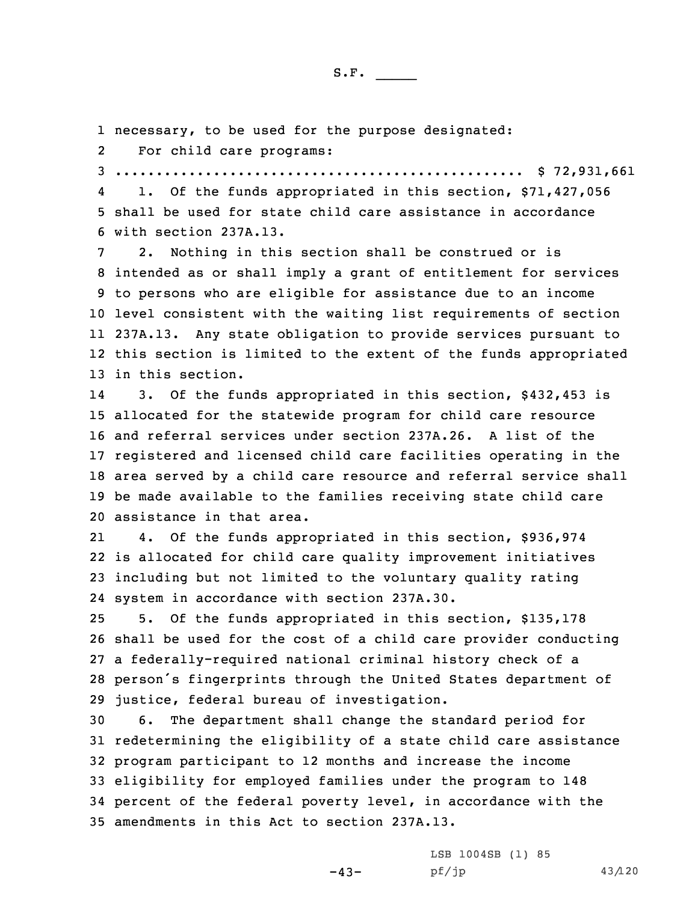necessary, to be used for the purpose designated:

For child care programs:

.................................................. $ 72,931,661

1. Of the funds appropriated in this section, $71,427,056 shall be used for state child care assistance in accordance with section 237A.13.

2. Nothing in this section shall be construed or is intended as or shall imply a grant of entitlement for services to persons who are eligible for assistance due to an income level consistent with the waiting list requirements of section 237A.13. Any state obligation to provide services pursuant to this section is limited to the extent of the funds appropriated in this section.

3. Of the funds appropriated in this section, $432,453 is allocated for the statewide program for child care resource and referral services under section 237A.26. A list of the registered and licensed child care facilities operating in the area served by a child care resource and referral service shall be made available to the families receiving state child care assistance in that area.

4. Of the funds appropriated in this section, $936,974 is allocated for child care quality improvement initiatives including but not limited to the voluntary quality rating system in accordance with section 237A.30.

5. Of the funds appropriated in this section, $135,178 shall be used for the cost of a child care provider conducting a federally-required national criminal history check of a person's fingerprints through the United States department of justice, federal bureau of investigation.

6. The department shall change the standard period for redetermining the eligibility of a state child care assistance program participant to 12 months and increase the income eligibility for employed families under the program to 148 percent of the federal poverty level, in accordance with the amendments in this Act to section 237A.13.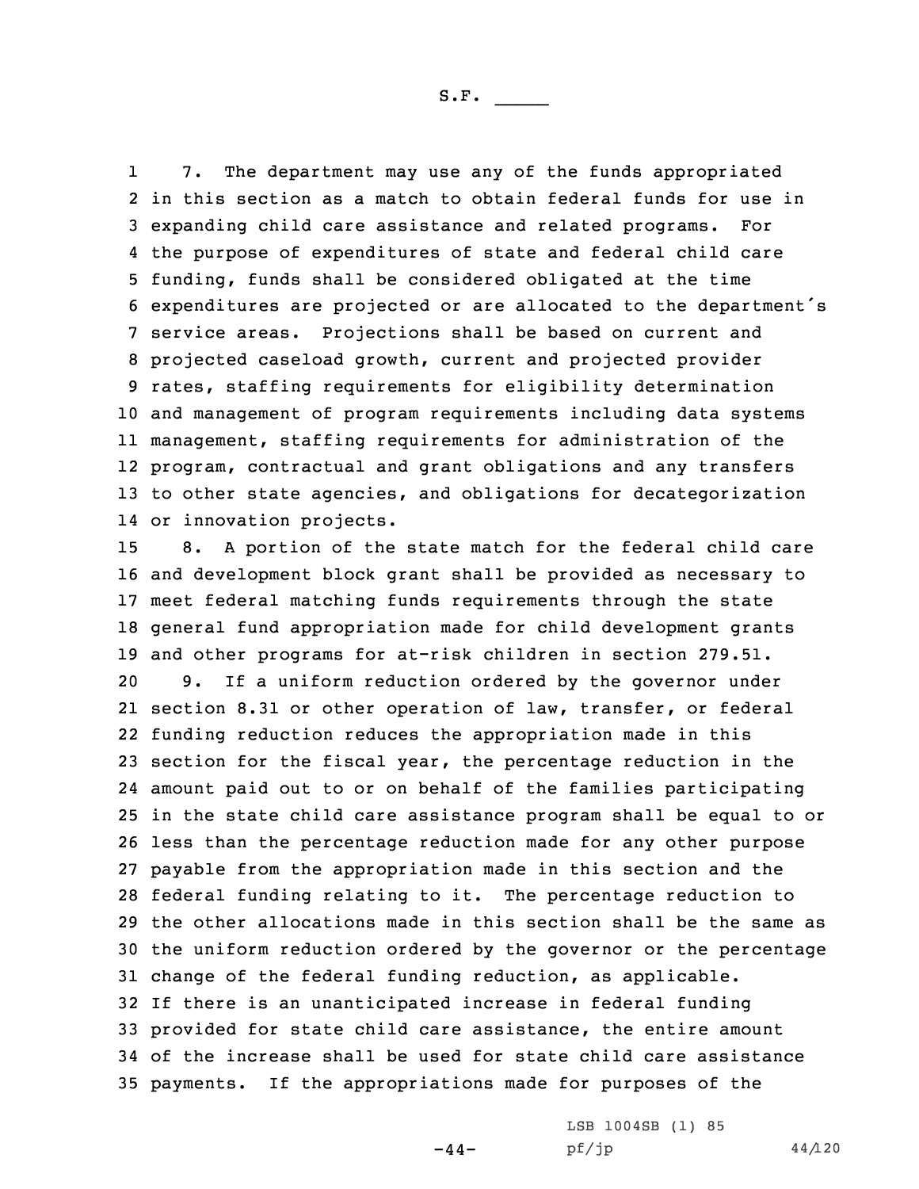7. The department may use any of the funds appropriated in this section as a match to obtain federal funds for use in expanding child care assistance and related programs. For the purpose of expenditures of state and federal child care funding, funds shall be considered obligated at the time expenditures are projected or are allocated to the department's service areas. Projections shall be based on current and projected caseload growth, current and projected provider rates, staffing requirements for eligibility determination and management of program requirements including data systems management, staffing requirements for administration of the program, contractual and grant obligations and any transfers to other state agencies, and obligations for decategorization or innovation projects.

8. A portion of the state match for the federal child care and development block grant shall be provided as necessary to meet federal matching funds requirements through the state general fund appropriation made for child development grants and other programs for at-risk children in section 279.51.

9. If a uniform reduction ordered by the governor under section 8.31 or other operation of law, transfer, or federal funding reduction reduces the appropriation made in this section for the fiscal year, the percentage reduction in the amount paid out to or on behalf of the families participating in the state child care assistance program shall be equal to or less than the percentage reduction made for any other purpose payable from the appropriation made in this section and the federal funding relating to it. The percentage reduction to the other allocations made in this section shall be the same as the uniform reduction ordered by the governor or the percentage change of the federal funding reduction, as applicable. If there is an unanticipated increase in federal funding provided for state child care assistance, the entire amount of the increase shall be used for state child care assistance payments. If the appropriations made for purposes of the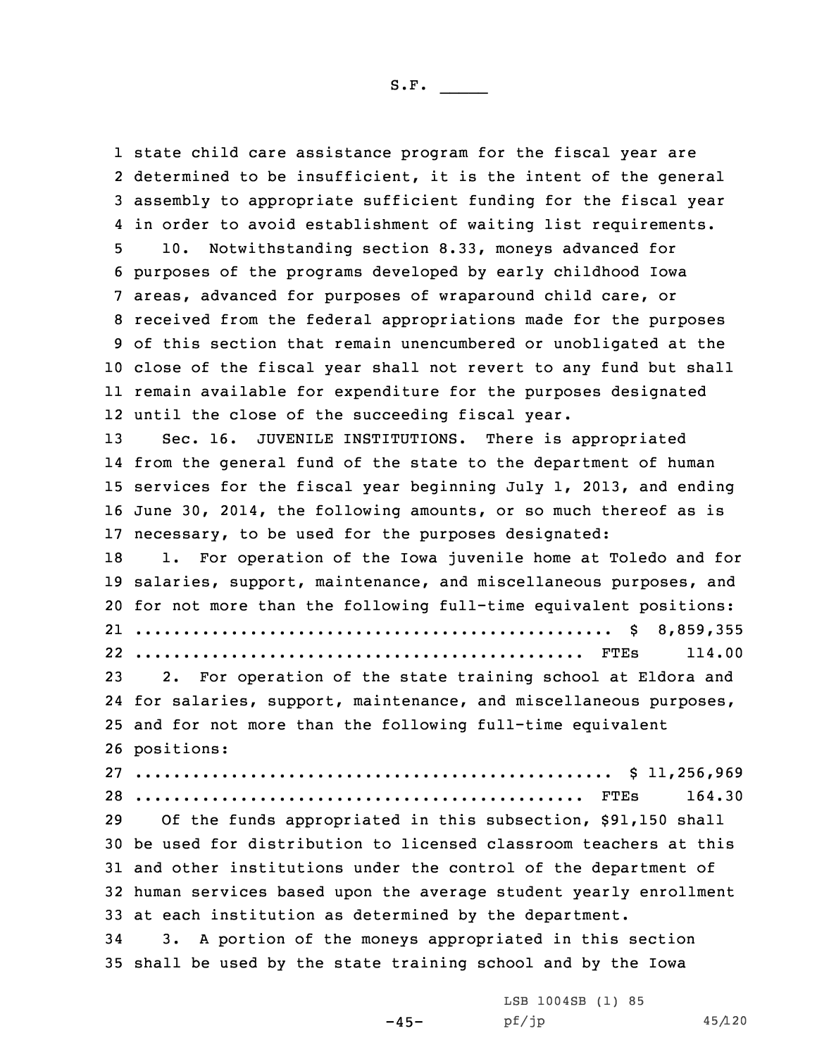state child care assistance program for the fiscal year are determined to be insufficient, it is the intent of the general assembly to appropriate sufficient funding for the fiscal year in order to avoid establishment of waiting list requirements.

10. Notwithstanding section 8.33, moneys advanced for purposes of the programs developed by early childhood Iowa areas, advanced for purposes of wraparound child care, or received from the federal appropriations made for the purposes of this section that remain unencumbered or unobligated at the close of the fiscal year shall not revert to any fund but shall remain available for expenditure for the purposes designated until the close of the succeeding fiscal year.

Sec. 16. JUVENILE INSTITUTIONS. There is appropriated from the general fund of the state to the department of human services for the fiscal year beginning July 1, 2013, and ending June 30, 2014, the following amounts, or so much thereof as is necessary, to be used for the purposes designated:

1. For operation of the Iowa juvenile home at Toledo and for salaries, support, maintenance, and miscellaneous purposes, and for not more than the following full-time equivalent positions:

.................................................. $ 8,859,355
............................................... FTEs 114.00

2. For operation of the state training school at Eldora and for salaries, support, maintenance, and miscellaneous purposes, and for not more than the following full-time equivalent positions:

.................................................. $ 11,256,969
............................................... FTEs 164.30

Of the funds appropriated in this subsection, $91,150 shall be used for distribution to licensed classroom teachers at this and other institutions under the control of the department of human services based upon the average student yearly enrollment at each institution as determined by the department.

3. A portion of the moneys appropriated in this section shall be used by the state training school and by the Iowa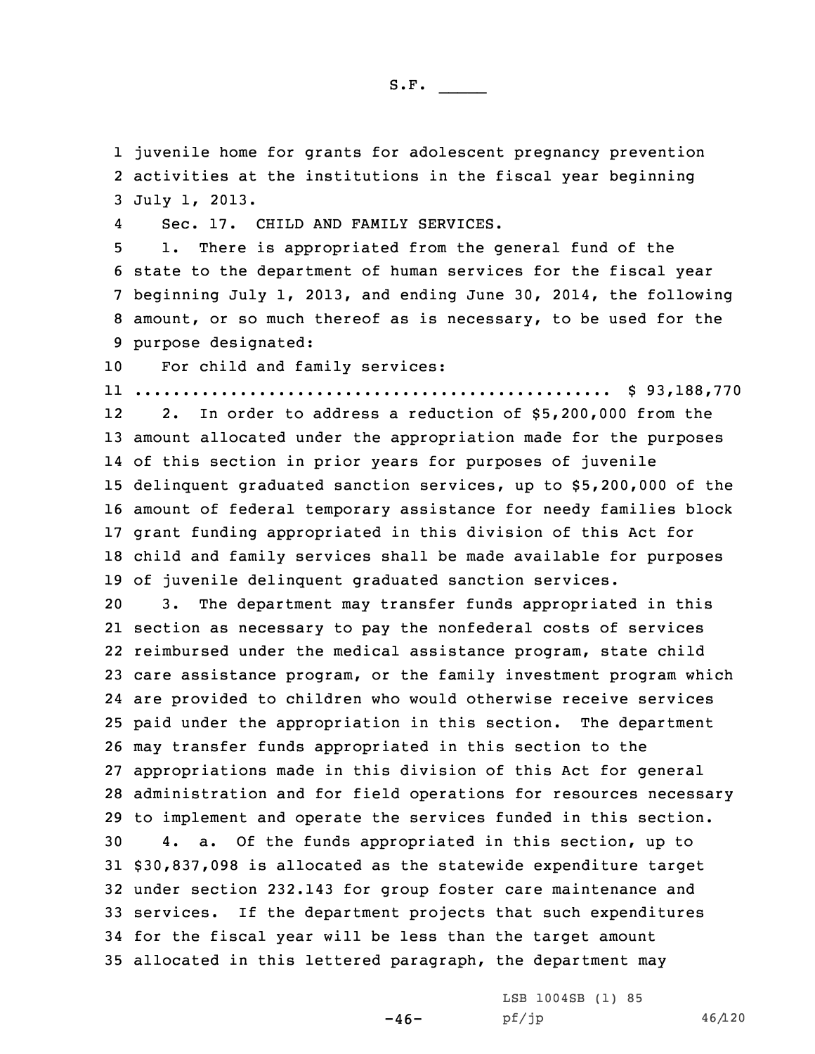juvenile home for grants for adolescent pregnancy prevention activities at the institutions in the fiscal year beginning July 1, 2013.

Sec. 17. CHILD AND FAMILY SERVICES.

1. There is appropriated from the general fund of the state to the department of human services for the fiscal year beginning July 1, 2013, and ending June 30, 2014, the following amount, or so much thereof as is necessary, to be used for the purpose designated:

For child and family services:

.................................................. $ 93,188,770

2. In order to address a reduction of $5,200,000 from the amount allocated under the appropriation made for the purposes of this section in prior years for purposes of juvenile delinquent graduated sanction services, up to $5,200,000 of the amount of federal temporary assistance for needy families block grant funding appropriated in this division of this Act for child and family services shall be made available for purposes of juvenile delinquent graduated sanction services.

3. The department may transfer funds appropriated in this section as necessary to pay the nonfederal costs of services reimbursed under the medical assistance program, state child care assistance program, or the family investment program which are provided to children who would otherwise receive services paid under the appropriation in this section. The department may transfer funds appropriated in this section to the appropriations made in this division of this Act for general administration and for field operations for resources necessary to implement and operate the services funded in this section.

4. a. Of the funds appropriated in this section, up to $30,837,098 is allocated as the statewide expenditure target under section 232.143 for group foster care maintenance and services. If the department projects that such expenditures for the fiscal year will be less than the target amount allocated in this lettered paragraph, the department may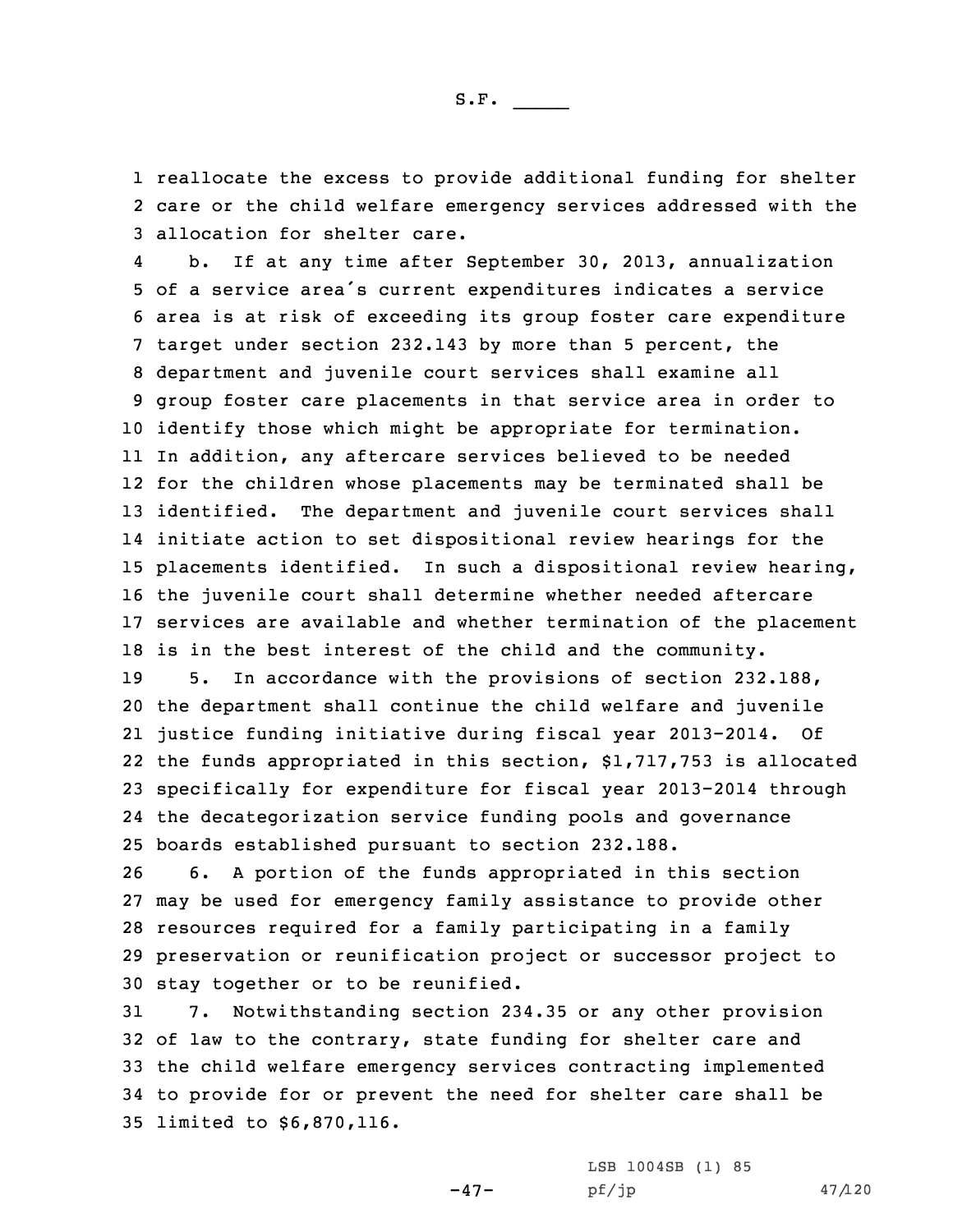reallocate the excess to provide additional funding for shelter care or the child welfare emergency services addressed with the allocation for shelter care.

b. If at any time after September 30, 2013, annualization of a service area's current expenditures indicates a service area is at risk of exceeding its group foster care expenditure target under section 232.143 by more than 5 percent, the department and juvenile court services shall examine all group foster care placements in that service area in order to identify those which might be appropriate for termination. In addition, any aftercare services believed to be needed for the children whose placements may be terminated shall be identified. The department and juvenile court services shall initiate action to set dispositional review hearings for the placements identified. In such a dispositional review hearing, the juvenile court shall determine whether needed aftercare services are available and whether termination of the placement is in the best interest of the child and the community.

5. In accordance with the provisions of section 232.188, the department shall continue the child welfare and juvenile justice funding initiative during fiscal year 2013-2014. Of the funds appropriated in this section, $1,717,753 is allocated specifically for expenditure for fiscal year 2013-2014 through the decategorization service funding pools and governance boards established pursuant to section 232.188.

6. A portion of the funds appropriated in this section may be used for emergency family assistance to provide other resources required for a family participating in a family preservation or reunification project or successor project to stay together or to be reunified.

7. Notwithstanding section 234.35 or any other provision of law to the contrary, state funding for shelter care and the child welfare emergency services contracting implemented to provide for or prevent the need for shelter care shall be limited to $6,870,116.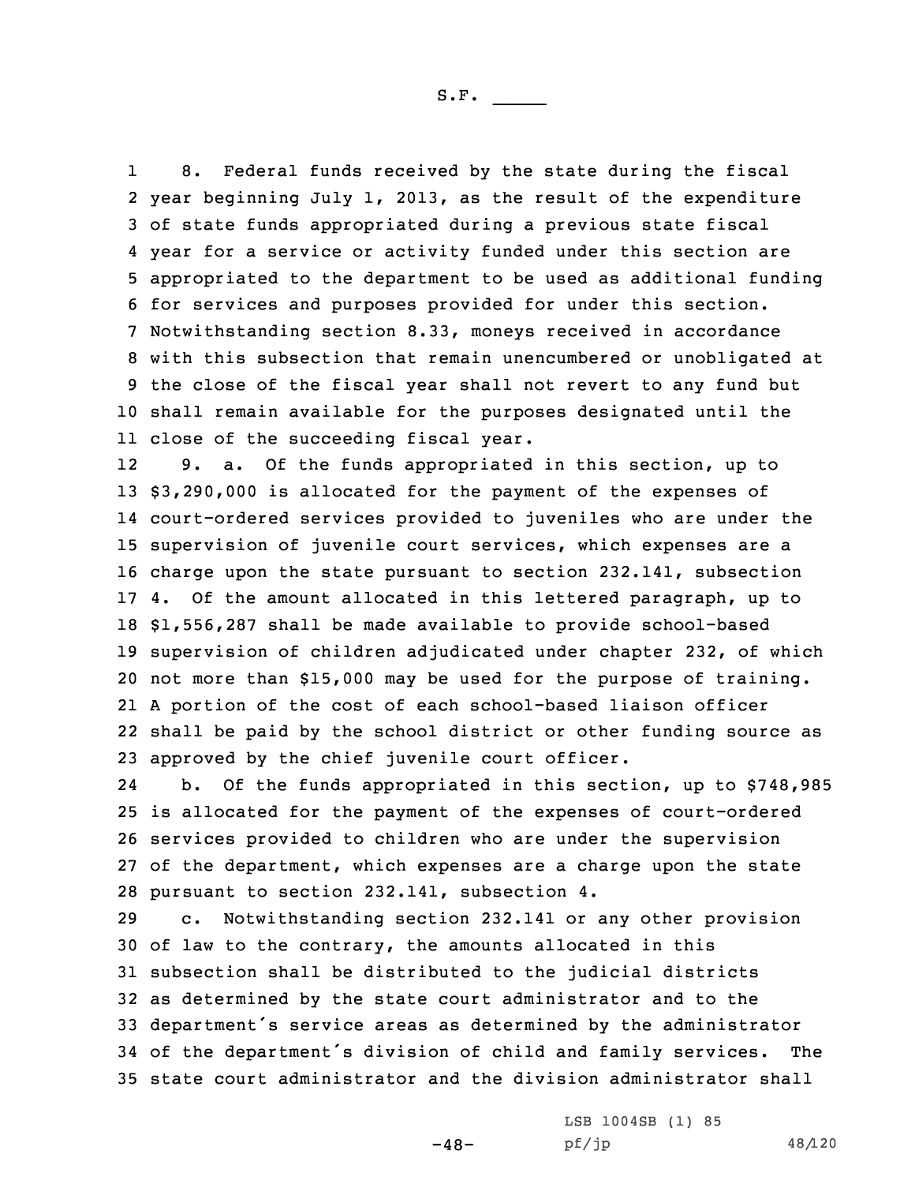8. Federal funds received by the state during the fiscal year beginning July 1, 2013, as the result of the expenditure of state funds appropriated during a previous state fiscal year for a service or activity funded under this section are appropriated to the department to be used as additional funding for services and purposes provided for under this section. Notwithstanding section 8.33, moneys received in accordance with this subsection that remain unencumbered or unobligated at the close of the fiscal year shall not revert to any fund but shall remain available for the purposes designated until the close of the succeeding fiscal year.

9. a. Of the funds appropriated in this section, up to $3,290,000 is allocated for the payment of the expenses of court-ordered services provided to juveniles who are under the supervision of juvenile court services, which expenses are a charge upon the state pursuant to section 232.141, subsection 4. Of the amount allocated in this lettered paragraph, up to $1,556,287 shall be made available to provide school-based supervision of children adjudicated under chapter 232, of which not more than $15,000 may be used for the purpose of training. A portion of the cost of each school-based liaison officer shall be paid by the school district or other funding source as approved by the chief juvenile court officer.

b. Of the funds appropriated in this section, up to $748,985 is allocated for the payment of the expenses of court-ordered services provided to children who are under the supervision of the department, which expenses are a charge upon the state pursuant to section 232.141, subsection 4.

c. Notwithstanding section 232.141 or any other provision of law to the contrary, the amounts allocated in this subsection shall be distributed to the judicial districts as determined by the state court administrator and to the department's service areas as determined by the administrator of the department's division of child and family services. The state court administrator and the division administrator shall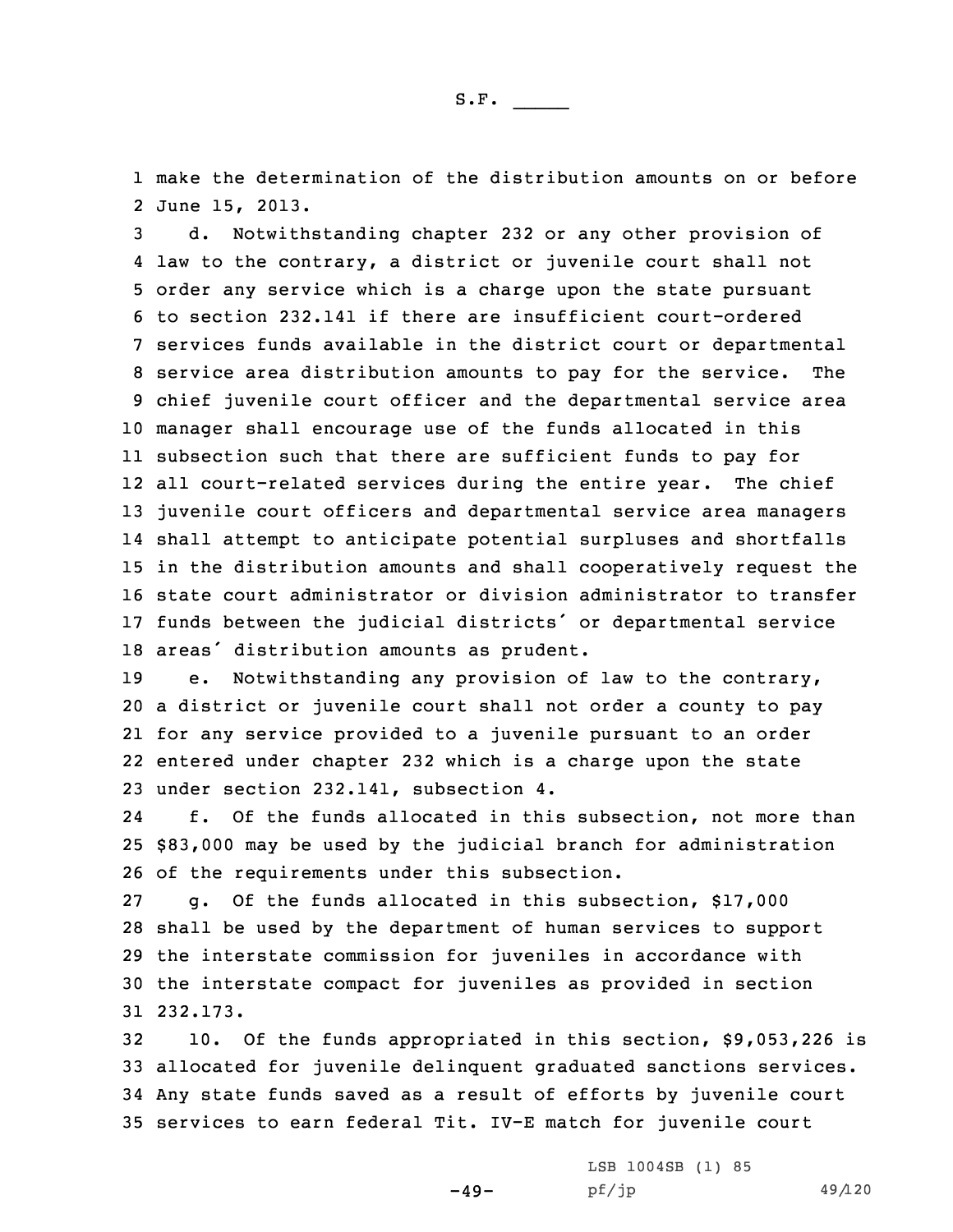make the determination of the distribution amounts on or before June 15, 2013.

d. Notwithstanding chapter 232 or any other provision of law to the contrary, a district or juvenile court shall not order any service which is a charge upon the state pursuant to section 232.141 if there are insufficient court-ordered services funds available in the district court or departmental service area distribution amounts to pay for the service. The chief juvenile court officer and the departmental service area manager shall encourage use of the funds allocated in this subsection such that there are sufficient funds to pay for all court-related services during the entire year. The chief juvenile court officers and departmental service area managers shall attempt to anticipate potential surpluses and shortfalls in the distribution amounts and shall cooperatively request the state court administrator or division administrator to transfer funds between the judicial districts' or departmental service areas' distribution amounts as prudent.

e. Notwithstanding any provision of law to the contrary, a district or juvenile court shall not order a county to pay for any service provided to a juvenile pursuant to an order entered under chapter 232 which is a charge upon the state under section 232.141, subsection 4.

f. Of the funds allocated in this subsection, not more than $83,000 may be used by the judicial branch for administration of the requirements under this subsection.

g. Of the funds allocated in this subsection, $17,000 shall be used by the department of human services to support the interstate commission for juveniles in accordance with the interstate compact for juveniles as provided in section 232.173.

10. Of the funds appropriated in this section, $9,053,226 is allocated for juvenile delinquent graduated sanctions services. Any state funds saved as a result of efforts by juvenile court services to earn federal Tit. IV-E match for juvenile court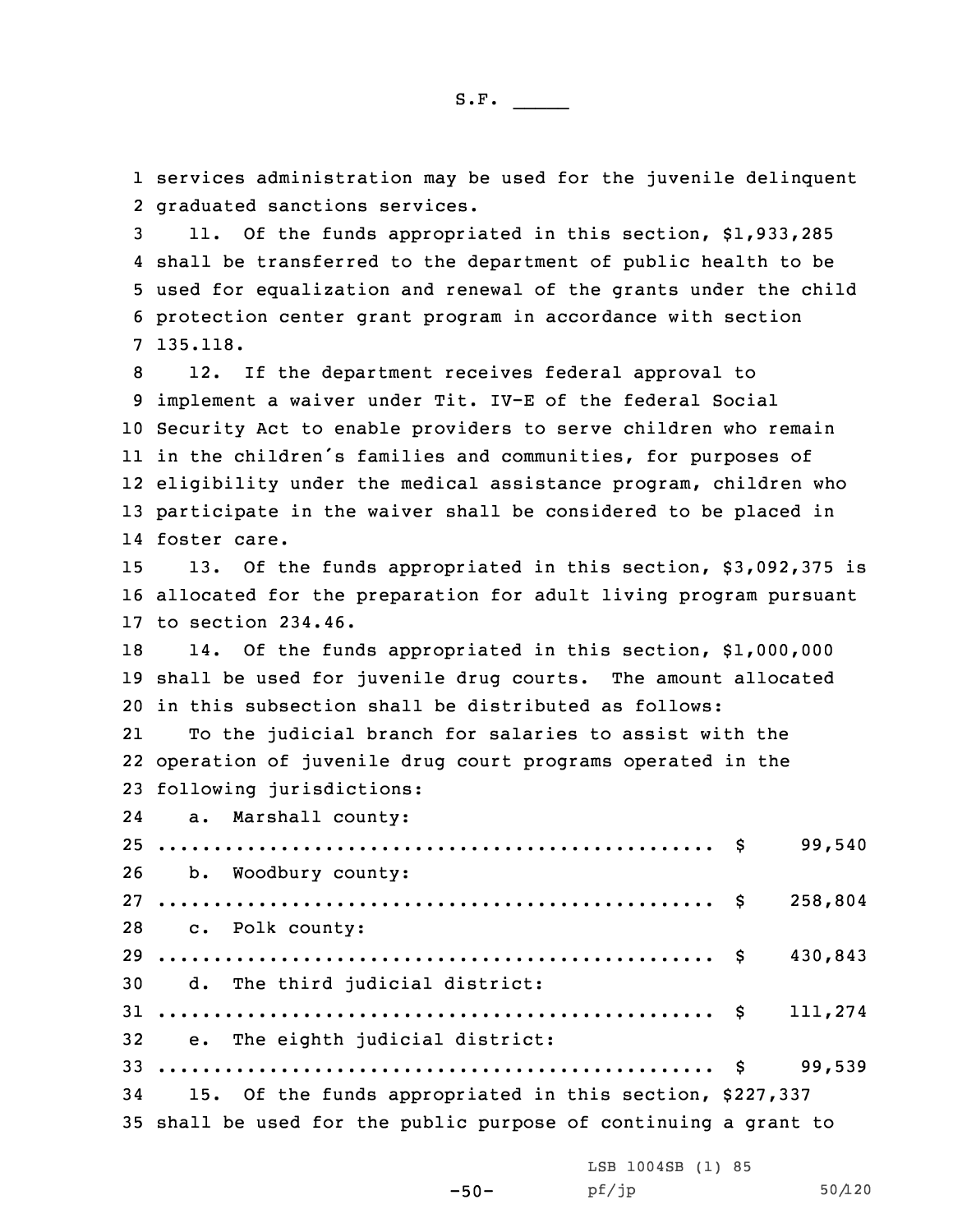services administration may be used for the juvenile delinquent graduated sanctions services.

11. Of the funds appropriated in this section, $1,933,285 shall be transferred to the department of public health to be used for equalization and renewal of the grants under the child protection center grant program in accordance with section 135.118.

12. If the department receives federal approval to implement a waiver under Tit. IV-E of the federal Social Security Act to enable providers to serve children who remain in the children's families and communities, for purposes of eligibility under the medical assistance program, children who participate in the waiver shall be considered to be placed in foster care.

13. Of the funds appropriated in this section, $3,092,375 is allocated for the preparation for adult living program pursuant to section 234.46.

14. Of the funds appropriated in this section, $1,000,000 shall be used for juvenile drug courts. The amount allocated in this subsection shall be distributed as follows:

To the judicial branch for salaries to assist with the operation of juvenile drug court programs operated in the following jurisdictions:

a. Marshall county:
.................................................. $ 99,540

b. Woodbury county:
.................................................. $ 258,804

c. Polk county:
.................................................. $ 430,843

d. The third judicial district:
.................................................. $ 111,274

e. The eighth judicial district:
.................................................. $ 99,539

15. Of the funds appropriated in this section, $227,337 shall be used for the public purpose of continuing a grant to

LSB 1004SB (1) 85
pf/jp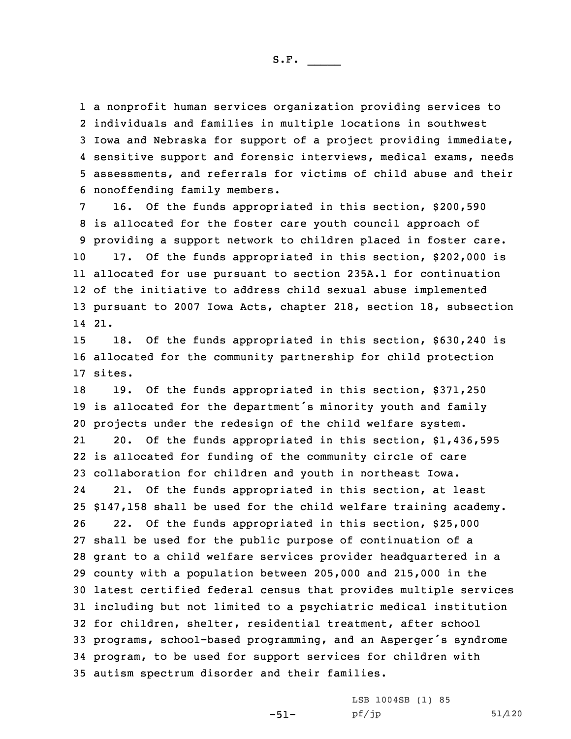a nonprofit human services organization providing services to individuals and families in multiple locations in southwest Iowa and Nebraska for support of a project providing immediate, sensitive support and forensic interviews, medical exams, needs assessments, and referrals for victims of child abuse and their nonoffending family members.

16. Of the funds appropriated in this section, $200,590 is allocated for the foster care youth council approach of providing a support network to children placed in foster care.

17. Of the funds appropriated in this section, $202,000 is allocated for use pursuant to section 235A.1 for continuation of the initiative to address child sexual abuse implemented pursuant to 2007 Iowa Acts, chapter 218, section 18, subsection 21.

18. Of the funds appropriated in this section, $630,240 is allocated for the community partnership for child protection sites.

19. Of the funds appropriated in this section, $371,250 is allocated for the department's minority youth and family projects under the redesign of the child welfare system.

20. Of the funds appropriated in this section, $1,436,595 is allocated for funding of the community circle of care collaboration for children and youth in northeast Iowa.

21. Of the funds appropriated in this section, at least $147,158 shall be used for the child welfare training academy.

22. Of the funds appropriated in this section, $25,000 shall be used for the public purpose of continuation of a grant to a child welfare services provider headquartered in a county with a population between 205,000 and 215,000 in the latest certified federal census that provides multiple services including but not limited to a psychiatric medical institution for children, shelter, residential treatment, after school programs, school-based programming, and an Asperger's syndrome program, to be used for support services for children with autism spectrum disorder and their families.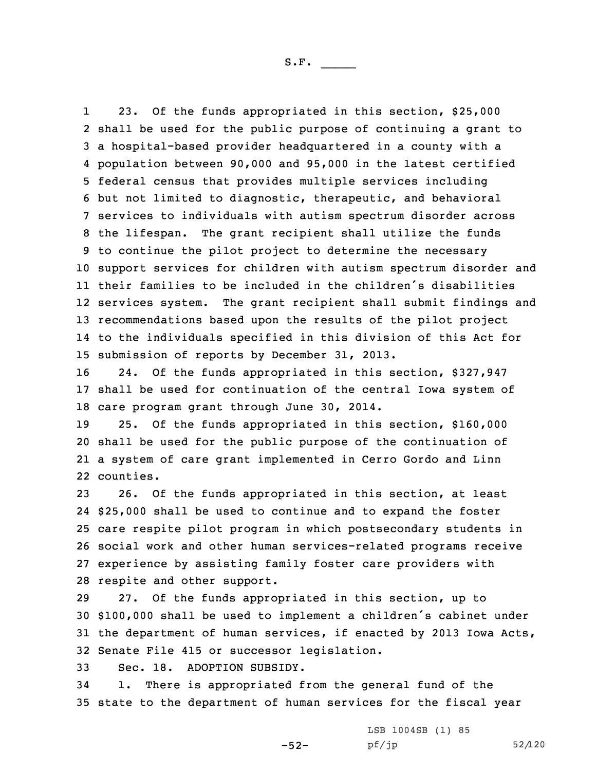23. Of the funds appropriated in this section, $25,000 shall be used for the public purpose of continuing a grant to a hospital-based provider headquartered in a county with a population between 90,000 and 95,000 in the latest certified federal census that provides multiple services including but not limited to diagnostic, therapeutic, and behavioral services to individuals with autism spectrum disorder across the lifespan. The grant recipient shall utilize the funds to continue the pilot project to determine the necessary support services for children with autism spectrum disorder and their families to be included in the children's disabilities services system. The grant recipient shall submit findings and recommendations based upon the results of the pilot project to the individuals specified in this division of this Act for submission of reports by December 31, 2013.

24. Of the funds appropriated in this section, $327,947 shall be used for continuation of the central Iowa system of care program grant through June 30, 2014.

25. Of the funds appropriated in this section, $160,000 shall be used for the public purpose of the continuation of a system of care grant implemented in Cerro Gordo and Linn counties.

26. Of the funds appropriated in this section, at least $25,000 shall be used to continue and to expand the foster care respite pilot program in which postsecondary students in social work and other human services-related programs receive experience by assisting family foster care providers with respite and other support.

27. Of the funds appropriated in this section, up to $100,000 shall be used to implement a children's cabinet under the department of human services, if enacted by 2013 Iowa Acts, Senate File 415 or successor legislation.

Sec. 18. ADOPTION SUBSIDY.

1. There is appropriated from the general fund of the state to the department of human services for the fiscal year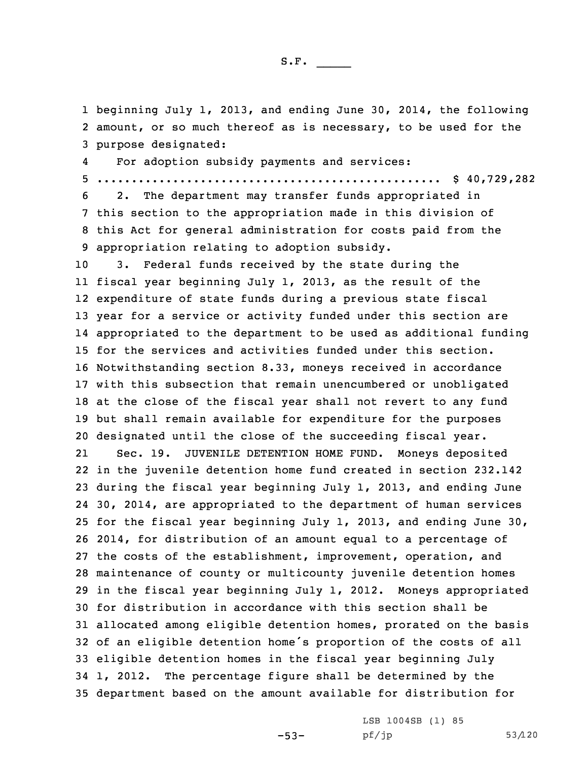beginning July 1, 2013, and ending June 30, 2014, the following amount, or so much thereof as is necessary, to be used for the purpose designated:

For adoption subsidy payments and services:
.................................................. $ 40,729,282

2. The department may transfer funds appropriated in this section to the appropriation made in this division of this Act for general administration for costs paid from the appropriation relating to adoption subsidy.

3. Federal funds received by the state during the fiscal year beginning July 1, 2013, as the result of the expenditure of state funds during a previous state fiscal year for a service or activity funded under this section are appropriated to the department to be used as additional funding for the services and activities funded under this section. Notwithstanding section 8.33, moneys received in accordance with this subsection that remain unencumbered or unobligated at the close of the fiscal year shall not revert to any fund but shall remain available for expenditure for the purposes designated until the close of the succeeding fiscal year.

Sec. 19. JUVENILE DETENTION HOME FUND. Moneys deposited in the juvenile detention home fund created in section 232.142 during the fiscal year beginning July 1, 2013, and ending June 30, 2014, are appropriated to the department of human services for the fiscal year beginning July 1, 2013, and ending June 30, 2014, for distribution of an amount equal to a percentage of the costs of the establishment, improvement, operation, and maintenance of county or multicounty juvenile detention homes in the fiscal year beginning July 1, 2012. Moneys appropriated for distribution in accordance with this section shall be allocated among eligible detention homes, prorated on the basis of an eligible detention home's proportion of the costs of all eligible detention homes in the fiscal year beginning July 1, 2012. The percentage figure shall be determined by the department based on the amount available for distribution for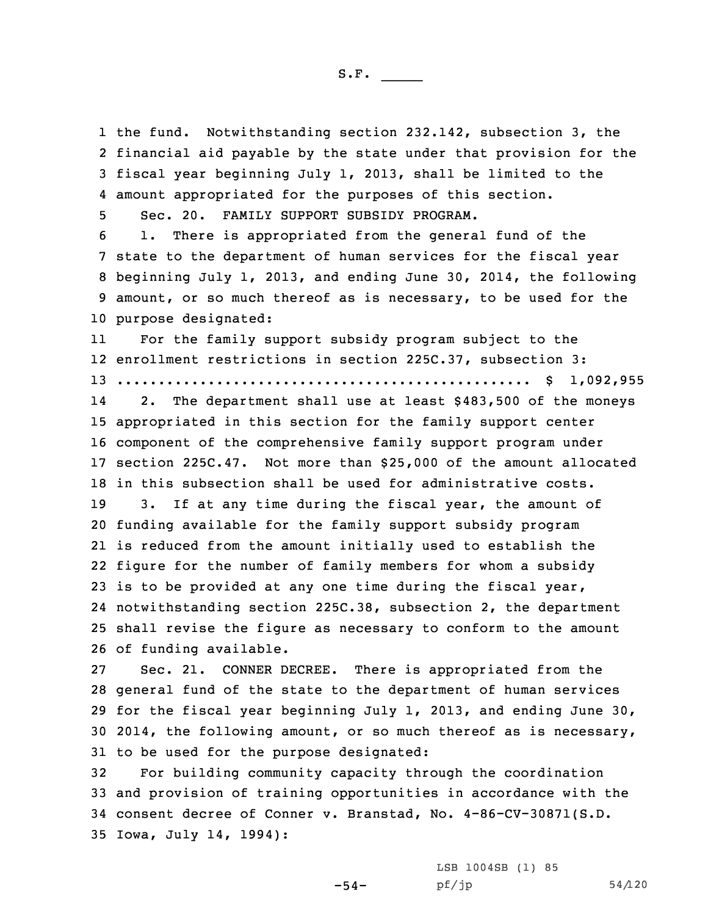the fund. Notwithstanding section 232.142, subsection 3, the financial aid payable by the state under that provision for the fiscal year beginning July 1, 2013, shall be limited to the amount appropriated for the purposes of this section.

Sec. 20. FAMILY SUPPORT SUBSIDY PROGRAM.

1. There is appropriated from the general fund of the state to the department of human services for the fiscal year beginning July 1, 2013, and ending June 30, 2014, the following amount, or so much thereof as is necessary, to be used for the purpose designated:

For the family support subsidy program subject to the enrollment restrictions in section 225C.37, subsection 3:

.................................................. $ 1,092,955

2. The department shall use at least $483,500 of the moneys appropriated in this section for the family support center component of the comprehensive family support program under section 225C.47. Not more than $25,000 of the amount allocated in this subsection shall be used for administrative costs.

3. If at any time during the fiscal year, the amount of funding available for the family support subsidy program is reduced from the amount initially used to establish the figure for the number of family members for whom a subsidy is to be provided at any one time during the fiscal year, notwithstanding section 225C.38, subsection 2, the department shall revise the figure as necessary to conform to the amount of funding available.

Sec. 21. CONNER DECREE. There is appropriated from the general fund of the state to the department of human services for the fiscal year beginning July 1, 2013, and ending June 30, 2014, the following amount, or so much thereof as is necessary, to be used for the purpose designated:

For building community capacity through the coordination and provision of training opportunities in accordance with the consent decree of Conner v. Branstad, No. 4-86-CV-30871(S.D. Iowa, July 14, 1994):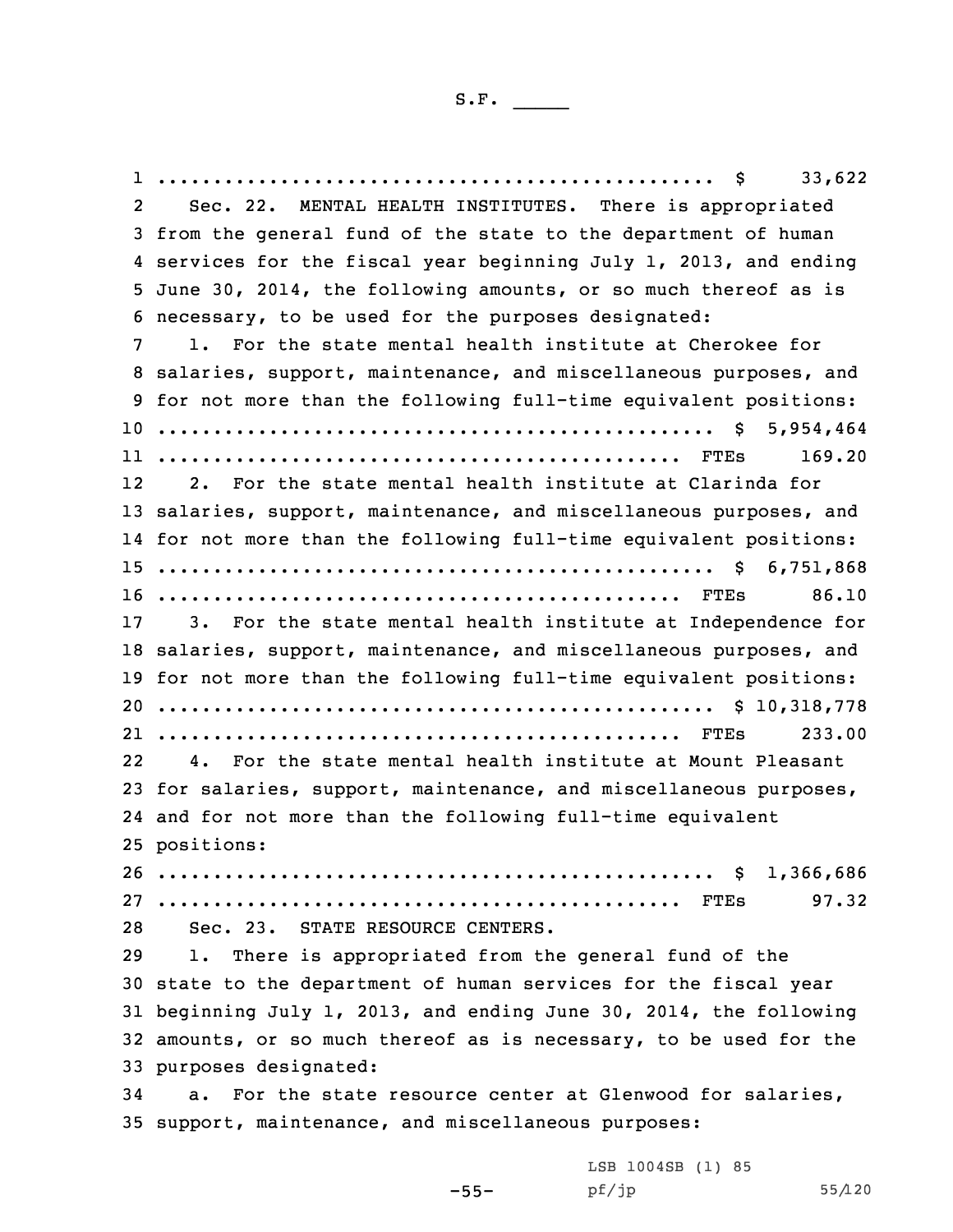.................................................. $ 33,622

Sec. 22. MENTAL HEALTH INSTITUTES. There is appropriated from the general fund of the state to the department of human services for the fiscal year beginning July 1, 2013, and ending June 30, 2014, the following amounts, or so much thereof as is necessary, to be used for the purposes designated:

1. For the state mental health institute at Cherokee for salaries, support, maintenance, and miscellaneous purposes, and for not more than the following full-time equivalent positions:

.................................................. $ 5,954,464
............................................... FTEs 169.20

2. For the state mental health institute at Clarinda for salaries, support, maintenance, and miscellaneous purposes, and for not more than the following full-time equivalent positions:

.................................................. $ 6,751,868
............................................... FTEs 86.10

3. For the state mental health institute at Independence for salaries, support, maintenance, and miscellaneous purposes, and for not more than the following full-time equivalent positions:

.................................................. $ 10,318,778
............................................... FTEs 233.00

4. For the state mental health institute at Mount Pleasant for salaries, support, maintenance, and miscellaneous purposes, and for not more than the following full-time equivalent positions:

.................................................. $ 1,366,686
............................................... FTEs 97.32

Sec. 23. STATE RESOURCE CENTERS.

1. There is appropriated from the general fund of the state to the department of human services for the fiscal year beginning July 1, 2013, and ending June 30, 2014, the following amounts, or so much thereof as is necessary, to be used for the purposes designated:

a. For the state resource center at Glenwood for salaries, support, maintenance, and miscellaneous purposes: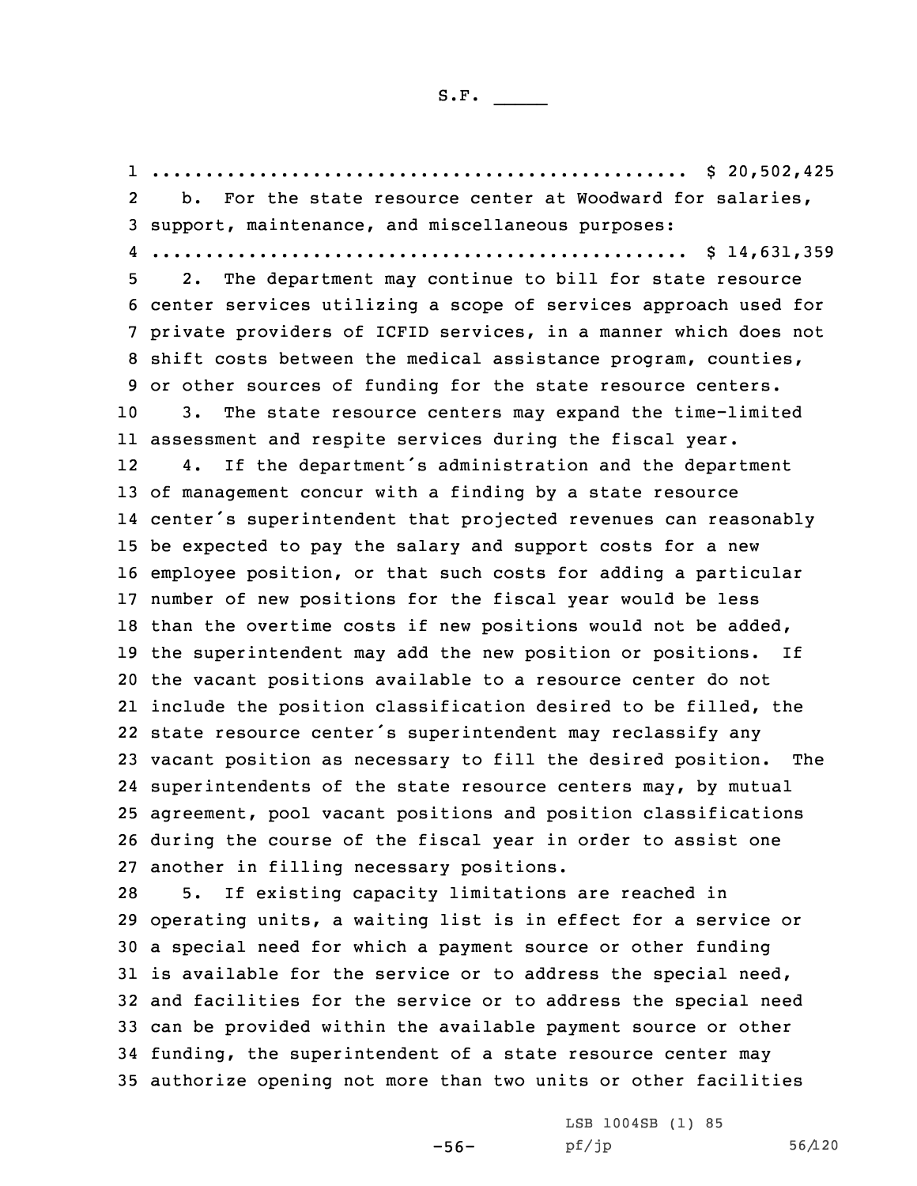.................................................. $ 20,502,425

b. For the state resource center at Woodward for salaries, support, maintenance, and miscellaneous purposes:

.................................................. $ 14,631,359

2. The department may continue to bill for state resource center services utilizing a scope of services approach used for private providers of ICFID services, in a manner which does not shift costs between the medical assistance program, counties, or other sources of funding for the state resource centers.

3. The state resource centers may expand the time-limited assessment and respite services during the fiscal year.

4. If the department's administration and the department of management concur with a finding by a state resource center's superintendent that projected revenues can reasonably be expected to pay the salary and support costs for a new employee position, or that such costs for adding a particular number of new positions for the fiscal year would be less than the overtime costs if new positions would not be added, the superintendent may add the new position or positions. If the vacant positions available to a resource center do not include the position classification desired to be filled, the state resource center's superintendent may reclassify any vacant position as necessary to fill the desired position. The superintendents of the state resource centers may, by mutual agreement, pool vacant positions and position classifications during the course of the fiscal year in order to assist one another in filling necessary positions.

5. If existing capacity limitations are reached in operating units, a waiting list is in effect for a service or a special need for which a payment source or other funding is available for the service or to address the special need, and facilities for the service or to address the special need can be provided within the available payment source or other funding, the superintendent of a state resource center may authorize opening not more than two units or other facilities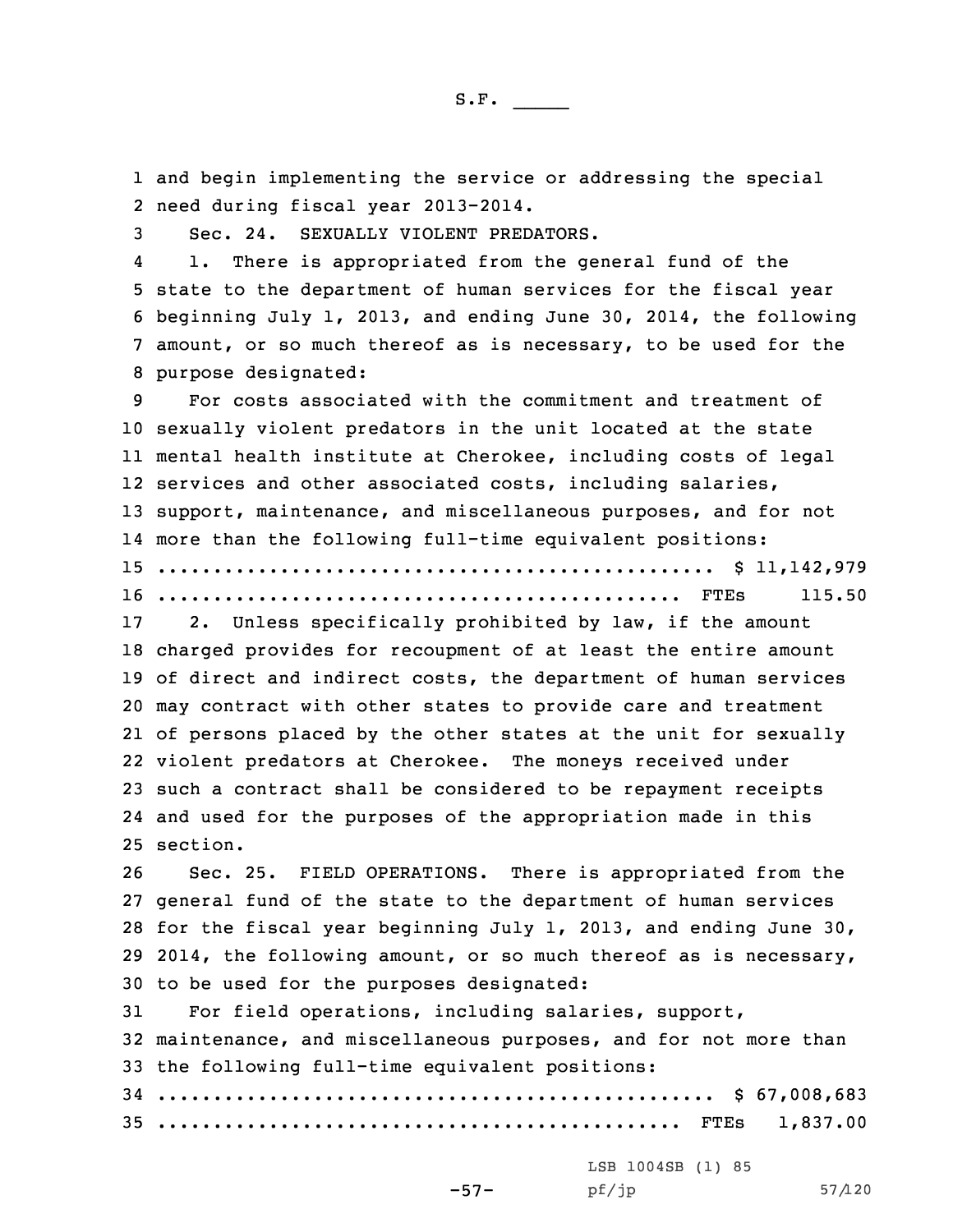and begin implementing the service or addressing the special need during fiscal year 2013-2014.

Sec. 24. SEXUALLY VIOLENT PREDATORS.

1. There is appropriated from the general fund of the state to the department of human services for the fiscal year beginning July 1, 2013, and ending June 30, 2014, the following amount, or so much thereof as is necessary, to be used for the purpose designated:

For costs associated with the commitment and treatment of sexually violent predators in the unit located at the state mental health institute at Cherokee, including costs of legal services and other associated costs, including salaries, support, maintenance, and miscellaneous purposes, and for not more than the following full-time equivalent positions:

.................................................. $ 11,142,979
............................................... FTEs 115.50

2. Unless specifically prohibited by law, if the amount charged provides for recoupment of at least the entire amount of direct and indirect costs, the department of human services may contract with other states to provide care and treatment of persons placed by the other states at the unit for sexually violent predators at Cherokee. The moneys received under such a contract shall be considered to be repayment receipts and used for the purposes of the appropriation made in this section.

Sec. 25. FIELD OPERATIONS. There is appropriated from the general fund of the state to the department of human services for the fiscal year beginning July 1, 2013, and ending June 30, 2014, the following amount, or so much thereof as is necessary, to be used for the purposes designated:

For field operations, including salaries, support, maintenance, and miscellaneous purposes, and for not more than the following full-time equivalent positions:

.................................................. $ 67,008,683
............................................... FTEs 1,837.00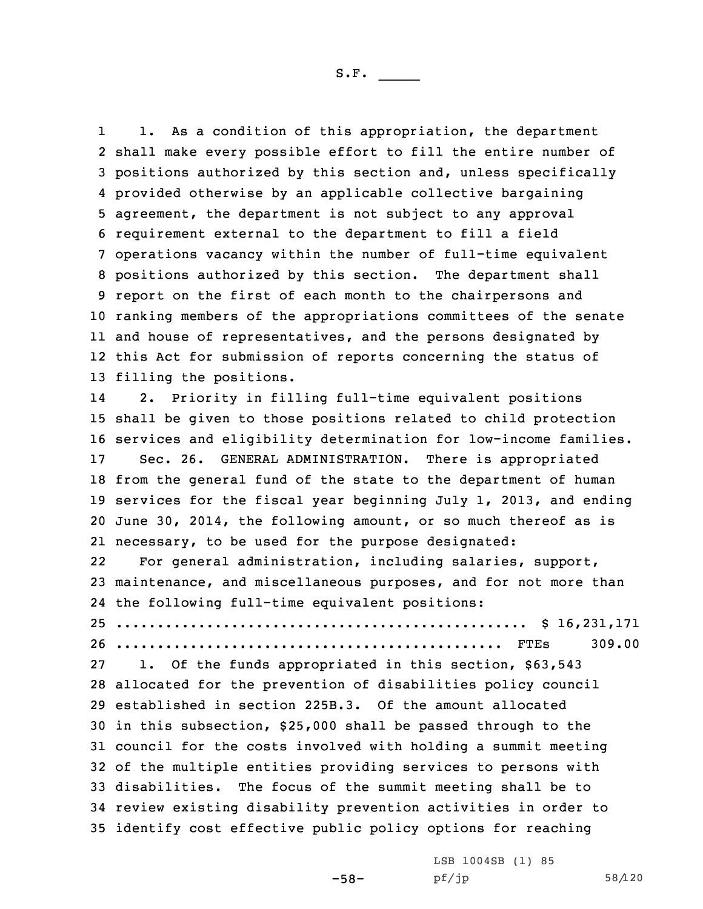1. As a condition of this appropriation, the department shall make every possible effort to fill the entire number of positions authorized by this section and, unless specifically provided otherwise by an applicable collective bargaining agreement, the department is not subject to any approval requirement external to the department to fill a field operations vacancy within the number of full-time equivalent positions authorized by this section. The department shall report on the first of each month to the chairpersons and ranking members of the appropriations committees of the senate and house of representatives, and the persons designated by this Act for submission of reports concerning the status of filling the positions.

2. Priority in filling full-time equivalent positions shall be given to those positions related to child protection services and eligibility determination for low-income families.

Sec. 26. GENERAL ADMINISTRATION. There is appropriated from the general fund of the state to the department of human services for the fiscal year beginning July 1, 2013, and ending June 30, 2014, the following amount, or so much thereof as is necessary, to be used for the purpose designated:

For general administration, including salaries, support, maintenance, and miscellaneous purposes, and for not more than the following full-time equivalent positions:

.................................................. $ 16,231,171

............................................... FTEs 309.00

1. Of the funds appropriated in this section, $63,543 allocated for the prevention of disabilities policy council established in section 225B.3. Of the amount allocated in this subsection, $25,000 shall be passed through to the council for the costs involved with holding a summit meeting of the multiple entities providing services to persons with disabilities. The focus of the summit meeting shall be to review existing disability prevention activities in order to identify cost effective public policy options for reaching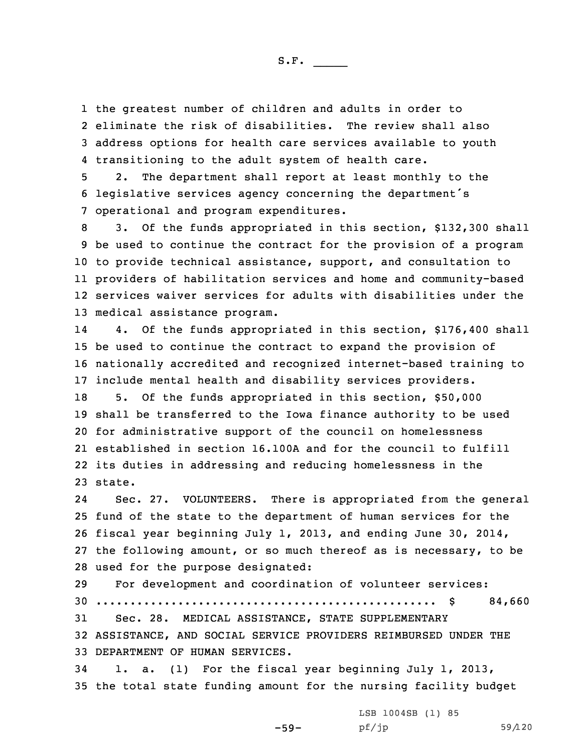the greatest number of children and adults in order to eliminate the risk of disabilities. The review shall also address options for health care services available to youth transitioning to the adult system of health care.

2. The department shall report at least monthly to the legislative services agency concerning the department's operational and program expenditures.

3. Of the funds appropriated in this section, $132,300 shall be used to continue the contract for the provision of a program to provide technical assistance, support, and consultation to providers of habilitation services and home and community-based services waiver services for adults with disabilities under the medical assistance program.

4. Of the funds appropriated in this section, $176,400 shall be used to continue the contract to expand the provision of nationally accredited and recognized internet-based training to include mental health and disability services providers.

5. Of the funds appropriated in this section, $50,000 shall be transferred to the Iowa finance authority to be used for administrative support of the council on homelessness established in section 16.100A and for the council to fulfill its duties in addressing and reducing homelessness in the state.

Sec. 27. VOLUNTEERS. There is appropriated from the general fund of the state to the department of human services for the fiscal year beginning July 1, 2013, and ending June 30, 2014, the following amount, or so much thereof as is necessary, to be used for the purpose designated:

For development and coordination of volunteer services:
.................................................. $ 84,660

Sec. 28. MEDICAL ASSISTANCE, STATE SUPPLEMENTARY ASSISTANCE, AND SOCIAL SERVICE PROVIDERS REIMBURSED UNDER THE DEPARTMENT OF HUMAN SERVICES.

1. a. (1) For the fiscal year beginning July 1, 2013, the total state funding amount for the nursing facility budget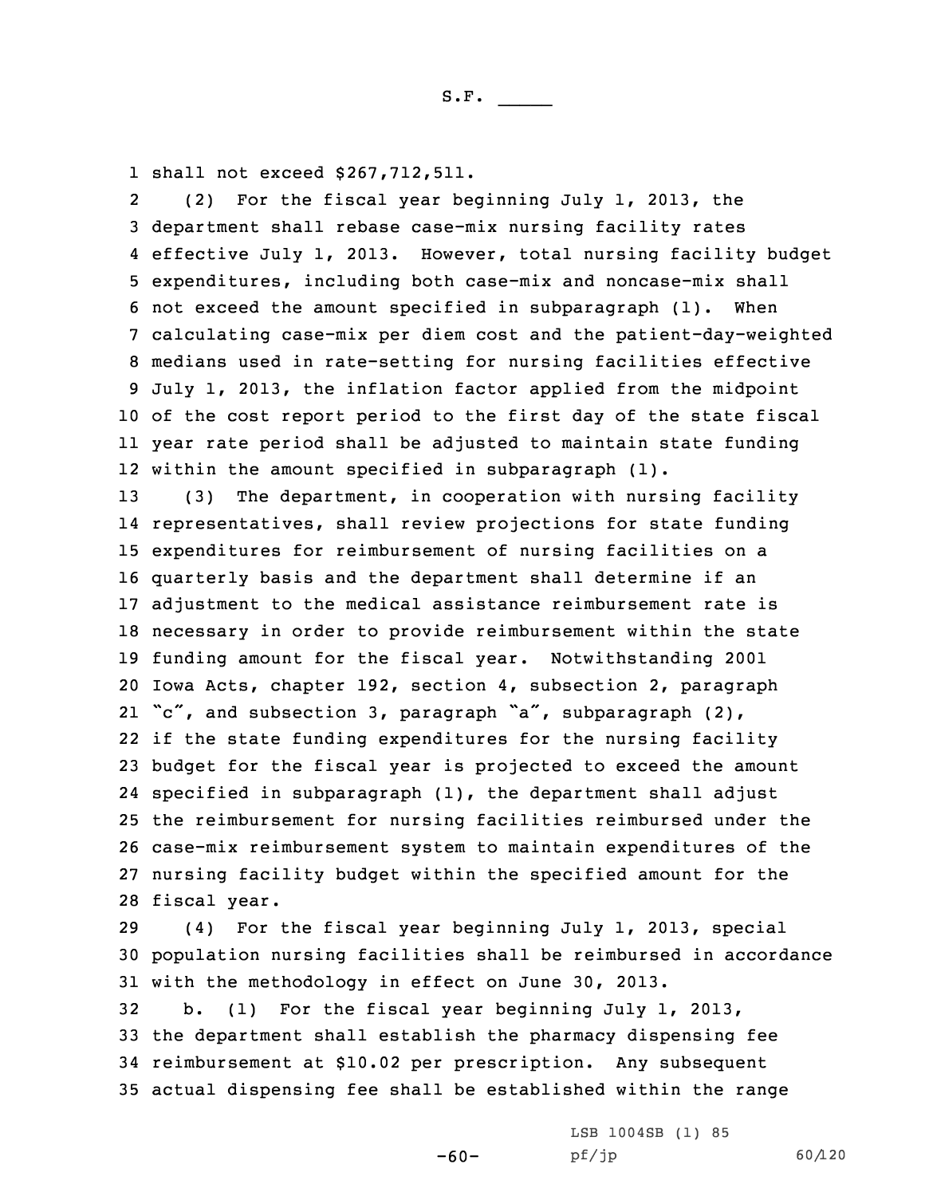shall not exceed $267,712,511.

(2) For the fiscal year beginning July 1, 2013, the department shall rebase case-mix nursing facility rates effective July 1, 2013. However, total nursing facility budget expenditures, including both case-mix and noncase-mix shall not exceed the amount specified in subparagraph (1). When calculating case-mix per diem cost and the patient-day-weighted medians used in rate-setting for nursing facilities effective July 1, 2013, the inflation factor applied from the midpoint of the cost report period to the first day of the state fiscal year rate period shall be adjusted to maintain state funding within the amount specified in subparagraph (1).

(3) The department, in cooperation with nursing facility representatives, shall review projections for state funding expenditures for reimbursement of nursing facilities on a quarterly basis and the department shall determine if an adjustment to the medical assistance reimbursement rate is necessary in order to provide reimbursement within the state funding amount for the fiscal year. Notwithstanding 2001 Iowa Acts, chapter 192, section 4, subsection 2, paragraph "c", and subsection 3, paragraph "a", subparagraph (2), if the state funding expenditures for the nursing facility budget for the fiscal year is projected to exceed the amount specified in subparagraph (1), the department shall adjust the reimbursement for nursing facilities reimbursed under the case-mix reimbursement system to maintain expenditures of the nursing facility budget within the specified amount for the fiscal year.

(4) For the fiscal year beginning July 1, 2013, special population nursing facilities shall be reimbursed in accordance with the methodology in effect on June 30, 2013.

b. (1) For the fiscal year beginning July 1, 2013, the department shall establish the pharmacy dispensing fee reimbursement at $10.02 per prescription. Any subsequent actual dispensing fee shall be established within the range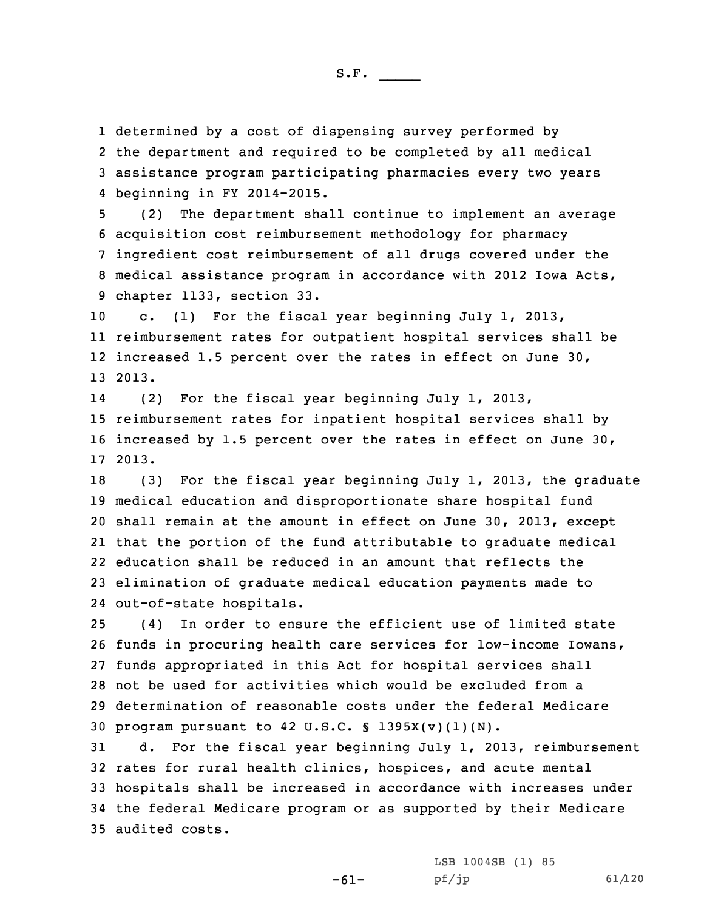determined by a cost of dispensing survey performed by the department and required to be completed by all medical assistance program participating pharmacies every two years beginning in FY 2014-2015.

(2) The department shall continue to implement an average acquisition cost reimbursement methodology for pharmacy ingredient cost reimbursement of all drugs covered under the medical assistance program in accordance with 2012 Iowa Acts, chapter 1133, section 33.

c. (1) For the fiscal year beginning July 1, 2013, reimbursement rates for outpatient hospital services shall be increased 1.5 percent over the rates in effect on June 30, 2013.

(2) For the fiscal year beginning July 1, 2013, reimbursement rates for inpatient hospital services shall by increased by 1.5 percent over the rates in effect on June 30, 2013.

(3) For the fiscal year beginning July 1, 2013, the graduate medical education and disproportionate share hospital fund shall remain at the amount in effect on June 30, 2013, except that the portion of the fund attributable to graduate medical education shall be reduced in an amount that reflects the elimination of graduate medical education payments made to out-of-state hospitals.

(4) In order to ensure the efficient use of limited state funds in procuring health care services for low-income Iowans, funds appropriated in this Act for hospital services shall not be used for activities which would be excluded from a determination of reasonable costs under the federal Medicare program pursuant to 42 U.S.C. § 1395X(v)(1)(N).

d. For the fiscal year beginning July 1, 2013, reimbursement rates for rural health clinics, hospices, and acute mental hospitals shall be increased in accordance with increases under the federal Medicare program or as supported by their Medicare audited costs.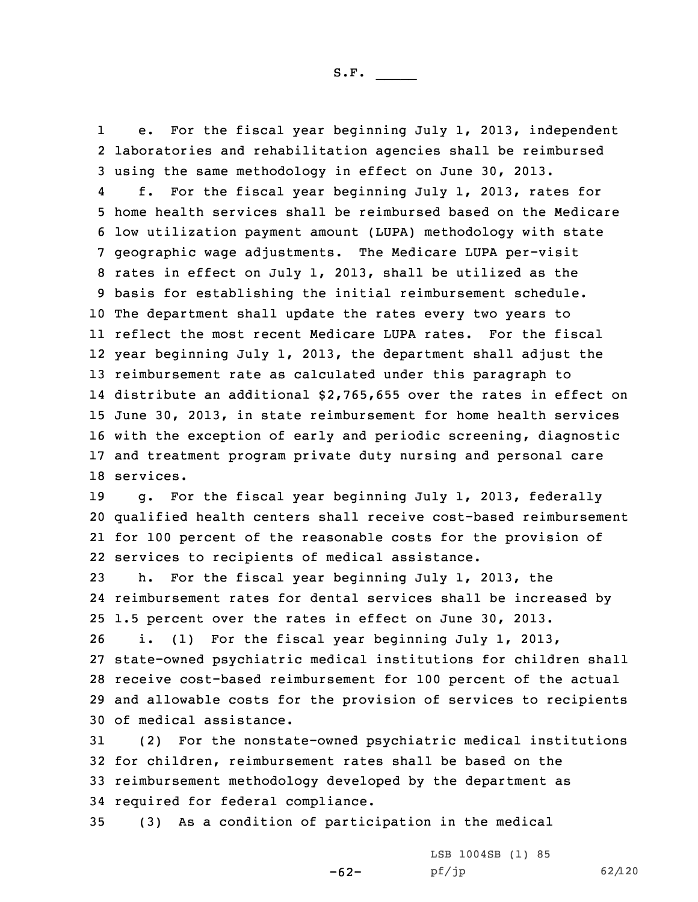e. For the fiscal year beginning July 1, 2013, independent laboratories and rehabilitation agencies shall be reimbursed using the same methodology in effect on June 30, 2013.

f. For the fiscal year beginning July 1, 2013, rates for home health services shall be reimbursed based on the Medicare low utilization payment amount (LUPA) methodology with state geographic wage adjustments. The Medicare LUPA per-visit rates in effect on July 1, 2013, shall be utilized as the basis for establishing the initial reimbursement schedule. The department shall update the rates every two years to reflect the most recent Medicare LUPA rates. For the fiscal year beginning July 1, 2013, the department shall adjust the reimbursement rate as calculated under this paragraph to distribute an additional $2,765,655 over the rates in effect on June 30, 2013, in state reimbursement for home health services with the exception of early and periodic screening, diagnostic and treatment program private duty nursing and personal care services.

g. For the fiscal year beginning July 1, 2013, federally qualified health centers shall receive cost-based reimbursement for 100 percent of the reasonable costs for the provision of services to recipients of medical assistance.

h. For the fiscal year beginning July 1, 2013, the reimbursement rates for dental services shall be increased by 1.5 percent over the rates in effect on June 30, 2013.

i. (1) For the fiscal year beginning July 1, 2013, state-owned psychiatric medical institutions for children shall receive cost-based reimbursement for 100 percent of the actual and allowable costs for the provision of services to recipients of medical assistance.

(2) For the nonstate-owned psychiatric medical institutions for children, reimbursement rates shall be based on the reimbursement methodology developed by the department as required for federal compliance.

(3) As a condition of participation in the medical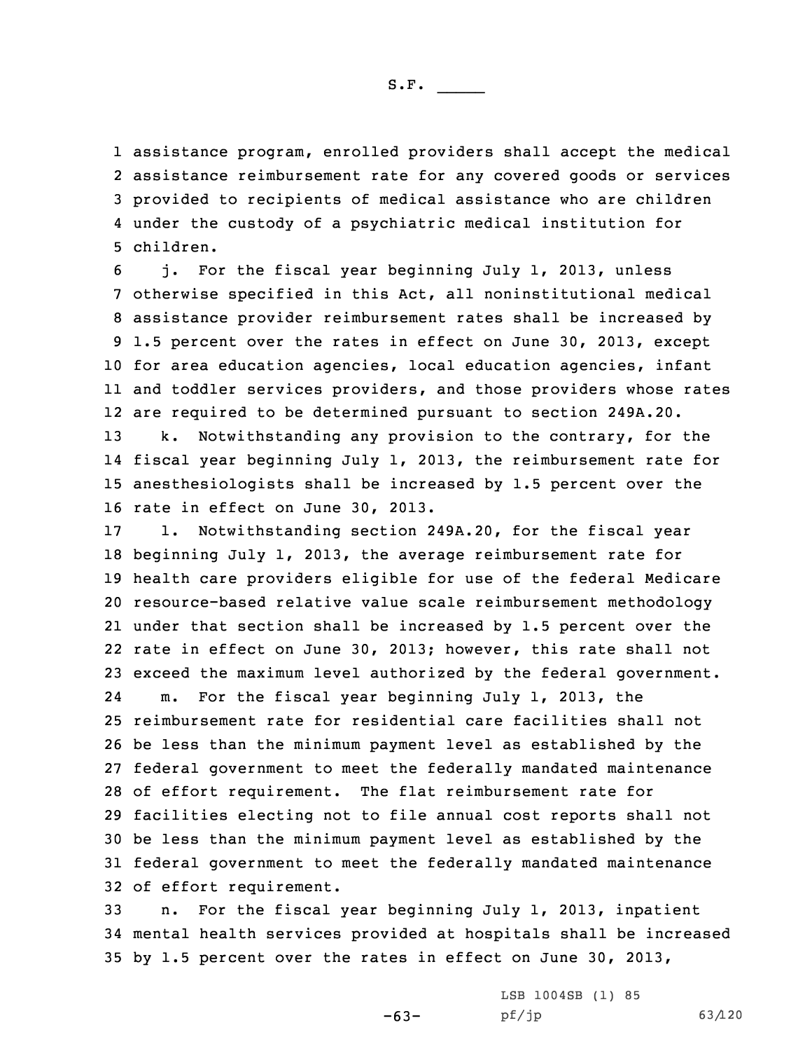assistance program, enrolled providers shall accept the medical assistance reimbursement rate for any covered goods or services provided to recipients of medical assistance who are children under the custody of a psychiatric medical institution for children.

j. For the fiscal year beginning July 1, 2013, unless otherwise specified in this Act, all noninstitutional medical assistance provider reimbursement rates shall be increased by 1.5 percent over the rates in effect on June 30, 2013, except for area education agencies, local education agencies, infant and toddler services providers, and those providers whose rates are required to be determined pursuant to section 249A.20.

k. Notwithstanding any provision to the contrary, for the fiscal year beginning July 1, 2013, the reimbursement rate for anesthesiologists shall be increased by 1.5 percent over the rate in effect on June 30, 2013.

l. Notwithstanding section 249A.20, for the fiscal year beginning July 1, 2013, the average reimbursement rate for health care providers eligible for use of the federal Medicare resource-based relative value scale reimbursement methodology under that section shall be increased by 1.5 percent over the rate in effect on June 30, 2013; however, this rate shall not exceed the maximum level authorized by the federal government.

m. For the fiscal year beginning July 1, 2013, the reimbursement rate for residential care facilities shall not be less than the minimum payment level as established by the federal government to meet the federally mandated maintenance of effort requirement. The flat reimbursement rate for facilities electing not to file annual cost reports shall not be less than the minimum payment level as established by the federal government to meet the federally mandated maintenance of effort requirement.

n. For the fiscal year beginning July 1, 2013, inpatient mental health services provided at hospitals shall be increased by 1.5 percent over the rates in effect on June 30, 2013,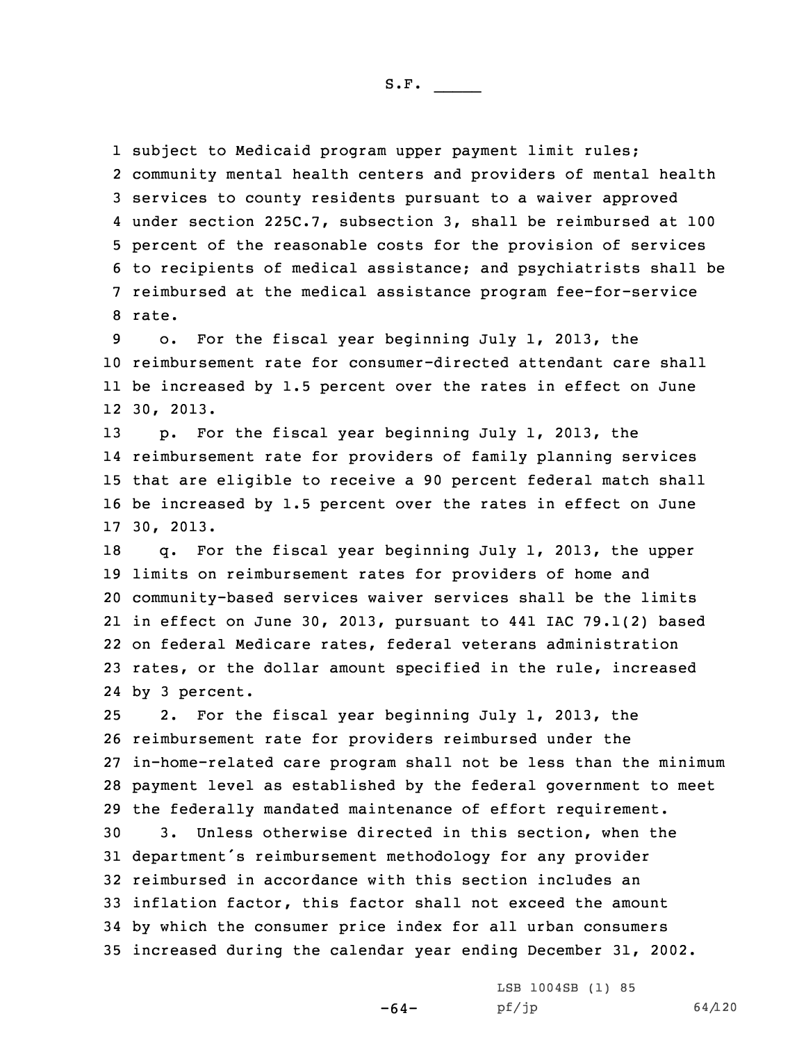subject to Medicaid program upper payment limit rules; community mental health centers and providers of mental health services to county residents pursuant to a waiver approved under section 225C.7, subsection 3, shall be reimbursed at 100 percent of the reasonable costs for the provision of services to recipients of medical assistance; and psychiatrists shall be reimbursed at the medical assistance program fee-for-service rate.

o. For the fiscal year beginning July 1, 2013, the reimbursement rate for consumer-directed attendant care shall be increased by 1.5 percent over the rates in effect on June 30, 2013.

p. For the fiscal year beginning July 1, 2013, the reimbursement rate for providers of family planning services that are eligible to receive a 90 percent federal match shall be increased by 1.5 percent over the rates in effect on June 30, 2013.

q. For the fiscal year beginning July 1, 2013, the upper limits on reimbursement rates for providers of home and community-based services waiver services shall be the limits in effect on June 30, 2013, pursuant to 441 IAC 79.1(2) based on federal Medicare rates, federal veterans administration rates, or the dollar amount specified in the rule, increased by 3 percent.

2. For the fiscal year beginning July 1, 2013, the reimbursement rate for providers reimbursed under the in-home-related care program shall not be less than the minimum payment level as established by the federal government to meet the federally mandated maintenance of effort requirement.

3. Unless otherwise directed in this section, when the department's reimbursement methodology for any provider reimbursed in accordance with this section includes an inflation factor, this factor shall not exceed the amount by which the consumer price index for all urban consumers increased during the calendar year ending December 31, 2002.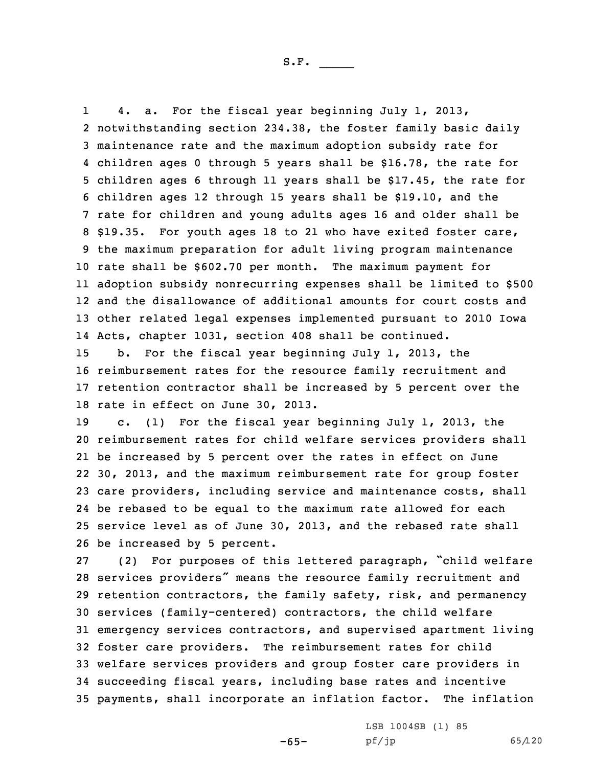4. a. For the fiscal year beginning July 1, 2013, notwithstanding section 234.38, the foster family basic daily maintenance rate and the maximum adoption subsidy rate for children ages 0 through 5 years shall be $16.78, the rate for children ages 6 through 11 years shall be $17.45, the rate for children ages 12 through 15 years shall be $19.10, and the rate for children and young adults ages 16 and older shall be $19.35. For youth ages 18 to 21 who have exited foster care, the maximum preparation for adult living program maintenance rate shall be $602.70 per month. The maximum payment for adoption subsidy nonrecurring expenses shall be limited to $500 and the disallowance of additional amounts for court costs and other related legal expenses implemented pursuant to 2010 Iowa Acts, chapter 1031, section 408 shall be continued.

b. For the fiscal year beginning July 1, 2013, the reimbursement rates for the resource family recruitment and retention contractor shall be increased by 5 percent over the rate in effect on June 30, 2013.

c. (1) For the fiscal year beginning July 1, 2013, the reimbursement rates for child welfare services providers shall be increased by 5 percent over the rates in effect on June 30, 2013, and the maximum reimbursement rate for group foster care providers, including service and maintenance costs, shall be rebased to be equal to the maximum rate allowed for each service level as of June 30, 2013, and the rebased rate shall be increased by 5 percent.

(2) For purposes of this lettered paragraph, "child welfare services providers" means the resource family recruitment and retention contractors, the family safety, risk, and permanency services (family-centered) contractors, the child welfare emergency services contractors, and supervised apartment living foster care providers. The reimbursement rates for child welfare services providers and group foster care providers in succeeding fiscal years, including base rates and incentive payments, shall incorporate an inflation factor. The inflation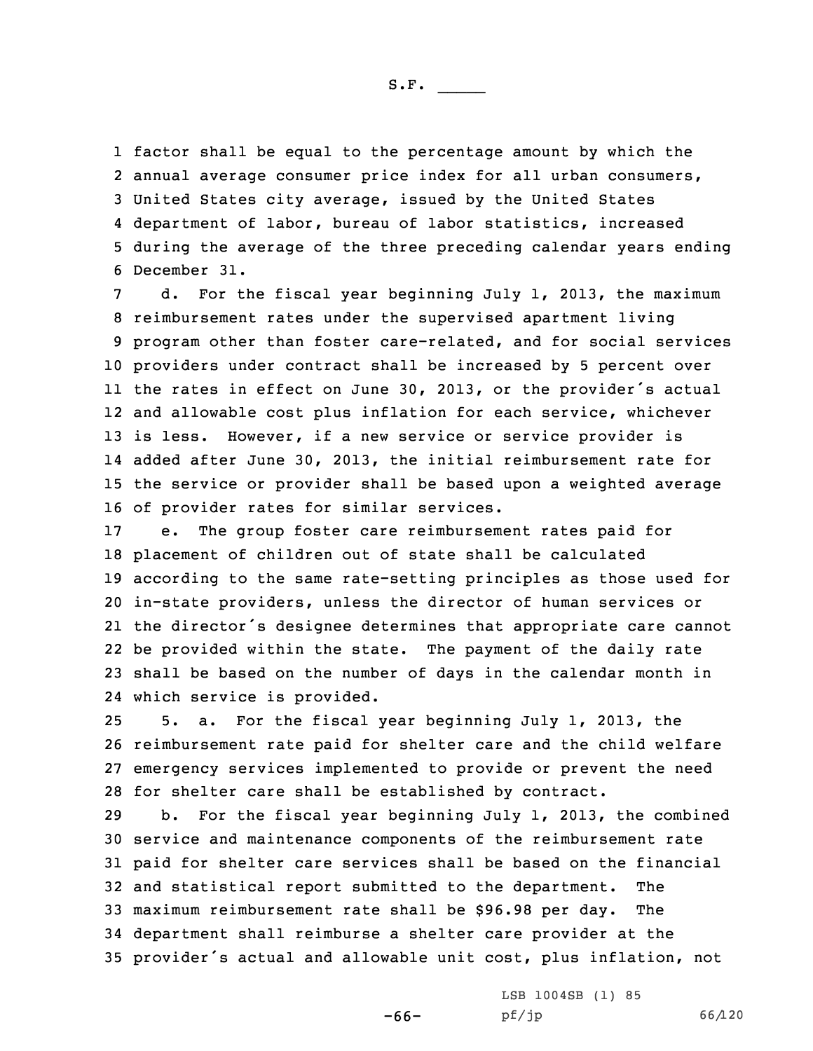factor shall be equal to the percentage amount by which the annual average consumer price index for all urban consumers, United States city average, issued by the United States department of labor, bureau of labor statistics, increased during the average of the three preceding calendar years ending December 31.

d. For the fiscal year beginning July 1, 2013, the maximum reimbursement rates under the supervised apartment living program other than foster care-related, and for social services providers under contract shall be increased by 5 percent over the rates in effect on June 30, 2013, or the provider's actual and allowable cost plus inflation for each service, whichever is less. However, if a new service or service provider is added after June 30, 2013, the initial reimbursement rate for the service or provider shall be based upon a weighted average of provider rates for similar services.

e. The group foster care reimbursement rates paid for placement of children out of state shall be calculated according to the same rate-setting principles as those used for in-state providers, unless the director of human services or the director's designee determines that appropriate care cannot be provided within the state. The payment of the daily rate shall be based on the number of days in the calendar month in which service is provided.

5. a. For the fiscal year beginning July 1, 2013, the reimbursement rate paid for shelter care and the child welfare emergency services implemented to provide or prevent the need for shelter care shall be established by contract.

b. For the fiscal year beginning July 1, 2013, the combined service and maintenance components of the reimbursement rate paid for shelter care services shall be based on the financial and statistical report submitted to the department. The maximum reimbursement rate shall be $96.98 per day. The department shall reimburse a shelter care provider at the provider's actual and allowable unit cost, plus inflation, not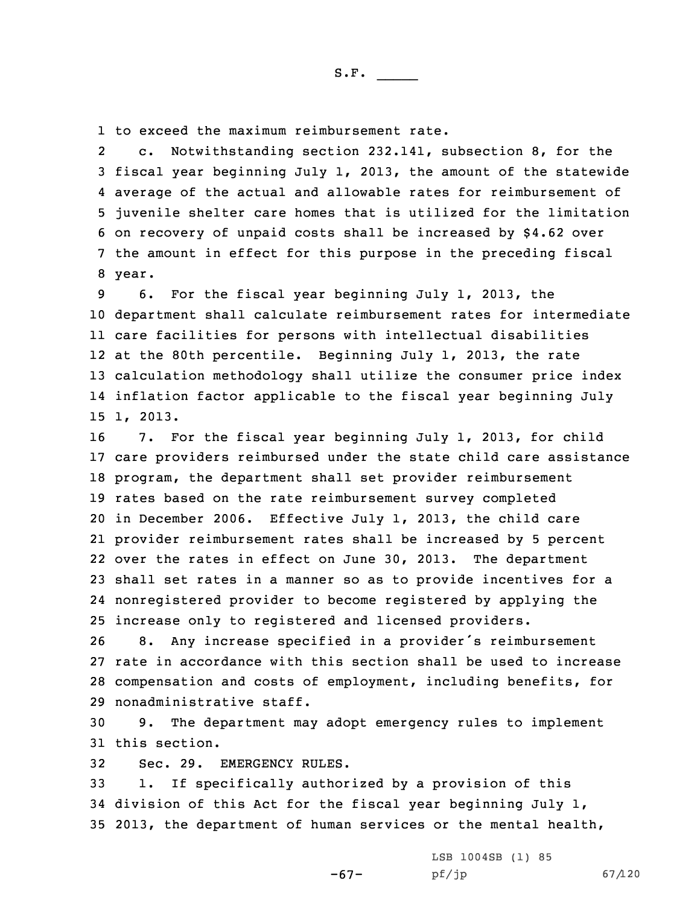to exceed the maximum reimbursement rate.

c. Notwithstanding section 232.141, subsection 8, for the fiscal year beginning July 1, 2013, the amount of the statewide average of the actual and allowable rates for reimbursement of juvenile shelter care homes that is utilized for the limitation on recovery of unpaid costs shall be increased by $4.62 over the amount in effect for this purpose in the preceding fiscal year.

6. For the fiscal year beginning July 1, 2013, the department shall calculate reimbursement rates for intermediate care facilities for persons with intellectual disabilities at the 80th percentile. Beginning July 1, 2013, the rate calculation methodology shall utilize the consumer price index inflation factor applicable to the fiscal year beginning July 1, 2013.

7. For the fiscal year beginning July 1, 2013, for child care providers reimbursed under the state child care assistance program, the department shall set provider reimbursement rates based on the rate reimbursement survey completed in December 2006. Effective July 1, 2013, the child care provider reimbursement rates shall be increased by 5 percent over the rates in effect on June 30, 2013. The department shall set rates in a manner so as to provide incentives for a nonregistered provider to become registered by applying the increase only to registered and licensed providers.

8. Any increase specified in a provider's reimbursement rate in accordance with this section shall be used to increase compensation and costs of employment, including benefits, for nonadministrative staff.

9. The department may adopt emergency rules to implement this section.

Sec. 29. EMERGENCY RULES.

1. If specifically authorized by a provision of this division of this Act for the fiscal year beginning July 1, 2013, the department of human services or the mental health,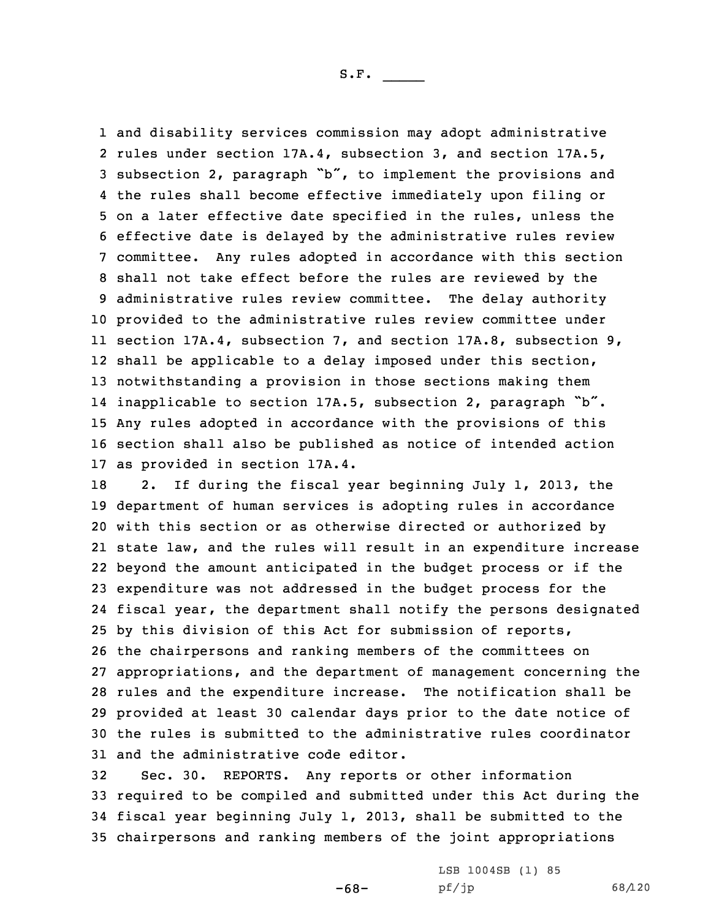and disability services commission may adopt administrative rules under section 17A.4, subsection 3, and section 17A.5, subsection 2, paragraph "b", to implement the provisions and the rules shall become effective immediately upon filing or on a later effective date specified in the rules, unless the effective date is delayed by the administrative rules review committee. Any rules adopted in accordance with this section shall not take effect before the rules are reviewed by the administrative rules review committee. The delay authority provided to the administrative rules review committee under section 17A.4, subsection 7, and section 17A.8, subsection 9, shall be applicable to a delay imposed under this section, notwithstanding a provision in those sections making them inapplicable to section 17A.5, subsection 2, paragraph "b". Any rules adopted in accordance with the provisions of this section shall also be published as notice of intended action as provided in section 17A.4.

2. If during the fiscal year beginning July 1, 2013, the department of human services is adopting rules in accordance with this section or as otherwise directed or authorized by state law, and the rules will result in an expenditure increase beyond the amount anticipated in the budget process or if the expenditure was not addressed in the budget process for the fiscal year, the department shall notify the persons designated by this division of this Act for submission of reports, the chairpersons and ranking members of the committees on appropriations, and the department of management concerning the rules and the expenditure increase. The notification shall be provided at least 30 calendar days prior to the date notice of the rules is submitted to the administrative rules coordinator and the administrative code editor.

Sec. 30. REPORTS. Any reports or other information required to be compiled and submitted under this Act during the fiscal year beginning July 1, 2013, shall be submitted to the chairpersons and ranking members of the joint appropriations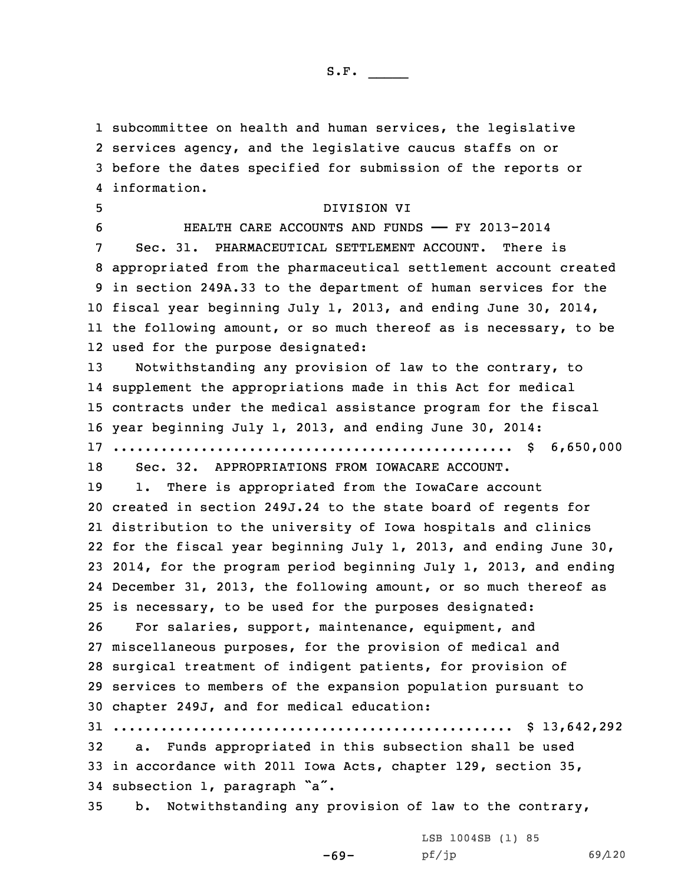subcommittee on health and human services, the legislative services agency, and the legislative caucus staffs on or before the dates specified for submission of the reports or information.

DIVISION VI

HEALTH CARE ACCOUNTS AND FUNDS —— FY 2013-2014

Sec. 31. PHARMACEUTICAL SETTLEMENT ACCOUNT. There is appropriated from the pharmaceutical settlement account created in section 249A.33 to the department of human services for the fiscal year beginning July 1, 2013, and ending June 30, 2014, the following amount, or so much thereof as is necessary, to be used for the purpose designated:

Notwithstanding any provision of law to the contrary, to supplement the appropriations made in this Act for medical contracts under the medical assistance program for the fiscal year beginning July 1, 2013, and ending June 30, 2014:

.................................................. $ 6,650,000

Sec. 32. APPROPRIATIONS FROM IOWACARE ACCOUNT.

1. There is appropriated from the IowaCare account created in section 249J.24 to the state board of regents for distribution to the university of Iowa hospitals and clinics for the fiscal year beginning July 1, 2013, and ending June 30, 2014, for the program period beginning July 1, 2013, and ending December 31, 2013, the following amount, or so much thereof as is necessary, to be used for the purposes designated:

For salaries, support, maintenance, equipment, and miscellaneous purposes, for the provision of medical and surgical treatment of indigent patients, for provision of services to members of the expansion population pursuant to chapter 249J, and for medical education:

.................................................. $ 13,642,292

a. Funds appropriated in this subsection shall be used in accordance with 2011 Iowa Acts, chapter 129, section 35, subsection 1, paragraph "a".

b. Notwithstanding any provision of law to the contrary,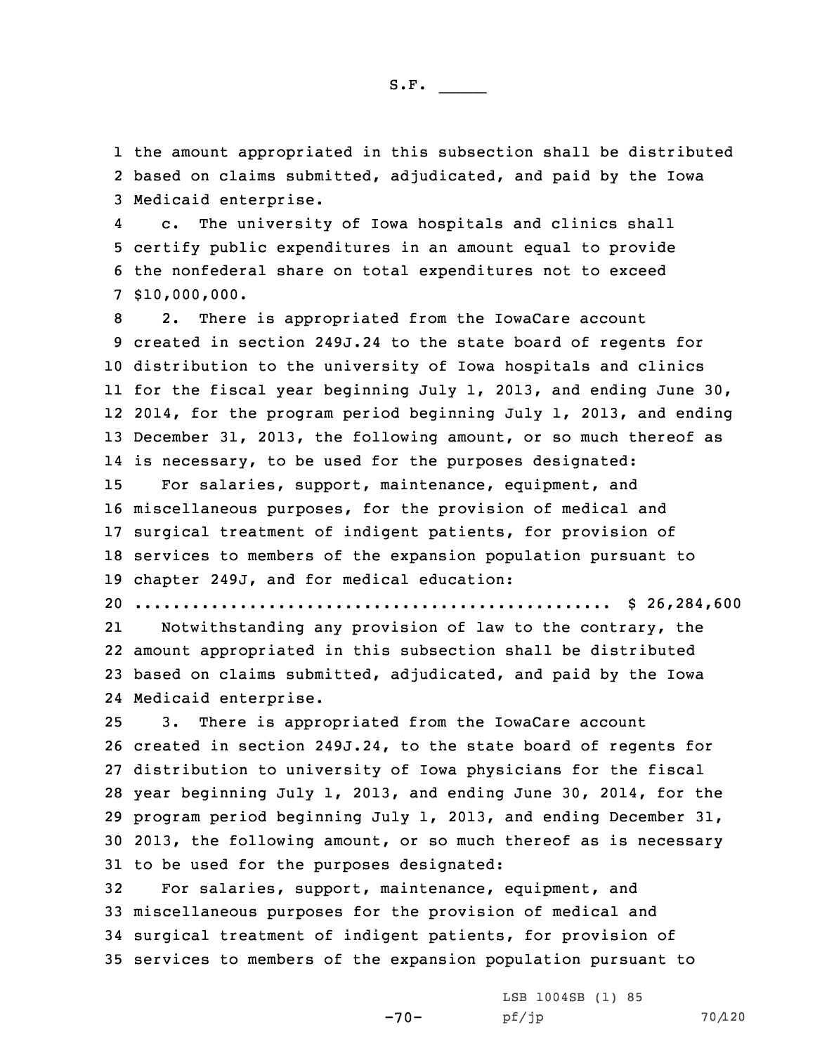the amount appropriated in this subsection shall be distributed based on claims submitted, adjudicated, and paid by the Iowa Medicaid enterprise.

c. The university of Iowa hospitals and clinics shall certify public expenditures in an amount equal to provide the nonfederal share on total expenditures not to exceed $10,000,000.

2. There is appropriated from the IowaCare account created in section 249J.24 to the state board of regents for distribution to the university of Iowa hospitals and clinics for the fiscal year beginning July 1, 2013, and ending June 30, 2014, for the program period beginning July 1, 2013, and ending December 31, 2013, the following amount, or so much thereof as is necessary, to be used for the purposes designated:

For salaries, support, maintenance, equipment, and miscellaneous purposes, for the provision of medical and surgical treatment of indigent patients, for provision of services to members of the expansion population pursuant to chapter 249J, and for medical education:

.................................................. $ 26,284,600

Notwithstanding any provision of law to the contrary, the amount appropriated in this subsection shall be distributed based on claims submitted, adjudicated, and paid by the Iowa Medicaid enterprise.

3. There is appropriated from the IowaCare account created in section 249J.24, to the state board of regents for distribution to university of Iowa physicians for the fiscal year beginning July 1, 2013, and ending June 30, 2014, for the program period beginning July 1, 2013, and ending December 31, 2013, the following amount, or so much thereof as is necessary to be used for the purposes designated:

For salaries, support, maintenance, equipment, and miscellaneous purposes for the provision of medical and surgical treatment of indigent patients, for provision of services to members of the expansion population pursuant to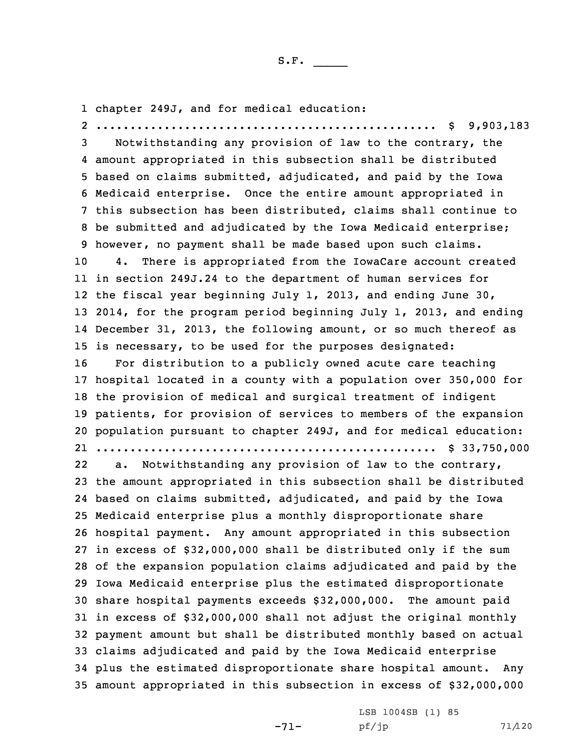chapter 249J, and for medical education:
.................................................. $ 9,903,183

Notwithstanding any provision of law to the contrary, the amount appropriated in this subsection shall be distributed based on claims submitted, adjudicated, and paid by the Iowa Medicaid enterprise. Once the entire amount appropriated in this subsection has been distributed, claims shall continue to be submitted and adjudicated by the Iowa Medicaid enterprise; however, no payment shall be made based upon such claims.

4. There is appropriated from the IowaCare account created in section 249J.24 to the department of human services for the fiscal year beginning July 1, 2013, and ending June 30, 2014, for the program period beginning July 1, 2013, and ending December 31, 2013, the following amount, or so much thereof as is necessary, to be used for the purposes designated:

For distribution to a publicly owned acute care teaching hospital located in a county with a population over 350,000 for the provision of medical and surgical treatment of indigent patients, for provision of services to members of the expansion population pursuant to chapter 249J, and for medical education:
.................................................. $ 33,750,000

a. Notwithstanding any provision of law to the contrary, the amount appropriated in this subsection shall be distributed based on claims submitted, adjudicated, and paid by the Iowa Medicaid enterprise plus a monthly disproportionate share hospital payment. Any amount appropriated in this subsection in excess of $32,000,000 shall be distributed only if the sum of the expansion population claims adjudicated and paid by the Iowa Medicaid enterprise plus the estimated disproportionate share hospital payments exceeds $32,000,000. The amount paid in excess of $32,000,000 shall not adjust the original monthly payment amount but shall be distributed monthly based on actual claims adjudicated and paid by the Iowa Medicaid enterprise plus the estimated disproportionate share hospital amount. Any amount appropriated in this subsection in excess of $32,000,000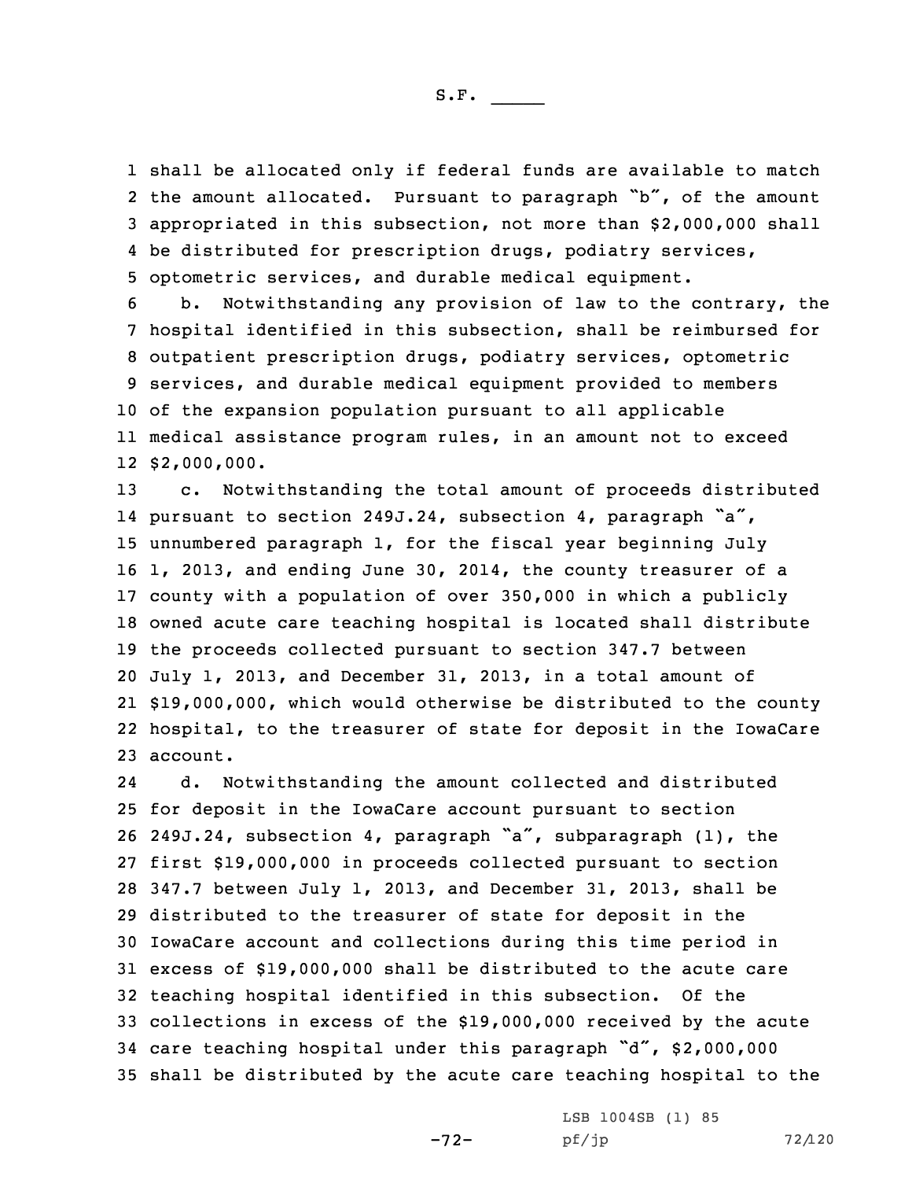shall be allocated only if federal funds are available to match the amount allocated. Pursuant to paragraph "b", of the amount appropriated in this subsection, not more than $2,000,000 shall be distributed for prescription drugs, podiatry services, optometric services, and durable medical equipment.

b. Notwithstanding any provision of law to the contrary, the hospital identified in this subsection, shall be reimbursed for outpatient prescription drugs, podiatry services, optometric services, and durable medical equipment provided to members of the expansion population pursuant to all applicable medical assistance program rules, in an amount not to exceed $2,000,000.

c. Notwithstanding the total amount of proceeds distributed pursuant to section 249J.24, subsection 4, paragraph "a", unnumbered paragraph 1, for the fiscal year beginning July 1, 2013, and ending June 30, 2014, the county treasurer of a county with a population of over 350,000 in which a publicly owned acute care teaching hospital is located shall distribute the proceeds collected pursuant to section 347.7 between July 1, 2013, and December 31, 2013, in a total amount of $19,000,000, which would otherwise be distributed to the county hospital, to the treasurer of state for deposit in the IowaCare account.

d. Notwithstanding the amount collected and distributed for deposit in the IowaCare account pursuant to section 249J.24, subsection 4, paragraph "a", subparagraph (1), the first $19,000,000 in proceeds collected pursuant to section 347.7 between July 1, 2013, and December 31, 2013, shall be distributed to the treasurer of state for deposit in the IowaCare account and collections during this time period in excess of $19,000,000 shall be distributed to the acute care teaching hospital identified in this subsection. Of the collections in excess of the $19,000,000 received by the acute care teaching hospital under this paragraph "d", $2,000,000 shall be distributed by the acute care teaching hospital to the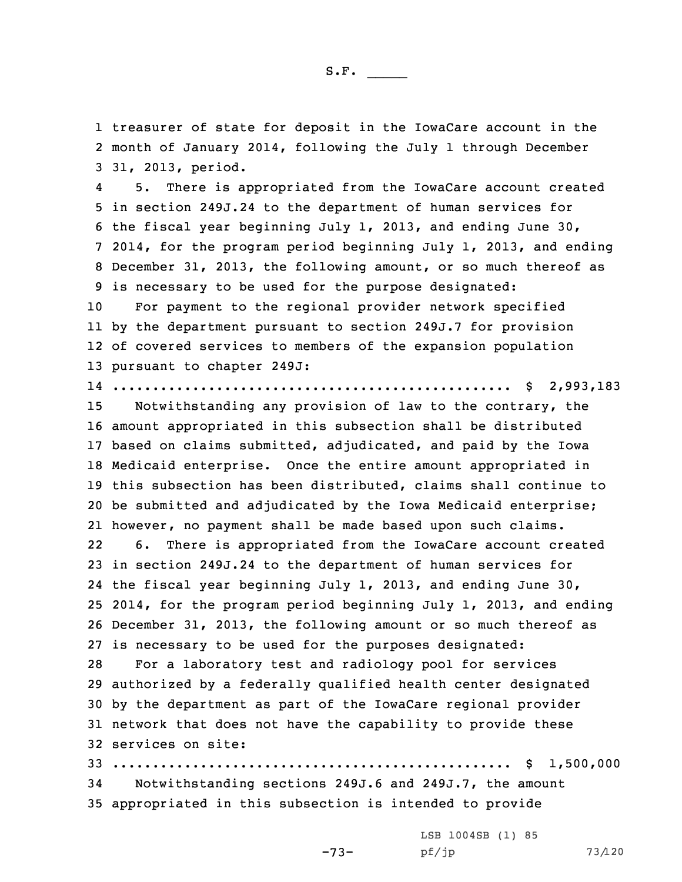treasurer of state for deposit in the IowaCare account in the month of January 2014, following the July 1 through December 31, 2013, period.

5. There is appropriated from the IowaCare account created in section 249J.24 to the department of human services for the fiscal year beginning July 1, 2013, and ending June 30, 2014, for the program period beginning July 1, 2013, and ending December 31, 2013, the following amount, or so much thereof as is necessary to be used for the purpose designated:

For payment to the regional provider network specified by the department pursuant to section 249J.7 for provision of covered services to members of the expansion population pursuant to chapter 249J:

.................................................. $ 2,993,183

Notwithstanding any provision of law to the contrary, the amount appropriated in this subsection shall be distributed based on claims submitted, adjudicated, and paid by the Iowa Medicaid enterprise. Once the entire amount appropriated in this subsection has been distributed, claims shall continue to be submitted and adjudicated by the Iowa Medicaid enterprise; however, no payment shall be made based upon such claims.

6. There is appropriated from the IowaCare account created in section 249J.24 to the department of human services for the fiscal year beginning July 1, 2013, and ending June 30, 2014, for the program period beginning July 1, 2013, and ending December 31, 2013, the following amount or so much thereof as is necessary to be used for the purposes designated:

For a laboratory test and radiology pool for services authorized by a federally qualified health center designated by the department as part of the IowaCare regional provider network that does not have the capability to provide these services on site:

.................................................. $ 1,500,000

Notwithstanding sections 249J.6 and 249J.7, the amount appropriated in this subsection is intended to provide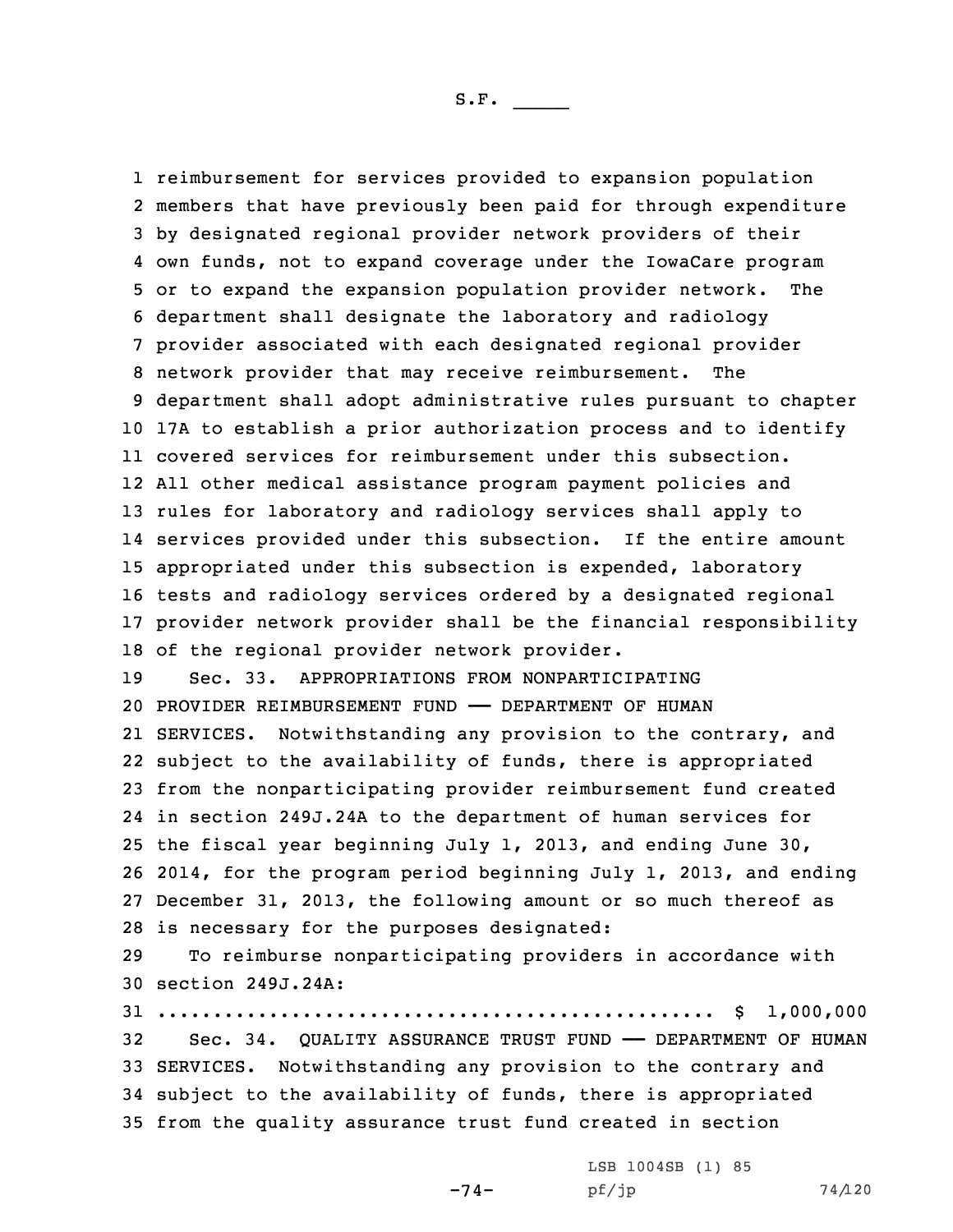reimbursement for services provided to expansion population members that have previously been paid for through expenditure by designated regional provider network providers of their own funds, not to expand coverage under the IowaCare program or to expand the expansion population provider network. The department shall designate the laboratory and radiology provider associated with each designated regional provider network provider that may receive reimbursement. The department shall adopt administrative rules pursuant to chapter 17A to establish a prior authorization process and to identify covered services for reimbursement under this subsection. All other medical assistance program payment policies and rules for laboratory and radiology services shall apply to services provided under this subsection. If the entire amount appropriated under this subsection is expended, laboratory tests and radiology services ordered by a designated regional provider network provider shall be the financial responsibility of the regional provider network provider.

Sec. 33. APPROPRIATIONS FROM NONPARTICIPATING PROVIDER REIMBURSEMENT FUND —— DEPARTMENT OF HUMAN SERVICES. Notwithstanding any provision to the contrary, and subject to the availability of funds, there is appropriated from the nonparticipating provider reimbursement fund created in section 249J.24A to the department of human services for the fiscal year beginning July 1, 2013, and ending June 30, 2014, for the program period beginning July 1, 2013, and ending December 31, 2013, the following amount or so much thereof as is necessary for the purposes designated:

To reimburse nonparticipating providers in accordance with section 249J.24A:

.................................................. $ 1,000,000

Sec. 34. QUALITY ASSURANCE TRUST FUND —— DEPARTMENT OF HUMAN SERVICES. Notwithstanding any provision to the contrary and subject to the availability of funds, there is appropriated from the quality assurance trust fund created in section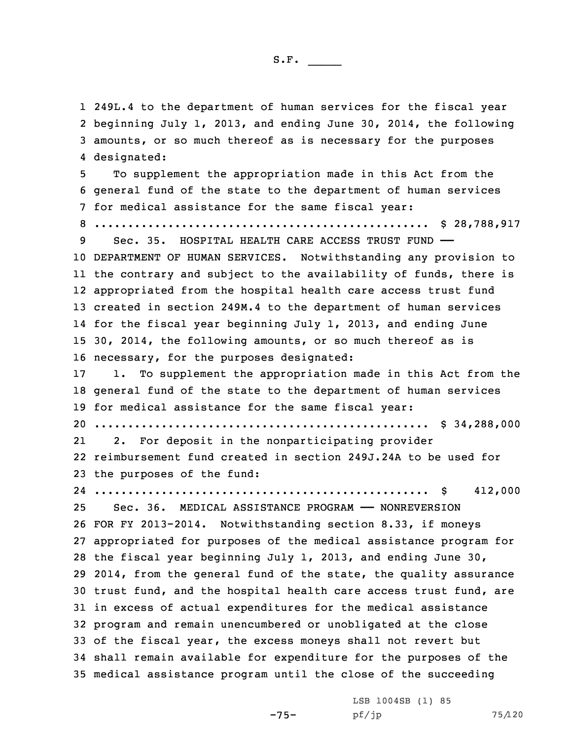249L.4 to the department of human services for the fiscal year beginning July 1, 2013, and ending June 30, 2014, the following amounts, or so much thereof as is necessary for the purposes designated:

To supplement the appropriation made in this Act from the general fund of the state to the department of human services for medical assistance for the same fiscal year:

.................................................. $ 28,788,917

Sec. 35. HOSPITAL HEALTH CARE ACCESS TRUST FUND —— DEPARTMENT OF HUMAN SERVICES. Notwithstanding any provision to the contrary and subject to the availability of funds, there is appropriated from the hospital health care access trust fund created in section 249M.4 to the department of human services for the fiscal year beginning July 1, 2013, and ending June 30, 2014, the following amounts, or so much thereof as is necessary, for the purposes designated:

1. To supplement the appropriation made in this Act from the general fund of the state to the department of human services for medical assistance for the same fiscal year:

.................................................. $ 34,288,000

2. For deposit in the nonparticipating provider reimbursement fund created in section 249J.24A to be used for the purposes of the fund:

.................................................. $ 412,000

Sec. 36. MEDICAL ASSISTANCE PROGRAM —— NONREVERSION FOR FY 2013-2014. Notwithstanding section 8.33, if moneys appropriated for purposes of the medical assistance program for the fiscal year beginning July 1, 2013, and ending June 30, 2014, from the general fund of the state, the quality assurance trust fund, and the hospital health care access trust fund, are in excess of actual expenditures for the medical assistance program and remain unencumbered or unobligated at the close of the fiscal year, the excess moneys shall not revert but shall remain available for expenditure for the purposes of the medical assistance program until the close of the succeeding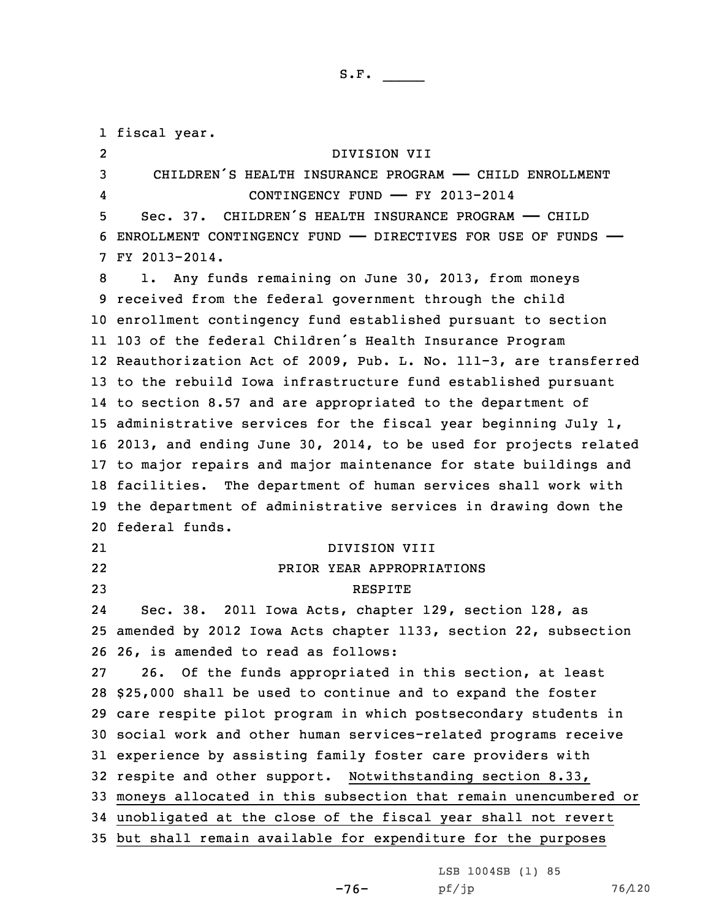fiscal year.

DIVISION VII

CHILDREN'S HEALTH INSURANCE PROGRAM —— CHILD ENROLLMENT CONTINGENCY FUND —— FY 2013-2014

Sec. 37. CHILDREN'S HEALTH INSURANCE PROGRAM —— CHILD ENROLLMENT CONTINGENCY FUND —— DIRECTIVES FOR USE OF FUNDS —— FY 2013-2014.

1. Any funds remaining on June 30, 2013, from moneys received from the federal government through the child enrollment contingency fund established pursuant to section 103 of the federal Children's Health Insurance Program Reauthorization Act of 2009, Pub. L. No. 111-3, are transferred to the rebuild Iowa infrastructure fund established pursuant to section 8.57 and are appropriated to the department of administrative services for the fiscal year beginning July 1, 2013, and ending June 30, 2014, to be used for projects related to major repairs and major maintenance for state buildings and facilities. The department of human services shall work with the department of administrative services in drawing down the federal funds.

DIVISION VIII

PRIOR YEAR APPROPRIATIONS

RESPITE

Sec. 38. 2011 Iowa Acts, chapter 129, section 128, as amended by 2012 Iowa Acts chapter 1133, section 22, subsection 26, is amended to read as follows:

26. Of the funds appropriated in this section, at least $25,000 shall be used to continue and to expand the foster care respite pilot program in which postsecondary students in social work and other human services-related programs receive experience by assisting family foster care providers with respite and other support. Notwithstanding section 8.33, moneys allocated in this subsection that remain unencumbered or unobligated at the close of the fiscal year shall not revert but shall remain available for expenditure for the purposes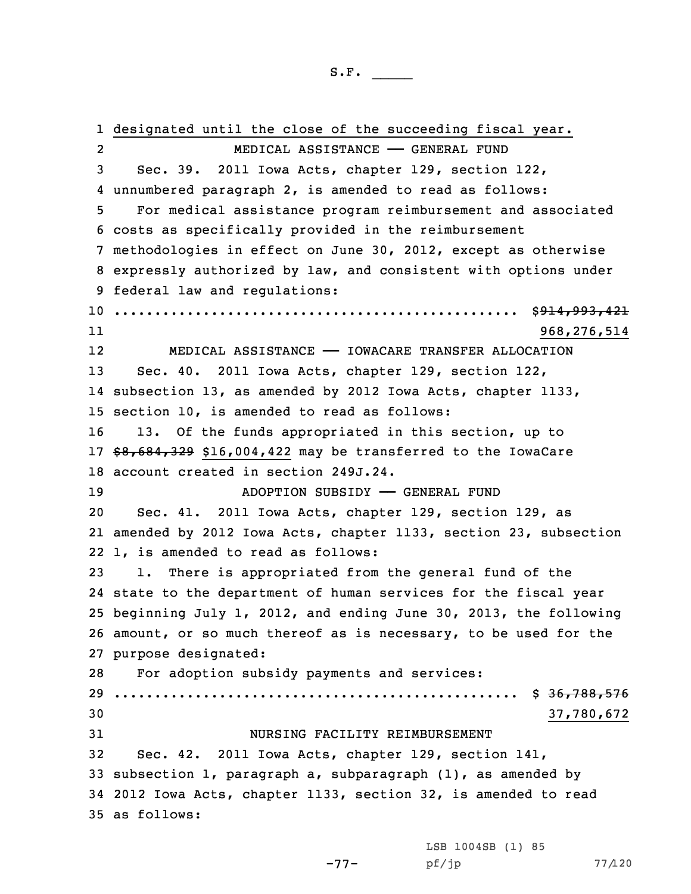designated until the close of the succeeding fiscal year.

MEDICAL ASSISTANCE —— GENERAL FUND

Sec. 39. 2011 Iowa Acts, chapter 129, section 122, unnumbered paragraph 2, is amended to read as follows:

For medical assistance program reimbursement and associated costs as specifically provided in the reimbursement methodologies in effect on June 30, 2012, except as otherwise expressly authorized by law, and consistent with options under federal law and regulations:

.................................................. ~~$914,993,421~~ 968,276,514

MEDICAL ASSISTANCE —— IOWACARE TRANSFER ALLOCATION

Sec. 40. 2011 Iowa Acts, chapter 129, section 122, subsection 13, as amended by 2012 Iowa Acts, chapter 1133, section 10, is amended to read as follows:

13. Of the funds appropriated in this section, up to ~~$8,684,329~~ $16,004,422 may be transferred to the IowaCare account created in section 249J.24.

ADOPTION SUBSIDY —— GENERAL FUND

Sec. 41. 2011 Iowa Acts, chapter 129, section 129, as amended by 2012 Iowa Acts, chapter 1133, section 23, subsection 1, is amended to read as follows:

1. There is appropriated from the general fund of the state to the department of human services for the fiscal year beginning July 1, 2012, and ending June 30, 2013, the following amount, or so much thereof as is necessary, to be used for the purpose designated:

For adoption subsidy payments and services:

.................................................. $ ~~36,788,576~~ 37,780,672

NURSING FACILITY REIMBURSEMENT

Sec. 42. 2011 Iowa Acts, chapter 129, section 141, subsection 1, paragraph a, subparagraph (1), as amended by 2012 Iowa Acts, chapter 1133, section 32, is amended to read as follows: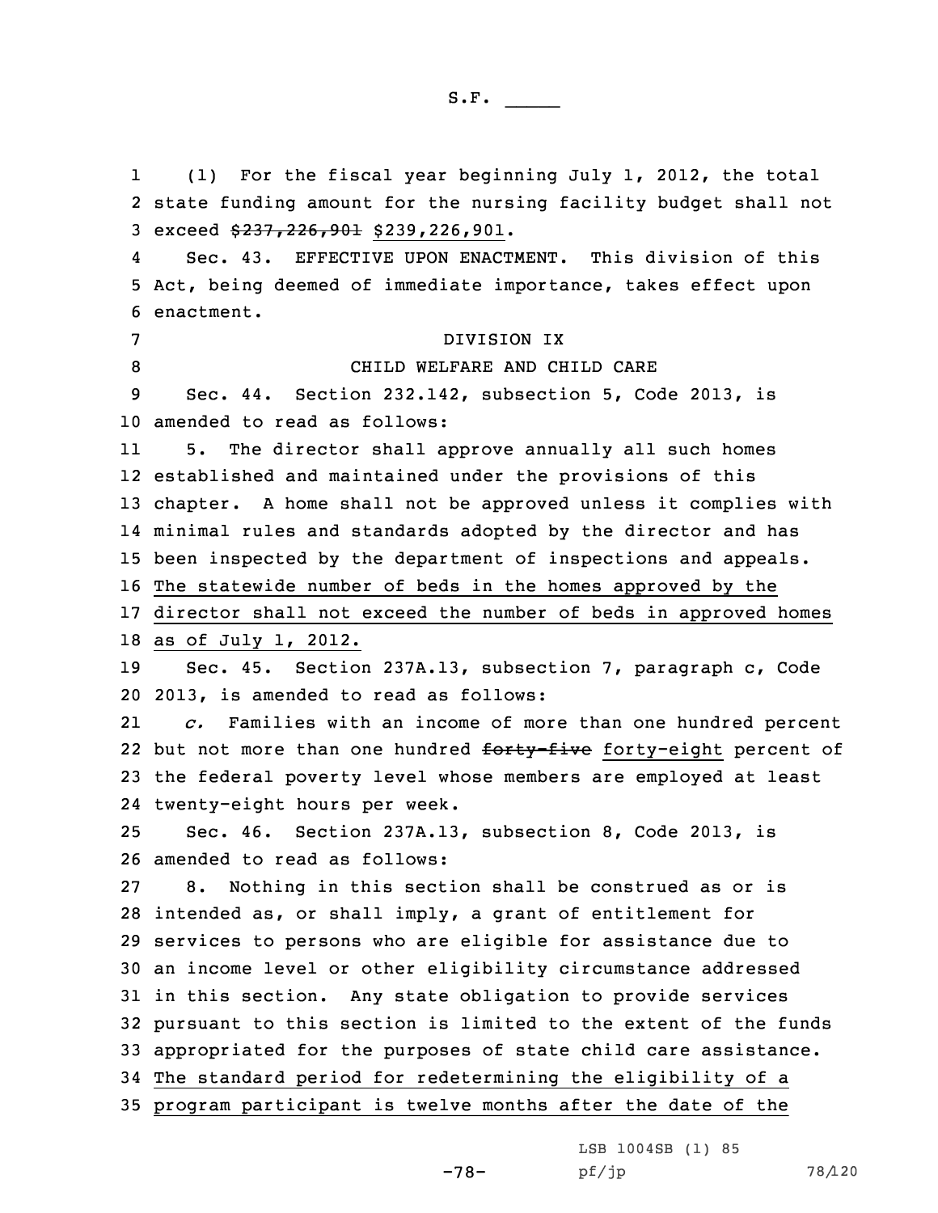(1) For the fiscal year beginning July 1, 2012, the total state funding amount for the nursing facility budget shall not exceed ~~$237,226,901~~ $239,226,901.

Sec. 43. EFFECTIVE UPON ENACTMENT. This division of this Act, being deemed of immediate importance, takes effect upon enactment.

DIVISION IX

CHILD WELFARE AND CHILD CARE

Sec. 44. Section 232.142, subsection 5, Code 2013, is amended to read as follows:

5. The director shall approve annually all such homes established and maintained under the provisions of this chapter. A home shall not be approved unless it complies with minimal rules and standards adopted by the director and has been inspected by the department of inspections and appeals. <u>The statewide number of beds in the homes approved by the director shall not exceed the number of beds in approved homes as of July 1, 2012.</u>

Sec. 45. Section 237A.13, subsection 7, paragraph c, Code 2013, is amended to read as follows:

*c.* Families with an income of more than one hundred percent but not more than one hundred ~~forty-five~~ <u>forty-eight</u> percent of the federal poverty level whose members are employed at least twenty-eight hours per week.

Sec. 46. Section 237A.13, subsection 8, Code 2013, is amended to read as follows:

8. Nothing in this section shall be construed as or is intended as, or shall imply, a grant of entitlement for services to persons who are eligible for assistance due to an income level or other eligibility circumstance addressed in this section. Any state obligation to provide services pursuant to this section is limited to the extent of the funds appropriated for the purposes of state child care assistance. <u>The standard period for redetermining the eligibility of a program participant is twelve months after the date of the</u>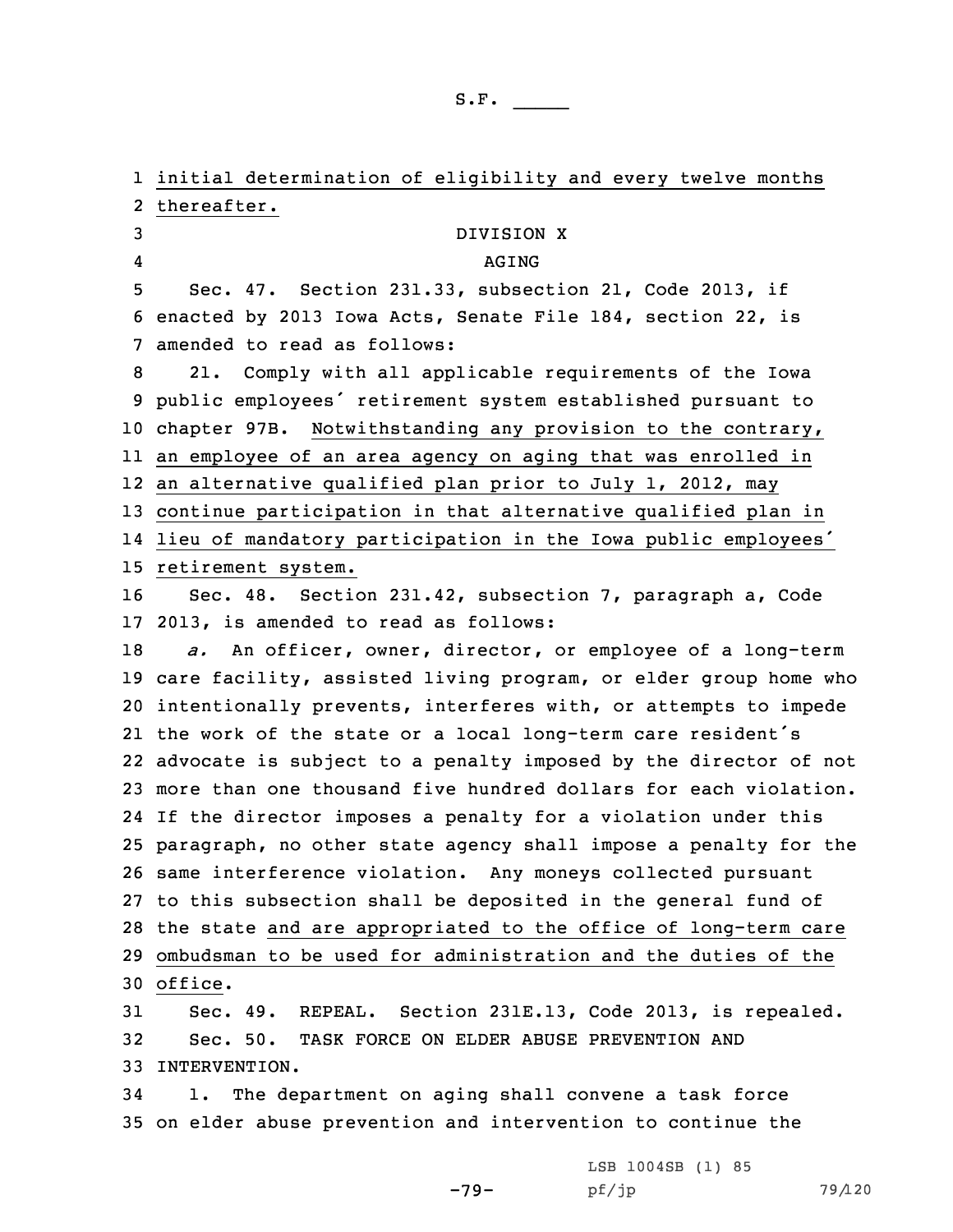initial determination of eligibility and every twelve months thereafter.

DIVISION X

AGING

Sec. 47. Section 231.33, subsection 21, Code 2013, if enacted by 2013 Iowa Acts, Senate File 184, section 22, is amended to read as follows:

21. Comply with all applicable requirements of the Iowa public employees' retirement system established pursuant to chapter 97B. Notwithstanding any provision to the contrary, an employee of an area agency on aging that was enrolled in an alternative qualified plan prior to July 1, 2012, may continue participation in that alternative qualified plan in lieu of mandatory participation in the Iowa public employees' retirement system.

Sec. 48. Section 231.42, subsection 7, paragraph a, Code 2013, is amended to read as follows:

*a.* An officer, owner, director, or employee of a long-term care facility, assisted living program, or elder group home who intentionally prevents, interferes with, or attempts to impede the work of the state or a local long-term care resident's advocate is subject to a penalty imposed by the director of not more than one thousand five hundred dollars for each violation. If the director imposes a penalty for a violation under this paragraph, no other state agency shall impose a penalty for the same interference violation. Any moneys collected pursuant to this subsection shall be deposited in the general fund of the state and are appropriated to the office of long-term care ombudsman to be used for administration and the duties of the office.

Sec. 49. REPEAL. Section 231E.13, Code 2013, is repealed.

Sec. 50. TASK FORCE ON ELDER ABUSE PREVENTION AND INTERVENTION.

1. The department on aging shall convene a task force on elder abuse prevention and intervention to continue the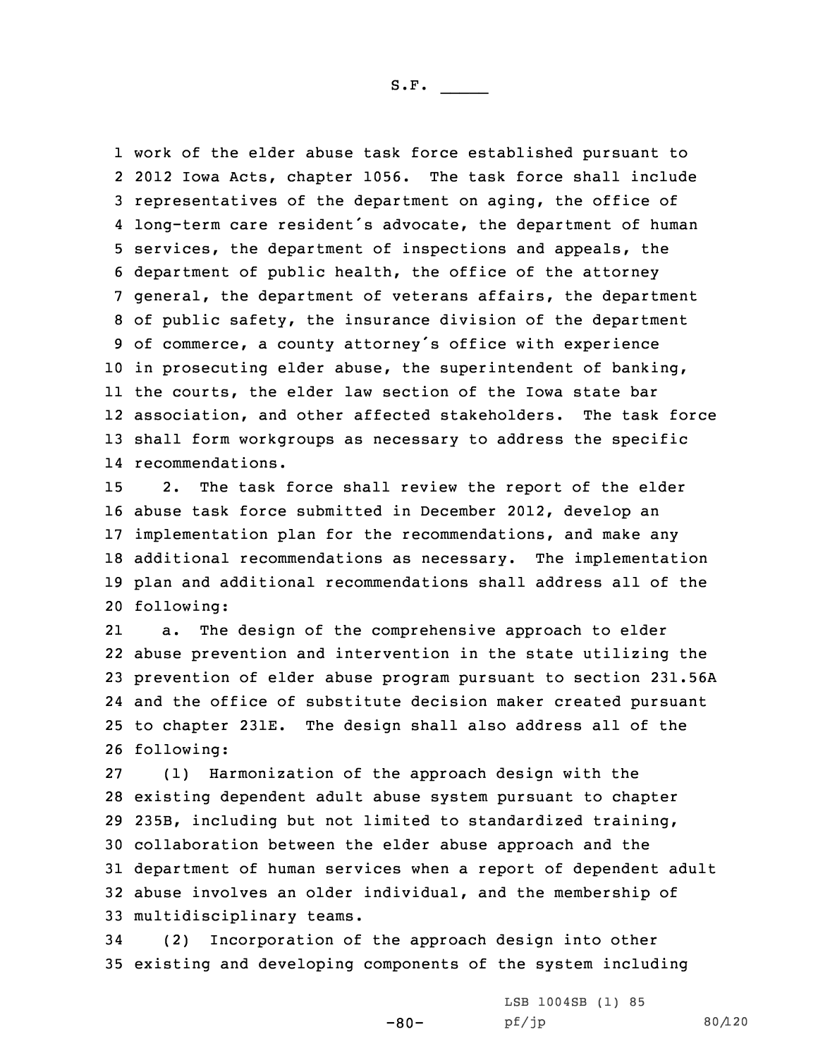work of the elder abuse task force established pursuant to 2012 Iowa Acts, chapter 1056. The task force shall include representatives of the department on aging, the office of long-term care resident's advocate, the department of human services, the department of inspections and appeals, the department of public health, the office of the attorney general, the department of veterans affairs, the department of public safety, the insurance division of the department of commerce, a county attorney's office with experience in prosecuting elder abuse, the superintendent of banking, the courts, the elder law section of the Iowa state bar association, and other affected stakeholders. The task force shall form workgroups as necessary to address the specific recommendations.

2. The task force shall review the report of the elder abuse task force submitted in December 2012, develop an implementation plan for the recommendations, and make any additional recommendations as necessary. The implementation plan and additional recommendations shall address all of the following:

a. The design of the comprehensive approach to elder abuse prevention and intervention in the state utilizing the prevention of elder abuse program pursuant to section 231.56A and the office of substitute decision maker created pursuant to chapter 231E. The design shall also address all of the following:

(1) Harmonization of the approach design with the existing dependent adult abuse system pursuant to chapter 235B, including but not limited to standardized training, collaboration between the elder abuse approach and the department of human services when a report of dependent adult abuse involves an older individual, and the membership of multidisciplinary teams.

(2) Incorporation of the approach design into other existing and developing components of the system including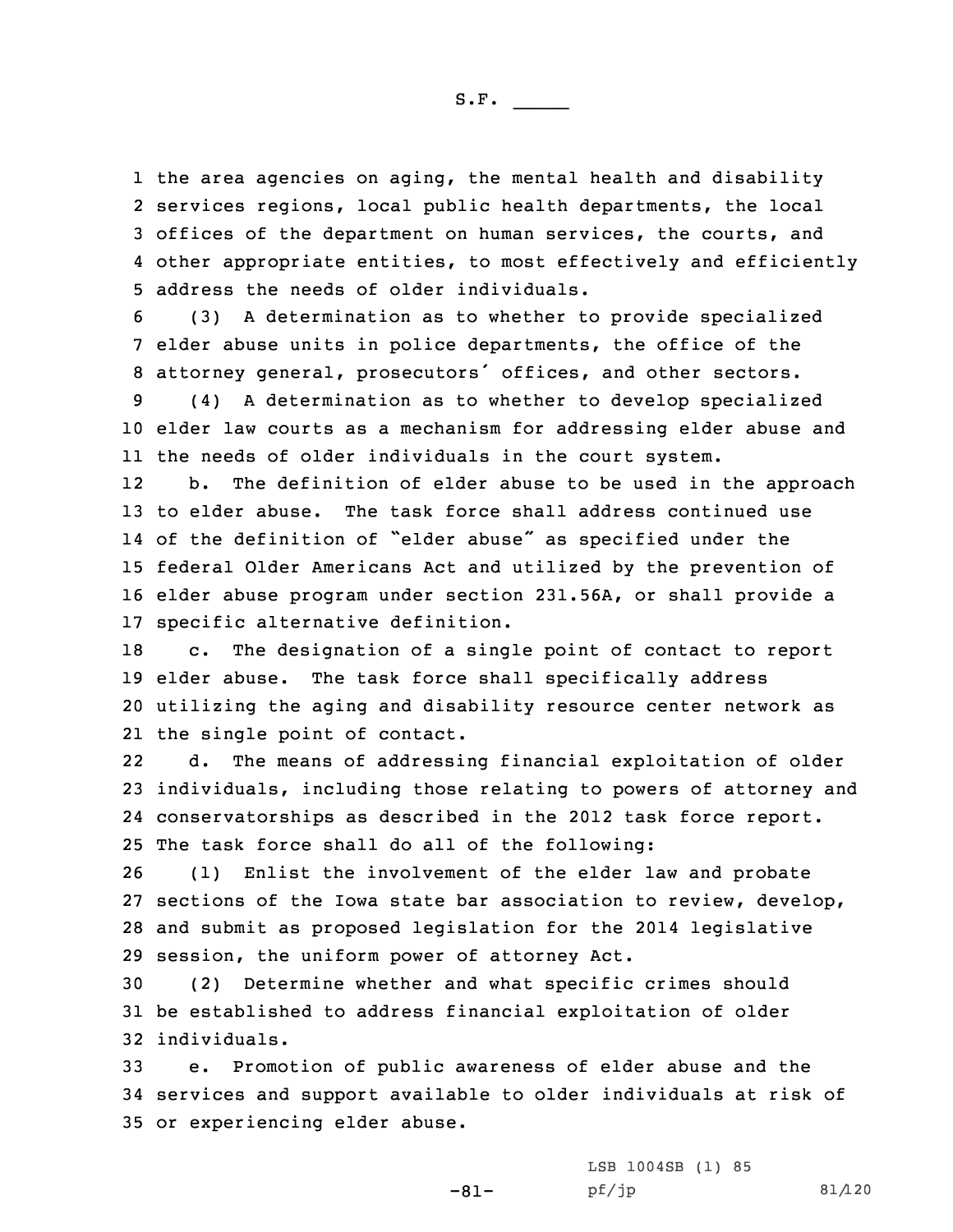the area agencies on aging, the mental health and disability services regions, local public health departments, the local offices of the department on human services, the courts, and other appropriate entities, to most effectively and efficiently address the needs of older individuals.

(3) A determination as to whether to provide specialized elder abuse units in police departments, the office of the attorney general, prosecutors' offices, and other sectors.

(4) A determination as to whether to develop specialized elder law courts as a mechanism for addressing elder abuse and the needs of older individuals in the court system.

b. The definition of elder abuse to be used in the approach to elder abuse. The task force shall address continued use of the definition of "elder abuse" as specified under the federal Older Americans Act and utilized by the prevention of elder abuse program under section 231.56A, or shall provide a specific alternative definition.

c. The designation of a single point of contact to report elder abuse. The task force shall specifically address utilizing the aging and disability resource center network as the single point of contact.

d. The means of addressing financial exploitation of older individuals, including those relating to powers of attorney and conservatorships as described in the 2012 task force report. The task force shall do all of the following:

(1) Enlist the involvement of the elder law and probate sections of the Iowa state bar association to review, develop, and submit as proposed legislation for the 2014 legislative session, the uniform power of attorney Act.

(2) Determine whether and what specific crimes should be established to address financial exploitation of older individuals.

e. Promotion of public awareness of elder abuse and the services and support available to older individuals at risk of or experiencing elder abuse.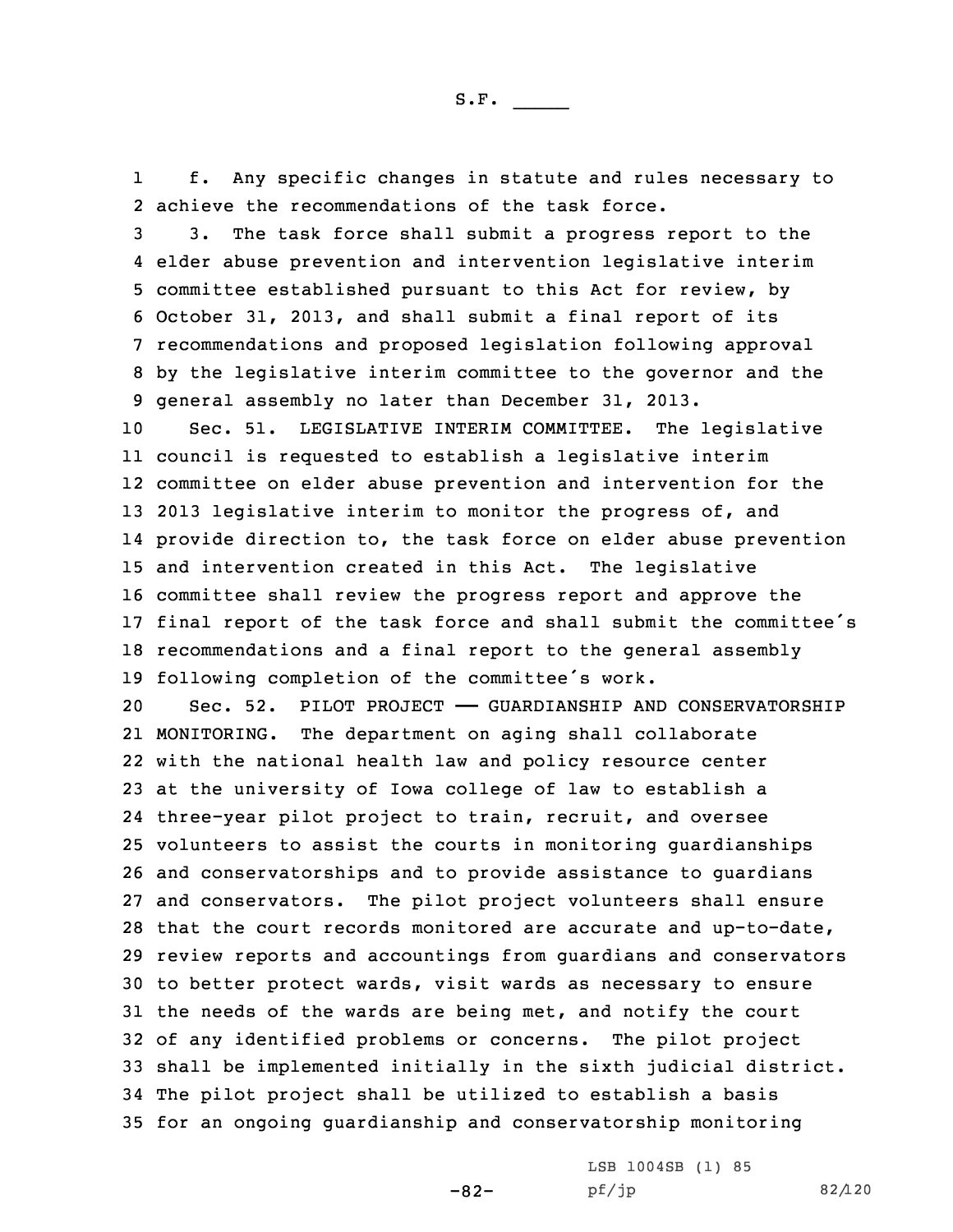f. Any specific changes in statute and rules necessary to achieve the recommendations of the task force.

3. The task force shall submit a progress report to the elder abuse prevention and intervention legislative interim committee established pursuant to this Act for review, by October 31, 2013, and shall submit a final report of its recommendations and proposed legislation following approval by the legislative interim committee to the governor and the general assembly no later than December 31, 2013.

Sec. 51. LEGISLATIVE INTERIM COMMITTEE. The legislative council is requested to establish a legislative interim committee on elder abuse prevention and intervention for the 2013 legislative interim to monitor the progress of, and provide direction to, the task force on elder abuse prevention and intervention created in this Act. The legislative committee shall review the progress report and approve the final report of the task force and shall submit the committee's recommendations and a final report to the general assembly following completion of the committee's work.

Sec. 52. PILOT PROJECT —— GUARDIANSHIP AND CONSERVATORSHIP MONITORING. The department on aging shall collaborate with the national health law and policy resource center at the university of Iowa college of law to establish a three-year pilot project to train, recruit, and oversee volunteers to assist the courts in monitoring guardianships and conservatorships and to provide assistance to guardians and conservators. The pilot project volunteers shall ensure that the court records monitored are accurate and up-to-date, review reports and accountings from guardians and conservators to better protect wards, visit wards as necessary to ensure the needs of the wards are being met, and notify the court of any identified problems or concerns. The pilot project shall be implemented initially in the sixth judicial district. The pilot project shall be utilized to establish a basis for an ongoing guardianship and conservatorship monitoring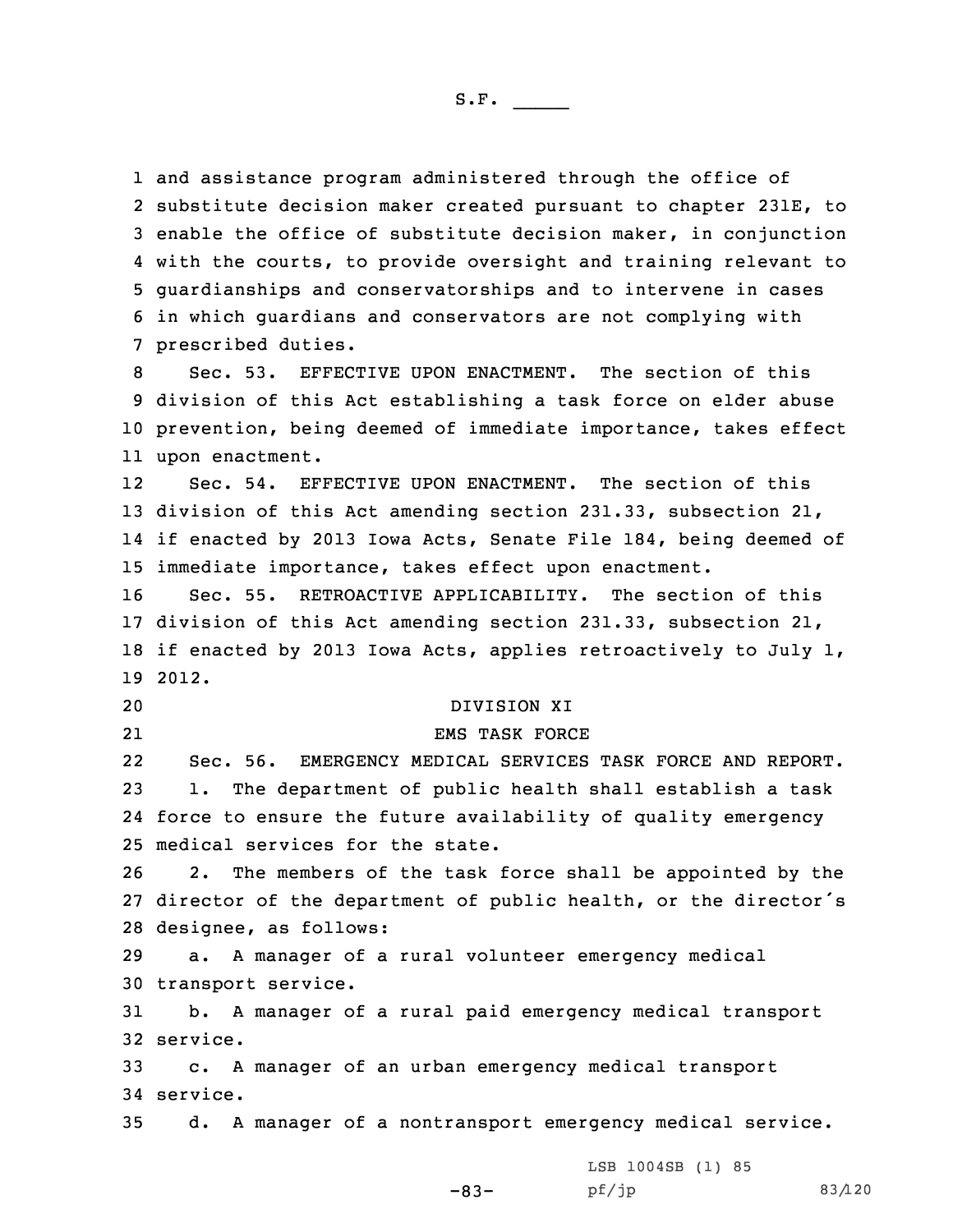and assistance program administered through the office of substitute decision maker created pursuant to chapter 231E, to enable the office of substitute decision maker, in conjunction with the courts, to provide oversight and training relevant to guardianships and conservatorships and to intervene in cases in which guardians and conservators are not complying with prescribed duties.

Sec. 53. EFFECTIVE UPON ENACTMENT. The section of this division of this Act establishing a task force on elder abuse prevention, being deemed of immediate importance, takes effect upon enactment.

Sec. 54. EFFECTIVE UPON ENACTMENT. The section of this division of this Act amending section 231.33, subsection 21, if enacted by 2013 Iowa Acts, Senate File 184, being deemed of immediate importance, takes effect upon enactment.

Sec. 55. RETROACTIVE APPLICABILITY. The section of this division of this Act amending section 231.33, subsection 21, if enacted by 2013 Iowa Acts, applies retroactively to July 1, 2012.

DIVISION XI

EMS TASK FORCE

Sec. 56. EMERGENCY MEDICAL SERVICES TASK FORCE AND REPORT.

1. The department of public health shall establish a task force to ensure the future availability of quality emergency medical services for the state.

2. The members of the task force shall be appointed by the director of the department of public health, or the director's designee, as follows:

a. A manager of a rural volunteer emergency medical transport service.

b. A manager of a rural paid emergency medical transport service.

c. A manager of an urban emergency medical transport service.

d. A manager of a nontransport emergency medical service.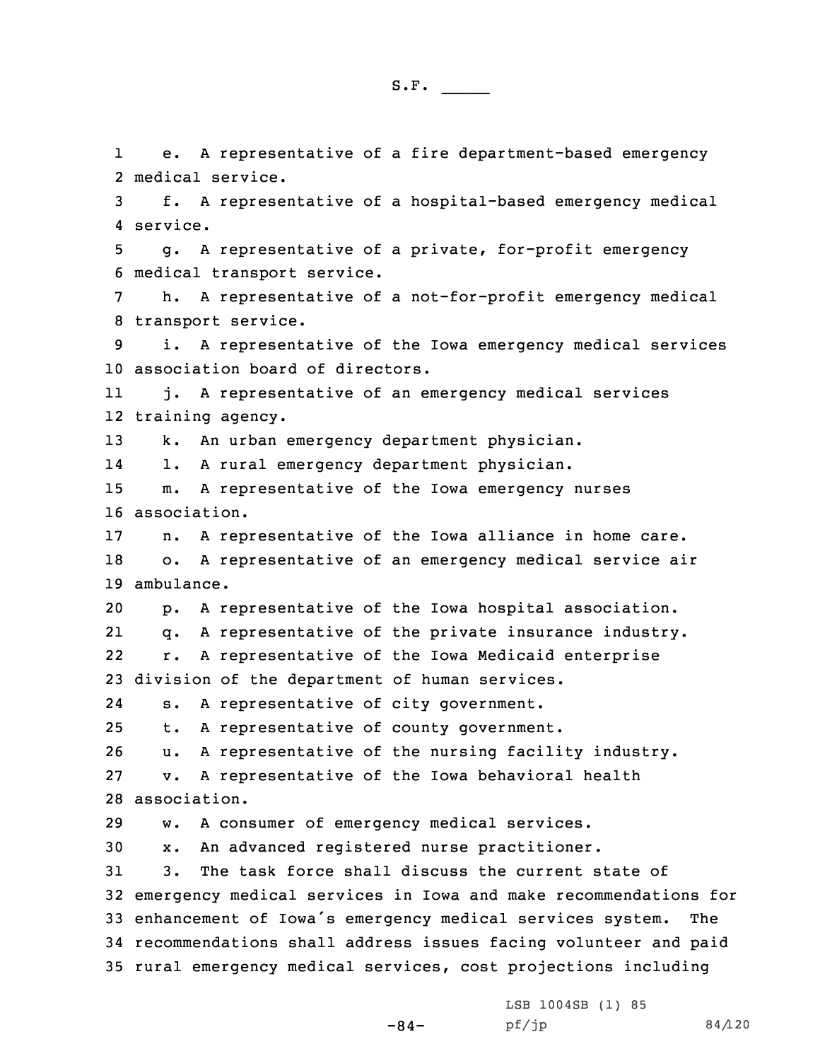e. A representative of a fire department-based emergency medical service.

f. A representative of a hospital-based emergency medical service.

g. A representative of a private, for-profit emergency medical transport service.

h. A representative of a not-for-profit emergency medical transport service.

i. A representative of the Iowa emergency medical services association board of directors.

j. A representative of an emergency medical services training agency.

k. An urban emergency department physician.

l. A rural emergency department physician.

m. A representative of the Iowa emergency nurses association.

n. A representative of the Iowa alliance in home care.

o. A representative of an emergency medical service air ambulance.

p. A representative of the Iowa hospital association.

q. A representative of the private insurance industry.

r. A representative of the Iowa Medicaid enterprise division of the department of human services.

s. A representative of city government.

t. A representative of county government.

u. A representative of the nursing facility industry.

v. A representative of the Iowa behavioral health association.

w. A consumer of emergency medical services.

x. An advanced registered nurse practitioner.

3. The task force shall discuss the current state of emergency medical services in Iowa and make recommendations for enhancement of Iowa's emergency medical services system. The recommendations shall address issues facing volunteer and paid rural emergency medical services, cost projections including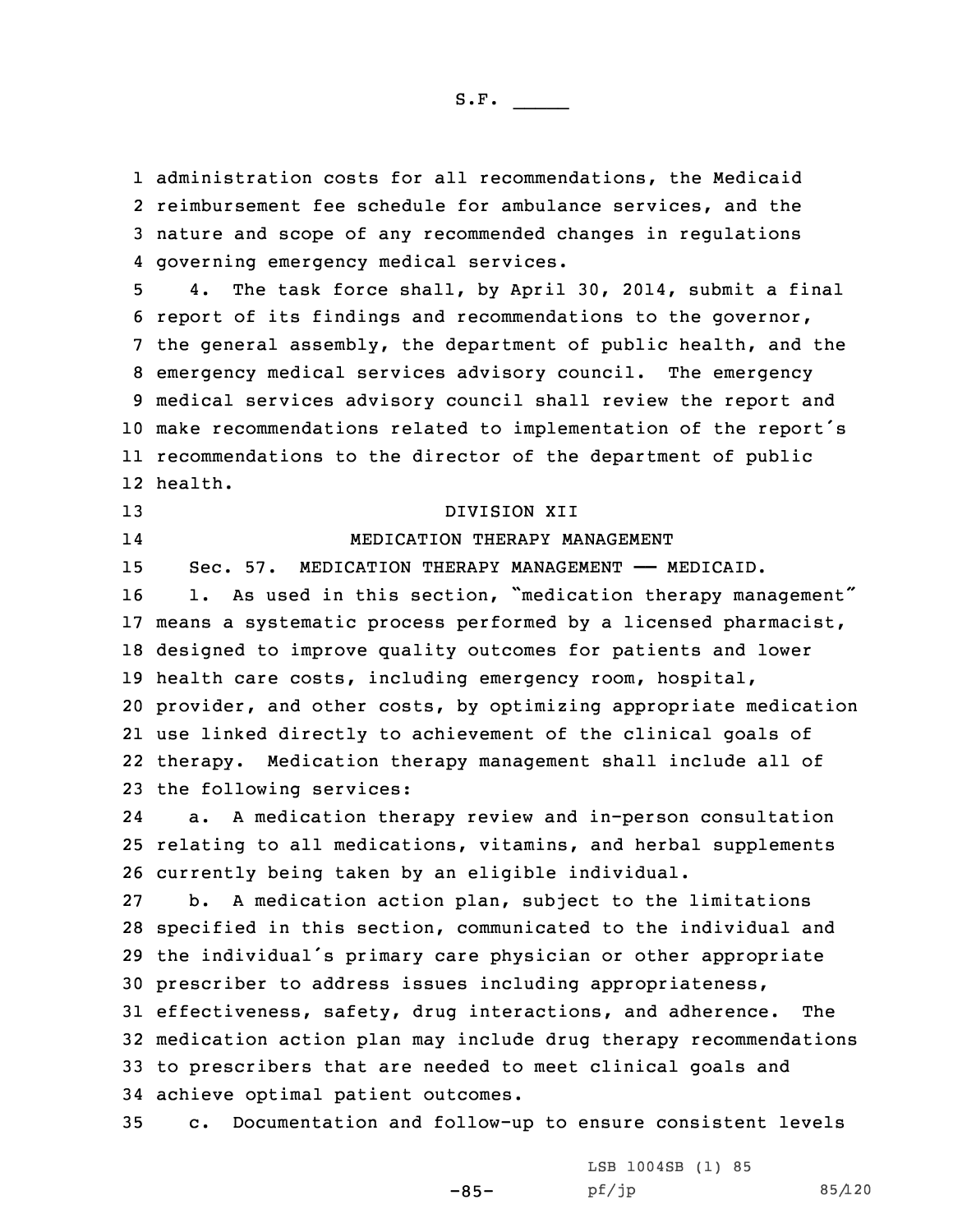administration costs for all recommendations, the Medicaid reimbursement fee schedule for ambulance services, and the nature and scope of any recommended changes in regulations governing emergency medical services.

4. The task force shall, by April 30, 2014, submit a final report of its findings and recommendations to the governor, the general assembly, the department of public health, and the emergency medical services advisory council. The emergency medical services advisory council shall review the report and make recommendations related to implementation of the report's recommendations to the director of the department of public health.

DIVISION XII

MEDICATION THERAPY MANAGEMENT

Sec. 57. MEDICATION THERAPY MANAGEMENT —— MEDICAID.

1. As used in this section, "medication therapy management" means a systematic process performed by a licensed pharmacist, designed to improve quality outcomes for patients and lower health care costs, including emergency room, hospital, provider, and other costs, by optimizing appropriate medication use linked directly to achievement of the clinical goals of therapy. Medication therapy management shall include all of the following services:

a. A medication therapy review and in-person consultation relating to all medications, vitamins, and herbal supplements currently being taken by an eligible individual.

b. A medication action plan, subject to the limitations specified in this section, communicated to the individual and the individual's primary care physician or other appropriate prescriber to address issues including appropriateness, effectiveness, safety, drug interactions, and adherence. The medication action plan may include drug therapy recommendations to prescribers that are needed to meet clinical goals and achieve optimal patient outcomes.

c. Documentation and follow-up to ensure consistent levels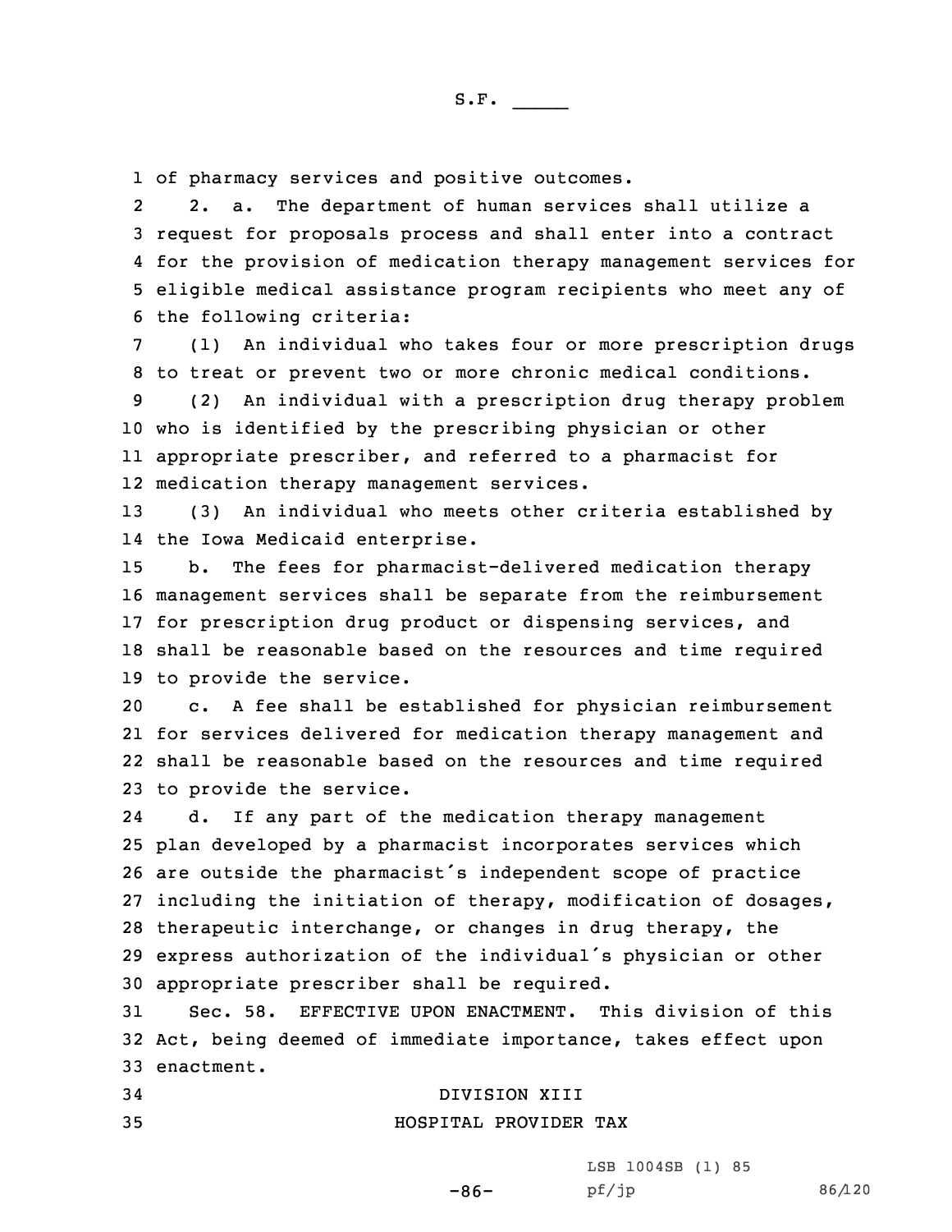of pharmacy services and positive outcomes.

2. a. The department of human services shall utilize a request for proposals process and shall enter into a contract for the provision of medication therapy management services for eligible medical assistance program recipients who meet any of the following criteria:

(1) An individual who takes four or more prescription drugs to treat or prevent two or more chronic medical conditions.

(2) An individual with a prescription drug therapy problem who is identified by the prescribing physician or other appropriate prescriber, and referred to a pharmacist for medication therapy management services.

(3) An individual who meets other criteria established by the Iowa Medicaid enterprise.

b. The fees for pharmacist-delivered medication therapy management services shall be separate from the reimbursement for prescription drug product or dispensing services, and shall be reasonable based on the resources and time required to provide the service.

c. A fee shall be established for physician reimbursement for services delivered for medication therapy management and shall be reasonable based on the resources and time required to provide the service.

d. If any part of the medication therapy management plan developed by a pharmacist incorporates services which are outside the pharmacist's independent scope of practice including the initiation of therapy, modification of dosages, therapeutic interchange, or changes in drug therapy, the express authorization of the individual's physician or other appropriate prescriber shall be required.

Sec. 58. EFFECTIVE UPON ENACTMENT. This division of this Act, being deemed of immediate importance, takes effect upon enactment.

DIVISION XIII

HOSPITAL PROVIDER TAX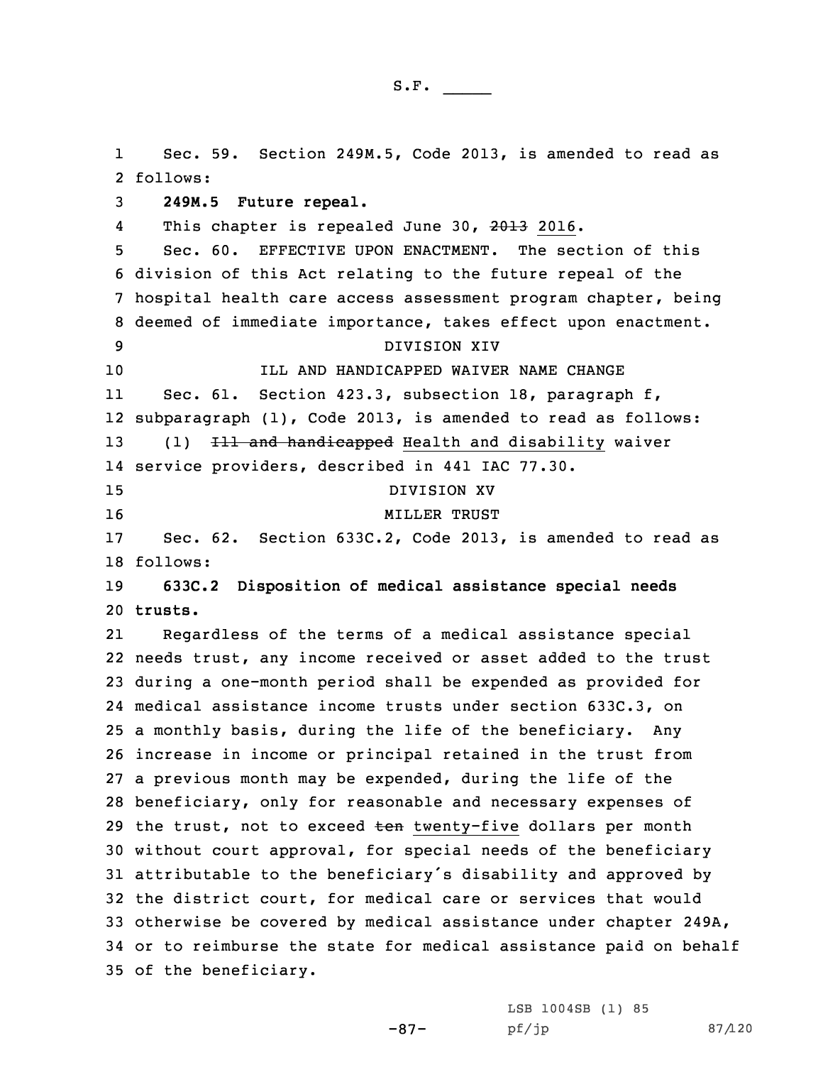Sec. 59. Section 249M.5, Code 2013, is amended to read as follows:

**249M.5 Future repeal.**

This chapter is repealed June 30, ~~2013~~ 2016.

Sec. 60. EFFECTIVE UPON ENACTMENT. The section of this division of this Act relating to the future repeal of the hospital health care access assessment program chapter, being deemed of immediate importance, takes effect upon enactment.

DIVISION XIV

ILL AND HANDICAPPED WAIVER NAME CHANGE

Sec. 61. Section 423.3, subsection 18, paragraph f, subparagraph (1), Code 2013, is amended to read as follows:

(1) ~~Ill and handicapped~~ Health and disability waiver service providers, described in 441 IAC 77.30.

DIVISION XV

MILLER TRUST

Sec. 62. Section 633C.2, Code 2013, is amended to read as follows:

**633C.2 Disposition of medical assistance special needs trusts.**

Regardless of the terms of a medical assistance special needs trust, any income received or asset added to the trust during a one-month period shall be expended as provided for medical assistance income trusts under section 633C.3, on a monthly basis, during the life of the beneficiary. Any increase in income or principal retained in the trust from a previous month may be expended, during the life of the beneficiary, only for reasonable and necessary expenses of the trust, not to exceed ~~ten~~ twenty-five dollars per month without court approval, for special needs of the beneficiary attributable to the beneficiary's disability and approved by the district court, for medical care or services that would otherwise be covered by medical assistance under chapter 249A, or to reimburse the state for medical assistance paid on behalf of the beneficiary.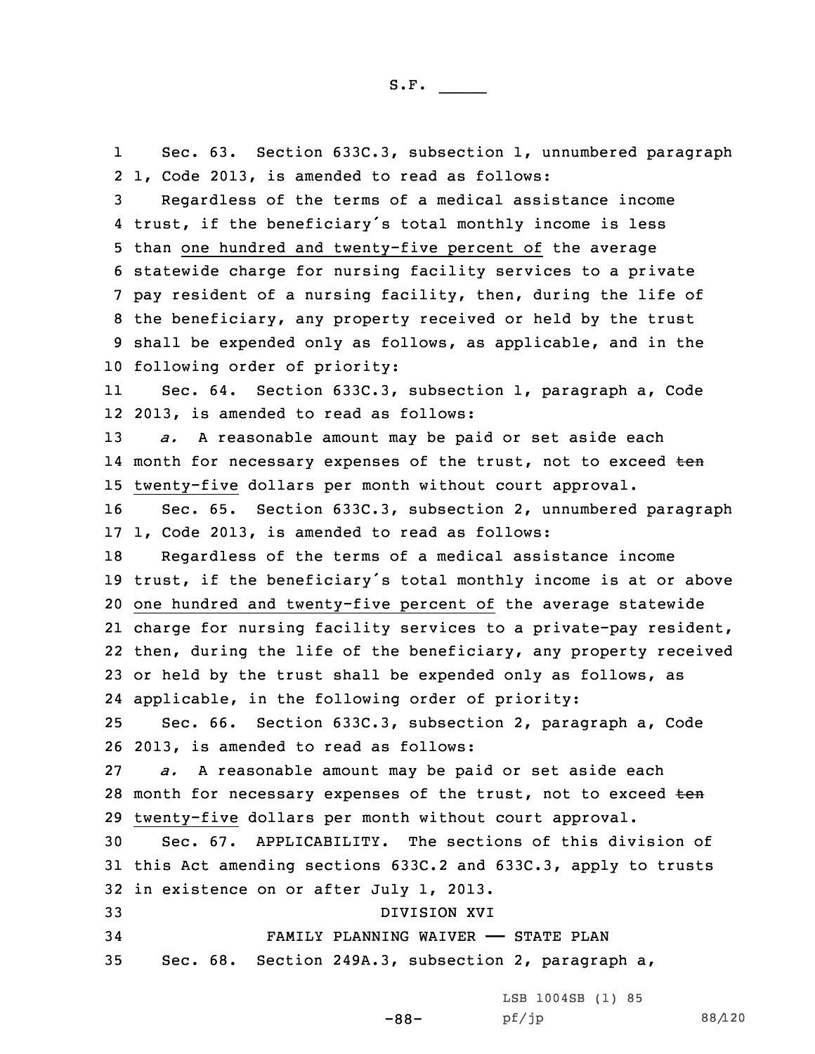Sec. 63. Section 633C.3, subsection 1, unnumbered paragraph 1, Code 2013, is amended to read as follows:

Regardless of the terms of a medical assistance income trust, if the beneficiary's total monthly income is less than one hundred and twenty-five percent of the average statewide charge for nursing facility services to a private pay resident of a nursing facility, then, during the life of the beneficiary, any property received or held by the trust shall be expended only as follows, as applicable, and in the following order of priority:

Sec. 64. Section 633C.3, subsection 1, paragraph a, Code 2013, is amended to read as follows:

*a.* A reasonable amount may be paid or set aside each month for necessary expenses of the trust, not to exceed ~~ten~~ twenty-five dollars per month without court approval.

Sec. 65. Section 633C.3, subsection 2, unnumbered paragraph 1, Code 2013, is amended to read as follows:

Regardless of the terms of a medical assistance income trust, if the beneficiary's total monthly income is at or above one hundred and twenty-five percent of the average statewide charge for nursing facility services to a private-pay resident, then, during the life of the beneficiary, any property received or held by the trust shall be expended only as follows, as applicable, in the following order of priority:

Sec. 66. Section 633C.3, subsection 2, paragraph a, Code 2013, is amended to read as follows:

*a.* A reasonable amount may be paid or set aside each month for necessary expenses of the trust, not to exceed ~~ten~~ twenty-five dollars per month without court approval.

Sec. 67. APPLICABILITY. The sections of this division of this Act amending sections 633C.2 and 633C.3, apply to trusts in existence on or after July 1, 2013.

DIVISION XVI

FAMILY PLANNING WAIVER —— STATE PLAN

Sec. 68. Section 249A.3, subsection 2, paragraph a,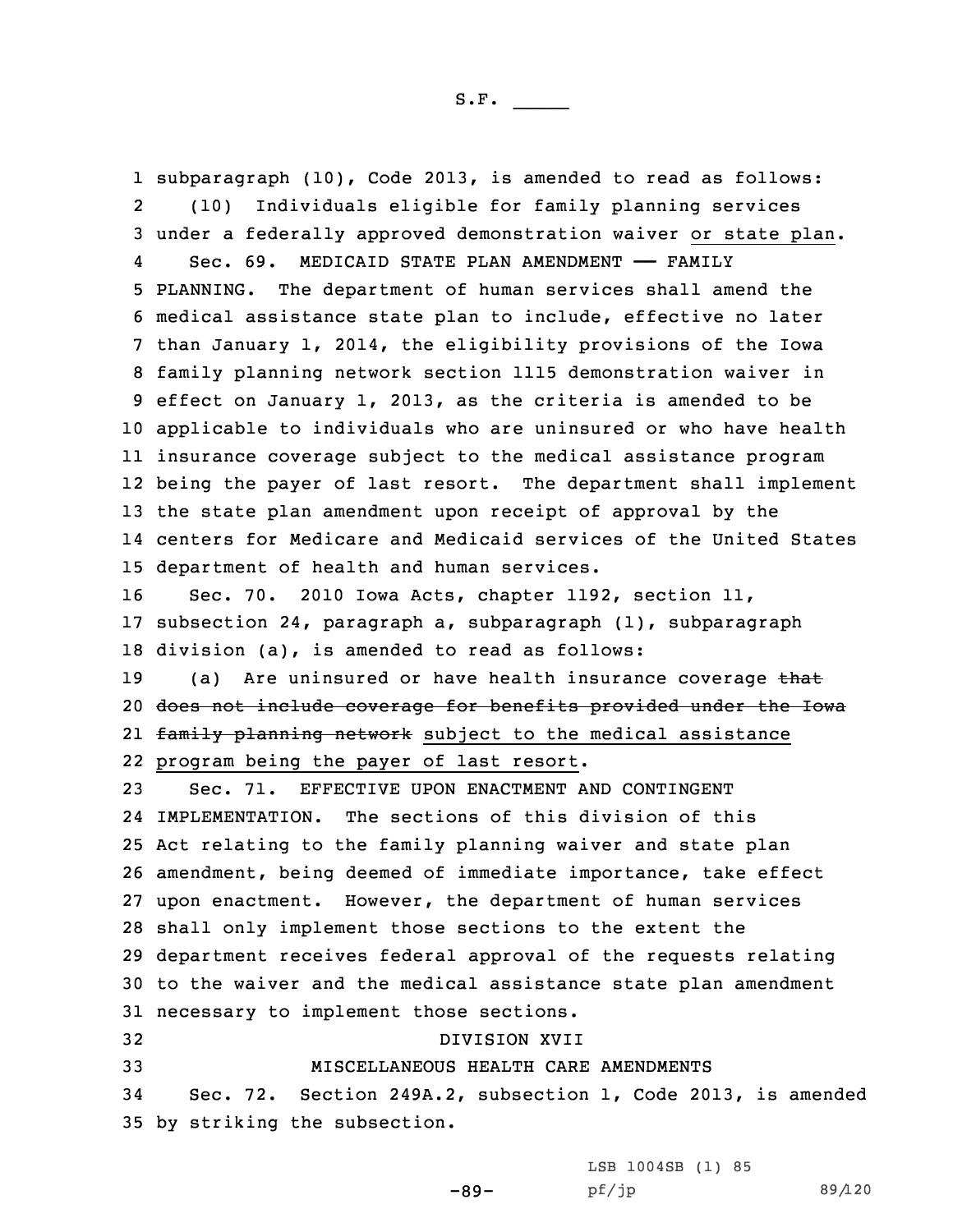subparagraph (10), Code 2013, is amended to read as follows:

(10) Individuals eligible for family planning services under a federally approved demonstration waiver <u>or state plan</u>.

Sec. 69. MEDICAID STATE PLAN AMENDMENT —— FAMILY PLANNING. The department of human services shall amend the medical assistance state plan to include, effective no later than January 1, 2014, the eligibility provisions of the Iowa family planning network section 1115 demonstration waiver in effect on January 1, 2013, as the criteria is amended to be applicable to individuals who are uninsured or who have health insurance coverage subject to the medical assistance program being the payer of last resort. The department shall implement the state plan amendment upon receipt of approval by the centers for Medicare and Medicaid services of the United States department of health and human services.

Sec. 70. 2010 Iowa Acts, chapter 1192, section 11, subsection 24, paragraph a, subparagraph (1), subparagraph division (a), is amended to read as follows:

(a) Are uninsured or have health insurance coverage ~~that does not include coverage for benefits provided under the Iowa family planning network~~ <u>subject to the medical assistance program being the payer of last resort</u>.

Sec. 71. EFFECTIVE UPON ENACTMENT AND CONTINGENT IMPLEMENTATION. The sections of this division of this Act relating to the family planning waiver and state plan amendment, being deemed of immediate importance, take effect upon enactment. However, the department of human services shall only implement those sections to the extent the department receives federal approval of the requests relating to the waiver and the medical assistance state plan amendment necessary to implement those sections.

DIVISION XVII

MISCELLANEOUS HEALTH CARE AMENDMENTS

Sec. 72. Section 249A.2, subsection 1, Code 2013, is amended by striking the subsection.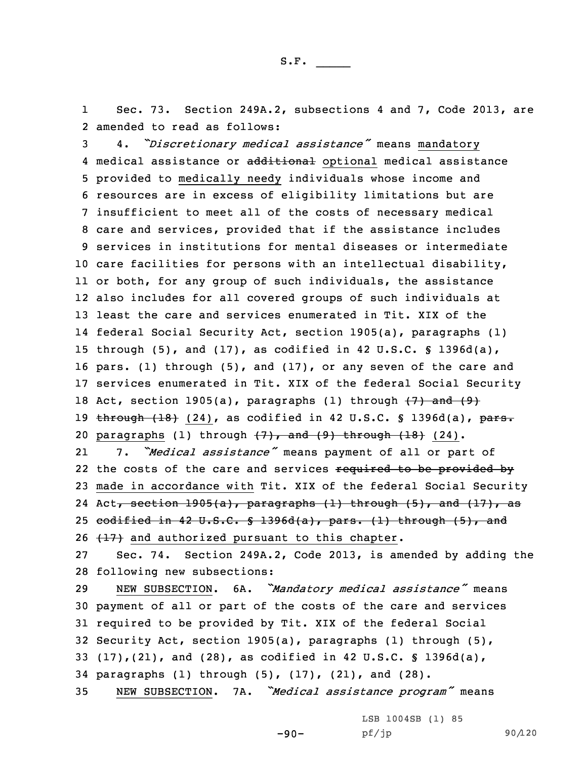Sec. 73. Section 249A.2, subsections 4 and 7, Code 2013, are amended to read as follows:

4. *"Discretionary medical assistance"* means <u>mandatory</u> medical assistance or ~~additional~~ <u>optional</u> medical assistance provided to <u>medically needy</u> individuals whose income and resources are in excess of eligibility limitations but are insufficient to meet all of the costs of necessary medical care and services, provided that if the assistance includes services in institutions for mental diseases or intermediate care facilities for persons with an intellectual disability, or both, for any group of such individuals, the assistance also includes for all covered groups of such individuals at least the care and services enumerated in Tit. XIX of the federal Social Security Act, section 1905(a), paragraphs (1) through (5), and (17), as codified in 42 U.S.C. § 1396d(a), pars. (1) through (5), and (17), or any seven of the care and services enumerated in Tit. XIX of the federal Social Security Act, section 1905(a), paragraphs (1) through ~~(7) and (9) through (18)~~ <u>(24)</u>, as codified in 42 U.S.C. § 1396d(a), ~~pars.~~ <u>paragraphs</u> (1) through ~~(7), and (9) through (18)~~ <u>(24)</u>.

7. *"Medical assistance"* means payment of all or part of the costs of the care and services ~~required to be provided by~~ <u>made in accordance with</u> Tit. XIX of the federal Social Security Act~~, section 1905(a), paragraphs (1) through (5), and (17), as codified in 42 U.S.C. § 1396d(a), pars. (1) through (5), and (17)~~ <u>and authorized pursuant to this chapter</u>.

Sec. 74. Section 249A.2, Code 2013, is amended by adding the following new subsections:

<u>NEW SUBSECTION</u>. 6A. *"Mandatory medical assistance"* means payment of all or part of the costs of the care and services required to be provided by Tit. XIX of the federal Social Security Act, section 1905(a), paragraphs (1) through (5), (17),(21), and (28), as codified in 42 U.S.C. § 1396d(a), paragraphs (1) through (5), (17), (21), and (28).

<u>NEW SUBSECTION</u>. 7A. *"Medical assistance program"* means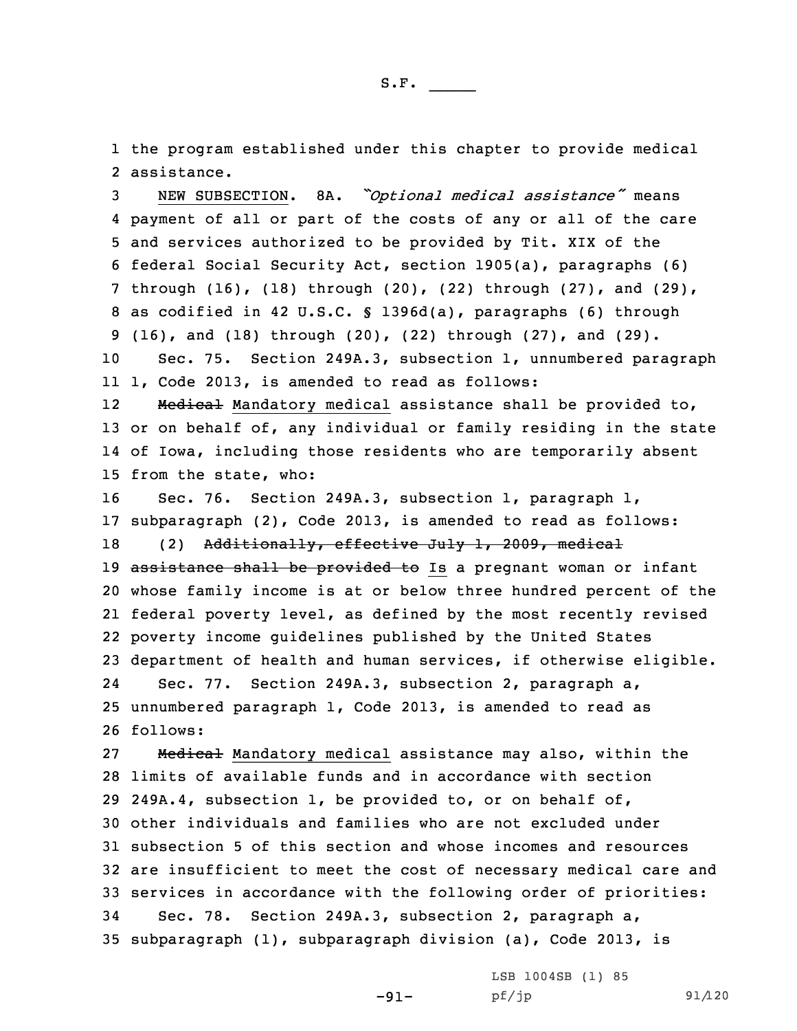1 the program established under this chapter to provide medical
2 assistance.

3 NEW SUBSECTION. 8A. *"Optional medical assistance"* means
4 payment of all or part of the costs of any or all of the care
5 and services authorized to be provided by Tit. XIX of the
6 federal Social Security Act, section 1905(a), paragraphs (6)
7 through (16), (18) through (20), (22) through (27), and (29),
8 as codified in 42 U.S.C. § 1396d(a), paragraphs (6) through
9 (16), and (18) through (20), (22) through (27), and (29).

10 Sec. 75. Section 249A.3, subsection 1, unnumbered paragraph
11 1, Code 2013, is amended to read as follows:

12 ~~Medical~~ Mandatory medical assistance shall be provided to,
13 or on behalf of, any individual or family residing in the state
14 of Iowa, including those residents who are temporarily absent
15 from the state, who:

16 Sec. 76. Section 249A.3, subsection 1, paragraph l,
17 subparagraph (2), Code 2013, is amended to read as follows:

18 (2) ~~Additionally, effective July 1, 2009, medical~~
19 ~~assistance shall be provided to~~ Is a pregnant woman or infant
20 whose family income is at or below three hundred percent of the
21 federal poverty level, as defined by the most recently revised
22 poverty income guidelines published by the United States
23 department of health and human services, if otherwise eligible.

24 Sec. 77. Section 249A.3, subsection 2, paragraph a,
25 unnumbered paragraph 1, Code 2013, is amended to read as
26 follows:

27 ~~Medical~~ Mandatory medical assistance may also, within the
28 limits of available funds and in accordance with section
29 249A.4, subsection 1, be provided to, or on behalf of,
30 other individuals and families who are not excluded under
31 subsection 5 of this section and whose incomes and resources
32 are insufficient to meet the cost of necessary medical care and
33 services in accordance with the following order of priorities:

34 Sec. 78. Section 249A.3, subsection 2, paragraph a,
35 subparagraph (1), subparagraph division (a), Code 2013, is

LSB 1004SB (1) 85
pf/jp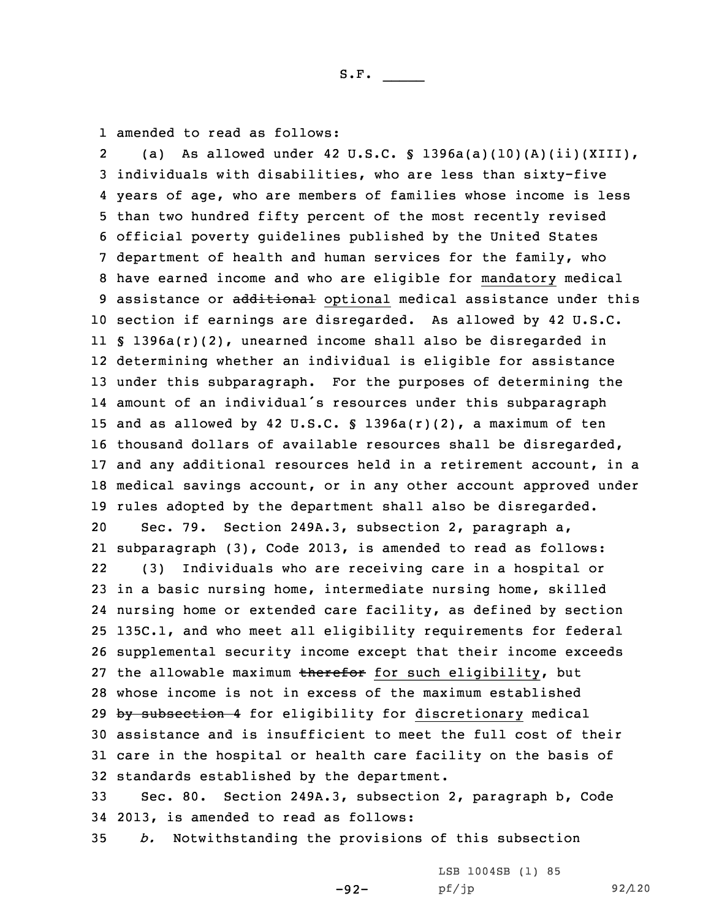amended to read as follows:

(a) As allowed under 42 U.S.C. § 1396a(a)(10)(A)(ii)(XIII), individuals with disabilities, who are less than sixty-five years of age, who are members of families whose income is less than two hundred fifty percent of the most recently revised official poverty guidelines published by the United States department of health and human services for the family, who have earned income and who are eligible for mandatory medical assistance or ~~additional~~ optional medical assistance under this section if earnings are disregarded. As allowed by 42 U.S.C. § 1396a(r)(2), unearned income shall also be disregarded in determining whether an individual is eligible for assistance under this subparagraph. For the purposes of determining the amount of an individual's resources under this subparagraph and as allowed by 42 U.S.C. § 1396a(r)(2), a maximum of ten thousand dollars of available resources shall be disregarded, and any additional resources held in a retirement account, in a medical savings account, or in any other account approved under rules adopted by the department shall also be disregarded.

Sec. 79. Section 249A.3, subsection 2, paragraph a, subparagraph (3), Code 2013, is amended to read as follows:

(3) Individuals who are receiving care in a hospital or in a basic nursing home, intermediate nursing home, skilled nursing home or extended care facility, as defined by section 135C.1, and who meet all eligibility requirements for federal supplemental security income except that their income exceeds the allowable maximum ~~therefor~~ for such eligibility, but whose income is not in excess of the maximum established ~~by subsection 4~~ for eligibility for discretionary medical assistance and is insufficient to meet the full cost of their care in the hospital or health care facility on the basis of standards established by the department.

Sec. 80. Section 249A.3, subsection 2, paragraph b, Code 2013, is amended to read as follows:

*b.* Notwithstanding the provisions of this subsection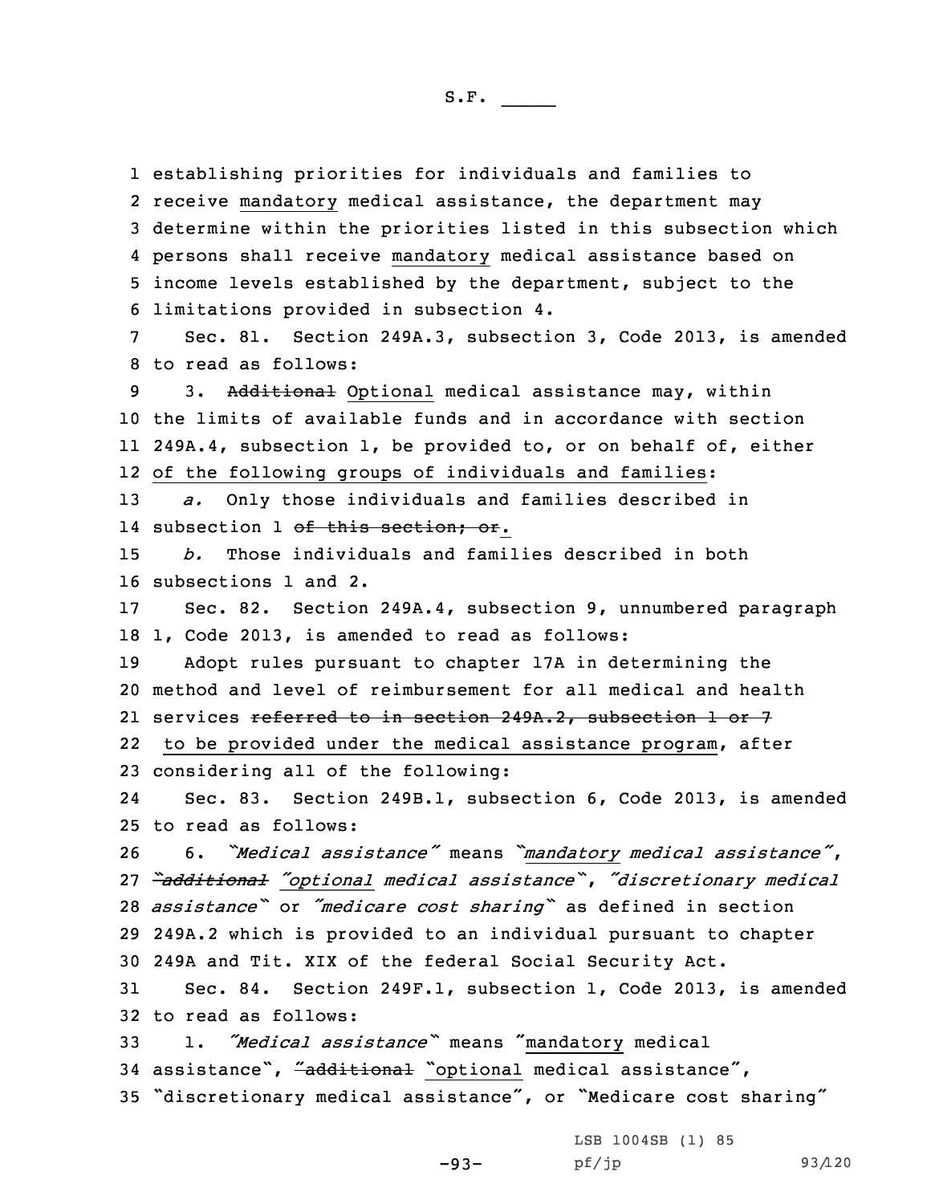establishing priorities for individuals and families to receive mandatory medical assistance, the department may determine within the priorities listed in this subsection which persons shall receive mandatory medical assistance based on income levels established by the department, subject to the limitations provided in subsection 4.

Sec. 81. Section 249A.3, subsection 3, Code 2013, is amended to read as follows:

3. ~~Additional~~ Optional medical assistance may, within the limits of available funds and in accordance with section 249A.4, subsection 1, be provided to, or on behalf of, either of the following groups of individuals and families:

*a.* Only those individuals and families described in subsection 1 ~~of this section; or~~.

*b.* Those individuals and families described in both subsections 1 and 2.

Sec. 82. Section 249A.4, subsection 9, unnumbered paragraph 1, Code 2013, is amended to read as follows:

Adopt rules pursuant to chapter 17A in determining the method and level of reimbursement for all medical and health services ~~referred to in section 249A.2, subsection 1 or 7~~ to be provided under the medical assistance program, after considering all of the following:

Sec. 83. Section 249B.1, subsection 6, Code 2013, is amended to read as follows:

6. *"Medical assistance"* means *"mandatory medical assistance"*, ~~*"additional*~~ *"optional medical assistance"*, *"discretionary medical assistance"* or *"medicare cost sharing"* as defined in section 249A.2 which is provided to an individual pursuant to chapter 249A and Tit. XIX of the federal Social Security Act.

Sec. 84. Section 249F.1, subsection 1, Code 2013, is amended to read as follows:

1. *"Medical assistance"* means "mandatory medical assistance", ~~"additional~~ "optional medical assistance", "discretionary medical assistance", or "Medicare cost sharing"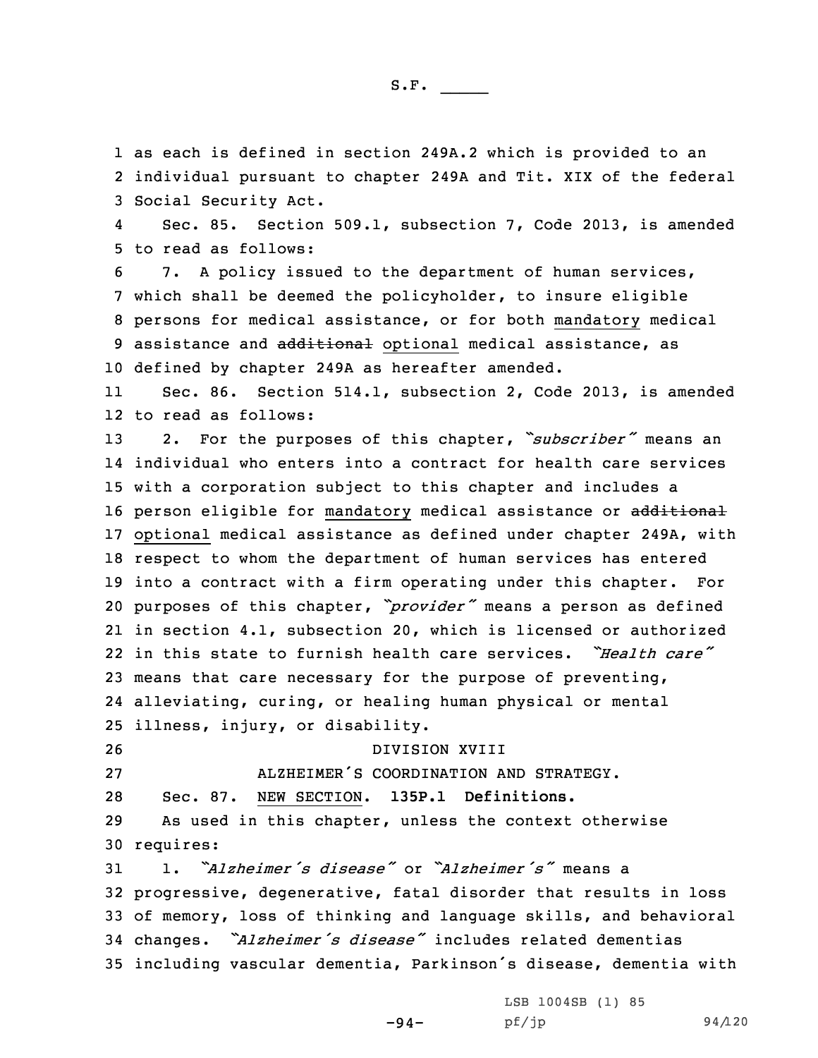as each is defined in section 249A.2 which is provided to an individual pursuant to chapter 249A and Tit. XIX of the federal Social Security Act.

Sec. 85. Section 509.1, subsection 7, Code 2013, is amended to read as follows:

7. A policy issued to the department of human services, which shall be deemed the policyholder, to insure eligible persons for medical assistance, or for both mandatory medical assistance and ~~additional~~ optional medical assistance, as defined by chapter 249A as hereafter amended.

Sec. 86. Section 514.1, subsection 2, Code 2013, is amended to read as follows:

2. For the purposes of this chapter, *"subscriber"* means an individual who enters into a contract for health care services with a corporation subject to this chapter and includes a person eligible for mandatory medical assistance or ~~additional~~ optional medical assistance as defined under chapter 249A, with respect to whom the department of human services has entered into a contract with a firm operating under this chapter. For purposes of this chapter, *"provider"* means a person as defined in section 4.1, subsection 20, which is licensed or authorized in this state to furnish health care services. *"Health care"* means that care necessary for the purpose of preventing, alleviating, curing, or healing human physical or mental illness, injury, or disability.

DIVISION XVIII

ALZHEIMER'S COORDINATION AND STRATEGY.

Sec. 87. NEW SECTION. **135P.1 Definitions.**

As used in this chapter, unless the context otherwise requires:

1. *"Alzheimer's disease"* or *"Alzheimer's"* means a progressive, degenerative, fatal disorder that results in loss of memory, loss of thinking and language skills, and behavioral changes. *"Alzheimer's disease"* includes related dementias including vascular dementia, Parkinson's disease, dementia with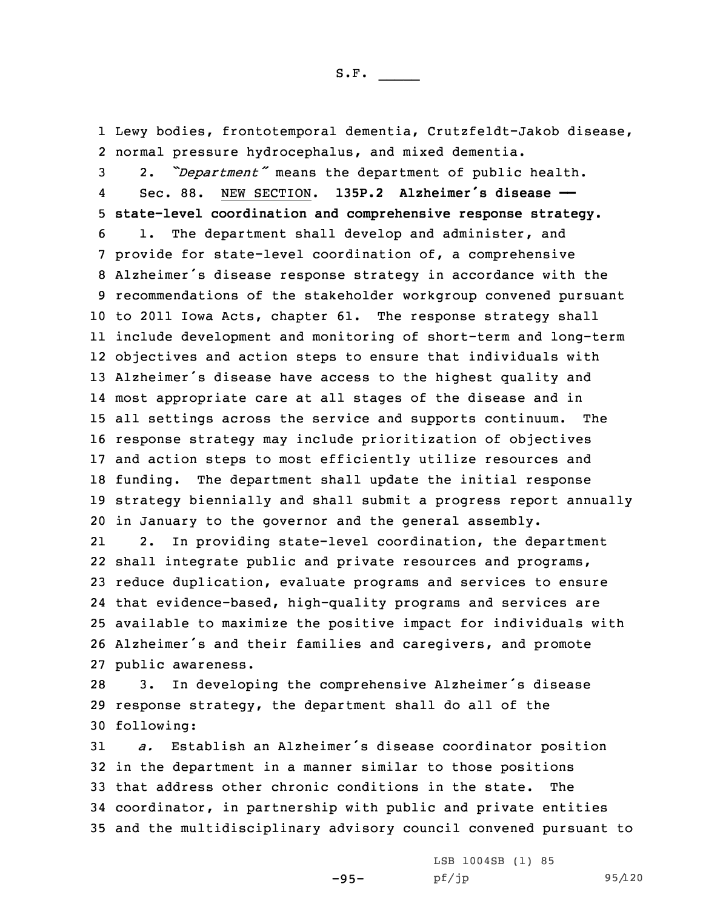Lewy bodies, frontotemporal dementia, Crutzfeldt-Jakob disease, normal pressure hydrocephalus, and mixed dementia.

2. *"Department"* means the department of public health.

Sec. 88. NEW SECTION. **135P.2 Alzheimer's disease — state-level coordination and comprehensive response strategy.**

1. The department shall develop and administer, and provide for state-level coordination of, a comprehensive Alzheimer's disease response strategy in accordance with the recommendations of the stakeholder workgroup convened pursuant to 2011 Iowa Acts, chapter 61. The response strategy shall include development and monitoring of short-term and long-term objectives and action steps to ensure that individuals with Alzheimer's disease have access to the highest quality and most appropriate care at all stages of the disease and in all settings across the service and supports continuum. The response strategy may include prioritization of objectives and action steps to most efficiently utilize resources and funding. The department shall update the initial response strategy biennially and shall submit a progress report annually in January to the governor and the general assembly.

2. In providing state-level coordination, the department shall integrate public and private resources and programs, reduce duplication, evaluate programs and services to ensure that evidence-based, high-quality programs and services are available to maximize the positive impact for individuals with Alzheimer's and their families and caregivers, and promote public awareness.

3. In developing the comprehensive Alzheimer's disease response strategy, the department shall do all of the following:

*a.* Establish an Alzheimer's disease coordinator position in the department in a manner similar to those positions that address other chronic conditions in the state. The coordinator, in partnership with public and private entities and the multidisciplinary advisory council convened pursuant to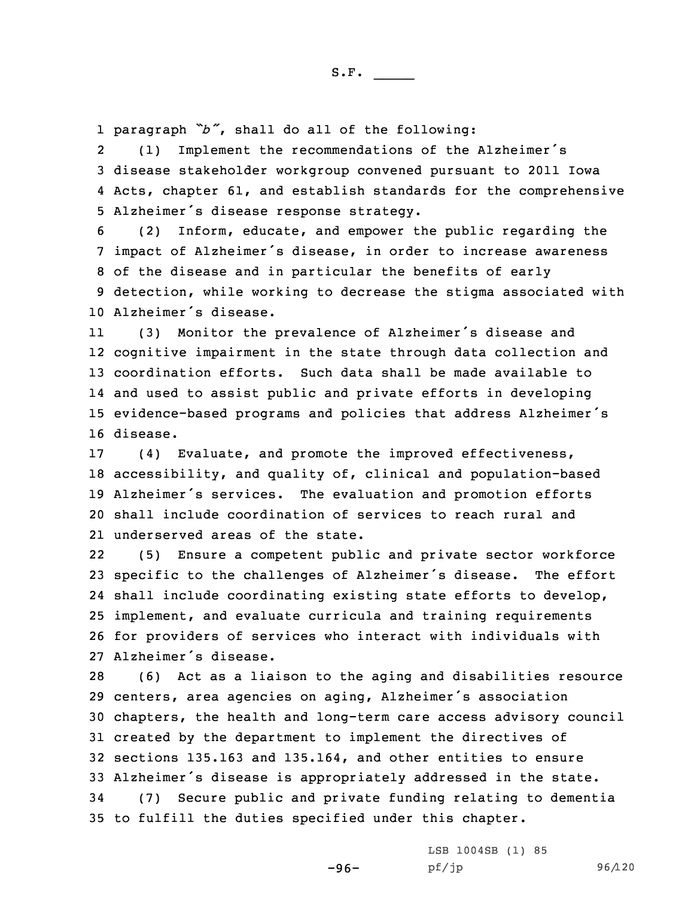paragraph *"b"*, shall do all of the following:

(1) Implement the recommendations of the Alzheimer's disease stakeholder workgroup convened pursuant to 2011 Iowa Acts, chapter 61, and establish standards for the comprehensive Alzheimer's disease response strategy.

(2) Inform, educate, and empower the public regarding the impact of Alzheimer's disease, in order to increase awareness of the disease and in particular the benefits of early detection, while working to decrease the stigma associated with Alzheimer's disease.

(3) Monitor the prevalence of Alzheimer's disease and cognitive impairment in the state through data collection and coordination efforts. Such data shall be made available to and used to assist public and private efforts in developing evidence-based programs and policies that address Alzheimer's disease.

(4) Evaluate, and promote the improved effectiveness, accessibility, and quality of, clinical and population-based Alzheimer's services. The evaluation and promotion efforts shall include coordination of services to reach rural and underserved areas of the state.

(5) Ensure a competent public and private sector workforce specific to the challenges of Alzheimer's disease. The effort shall include coordinating existing state efforts to develop, implement, and evaluate curricula and training requirements for providers of services who interact with individuals with Alzheimer's disease.

(6) Act as a liaison to the aging and disabilities resource centers, area agencies on aging, Alzheimer's association chapters, the health and long-term care access advisory council created by the department to implement the directives of sections 135.163 and 135.164, and other entities to ensure Alzheimer's disease is appropriately addressed in the state.

(7) Secure public and private funding relating to dementia to fulfill the duties specified under this chapter.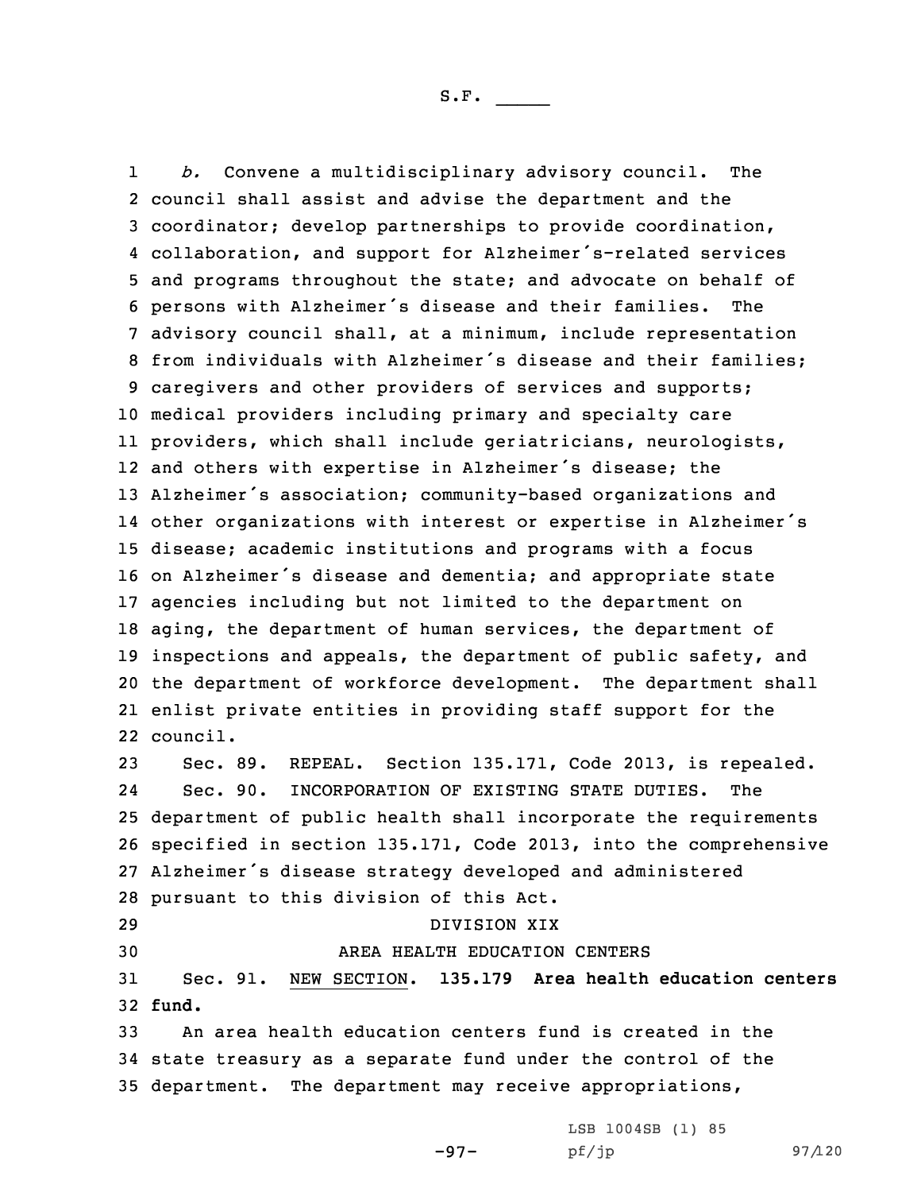*b.* Convene a multidisciplinary advisory council. The council shall assist and advise the department and the coordinator; develop partnerships to provide coordination, collaboration, and support for Alzheimer's-related services and programs throughout the state; and advocate on behalf of persons with Alzheimer's disease and their families. The advisory council shall, at a minimum, include representation from individuals with Alzheimer's disease and their families; caregivers and other providers of services and supports; medical providers including primary and specialty care providers, which shall include geriatricians, neurologists, and others with expertise in Alzheimer's disease; the Alzheimer's association; community-based organizations and other organizations with interest or expertise in Alzheimer's disease; academic institutions and programs with a focus on Alzheimer's disease and dementia; and appropriate state agencies including but not limited to the department on aging, the department of human services, the department of inspections and appeals, the department of public safety, and the department of workforce development. The department shall enlist private entities in providing staff support for the council.

Sec. 89. REPEAL. Section 135.171, Code 2013, is repealed.

Sec. 90. INCORPORATION OF EXISTING STATE DUTIES. The department of public health shall incorporate the requirements specified in section 135.171, Code 2013, into the comprehensive Alzheimer's disease strategy developed and administered pursuant to this division of this Act.

DIVISION XIX

AREA HEALTH EDUCATION CENTERS

Sec. 91. NEW SECTION. **135.179 Area health education centers fund.**

An area health education centers fund is created in the state treasury as a separate fund under the control of the department. The department may receive appropriations,

LSB 1004SB (1) 85

pf/jp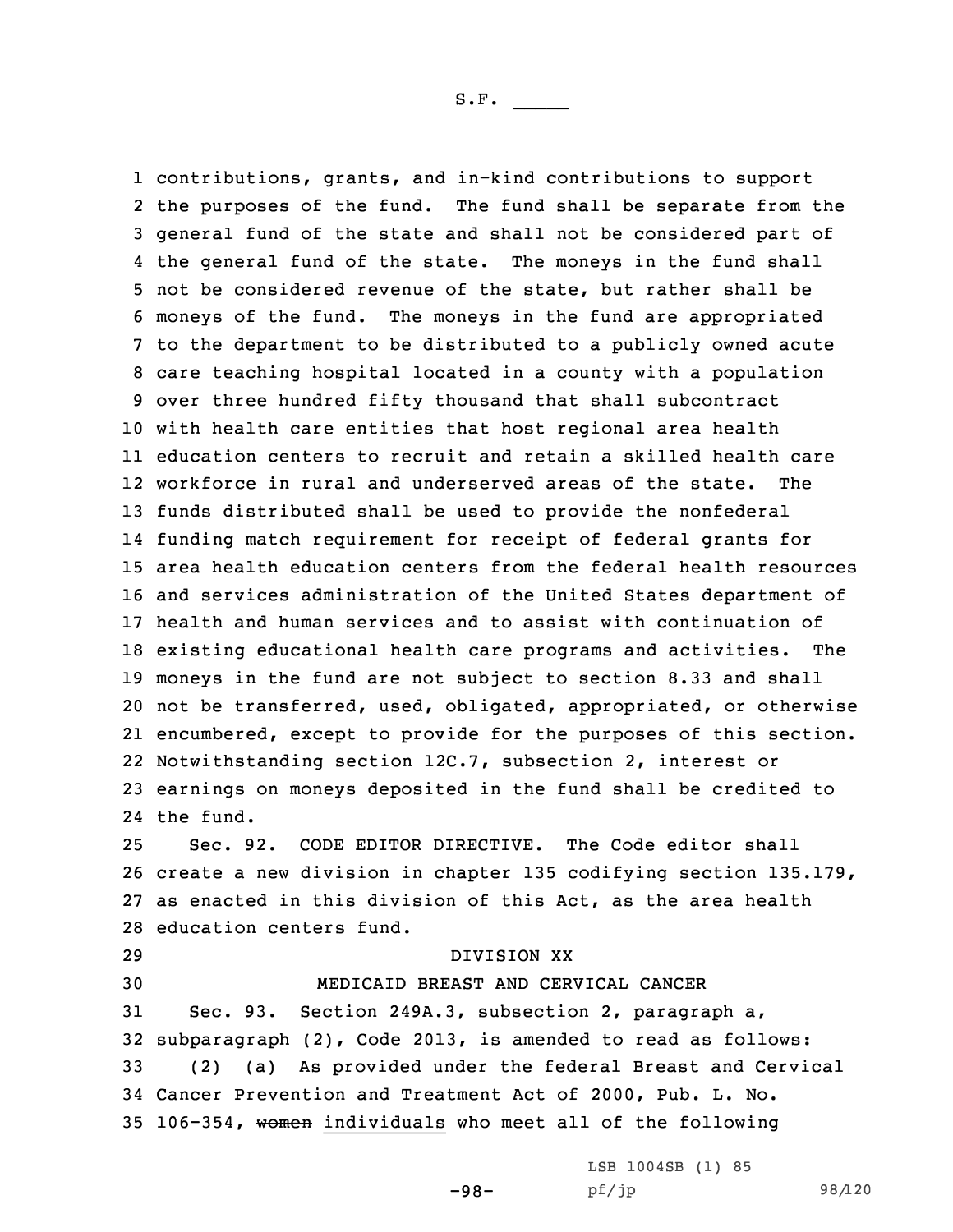contributions, grants, and in-kind contributions to support the purposes of the fund. The fund shall be separate from the general fund of the state and shall not be considered part of the general fund of the state. The moneys in the fund shall not be considered revenue of the state, but rather shall be moneys of the fund. The moneys in the fund are appropriated to the department to be distributed to a publicly owned acute care teaching hospital located in a county with a population over three hundred fifty thousand that shall subcontract with health care entities that host regional area health education centers to recruit and retain a skilled health care workforce in rural and underserved areas of the state. The funds distributed shall be used to provide the nonfederal funding match requirement for receipt of federal grants for area health education centers from the federal health resources and services administration of the United States department of health and human services and to assist with continuation of existing educational health care programs and activities. The moneys in the fund are not subject to section 8.33 and shall not be transferred, used, obligated, appropriated, or otherwise encumbered, except to provide for the purposes of this section. Notwithstanding section 12C.7, subsection 2, interest or earnings on moneys deposited in the fund shall be credited to the fund.

Sec. 92. CODE EDITOR DIRECTIVE. The Code editor shall create a new division in chapter 135 codifying section 135.179, as enacted in this division of this Act, as the area health education centers fund.

DIVISION XX

MEDICAID BREAST AND CERVICAL CANCER

Sec. 93. Section 249A.3, subsection 2, paragraph a, subparagraph (2), Code 2013, is amended to read as follows:

(2) (a) As provided under the federal Breast and Cervical Cancer Prevention and Treatment Act of 2000, Pub. L. No. 106-354, ~~women~~ individuals who meet all of the following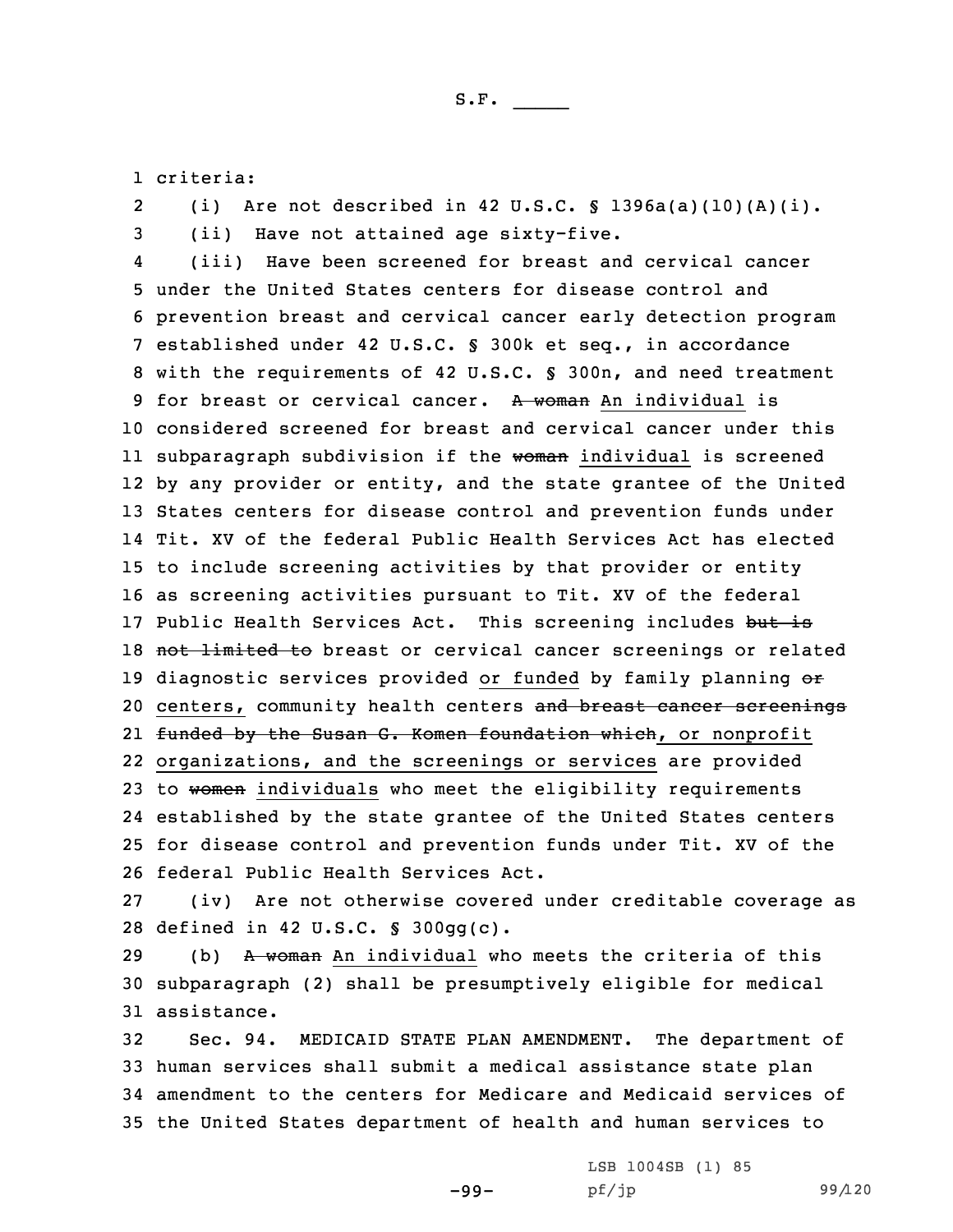criteria:

(i) Are not described in 42 U.S.C. § 1396a(a)(10)(A)(i).

(ii) Have not attained age sixty-five.

(iii) Have been screened for breast and cervical cancer under the United States centers for disease control and prevention breast and cervical cancer early detection program established under 42 U.S.C. § 300k et seq., in accordance with the requirements of 42 U.S.C. § 300n, and need treatment for breast or cervical cancer. ~~A woman~~ An individual is considered screened for breast and cervical cancer under this subparagraph subdivision if the ~~woman~~ individual is screened by any provider or entity, and the state grantee of the United States centers for disease control and prevention funds under Tit. XV of the federal Public Health Services Act has elected to include screening activities by that provider or entity as screening activities pursuant to Tit. XV of the federal Public Health Services Act. This screening includes ~~but is not limited to~~ breast or cervical cancer screenings or related diagnostic services provided or funded by family planning ~~or~~ centers, community health centers ~~and breast cancer screenings funded by the Susan G. Komen foundation which~~, or nonprofit organizations, and the screenings or services are provided to ~~women~~ individuals who meet the eligibility requirements established by the state grantee of the United States centers for disease control and prevention funds under Tit. XV of the federal Public Health Services Act.

(iv) Are not otherwise covered under creditable coverage as defined in 42 U.S.C. § 300gg(c).

(b) ~~A woman~~ An individual who meets the criteria of this subparagraph (2) shall be presumptively eligible for medical assistance.

Sec. 94. MEDICAID STATE PLAN AMENDMENT. The department of human services shall submit a medical assistance state plan amendment to the centers for Medicare and Medicaid services of the United States department of health and human services to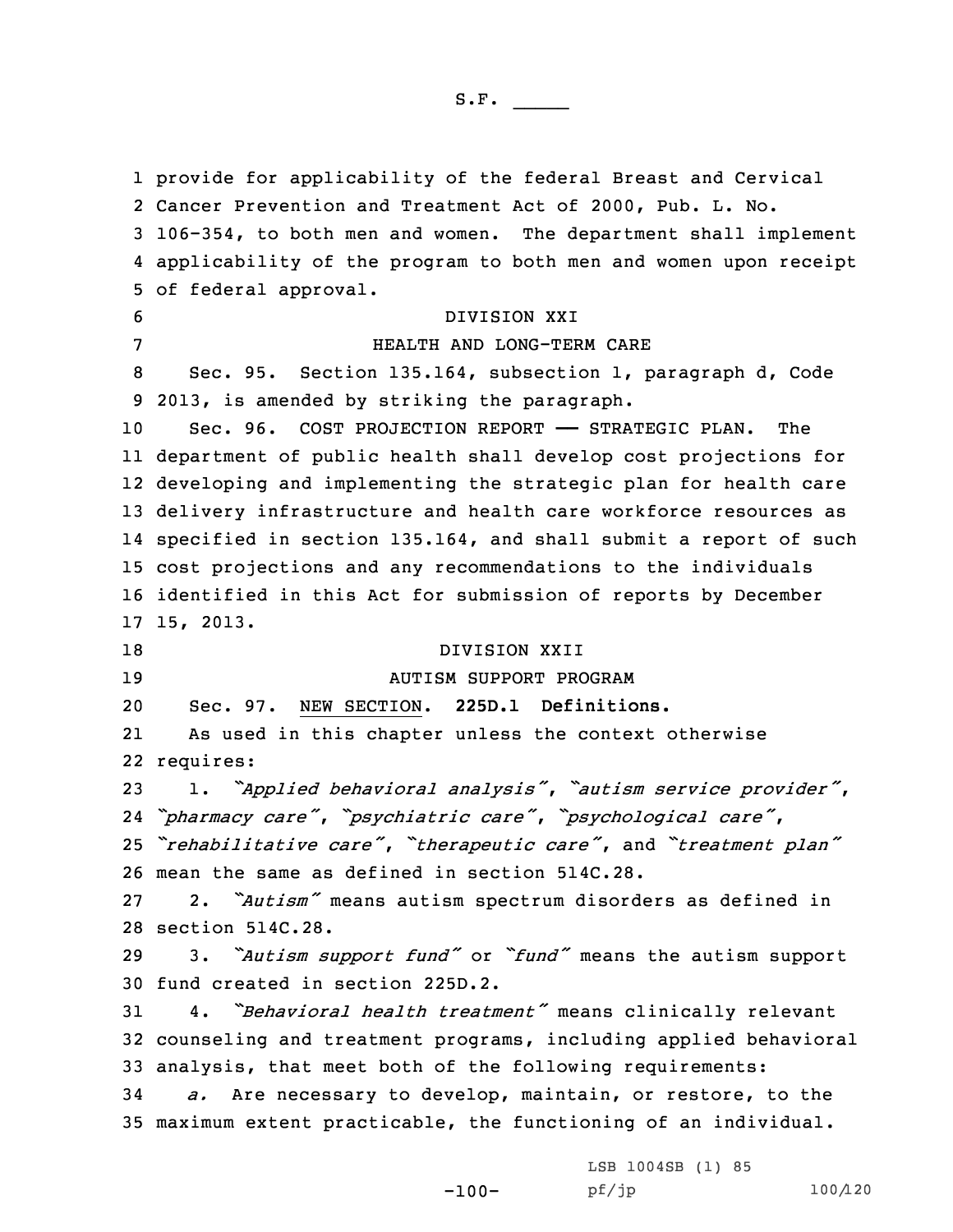provide for applicability of the federal Breast and Cervical Cancer Prevention and Treatment Act of 2000, Pub. L. No. 106-354, to both men and women. The department shall implement applicability of the program to both men and women upon receipt of federal approval.

DIVISION XXI

HEALTH AND LONG-TERM CARE

Sec. 95. Section 135.164, subsection 1, paragraph d, Code 2013, is amended by striking the paragraph.

Sec. 96. COST PROJECTION REPORT —— STRATEGIC PLAN. The department of public health shall develop cost projections for developing and implementing the strategic plan for health care delivery infrastructure and health care workforce resources as specified in section 135.164, and shall submit a report of such cost projections and any recommendations to the individuals identified in this Act for submission of reports by December 15, 2013.

DIVISION XXII

AUTISM SUPPORT PROGRAM

Sec. 97. NEW SECTION. **225D.1 Definitions.**

As used in this chapter unless the context otherwise requires:

1. *"Applied behavioral analysis"*, *"autism service provider"*, *"pharmacy care"*, *"psychiatric care"*, *"psychological care"*, *"rehabilitative care"*, *"therapeutic care"*, and *"treatment plan"* mean the same as defined in section 514C.28.

2. *"Autism"* means autism spectrum disorders as defined in section 514C.28.

3. *"Autism support fund"* or *"fund"* means the autism support fund created in section 225D.2.

4. *"Behavioral health treatment"* means clinically relevant counseling and treatment programs, including applied behavioral analysis, that meet both of the following requirements:

*a.* Are necessary to develop, maintain, or restore, to the maximum extent practicable, the functioning of an individual.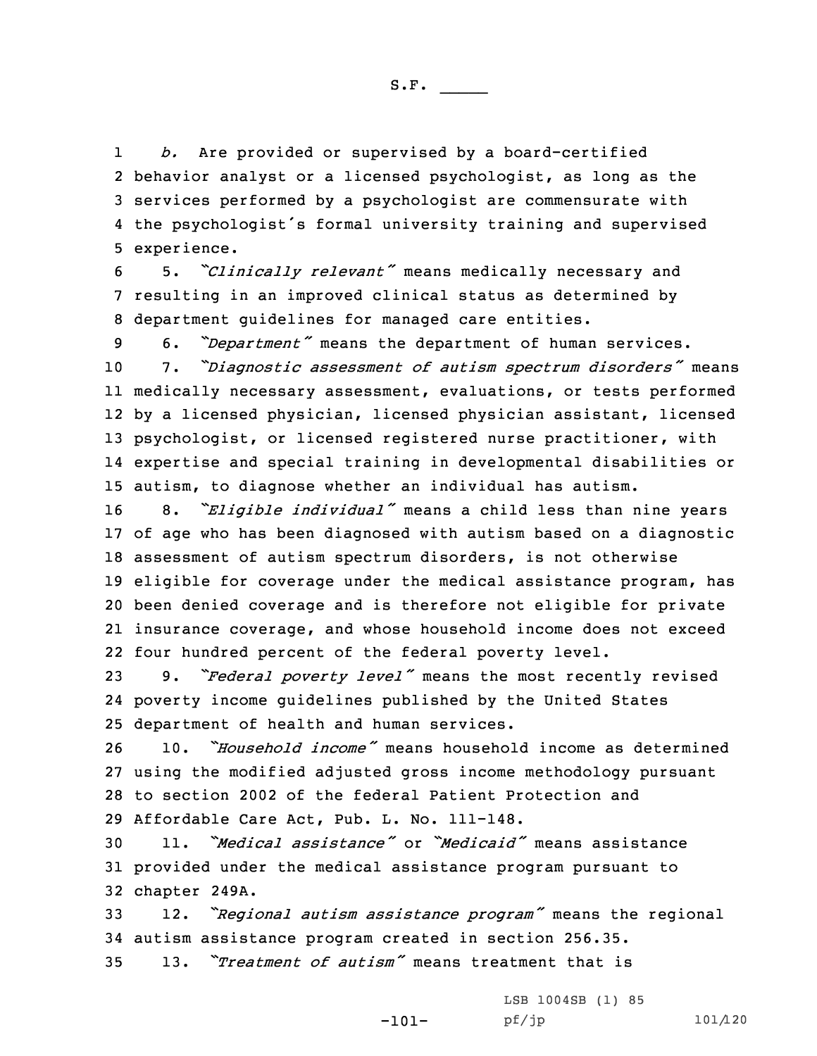*b.* Are provided or supervised by a board-certified behavior analyst or a licensed psychologist, as long as the services performed by a psychologist are commensurate with the psychologist's formal university training and supervised experience.

5. *"Clinically relevant"* means medically necessary and resulting in an improved clinical status as determined by department guidelines for managed care entities.

6. *"Department"* means the department of human services.

7. *"Diagnostic assessment of autism spectrum disorders"* means medically necessary assessment, evaluations, or tests performed by a licensed physician, licensed physician assistant, licensed psychologist, or licensed registered nurse practitioner, with expertise and special training in developmental disabilities or autism, to diagnose whether an individual has autism.

8. *"Eligible individual"* means a child less than nine years of age who has been diagnosed with autism based on a diagnostic assessment of autism spectrum disorders, is not otherwise eligible for coverage under the medical assistance program, has been denied coverage and is therefore not eligible for private insurance coverage, and whose household income does not exceed four hundred percent of the federal poverty level.

9. *"Federal poverty level"* means the most recently revised poverty income guidelines published by the United States department of health and human services.

10. *"Household income"* means household income as determined using the modified adjusted gross income methodology pursuant to section 2002 of the federal Patient Protection and Affordable Care Act, Pub. L. No. 111-148.

11. *"Medical assistance"* or *"Medicaid"* means assistance provided under the medical assistance program pursuant to chapter 249A.

12. *"Regional autism assistance program"* means the regional autism assistance program created in section 256.35.

13. *"Treatment of autism"* means treatment that is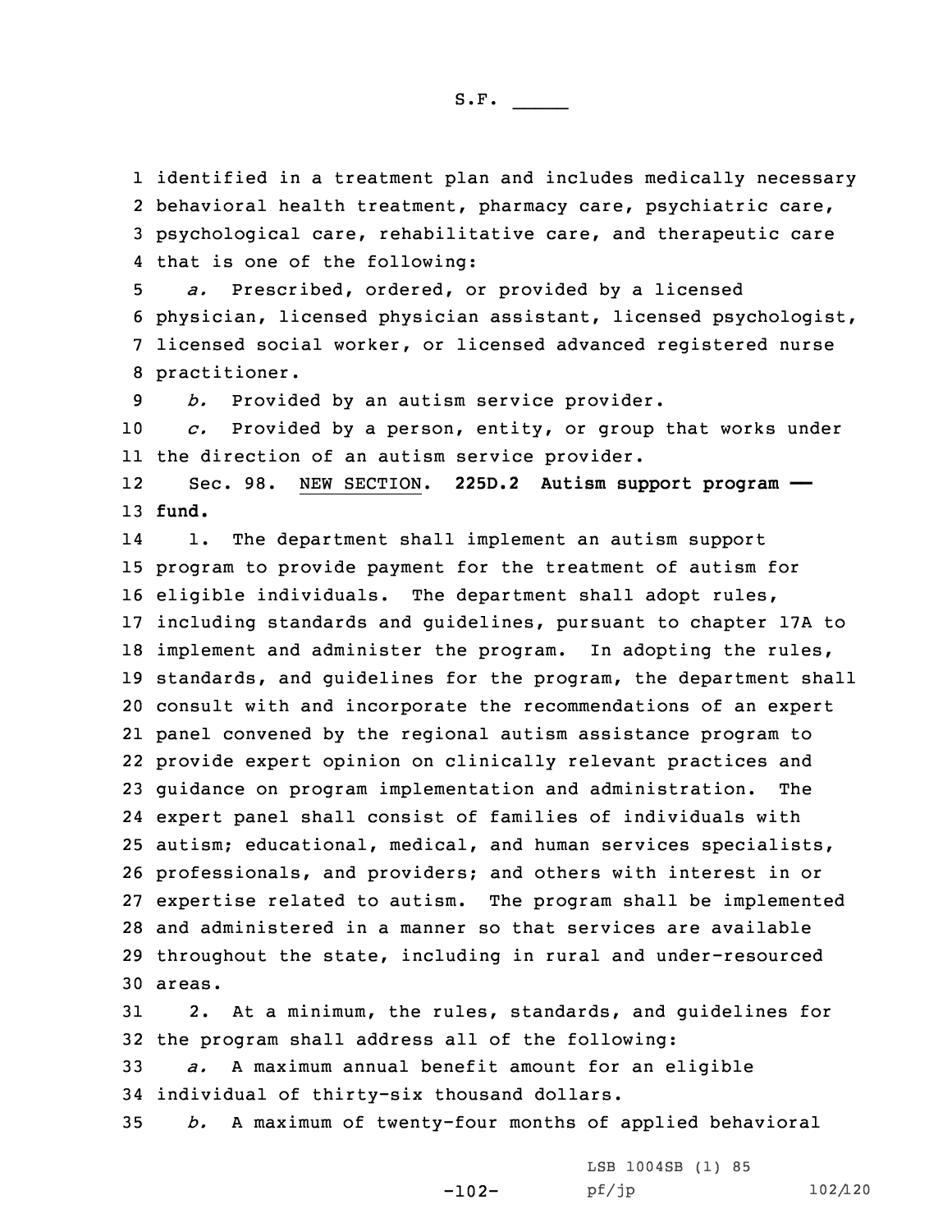identified in a treatment plan and includes medically necessary behavioral health treatment, pharmacy care, psychiatric care, psychological care, rehabilitative care, and therapeutic care that is one of the following:

*a.* Prescribed, ordered, or provided by a licensed physician, licensed physician assistant, licensed psychologist, licensed social worker, or licensed advanced registered nurse practitioner.

*b.* Provided by an autism service provider.

*c.* Provided by a person, entity, or group that works under the direction of an autism service provider.

Sec. 98. NEW SECTION. **225D.2 Autism support program — fund.**

1. The department shall implement an autism support program to provide payment for the treatment of autism for eligible individuals. The department shall adopt rules, including standards and guidelines, pursuant to chapter 17A to implement and administer the program. In adopting the rules, standards, and guidelines for the program, the department shall consult with and incorporate the recommendations of an expert panel convened by the regional autism assistance program to provide expert opinion on clinically relevant practices and guidance on program implementation and administration. The expert panel shall consist of families of individuals with autism; educational, medical, and human services specialists, professionals, and providers; and others with interest in or expertise related to autism. The program shall be implemented and administered in a manner so that services are available throughout the state, including in rural and under-resourced areas.

2. At a minimum, the rules, standards, and guidelines for the program shall address all of the following:

*a.* A maximum annual benefit amount for an eligible individual of thirty-six thousand dollars.

*b.* A maximum of twenty-four months of applied behavioral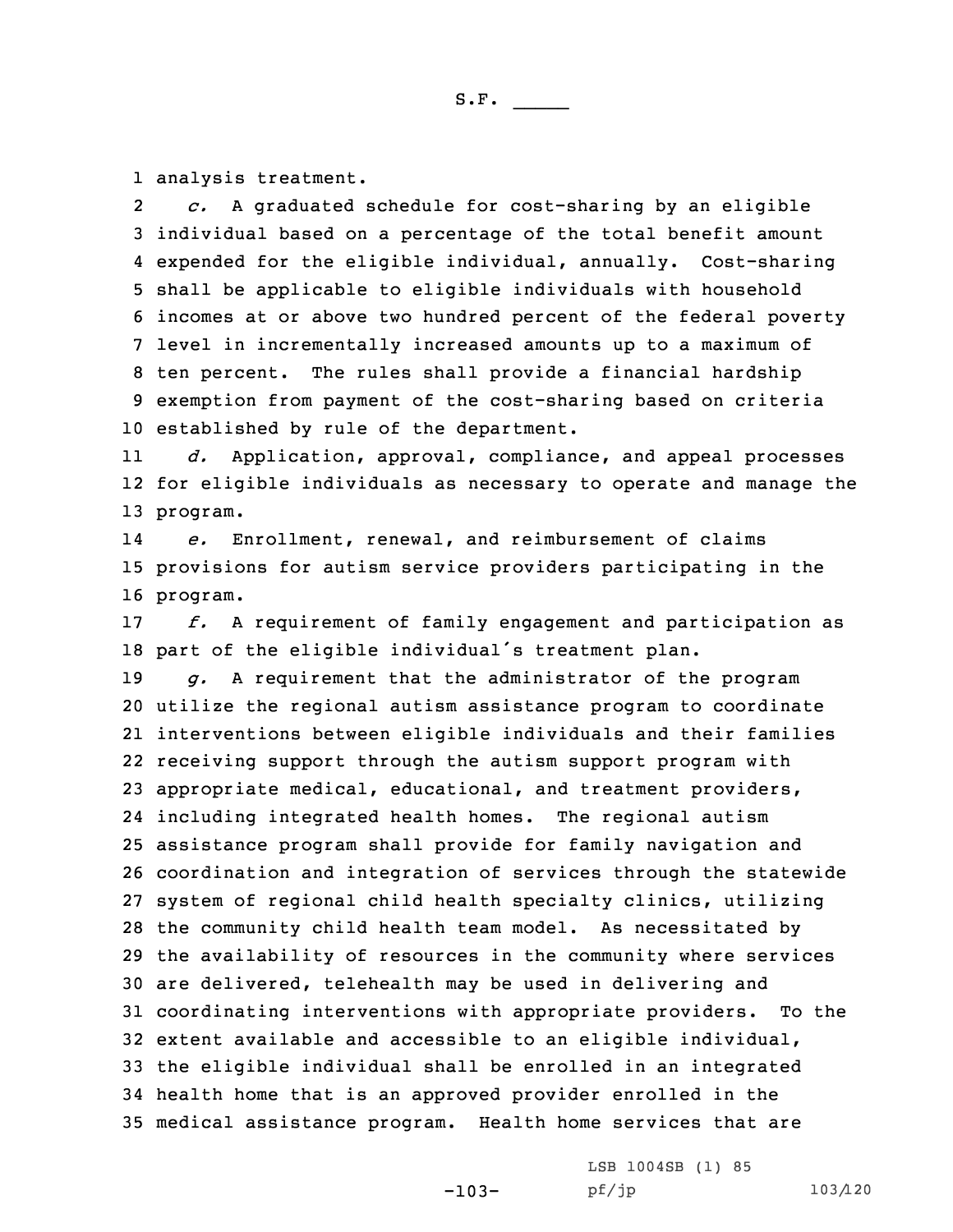analysis treatment.

*c.* A graduated schedule for cost-sharing by an eligible individual based on a percentage of the total benefit amount expended for the eligible individual, annually. Cost-sharing shall be applicable to eligible individuals with household incomes at or above two hundred percent of the federal poverty level in incrementally increased amounts up to a maximum of ten percent. The rules shall provide a financial hardship exemption from payment of the cost-sharing based on criteria established by rule of the department.

*d.* Application, approval, compliance, and appeal processes for eligible individuals as necessary to operate and manage the program.

*e.* Enrollment, renewal, and reimbursement of claims provisions for autism service providers participating in the program.

*f.* A requirement of family engagement and participation as part of the eligible individual's treatment plan.

*g.* A requirement that the administrator of the program utilize the regional autism assistance program to coordinate interventions between eligible individuals and their families receiving support through the autism support program with appropriate medical, educational, and treatment providers, including integrated health homes. The regional autism assistance program shall provide for family navigation and coordination and integration of services through the statewide system of regional child health specialty clinics, utilizing the community child health team model. As necessitated by the availability of resources in the community where services are delivered, telehealth may be used in delivering and coordinating interventions with appropriate providers. To the extent available and accessible to an eligible individual, the eligible individual shall be enrolled in an integrated health home that is an approved provider enrolled in the medical assistance program. Health home services that are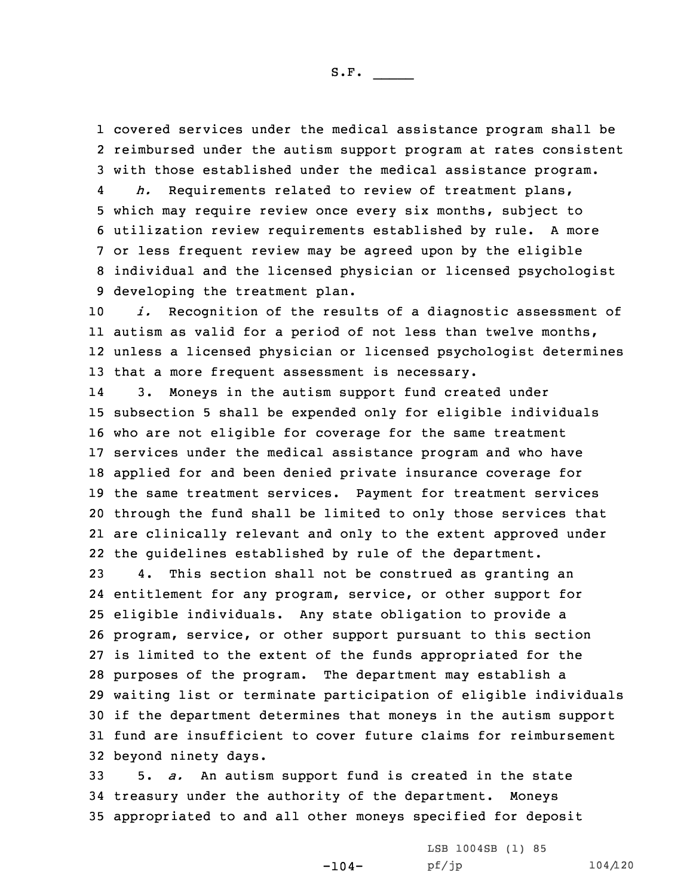covered services under the medical assistance program shall be reimbursed under the autism support program at rates consistent with those established under the medical assistance program.

*h.* Requirements related to review of treatment plans, which may require review once every six months, subject to utilization review requirements established by rule. A more or less frequent review may be agreed upon by the eligible individual and the licensed physician or licensed psychologist developing the treatment plan.

*i.* Recognition of the results of a diagnostic assessment of autism as valid for a period of not less than twelve months, unless a licensed physician or licensed psychologist determines that a more frequent assessment is necessary.

3. Moneys in the autism support fund created under subsection 5 shall be expended only for eligible individuals who are not eligible for coverage for the same treatment services under the medical assistance program and who have applied for and been denied private insurance coverage for the same treatment services. Payment for treatment services through the fund shall be limited to only those services that are clinically relevant and only to the extent approved under the guidelines established by rule of the department.

4. This section shall not be construed as granting an entitlement for any program, service, or other support for eligible individuals. Any state obligation to provide a program, service, or other support pursuant to this section is limited to the extent of the funds appropriated for the purposes of the program. The department may establish a waiting list or terminate participation of eligible individuals if the department determines that moneys in the autism support fund are insufficient to cover future claims for reimbursement beyond ninety days.

5. *a.* An autism support fund is created in the state treasury under the authority of the department. Moneys appropriated to and all other moneys specified for deposit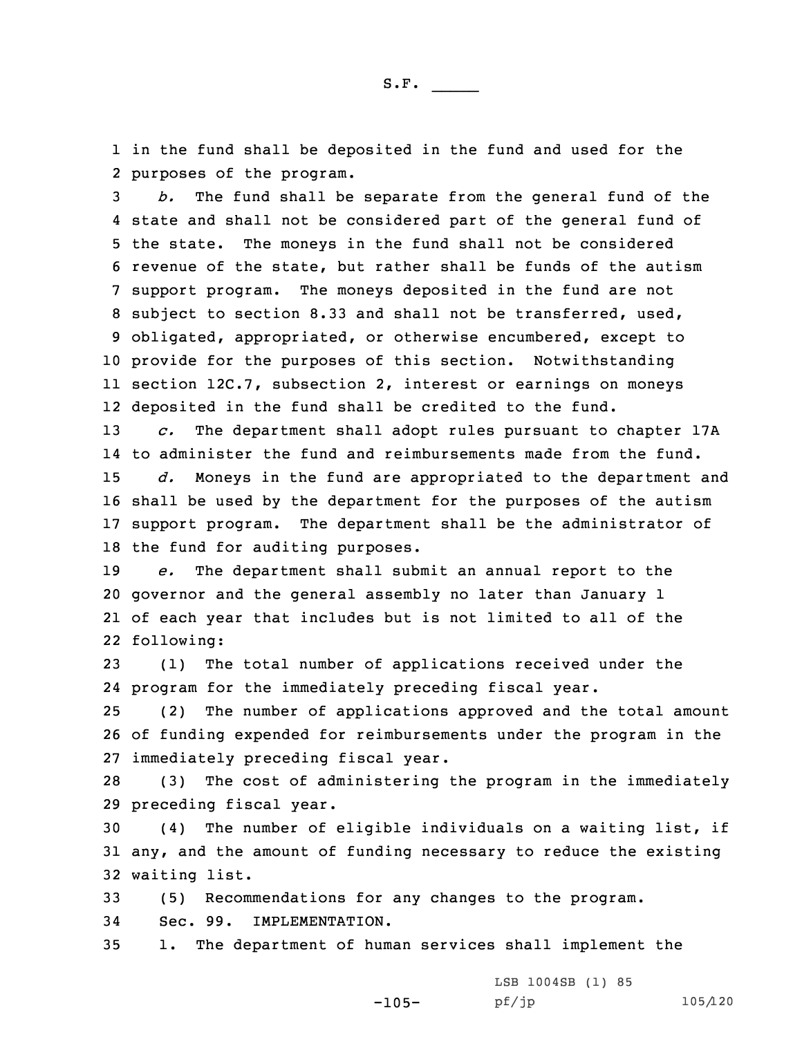in the fund shall be deposited in the fund and used for the purposes of the program.

*b.* The fund shall be separate from the general fund of the state and shall not be considered part of the general fund of the state. The moneys in the fund shall not be considered revenue of the state, but rather shall be funds of the autism support program. The moneys deposited in the fund are not subject to section 8.33 and shall not be transferred, used, obligated, appropriated, or otherwise encumbered, except to provide for the purposes of this section. Notwithstanding section 12C.7, subsection 2, interest or earnings on moneys deposited in the fund shall be credited to the fund.

*c.* The department shall adopt rules pursuant to chapter 17A to administer the fund and reimbursements made from the fund.

*d.* Moneys in the fund are appropriated to the department and shall be used by the department for the purposes of the autism support program. The department shall be the administrator of the fund for auditing purposes.

*e.* The department shall submit an annual report to the governor and the general assembly no later than January 1 of each year that includes but is not limited to all of the following:

(1) The total number of applications received under the program for the immediately preceding fiscal year.

(2) The number of applications approved and the total amount of funding expended for reimbursements under the program in the immediately preceding fiscal year.

(3) The cost of administering the program in the immediately preceding fiscal year.

(4) The number of eligible individuals on a waiting list, if any, and the amount of funding necessary to reduce the existing waiting list.

(5) Recommendations for any changes to the program.

Sec. 99. IMPLEMENTATION.

1. The department of human services shall implement the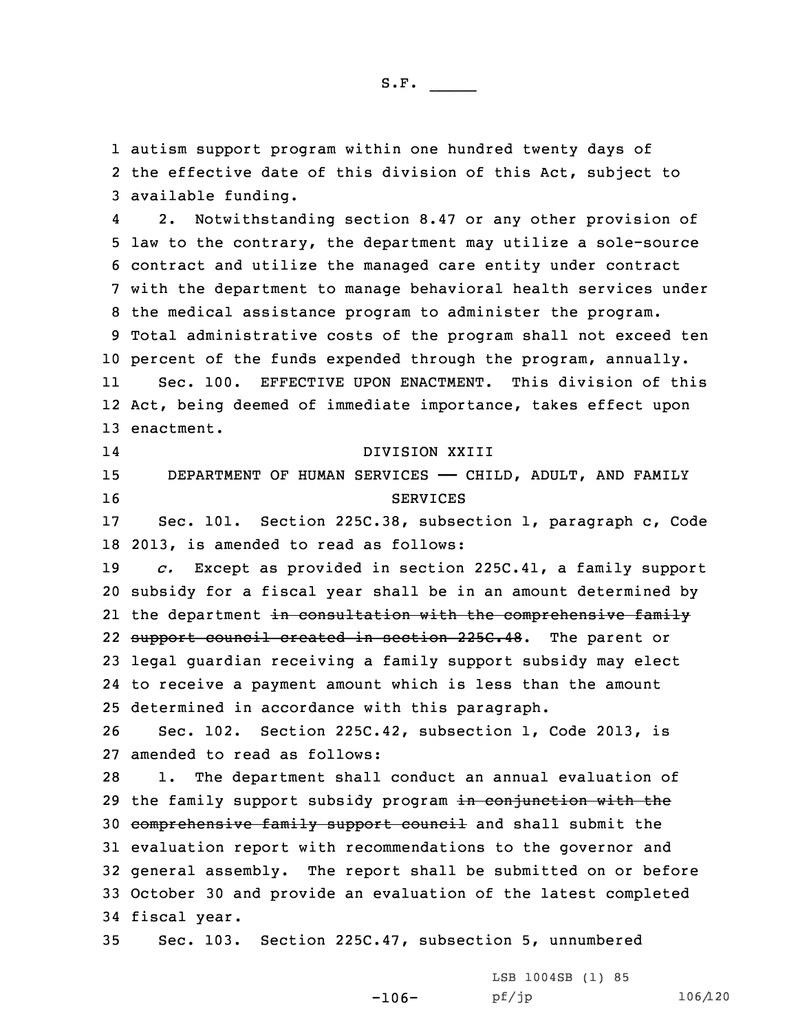autism support program within one hundred twenty days of the effective date of this division of this Act, subject to available funding.

2. Notwithstanding section 8.47 or any other provision of law to the contrary, the department may utilize a sole-source contract and utilize the managed care entity under contract with the department to manage behavioral health services under the medical assistance program to administer the program. Total administrative costs of the program shall not exceed ten percent of the funds expended through the program, annually.

Sec. 100. EFFECTIVE UPON ENACTMENT. This division of this Act, being deemed of immediate importance, takes effect upon enactment.

## DIVISION XXIII

## DEPARTMENT OF HUMAN SERVICES — CHILD, ADULT, AND FAMILY SERVICES

Sec. 101. Section 225C.38, subsection 1, paragraph c, Code 2013, is amended to read as follows:

*c.* Except as provided in section 225C.41, a family support subsidy for a fiscal year shall be in an amount determined by the department ~~in consultation with the comprehensive family support council created in section 225C.48~~. The parent or legal guardian receiving a family support subsidy may elect to receive a payment amount which is less than the amount determined in accordance with this paragraph.

Sec. 102. Section 225C.42, subsection 1, Code 2013, is amended to read as follows:

1. The department shall conduct an annual evaluation of the family support subsidy program ~~in conjunction with the comprehensive family support council~~ and shall submit the evaluation report with recommendations to the governor and general assembly. The report shall be submitted on or before October 30 and provide an evaluation of the latest completed fiscal year.

Sec. 103. Section 225C.47, subsection 5, unnumbered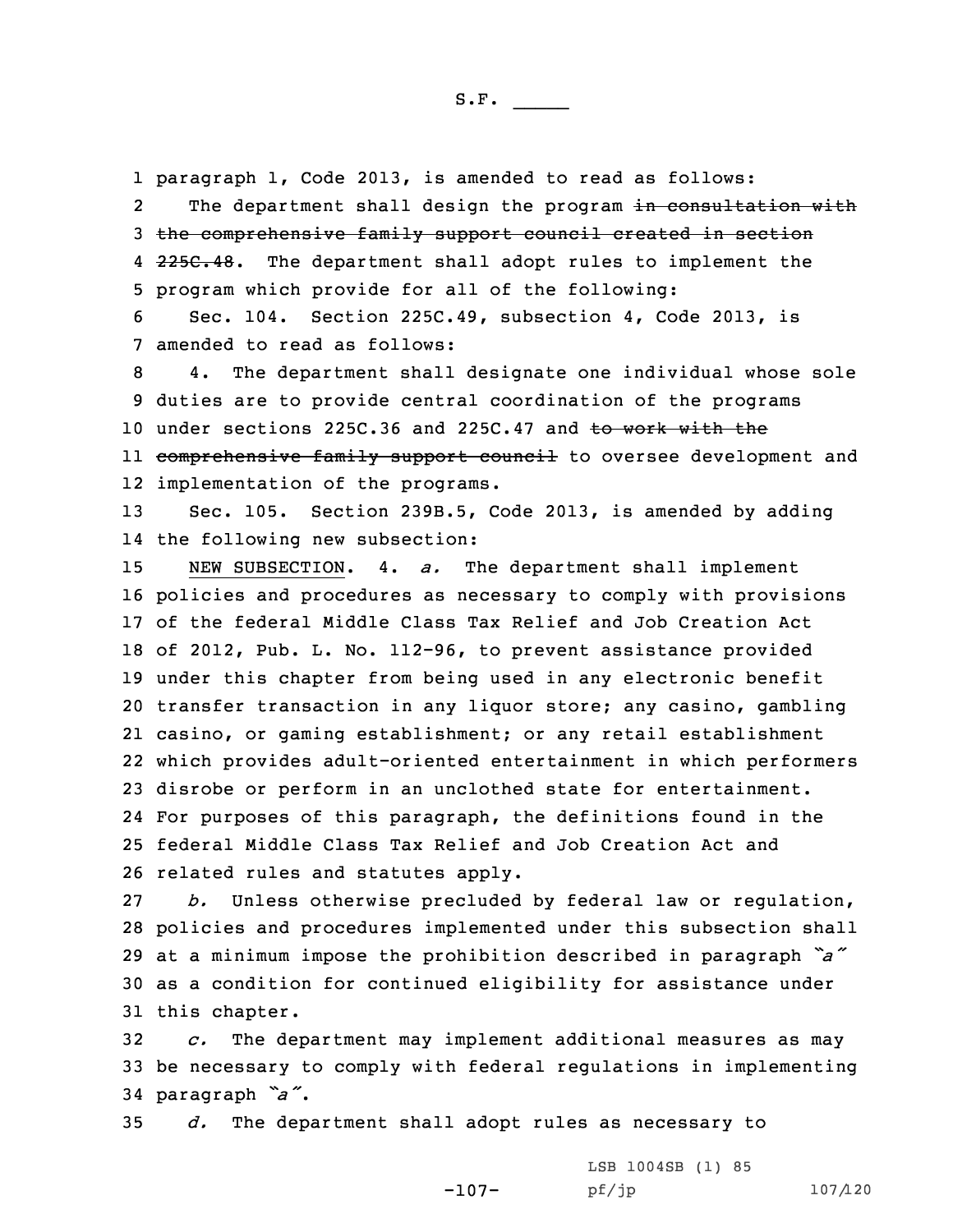paragraph 1, Code 2013, is amended to read as follows:

The department shall design the program ~~in consultation with the comprehensive family support council created in section 225C.48~~. The department shall adopt rules to implement the program which provide for all of the following:

Sec. 104. Section 225C.49, subsection 4, Code 2013, is amended to read as follows:

4. The department shall designate one individual whose sole duties are to provide central coordination of the programs under sections 225C.36 and 225C.47 and ~~to work with the comprehensive family support council~~ to oversee development and implementation of the programs.

Sec. 105. Section 239B.5, Code 2013, is amended by adding the following new subsection:

NEW SUBSECTION. 4. *a.* The department shall implement policies and procedures as necessary to comply with provisions of the federal Middle Class Tax Relief and Job Creation Act of 2012, Pub. L. No. 112-96, to prevent assistance provided under this chapter from being used in any electronic benefit transfer transaction in any liquor store; any casino, gambling casino, or gaming establishment; or any retail establishment which provides adult-oriented entertainment in which performers disrobe or perform in an unclothed state for entertainment. For purposes of this paragraph, the definitions found in the federal Middle Class Tax Relief and Job Creation Act and related rules and statutes apply.

*b.* Unless otherwise precluded by federal law or regulation, policies and procedures implemented under this subsection shall at a minimum impose the prohibition described in paragraph *"a"* as a condition for continued eligibility for assistance under this chapter.

*c.* The department may implement additional measures as may be necessary to comply with federal regulations in implementing paragraph *"a"*.

*d.* The department shall adopt rules as necessary to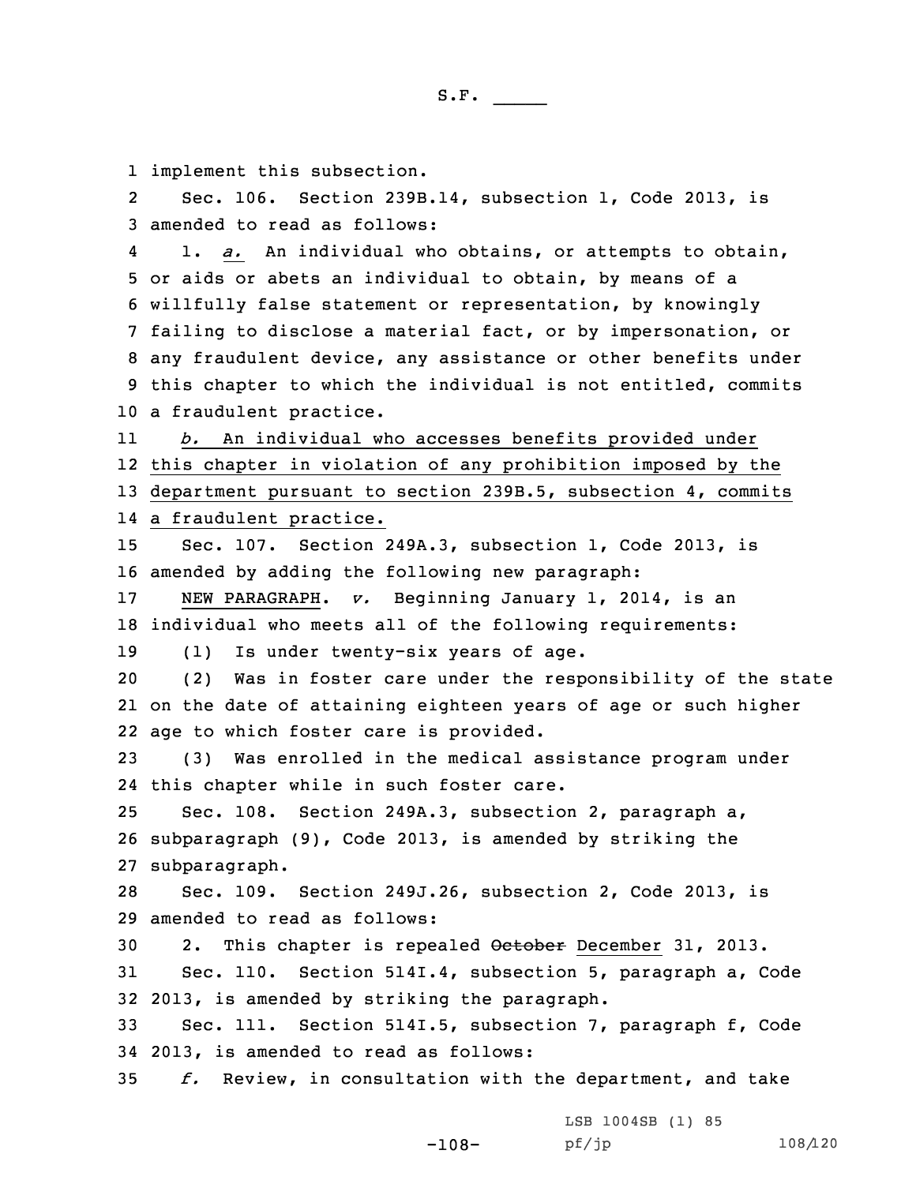implement this subsection.

Sec. 106. Section 239B.14, subsection 1, Code 2013, is amended to read as follows:

1. *a.* An individual who obtains, or attempts to obtain, or aids or abets an individual to obtain, by means of a willfully false statement or representation, by knowingly failing to disclose a material fact, or by impersonation, or any fraudulent device, any assistance or other benefits under this chapter to which the individual is not entitled, commits a fraudulent practice.

<u>*b.* An individual who accesses benefits provided under this chapter in violation of any prohibition imposed by the department pursuant to section 239B.5, subsection 4, commits a fraudulent practice.</u>

Sec. 107. Section 249A.3, subsection 1, Code 2013, is amended by adding the following new paragraph:

<u>NEW PARAGRAPH</u>. *v.* Beginning January 1, 2014, is an individual who meets all of the following requirements:

(1) Is under twenty-six years of age.

(2) Was in foster care under the responsibility of the state on the date of attaining eighteen years of age or such higher age to which foster care is provided.

(3) Was enrolled in the medical assistance program under this chapter while in such foster care.

Sec. 108. Section 249A.3, subsection 2, paragraph a, subparagraph (9), Code 2013, is amended by striking the subparagraph.

Sec. 109. Section 249J.26, subsection 2, Code 2013, is amended to read as follows:

2. This chapter is repealed ~~October~~ <u>December</u> 31, 2013.

Sec. 110. Section 514I.4, subsection 5, paragraph a, Code 2013, is amended by striking the paragraph.

Sec. 111. Section 514I.5, subsection 7, paragraph f, Code 2013, is amended to read as follows:

*f.* Review, in consultation with the department, and take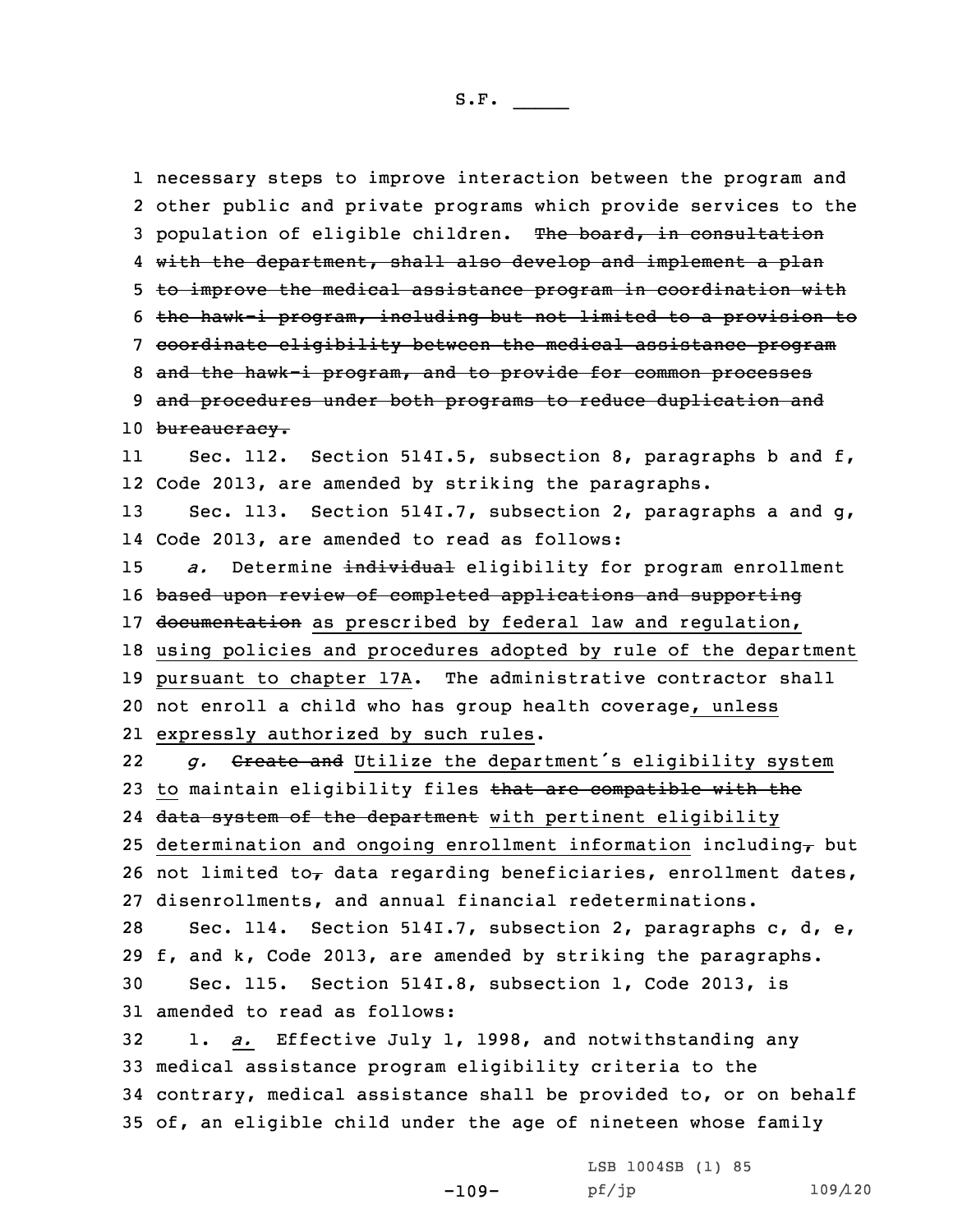necessary steps to improve interaction between the program and other public and private programs which provide services to the population of eligible children. ~~The board, in consultation with the department, shall also develop and implement a plan to improve the medical assistance program in coordination with the hawk-i program, including but not limited to a provision to coordinate eligibility between the medical assistance program and the hawk-i program, and to provide for common processes and procedures under both programs to reduce duplication and bureaucracy.~~

Sec. 112. Section 514I.5, subsection 8, paragraphs b and f, Code 2013, are amended by striking the paragraphs.

Sec. 113. Section 514I.7, subsection 2, paragraphs a and g, Code 2013, are amended to read as follows:

*a.* Determine ~~individual~~ eligibility for program enrollment ~~based upon review of completed applications and supporting documentation~~ as prescribed by federal law and regulation, using policies and procedures adopted by rule of the department pursuant to chapter 17A. The administrative contractor shall not enroll a child who has group health coverage, unless expressly authorized by such rules.

*g.* ~~Create and~~ Utilize the department's eligibility system to maintain eligibility files ~~that are compatible with the data system of the department~~ with pertinent eligibility determination and ongoing enrollment information including~~,~~ but not limited to~~,~~ data regarding beneficiaries, enrollment dates, disenrollments, and annual financial redeterminations.

Sec. 114. Section 514I.7, subsection 2, paragraphs c, d, e, f, and k, Code 2013, are amended by striking the paragraphs.

Sec. 115. Section 514I.8, subsection 1, Code 2013, is amended to read as follows:

1. *a.* Effective July 1, 1998, and notwithstanding any medical assistance program eligibility criteria to the contrary, medical assistance shall be provided to, or on behalf of, an eligible child under the age of nineteen whose family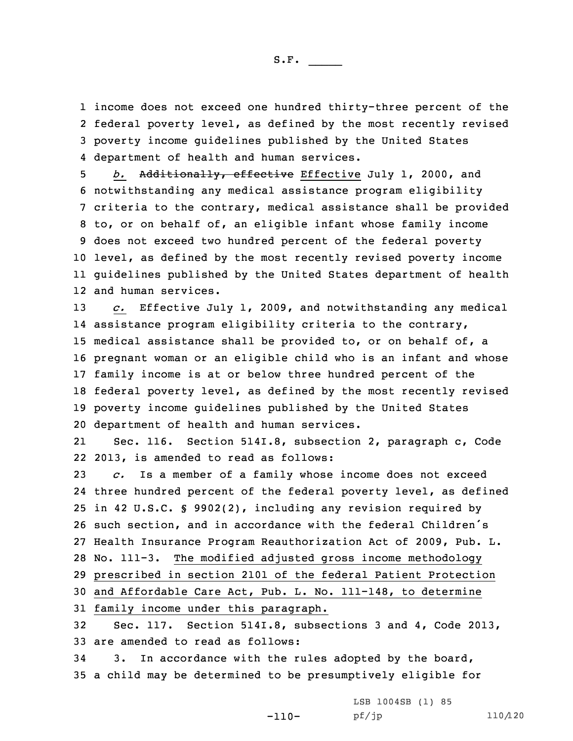income does not exceed one hundred thirty-three percent of the federal poverty level, as defined by the most recently revised poverty income guidelines published by the United States department of health and human services.

*b.* ~~Additionally, effective~~ Effective July 1, 2000, and notwithstanding any medical assistance program eligibility criteria to the contrary, medical assistance shall be provided to, or on behalf of, an eligible infant whose family income does not exceed two hundred percent of the federal poverty level, as defined by the most recently revised poverty income guidelines published by the United States department of health and human services.

*c.* Effective July 1, 2009, and notwithstanding any medical assistance program eligibility criteria to the contrary, medical assistance shall be provided to, or on behalf of, a pregnant woman or an eligible child who is an infant and whose family income is at or below three hundred percent of the federal poverty level, as defined by the most recently revised poverty income guidelines published by the United States department of health and human services.

Sec. 116. Section 514I.8, subsection 2, paragraph c, Code 2013, is amended to read as follows:

*c.* Is a member of a family whose income does not exceed three hundred percent of the federal poverty level, as defined in 42 U.S.C. § 9902(2), including any revision required by such section, and in accordance with the federal Children's Health Insurance Program Reauthorization Act of 2009, Pub. L. No. 111-3. The modified adjusted gross income methodology prescribed in section 2101 of the federal Patient Protection and Affordable Care Act, Pub. L. No. 111-148, to determine family income under this paragraph.

Sec. 117. Section 514I.8, subsections 3 and 4, Code 2013, are amended to read as follows:

3. In accordance with the rules adopted by the board, a child may be determined to be presumptively eligible for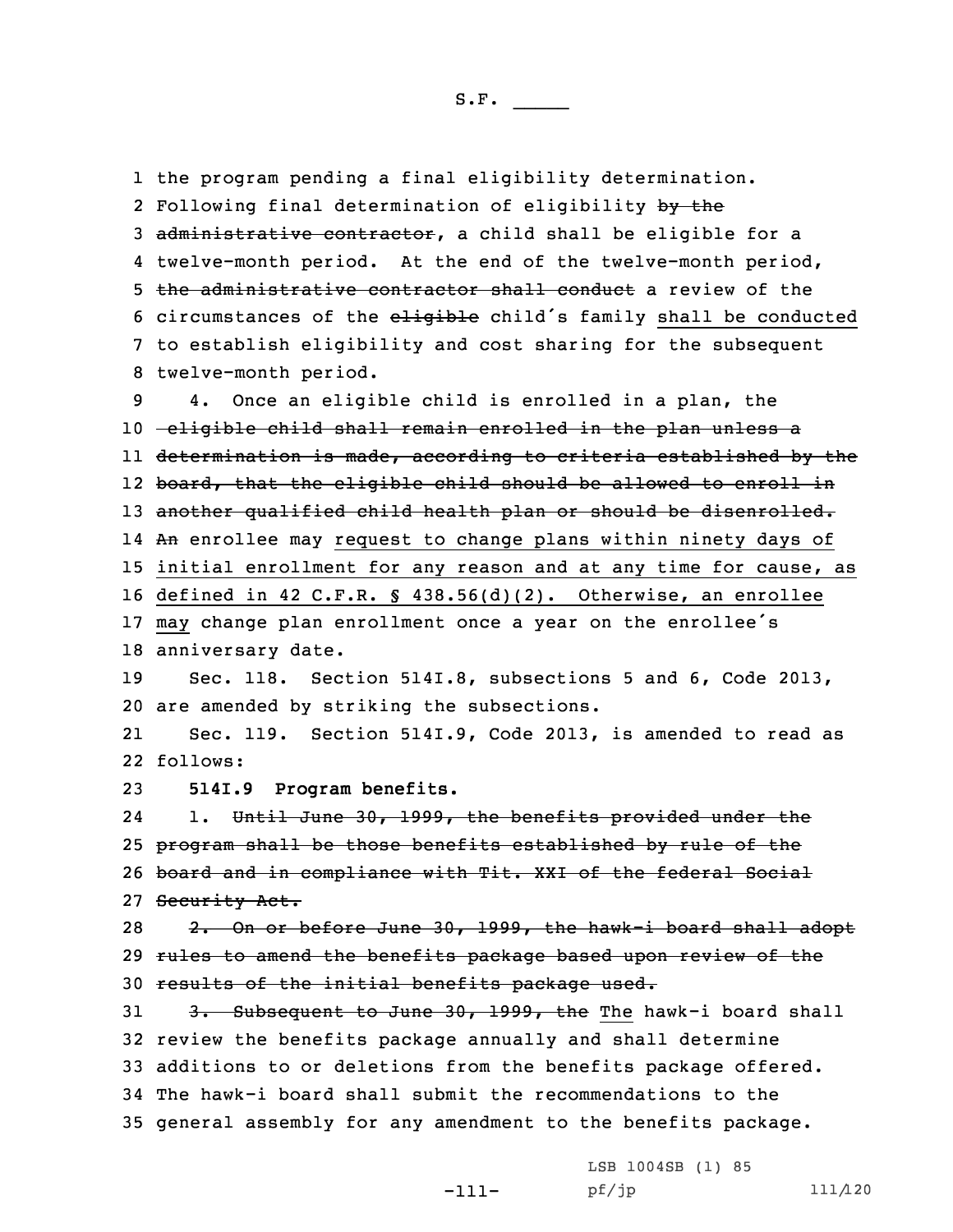the program pending a final eligibility determination. Following final determination of eligibility ~~by the administrative contractor~~, a child shall be eligible for a twelve-month period. At the end of the twelve-month period, ~~the administrative contractor shall conduct~~ a review of the circumstances of the ~~eligible~~ child's family shall be conducted to establish eligibility and cost sharing for the subsequent twelve-month period.

4. Once an eligible child is enrolled in a plan, the ~~eligible child shall remain enrolled in the plan unless a determination is made, according to criteria established by the board, that the eligible child should be allowed to enroll in another qualified child health plan or should be disenrolled. An~~ enrollee may request to change plans within ninety days of initial enrollment for any reason and at any time for cause, as defined in 42 C.F.R. § 438.56(d)(2). Otherwise, an enrollee may change plan enrollment once a year on the enrollee's anniversary date.

Sec. 118. Section 514I.8, subsections 5 and 6, Code 2013, are amended by striking the subsections.

Sec. 119. Section 514I.9, Code 2013, is amended to read as follows:

**514I.9 Program benefits.**

1. ~~Until June 30, 1999, the benefits provided under the program shall be those benefits established by rule of the board and in compliance with Tit. XXI of the federal Social Security Act.~~

~~2. On or before June 30, 1999, the hawk-i board shall adopt rules to amend the benefits package based upon review of the results of the initial benefits package used.~~

~~3. Subsequent to June 30, 1999, the~~ The hawk-i board shall review the benefits package annually and shall determine additions to or deletions from the benefits package offered. The hawk-i board shall submit the recommendations to the general assembly for any amendment to the benefits package.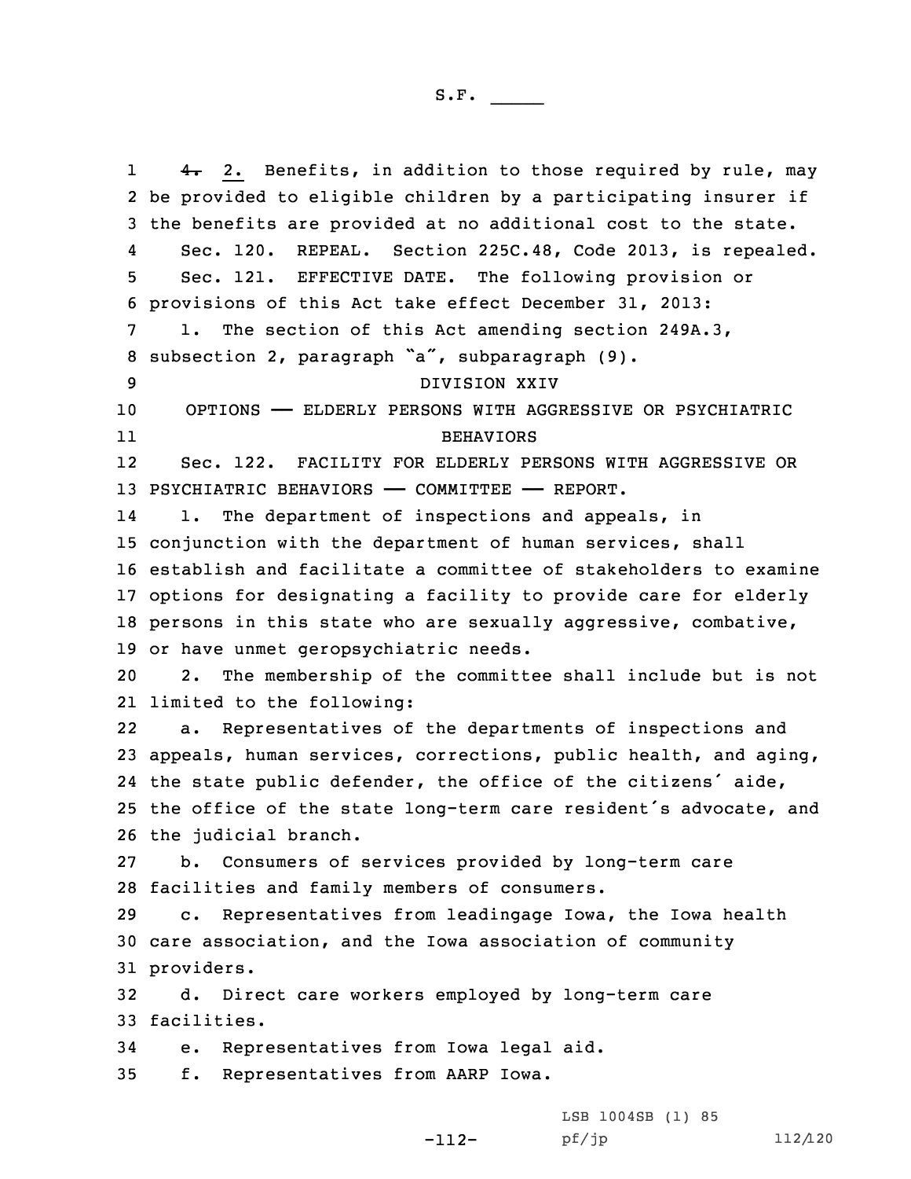~~4.~~ 2. Benefits, in addition to those required by rule, may be provided to eligible children by a participating insurer if the benefits are provided at no additional cost to the state.

Sec. 120. REPEAL. Section 225C.48, Code 2013, is repealed.

Sec. 121. EFFECTIVE DATE. The following provision or provisions of this Act take effect December 31, 2013:

1. The section of this Act amending section 249A.3, subsection 2, paragraph "a", subparagraph (9).

DIVISION XXIV

OPTIONS —— ELDERLY PERSONS WITH AGGRESSIVE OR PSYCHIATRIC BEHAVIORS

Sec. 122. FACILITY FOR ELDERLY PERSONS WITH AGGRESSIVE OR PSYCHIATRIC BEHAVIORS —— COMMITTEE —— REPORT.

1. The department of inspections and appeals, in conjunction with the department of human services, shall establish and facilitate a committee of stakeholders to examine options for designating a facility to provide care for elderly persons in this state who are sexually aggressive, combative, or have unmet geropsychiatric needs.

2. The membership of the committee shall include but is not limited to the following:

a. Representatives of the departments of inspections and appeals, human services, corrections, public health, and aging, the state public defender, the office of the citizens' aide, the office of the state long-term care resident's advocate, and the judicial branch.

b. Consumers of services provided by long-term care facilities and family members of consumers.

c. Representatives from leadingage Iowa, the Iowa health care association, and the Iowa association of community providers.

d. Direct care workers employed by long-term care facilities.

e. Representatives from Iowa legal aid.

f. Representatives from AARP Iowa.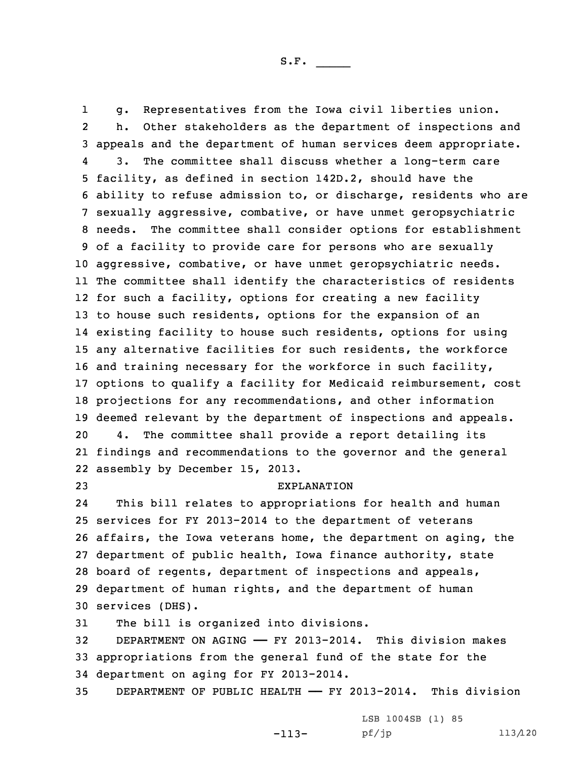g. Representatives from the Iowa civil liberties union.

h. Other stakeholders as the department of inspections and appeals and the department of human services deem appropriate.

3. The committee shall discuss whether a long-term care facility, as defined in section 142D.2, should have the ability to refuse admission to, or discharge, residents who are sexually aggressive, combative, or have unmet geropsychiatric needs. The committee shall consider options for establishment of a facility to provide care for persons who are sexually aggressive, combative, or have unmet geropsychiatric needs. The committee shall identify the characteristics of residents for such a facility, options for creating a new facility to house such residents, options for the expansion of an existing facility to house such residents, options for using any alternative facilities for such residents, the workforce and training necessary for the workforce in such facility, options to qualify a facility for Medicaid reimbursement, cost projections for any recommendations, and other information deemed relevant by the department of inspections and appeals.

4. The committee shall provide a report detailing its findings and recommendations to the governor and the general assembly by December 15, 2013.

EXPLANATION

This bill relates to appropriations for health and human services for FY 2013-2014 to the department of veterans affairs, the Iowa veterans home, the department on aging, the department of public health, Iowa finance authority, state board of regents, department of inspections and appeals, department of human rights, and the department of human services (DHS).

The bill is organized into divisions.

DEPARTMENT ON AGING —— FY 2013-2014. This division makes appropriations from the general fund of the state for the department on aging for FY 2013-2014.

DEPARTMENT OF PUBLIC HEALTH —— FY 2013-2014. This division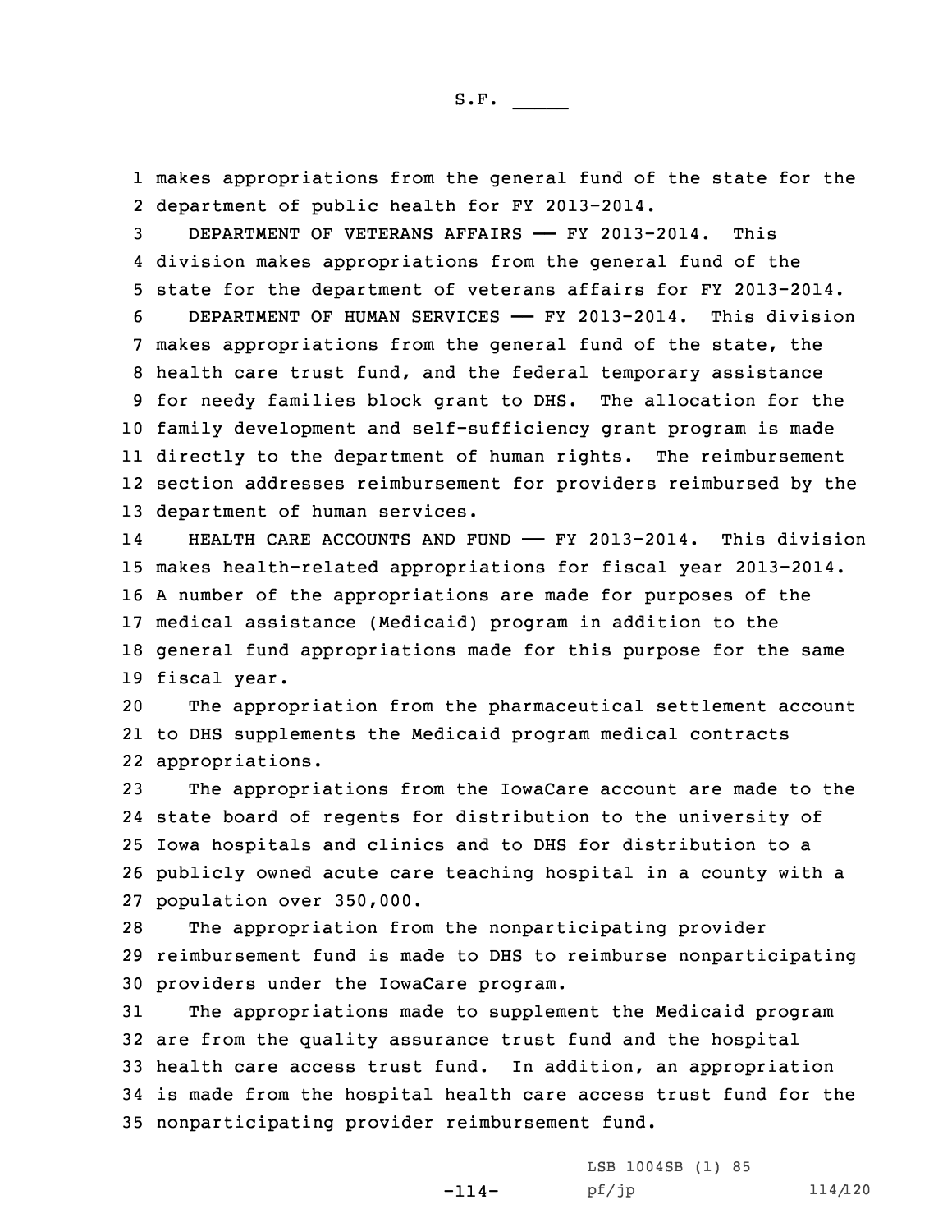makes appropriations from the general fund of the state for the department of public health for FY 2013-2014.

DEPARTMENT OF VETERANS AFFAIRS —— FY 2013-2014. This division makes appropriations from the general fund of the state for the department of veterans affairs for FY 2013-2014.

DEPARTMENT OF HUMAN SERVICES —— FY 2013-2014. This division makes appropriations from the general fund of the state, the health care trust fund, and the federal temporary assistance for needy families block grant to DHS. The allocation for the family development and self-sufficiency grant program is made directly to the department of human rights. The reimbursement section addresses reimbursement for providers reimbursed by the department of human services.

HEALTH CARE ACCOUNTS AND FUND —— FY 2013-2014. This division makes health-related appropriations for fiscal year 2013-2014. A number of the appropriations are made for purposes of the medical assistance (Medicaid) program in addition to the general fund appropriations made for this purpose for the same fiscal year.

The appropriation from the pharmaceutical settlement account to DHS supplements the Medicaid program medical contracts appropriations.

The appropriations from the IowaCare account are made to the state board of regents for distribution to the university of Iowa hospitals and clinics and to DHS for distribution to a publicly owned acute care teaching hospital in a county with a population over 350,000.

The appropriation from the nonparticipating provider reimbursement fund is made to DHS to reimburse nonparticipating providers under the IowaCare program.

The appropriations made to supplement the Medicaid program are from the quality assurance trust fund and the hospital health care access trust fund. In addition, an appropriation is made from the hospital health care access trust fund for the nonparticipating provider reimbursement fund.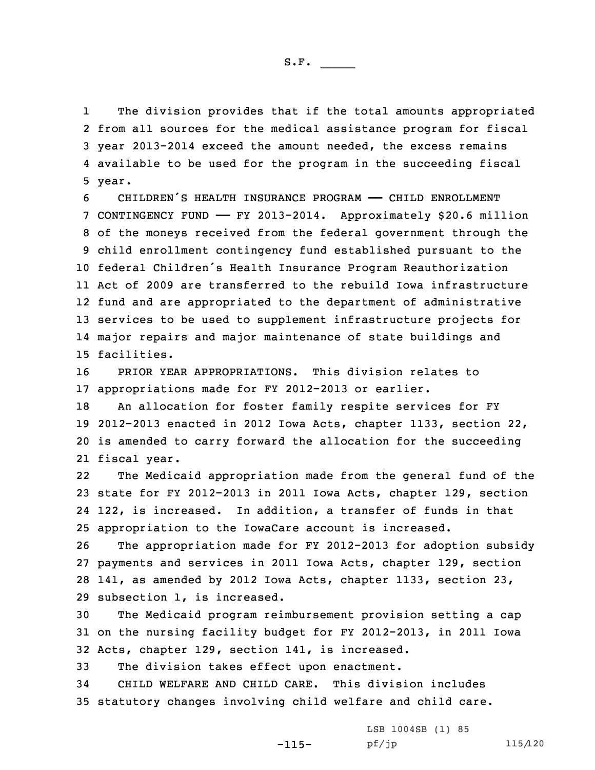The division provides that if the total amounts appropriated from all sources for the medical assistance program for fiscal year 2013-2014 exceed the amount needed, the excess remains available to be used for the program in the succeeding fiscal year.

CHILDREN'S HEALTH INSURANCE PROGRAM —— CHILD ENROLLMENT CONTINGENCY FUND —— FY 2013-2014. Approximately $20.6 million of the moneys received from the federal government through the child enrollment contingency fund established pursuant to the federal Children's Health Insurance Program Reauthorization Act of 2009 are transferred to the rebuild Iowa infrastructure fund and are appropriated to the department of administrative services to be used to supplement infrastructure projects for major repairs and major maintenance of state buildings and facilities.

PRIOR YEAR APPROPRIATIONS. This division relates to appropriations made for FY 2012-2013 or earlier.

An allocation for foster family respite services for FY 2012-2013 enacted in 2012 Iowa Acts, chapter 1133, section 22, is amended to carry forward the allocation for the succeeding fiscal year.

The Medicaid appropriation made from the general fund of the state for FY 2012-2013 in 2011 Iowa Acts, chapter 129, section 122, is increased. In addition, a transfer of funds in that appropriation to the IowaCare account is increased.

The appropriation made for FY 2012-2013 for adoption subsidy payments and services in 2011 Iowa Acts, chapter 129, section 141, as amended by 2012 Iowa Acts, chapter 1133, section 23, subsection 1, is increased.

The Medicaid program reimbursement provision setting a cap on the nursing facility budget for FY 2012-2013, in 2011 Iowa Acts, chapter 129, section 141, is increased.

The division takes effect upon enactment.

CHILD WELFARE AND CHILD CARE. This division includes statutory changes involving child welfare and child care.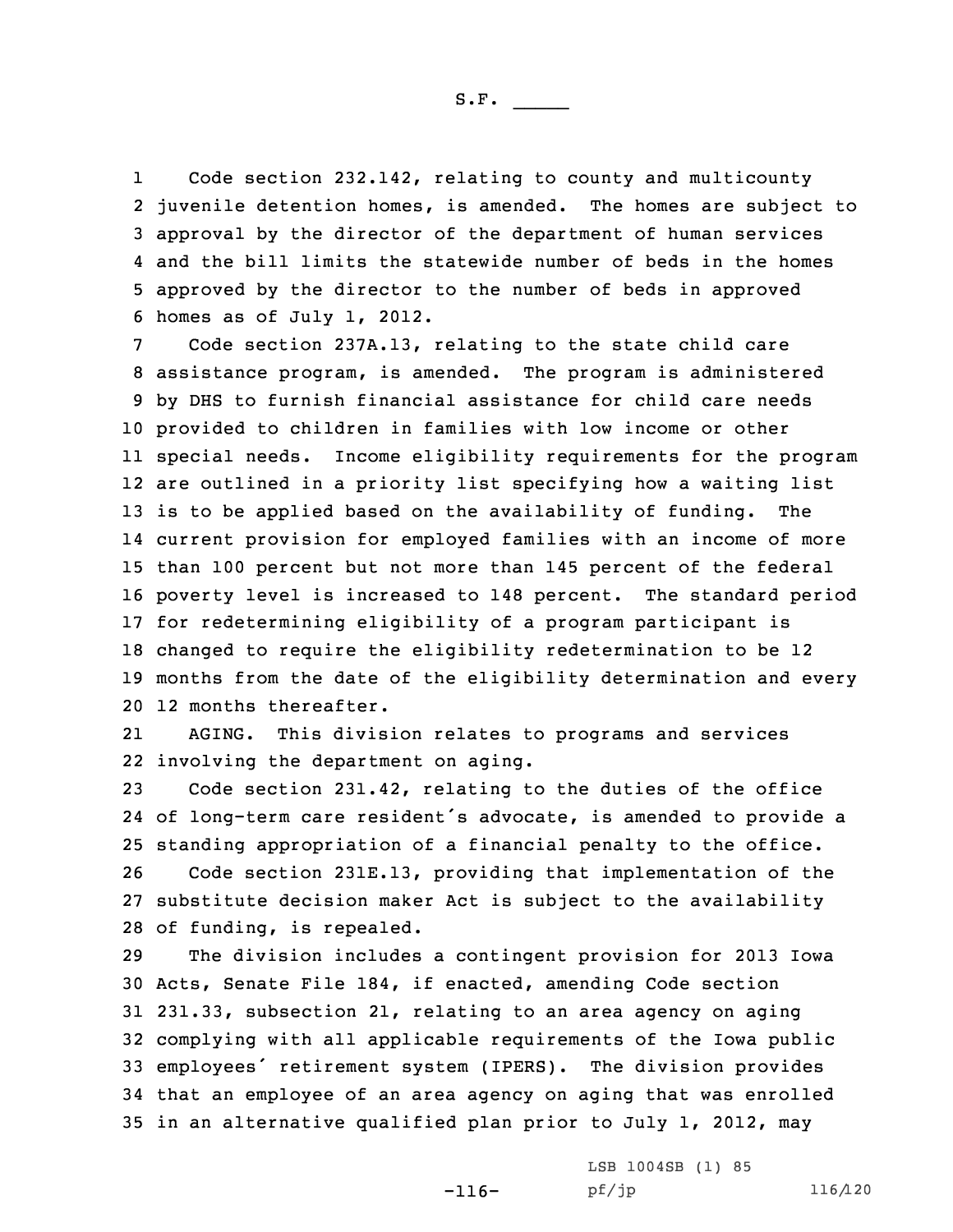Code section 232.142, relating to county and multicounty juvenile detention homes, is amended. The homes are subject to approval by the director of the department of human services and the bill limits the statewide number of beds in the homes approved by the director to the number of beds in approved homes as of July 1, 2012.

Code section 237A.13, relating to the state child care assistance program, is amended. The program is administered by DHS to furnish financial assistance for child care needs provided to children in families with low income or other special needs. Income eligibility requirements for the program are outlined in a priority list specifying how a waiting list is to be applied based on the availability of funding. The current provision for employed families with an income of more than 100 percent but not more than 145 percent of the federal poverty level is increased to 148 percent. The standard period for redetermining eligibility of a program participant is changed to require the eligibility redetermination to be 12 months from the date of the eligibility determination and every 12 months thereafter.

AGING. This division relates to programs and services involving the department on aging.

Code section 231.42, relating to the duties of the office of long-term care resident's advocate, is amended to provide a standing appropriation of a financial penalty to the office.

Code section 231E.13, providing that implementation of the substitute decision maker Act is subject to the availability of funding, is repealed.

The division includes a contingent provision for 2013 Iowa Acts, Senate File 184, if enacted, amending Code section 231.33, subsection 21, relating to an area agency on aging complying with all applicable requirements of the Iowa public employees' retirement system (IPERS). The division provides that an employee of an area agency on aging that was enrolled in an alternative qualified plan prior to July 1, 2012, may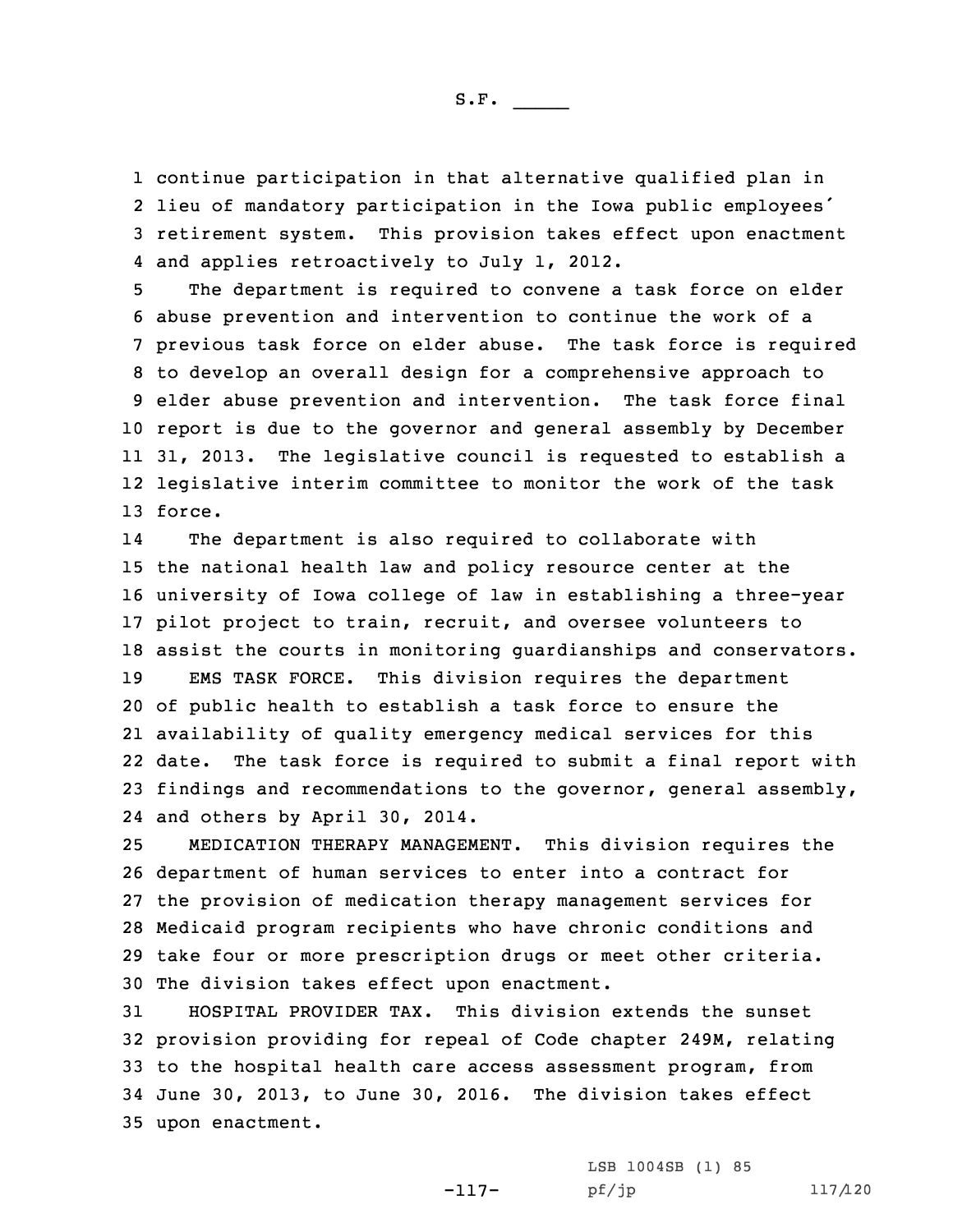continue participation in that alternative qualified plan in lieu of mandatory participation in the Iowa public employees' retirement system. This provision takes effect upon enactment and applies retroactively to July 1, 2012.

The department is required to convene a task force on elder abuse prevention and intervention to continue the work of a previous task force on elder abuse. The task force is required to develop an overall design for a comprehensive approach to elder abuse prevention and intervention. The task force final report is due to the governor and general assembly by December 31, 2013. The legislative council is requested to establish a legislative interim committee to monitor the work of the task force.

The department is also required to collaborate with the national health law and policy resource center at the university of Iowa college of law in establishing a three-year pilot project to train, recruit, and oversee volunteers to assist the courts in monitoring guardianships and conservators.

EMS TASK FORCE. This division requires the department of public health to establish a task force to ensure the availability of quality emergency medical services for this date. The task force is required to submit a final report with findings and recommendations to the governor, general assembly, and others by April 30, 2014.

MEDICATION THERAPY MANAGEMENT. This division requires the department of human services to enter into a contract for the provision of medication therapy management services for Medicaid program recipients who have chronic conditions and take four or more prescription drugs or meet other criteria. The division takes effect upon enactment.

HOSPITAL PROVIDER TAX. This division extends the sunset provision providing for repeal of Code chapter 249M, relating to the hospital health care access assessment program, from June 30, 2013, to June 30, 2016. The division takes effect upon enactment.

LSB 1004SB (1) 85
pf/jp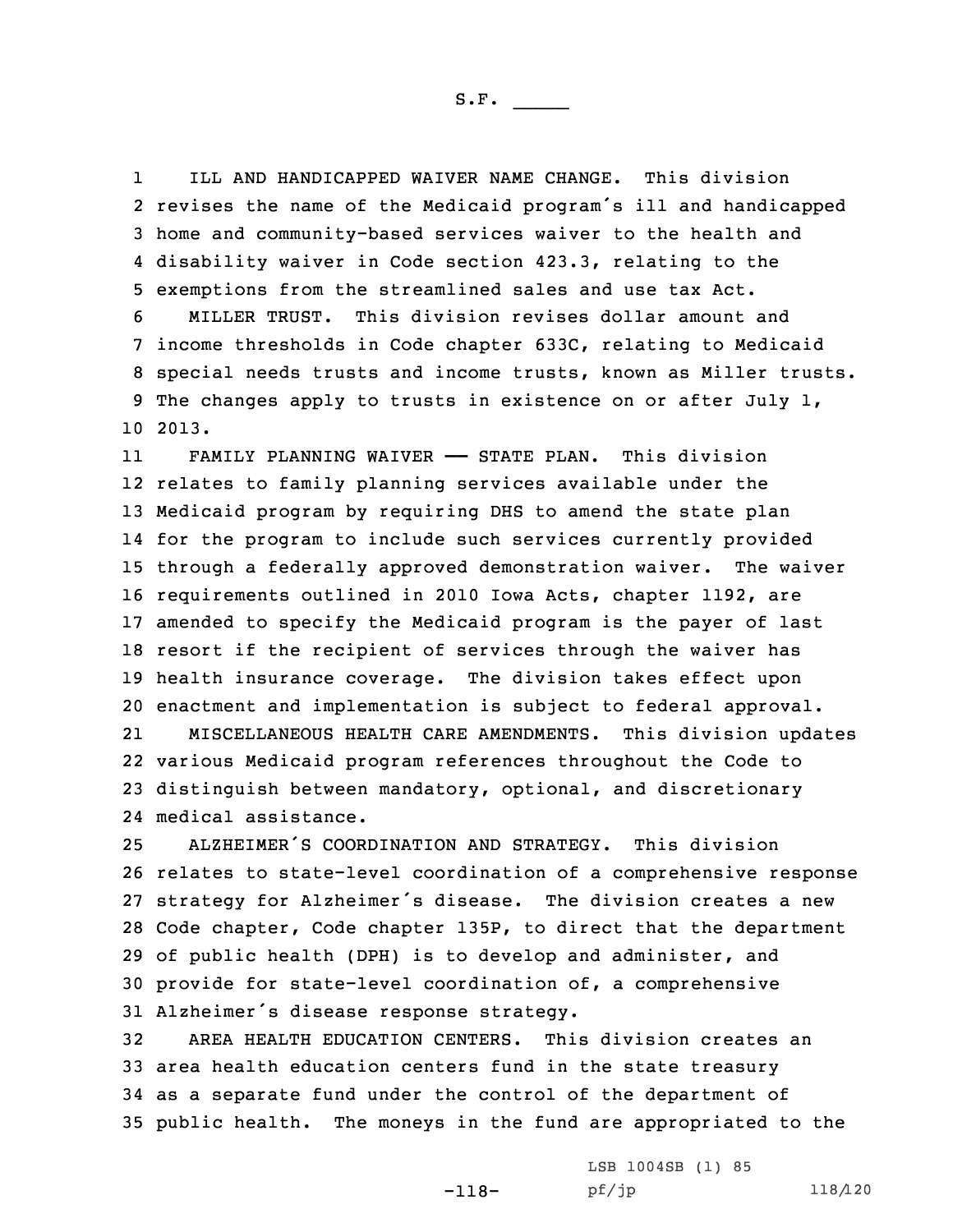ILL AND HANDICAPPED WAIVER NAME CHANGE. This division revises the name of the Medicaid program's ill and handicapped home and community-based services waiver to the health and disability waiver in Code section 423.3, relating to the exemptions from the streamlined sales and use tax Act.

MILLER TRUST. This division revises dollar amount and income thresholds in Code chapter 633C, relating to Medicaid special needs trusts and income trusts, known as Miller trusts. The changes apply to trusts in existence on or after July 1, 2013.

FAMILY PLANNING WAIVER —— STATE PLAN. This division relates to family planning services available under the Medicaid program by requiring DHS to amend the state plan for the program to include such services currently provided through a federally approved demonstration waiver. The waiver requirements outlined in 2010 Iowa Acts, chapter 1192, are amended to specify the Medicaid program is the payer of last resort if the recipient of services through the waiver has health insurance coverage. The division takes effect upon enactment and implementation is subject to federal approval.

MISCELLANEOUS HEALTH CARE AMENDMENTS. This division updates various Medicaid program references throughout the Code to distinguish between mandatory, optional, and discretionary medical assistance.

ALZHEIMER'S COORDINATION AND STRATEGY. This division relates to state-level coordination of a comprehensive response strategy for Alzheimer's disease. The division creates a new Code chapter, Code chapter 135P, to direct that the department of public health (DPH) is to develop and administer, and provide for state-level coordination of, a comprehensive Alzheimer's disease response strategy.

AREA HEALTH EDUCATION CENTERS. This division creates an area health education centers fund in the state treasury as a separate fund under the control of the department of public health. The moneys in the fund are appropriated to the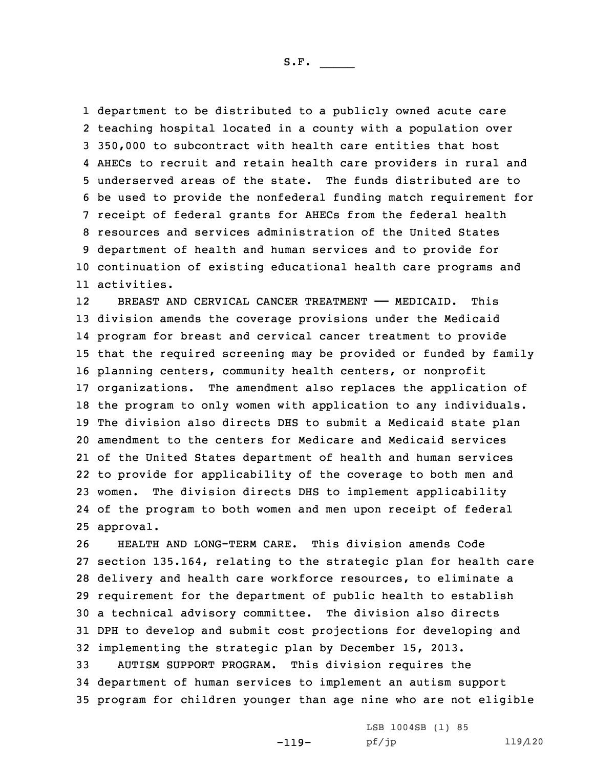department to be distributed to a publicly owned acute care teaching hospital located in a county with a population over 350,000 to subcontract with health care entities that host AHECs to recruit and retain health care providers in rural and underserved areas of the state. The funds distributed are to be used to provide the nonfederal funding match requirement for receipt of federal grants for AHECs from the federal health resources and services administration of the United States department of health and human services and to provide for continuation of existing educational health care programs and activities.

BREAST AND CERVICAL CANCER TREATMENT —— MEDICAID. This division amends the coverage provisions under the Medicaid program for breast and cervical cancer treatment to provide that the required screening may be provided or funded by family planning centers, community health centers, or nonprofit organizations. The amendment also replaces the application of the program to only women with application to any individuals. The division also directs DHS to submit a Medicaid state plan amendment to the centers for Medicare and Medicaid services of the United States department of health and human services to provide for applicability of the coverage to both men and women. The division directs DHS to implement applicability of the program to both women and men upon receipt of federal approval.

HEALTH AND LONG-TERM CARE. This division amends Code section 135.164, relating to the strategic plan for health care delivery and health care workforce resources, to eliminate a requirement for the department of public health to establish a technical advisory committee. The division also directs DPH to develop and submit cost projections for developing and implementing the strategic plan by December 15, 2013.

AUTISM SUPPORT PROGRAM. This division requires the department of human services to implement an autism support program for children younger than age nine who are not eligible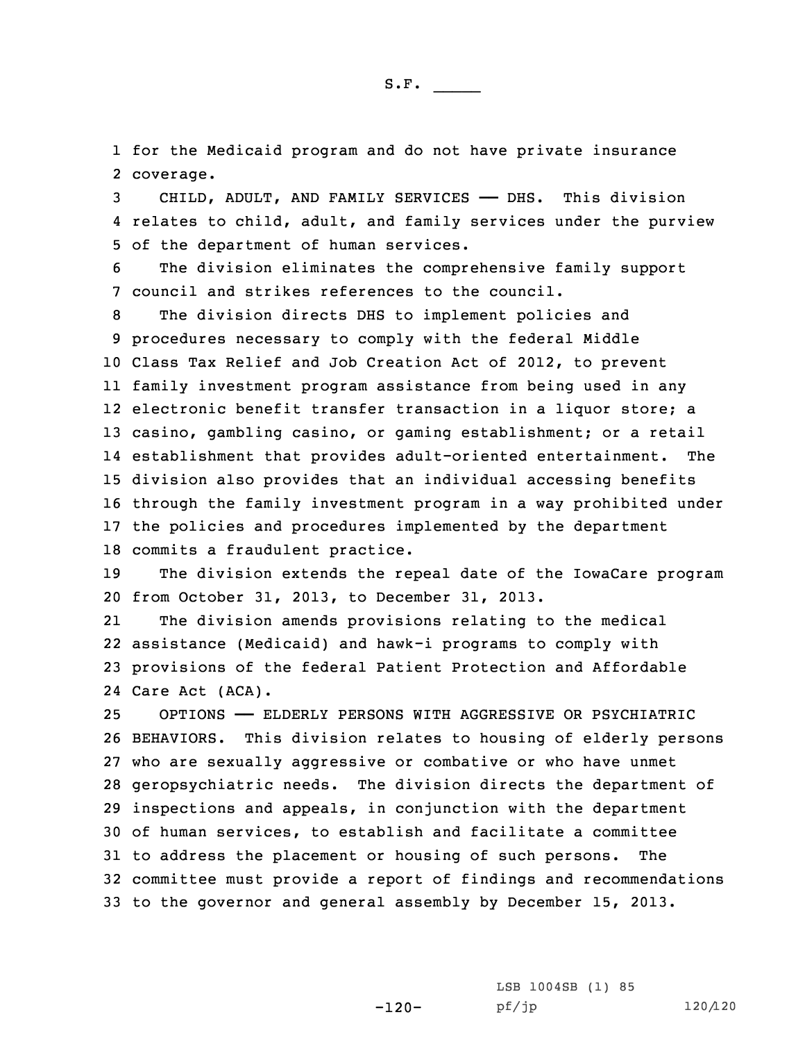for the Medicaid program and do not have private insurance coverage.

CHILD, ADULT, AND FAMILY SERVICES —— DHS. This division relates to child, adult, and family services under the purview of the department of human services.

The division eliminates the comprehensive family support council and strikes references to the council.

The division directs DHS to implement policies and procedures necessary to comply with the federal Middle Class Tax Relief and Job Creation Act of 2012, to prevent family investment program assistance from being used in any electronic benefit transfer transaction in a liquor store; a casino, gambling casino, or gaming establishment; or a retail establishment that provides adult-oriented entertainment. The division also provides that an individual accessing benefits through the family investment program in a way prohibited under the policies and procedures implemented by the department commits a fraudulent practice.

The division extends the repeal date of the IowaCare program from October 31, 2013, to December 31, 2013.

The division amends provisions relating to the medical assistance (Medicaid) and hawk-i programs to comply with provisions of the federal Patient Protection and Affordable Care Act (ACA).

OPTIONS —— ELDERLY PERSONS WITH AGGRESSIVE OR PSYCHIATRIC BEHAVIORS. This division relates to housing of elderly persons who are sexually aggressive or combative or who have unmet geropsychiatric needs. The division directs the department of inspections and appeals, in conjunction with the department of human services, to establish and facilitate a committee to address the placement or housing of such persons. The committee must provide a report of findings and recommendations to the governor and general assembly by December 15, 2013.

LSB 1004SB (1) 85
pf/jp